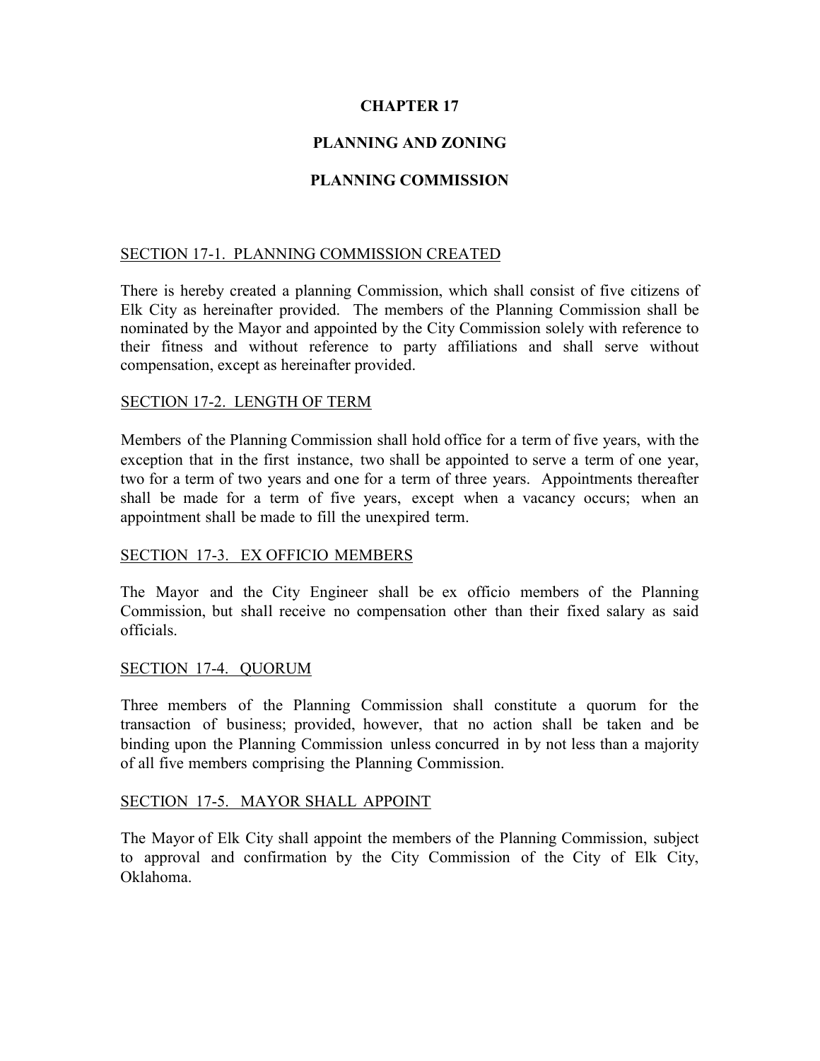# CHAPTER 17

# PLANNING AND ZONING

# PLANNING COMMISSION

## SECTION 17-1. PLANNING COMMISSION CREATED

There is hereby created a planning Commission, which shall consist of five citizens of Elk City as hereinafter provided. The members of the Planning Commission shall be nominated by the Mayor and appointed by the City Commission solely with reference to their fitness and without reference to party affiliations and shall serve without compensation, except as hereinafter provided.

## SECTION 17-2. LENGTH OF TERM

Members of the Planning Commission shall hold office for a term of five years, with the exception that in the first instance, two shall be appointed to serve a term of one year, two for a term of two years and one for a term of three years. Appointments thereafter shall be made for a term of five years, except when a vacancy occurs; when an appointment shall be made to fill the unexpired term.

## SECTION 17-3. EX OFFICIO MEMBERS

The Mayor and the City Engineer shall be ex officio members of the Planning Commission, but shall receive no compensation other than their fixed salary as said officials.

## SECTION 17-4. QUORUM

Three members of the Planning Commission shall constitute a quorum for the transaction of business; provided, however, that no action shall be taken and be binding upon the Planning Commission unless concurred in by not less than a majority of all five members comprising the Planning Commission.

## SECTION 17-5. MAYOR SHALL APPOINT

The Mayor of Elk City shall appoint the members of the Planning Commission, subject to approval and confirmation by the City Commission of the City of Elk City, Oklahoma.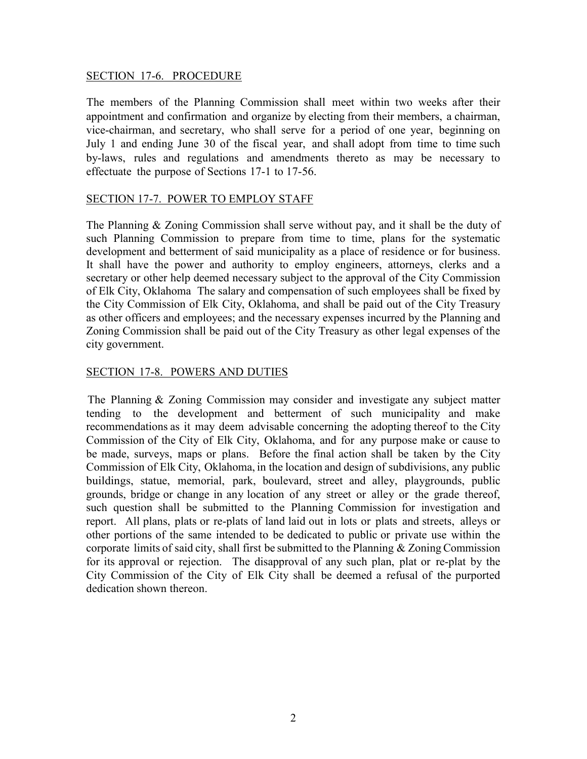## SECTION 17-6. PROCEDURE

The members of the Planning Commission shall meet within two weeks after their appointment and confirmation and organize by electing from their members, a chairman, vice-chairman, and secretary, who shall serve for a period of one year, beginning on July 1 and ending June 30 of the fiscal year, and shall adopt from time to time such by-laws, rules and regulations and amendments thereto as may be necessary to effectuate the purpose of Sections 17-1 to 17-56.

## SECTION 17-7. POWER TO EMPLOY STAFF

The Planning & Zoning Commission shall serve without pay, and it shall be the duty of such Planning Commission to prepare from time to time, plans for the systematic development and betterment of said municipality as a place of residence or for business. It shall have the power and authority to employ engineers, attorneys, clerks and a secretary or other help deemed necessary subject to the approval of the City Commission of Elk City, Oklahoma The salary and compensation of such employees shall be fixed by the City Commission of Elk City, Oklahoma, and shall be paid out of the City Treasury as other officers and employees; and the necessary expenses incurred by the Planning and Zoning Commission shall be paid out of the City Treasury as other legal expenses of the city government.

## SECTION 17-8. POWERS AND DUTIES

The Planning & Zoning Commission may consider and investigate any subject matter tending to the development and betterment of such municipality and make recommendations as it may deem advisable concerning the adopting thereof to the City Commission of the City of Elk City, Oklahoma, and for any purpose make or cause to be made, surveys, maps or plans. Before the final action shall be taken by the City Commission of Elk City, Oklahoma, in the location and design of subdivisions, any public buildings, statue, memorial, park, boulevard, street and alley, playgrounds, public grounds, bridge or change in any location of any street or alley or the grade thereof, such question shall be submitted to the Planning Commission for investigation and report. All plans, plats or re-plats of land laid out in lots or plats and streets, alleys or other portions of the same intended to be dedicated to public or private use within the corporate limits of said city, shall first be submitted to the Planning & Zoning Commission for its approval or rejection. The disapproval of any such plan, plat or re-plat by the City Commission of the City of Elk City shall be deemed a refusal of the purported dedication shown thereon.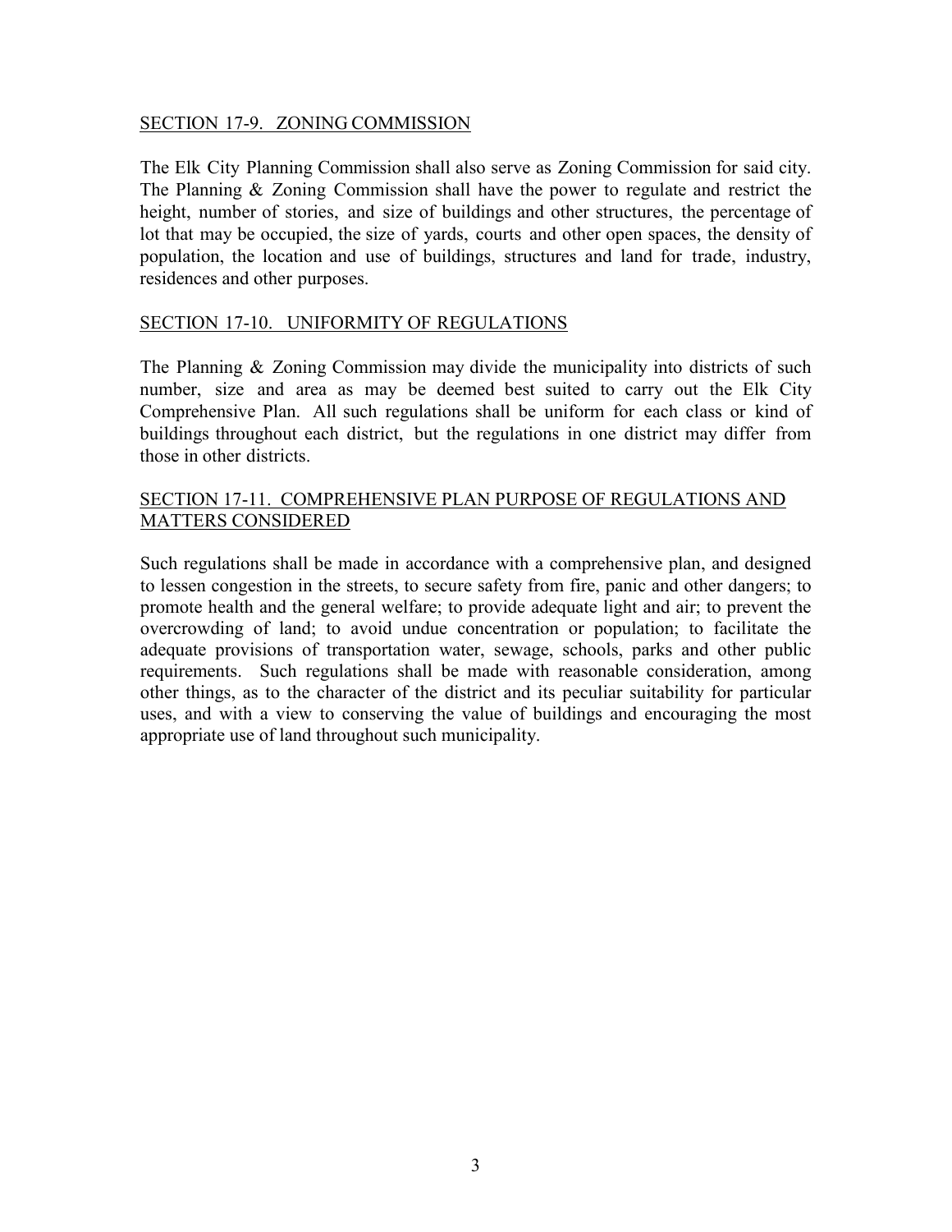## SECTION 17-9. ZONING COMMISSION

The Elk City Planning Commission shall also serve as Zoning Commission for said city. The Planning & Zoning Commission shall have the power to regulate and restrict the height, number of stories, and size of buildings and other structures, the percentage of lot that may be occupied, the size of yards, courts and other open spaces, the density of population, the location and use of buildings, structures and land for trade, industry, residences and other purposes.

## SECTION 17-10. UNIFORMITY OF REGULATIONS

The Planning & Zoning Commission may divide the municipality into districts of such number, size and area as may be deemed best suited to carry out the Elk City Comprehensive Plan. All such regulations shall be uniform for each class or kind of buildings throughout each district, but the regulations in one district may differ from those in other districts.

## SECTION 17-11. COMPREHENSIVE PLAN PURPOSE OF REGULATIONS AND MATTERS CONSIDERED

Such regulations shall be made in accordance with a comprehensive plan, and designed to lessen congestion in the streets, to secure safety from fire, panic and other dangers; to promote health and the general welfare; to provide adequate light and air; to prevent the overcrowding of land; to avoid undue concentration or population; to facilitate the adequate provisions of transportation water, sewage, schools, parks and other public requirements. Such regulations shall be made with reasonable consideration, among other things, as to the character of the district and its peculiar suitability for particular uses, and with a view to conserving the value of buildings and encouraging the most appropriate use of land throughout such municipality.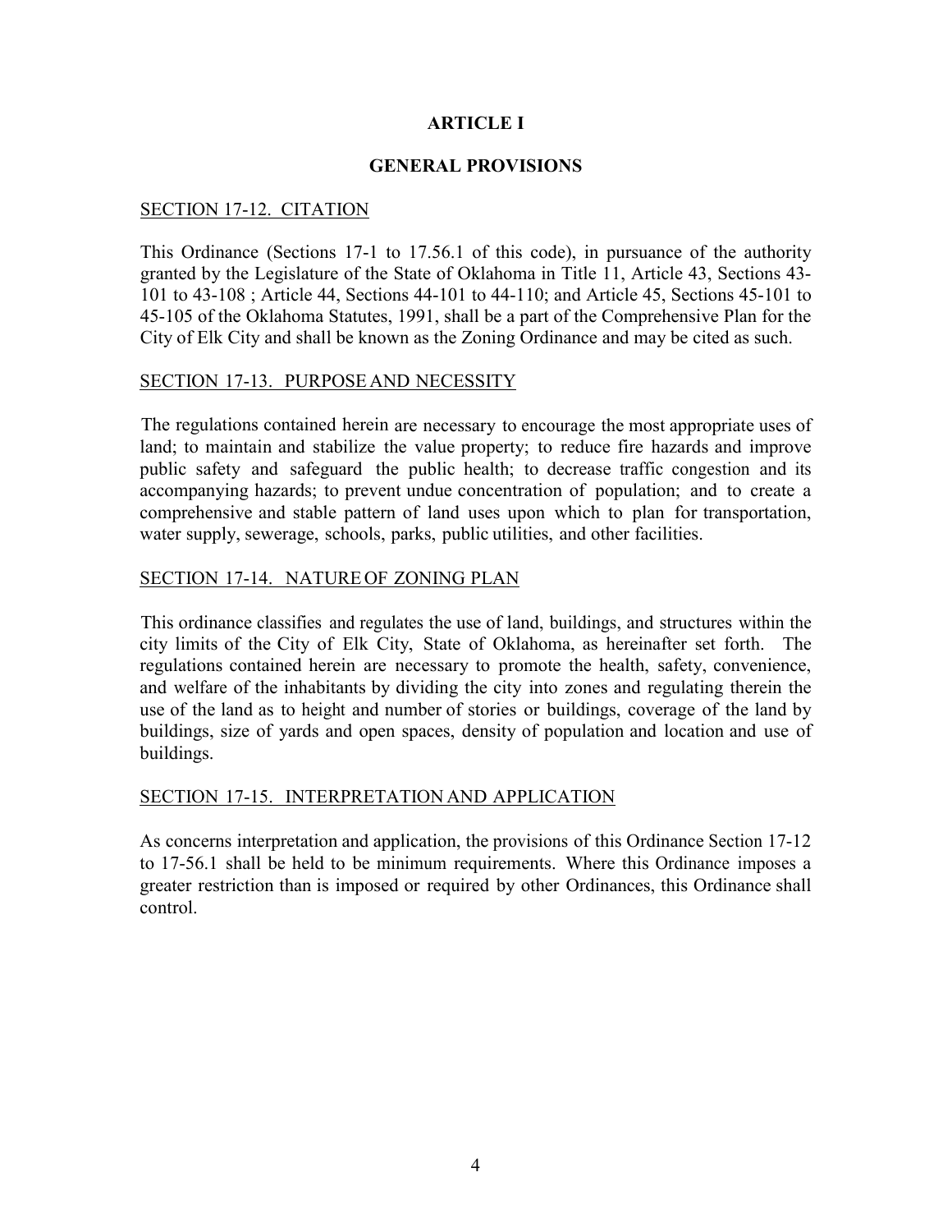# ARTICLE I

## GENERAL PROVISIONS

### SECTION 17-12. CITATION

This Ordinance (Sections 17-1 to 17.56.1 of this code), in pursuance of the authority granted by the Legislature of the State of Oklahoma in Title 11, Article 43, Sections 43-101 to 43-108 ; Article 44, Sections 44-101 to 44-110; and Article 45, Sections 45-101 to 45-105 of the Oklahoma Statutes, 1991, shall be a part of the Comprehensive Plan for the City of Elk City and shall be known as the Zoning Ordinance and may be cited as such.

### SECTION 17-13. PURPOSE AND NECESSITY

The regulations contained herein are necessary to encourage the most appropriate uses of land; to maintain and stabilize the value property; to reduce fire hazards and improve public safety and safeguard the public health; to decrease traffic congestion and its accompanying hazards; to prevent undue concentration of population; and to create a comprehensive and stable pattern of land uses upon which to plan for transportation, water supply, sewerage, schools, parks, public utilities, and other facilities.

### SECTION 17-14. NATURE OF ZONING PLAN

This ordinance classifies and regulates the use of land, buildings, and structures within the city limits of the City of Elk City, State of Oklahoma, as hereinafter set forth. The regulations contained herein are necessary to promote the health, safety, convenience, and welfare of the inhabitants by dividing the city into zones and regulating therein the use of the land as to height and number of stories or buildings, coverage of the land by buildings, size of yards and open spaces, density of population and location and use of buildings.

### SECTION 17-15. INTERPRETATION AND APPLICATION

As concerns interpretation and application, the provisions of this Ordinance Section 17-12 to 17-56.1 shall be held to be minimum requirements. Where this Ordinance imposes a greater restriction than is imposed or required by other Ordinances, this Ordinance shall control.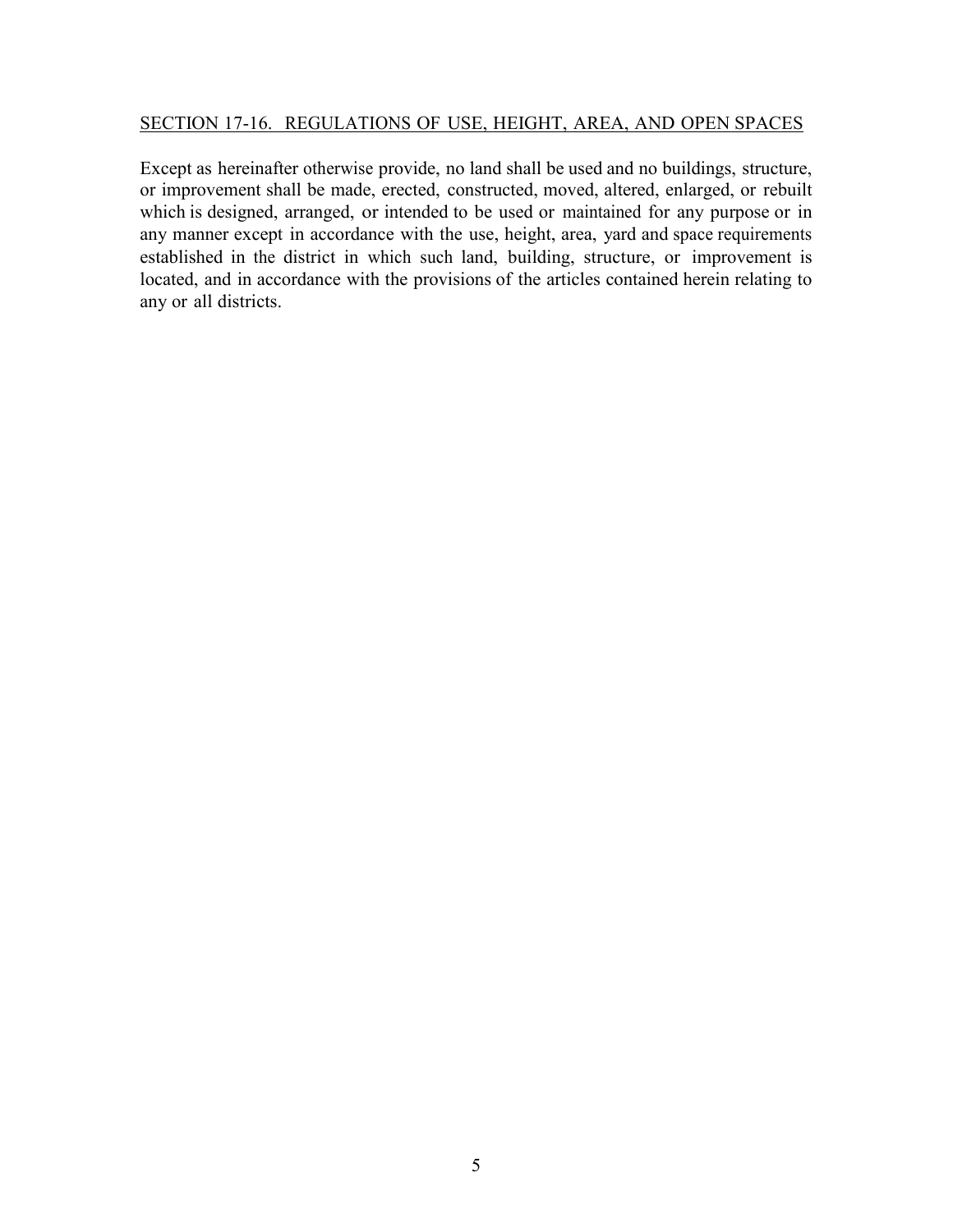## SECTION 17-16. REGULATIONS OF USE, HEIGHT, AREA, AND OPEN SPACES

Except as hereinafter otherwise provide, no land shall be used and no buildings, structure, or improvement shall be made, erected, constructed, moved, altered, enlarged, or rebuilt which is designed, arranged, or intended to be used or maintained for any purpose or in any manner except in accordance with the use, height, area, yard and space requirements established in the district in which such land, building, structure, or improvement is located, and in accordance with the provisions of the articles contained herein relating to any or all districts.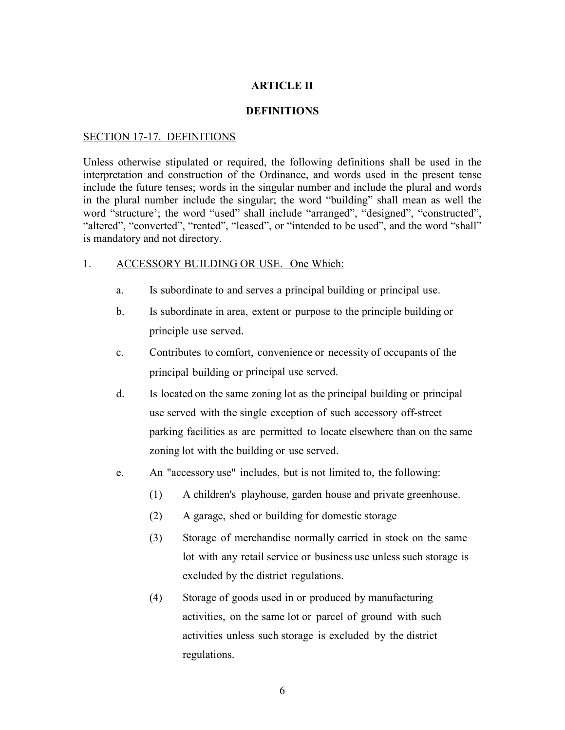# ARTICLE II

## DEFINITIONS

SECTION 17-17. DEFINITIONS

Unless otherwise stipulated or required, the following definitions shall be used in the interpretation and construction of the Ordinance, and words used in the present tense include the future tenses; words in the singular number and include the plural and words in the plural number include the singular; the word "building" shall mean as well the word "structure'; the word "used" shall include "arranged", "designed", "constructed", "altered", "converted", "rented", "leased", or "intended to be used", and the word "shall" is mandatory and not directory.

1. ACCESSORY BUILDING OR USE. One Which:

   a. Is subordinate to and serves a principal building or principal use.

   b. Is subordinate in area, extent or purpose to the principle building or principle use served.

   c. Contributes to comfort, convenience or necessity of occupants of the principal building or principal use served.

   d. Is located on the same zoning lot as the principal building or principal use served with the single exception of such accessory off-street parking facilities as are permitted to locate elsewhere than on the same zoning lot with the building or use served.

   e. An "accessory use" includes, but is not limited to, the following:

      (1) A children's playhouse, garden house and private greenhouse.

      (2) A garage, shed or building for domestic storage

      (3) Storage of merchandise normally carried in stock on the same lot with any retail service or business use unless such storage is excluded by the district regulations.

      (4) Storage of goods used in or produced by manufacturing activities, on the same lot or parcel of ground with such activities unless such storage is excluded by the district regulations.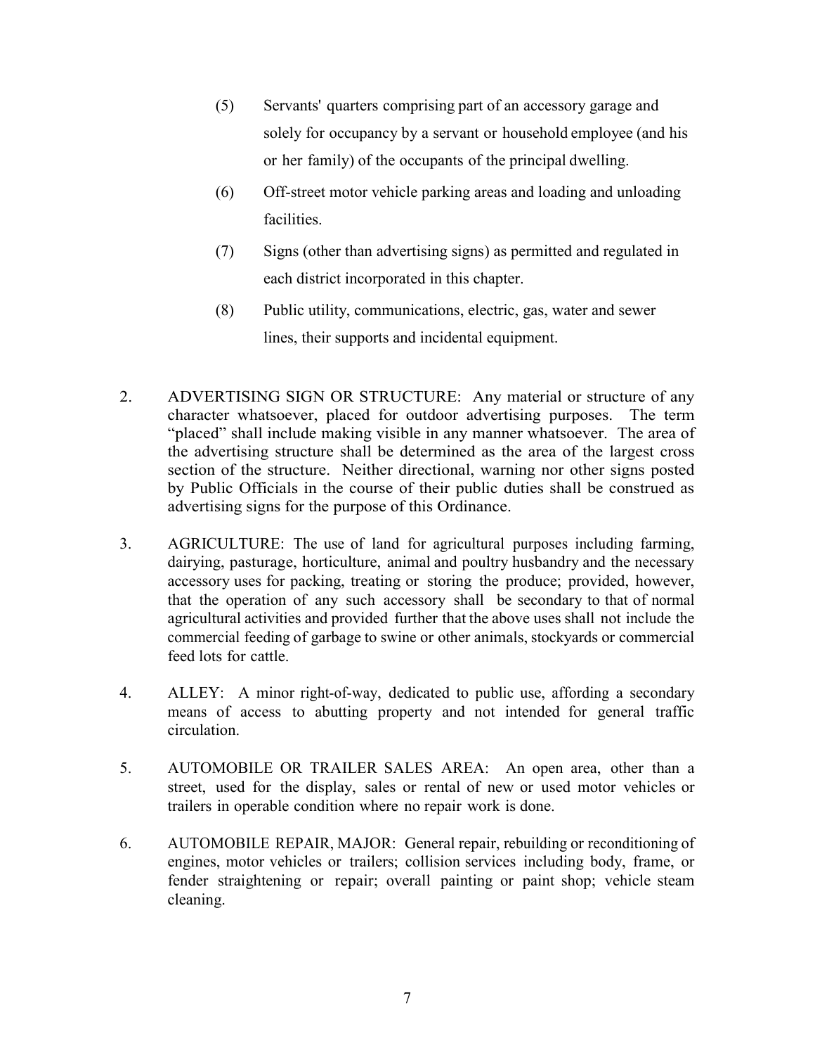(5) Servants' quarters comprising part of an accessory garage and solely for occupancy by a servant or household employee (and his or her family) of the occupants of the principal dwelling.

(6) Off-street motor vehicle parking areas and loading and unloading facilities.

(7) Signs (other than advertising signs) as permitted and regulated in each district incorporated in this chapter.

(8) Public utility, communications, electric, gas, water and sewer lines, their supports and incidental equipment.

2. ADVERTISING SIGN OR STRUCTURE: Any material or structure of any character whatsoever, placed for outdoor advertising purposes. The term "placed" shall include making visible in any manner whatsoever. The area of the advertising structure shall be determined as the area of the largest cross section of the structure. Neither directional, warning nor other signs posted by Public Officials in the course of their public duties shall be construed as advertising signs for the purpose of this Ordinance.

3. AGRICULTURE: The use of land for agricultural purposes including farming, dairying, pasturage, horticulture, animal and poultry husbandry and the necessary accessory uses for packing, treating or storing the produce; provided, however, that the operation of any such accessory shall be secondary to that of normal agricultural activities and provided further that the above uses shall not include the commercial feeding of garbage to swine or other animals, stockyards or commercial feed lots for cattle.

4. ALLEY: A minor right-of-way, dedicated to public use, affording a secondary means of access to abutting property and not intended for general traffic circulation.

5. AUTOMOBILE OR TRAILER SALES AREA: An open area, other than a street, used for the display, sales or rental of new or used motor vehicles or trailers in operable condition where no repair work is done.

6. AUTOMOBILE REPAIR, MAJOR: General repair, rebuilding or reconditioning of engines, motor vehicles or trailers; collision services including body, frame, or fender straightening or repair; overall painting or paint shop; vehicle steam cleaning.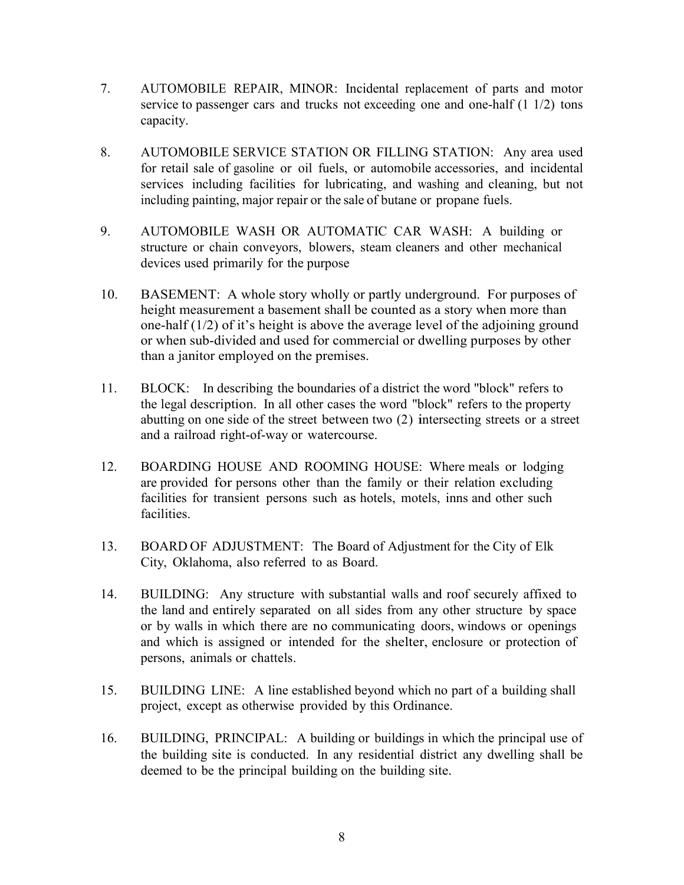7. AUTOMOBILE REPAIR, MINOR: Incidental replacement of parts and motor service to passenger cars and trucks not exceeding one and one-half (1 1/2) tons capacity.

8. AUTOMOBILE SERVICE STATION OR FILLING STATION: Any area used for retail sale of gasoline or oil fuels, or automobile accessories, and incidental services including facilities for lubricating, and washing and cleaning, but not including painting, major repair or the sale of butane or propane fuels.

9. AUTOMOBILE WASH OR AUTOMATIC CAR WASH: A building or structure or chain conveyors, blowers, steam cleaners and other mechanical devices used primarily for the purpose

10. BASEMENT: A whole story wholly or partly underground. For purposes of height measurement a basement shall be counted as a story when more than one-half (1/2) of it's height is above the average level of the adjoining ground or when sub-divided and used for commercial or dwelling purposes by other than a janitor employed on the premises.

11. BLOCK: In describing the boundaries of a district the word "block" refers to the legal description. In all other cases the word "block" refers to the property abutting on one side of the street between two (2) intersecting streets or a street and a railroad right-of-way or watercourse.

12. BOARDING HOUSE AND ROOMING HOUSE: Where meals or lodging are provided for persons other than the family or their relation excluding facilities for transient persons such as hotels, motels, inns and other such facilities.

13. BOARD OF ADJUSTMENT: The Board of Adjustment for the City of Elk City, Oklahoma, also referred to as Board.

14. BUILDING: Any structure with substantial walls and roof securely affixed to the land and entirely separated on all sides from any other structure by space or by walls in which there are no communicating doors, windows or openings and which is assigned or intended for the shelter, enclosure or protection of persons, animals or chattels.

15. BUILDING LINE: A line established beyond which no part of a building shall project, except as otherwise provided by this Ordinance.

16. BUILDING, PRINCIPAL: A building or buildings in which the principal use of the building site is conducted. In any residential district any dwelling shall be deemed to be the principal building on the building site.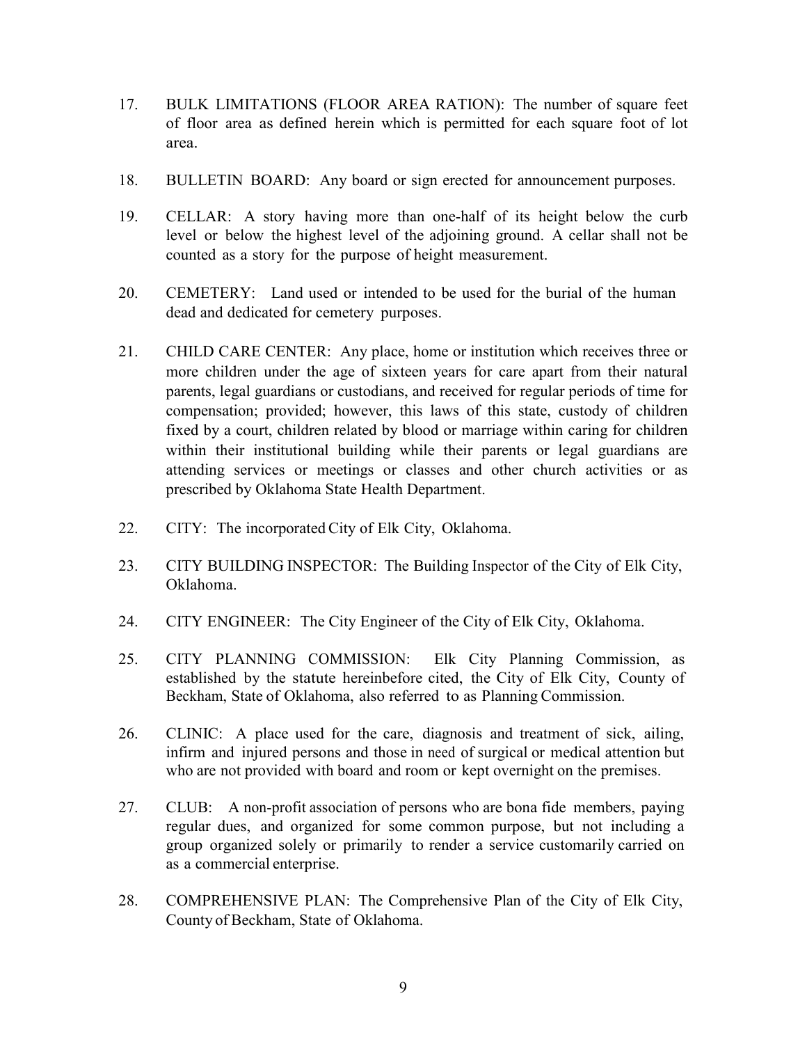17. BULK LIMITATIONS (FLOOR AREA RATION): The number of square feet of floor area as defined herein which is permitted for each square foot of lot area.

18. BULLETIN BOARD: Any board or sign erected for announcement purposes.

19. CELLAR: A story having more than one-half of its height below the curb level or below the highest level of the adjoining ground. A cellar shall not be counted as a story for the purpose of height measurement.

20. CEMETERY: Land used or intended to be used for the burial of the human dead and dedicated for cemetery purposes.

21. CHILD CARE CENTER: Any place, home or institution which receives three or more children under the age of sixteen years for care apart from their natural parents, legal guardians or custodians, and received for regular periods of time for compensation; provided; however, this laws of this state, custody of children fixed by a court, children related by blood or marriage within caring for children within their institutional building while their parents or legal guardians are attending services or meetings or classes and other church activities or as prescribed by Oklahoma State Health Department.

22. CITY: The incorporated City of Elk City, Oklahoma.

23. CITY BUILDING INSPECTOR: The Building Inspector of the City of Elk City, Oklahoma.

24. CITY ENGINEER: The City Engineer of the City of Elk City, Oklahoma.

25. CITY PLANNING COMMISSION: Elk City Planning Commission, as established by the statute hereinbefore cited, the City of Elk City, County of Beckham, State of Oklahoma, also referred to as Planning Commission.

26. CLINIC: A place used for the care, diagnosis and treatment of sick, ailing, infirm and injured persons and those in need of surgical or medical attention but who are not provided with board and room or kept overnight on the premises.

27. CLUB: A non-profit association of persons who are bona fide members, paying regular dues, and organized for some common purpose, but not including a group organized solely or primarily to render a service customarily carried on as a commercial enterprise.

28. COMPREHENSIVE PLAN: The Comprehensive Plan of the City of Elk City, County of Beckham, State of Oklahoma.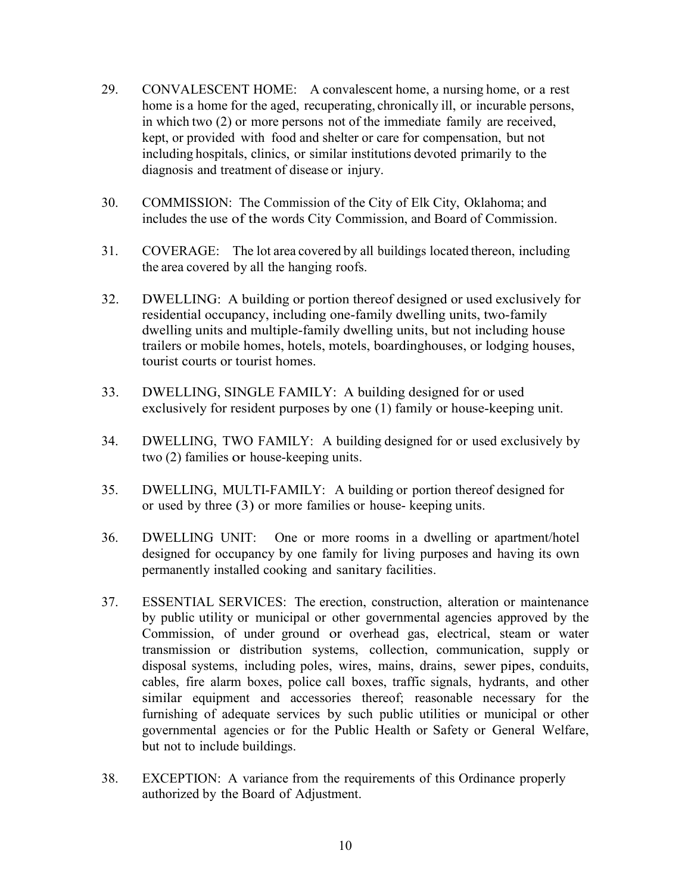29. CONVALESCENT HOME: A convalescent home, a nursing home, or a rest home is a home for the aged, recuperating, chronically ill, or incurable persons, in which two (2) or more persons not of the immediate family are received, kept, or provided with food and shelter or care for compensation, but not including hospitals, clinics, or similar institutions devoted primarily to the diagnosis and treatment of disease or injury.

30. COMMISSION: The Commission of the City of Elk City, Oklahoma; and includes the use of the words City Commission, and Board of Commission.

31. COVERAGE: The lot area covered by all buildings located thereon, including the area covered by all the hanging roofs.

32. DWELLING: A building or portion thereof designed or used exclusively for residential occupancy, including one-family dwelling units, two-family dwelling units and multiple-family dwelling units, but not including house trailers or mobile homes, hotels, motels, boardinghouses, or lodging houses, tourist courts or tourist homes.

33. DWELLING, SINGLE FAMILY: A building designed for or used exclusively for resident purposes by one (1) family or house-keeping unit.

34. DWELLING, TWO FAMILY: A building designed for or used exclusively by two (2) families or house-keeping units.

35. DWELLING, MULTI-FAMILY: A building or portion thereof designed for or used by three (3) or more families or house- keeping units.

36. DWELLING UNIT: One or more rooms in a dwelling or apartment/hotel designed for occupancy by one family for living purposes and having its own permanently installed cooking and sanitary facilities.

37. ESSENTIAL SERVICES: The erection, construction, alteration or maintenance by public utility or municipal or other governmental agencies approved by the Commission, of under ground or overhead gas, electrical, steam or water transmission or distribution systems, collection, communication, supply or disposal systems, including poles, wires, mains, drains, sewer pipes, conduits, cables, fire alarm boxes, police call boxes, traffic signals, hydrants, and other similar equipment and accessories thereof; reasonable necessary for the furnishing of adequate services by such public utilities or municipal or other governmental agencies or for the Public Health or Safety or General Welfare, but not to include buildings.

38. EXCEPTION: A variance from the requirements of this Ordinance properly authorized by the Board of Adjustment.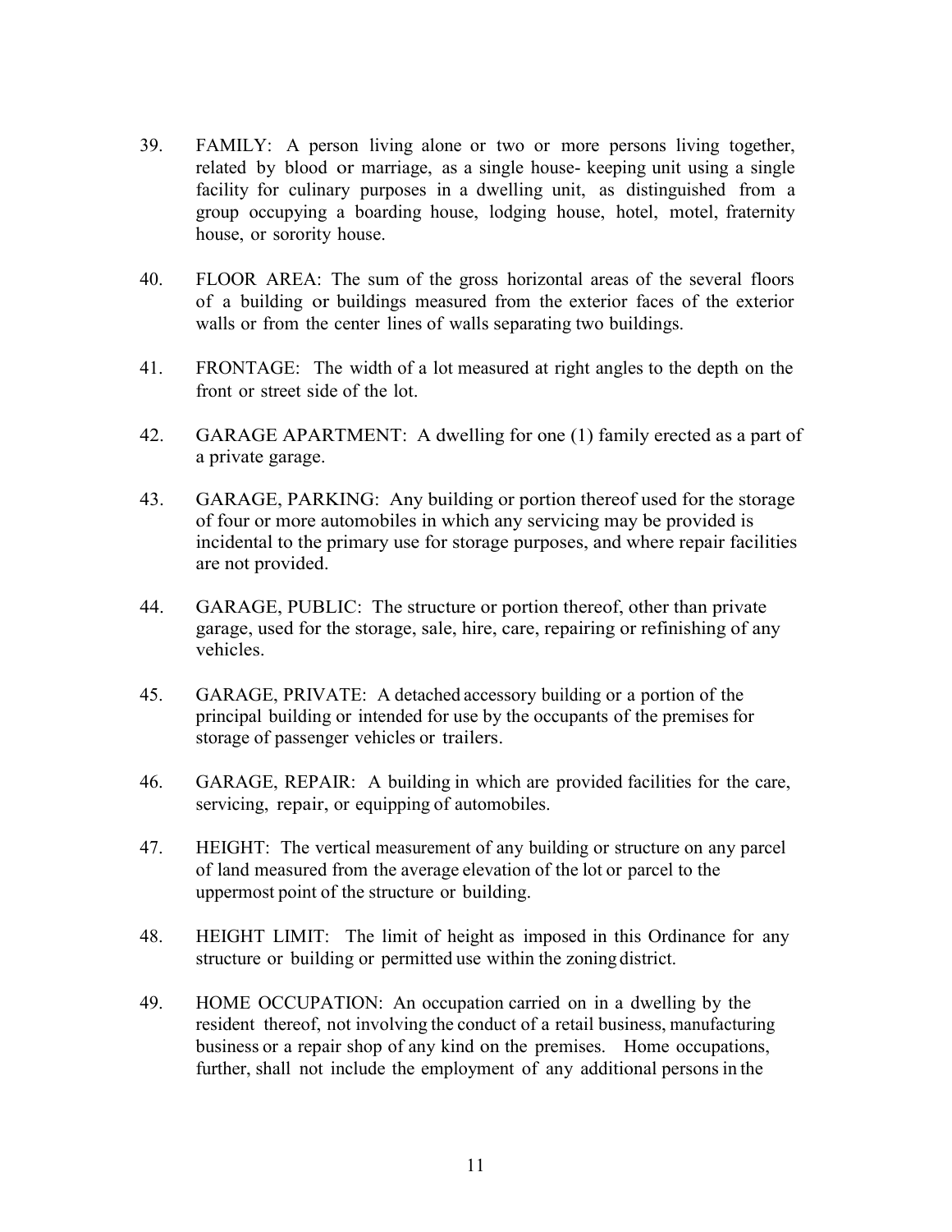39. FAMILY: A person living alone or two or more persons living together, related by blood or marriage, as a single house- keeping unit using a single facility for culinary purposes in a dwelling unit, as distinguished from a group occupying a boarding house, lodging house, hotel, motel, fraternity house, or sorority house.

40. FLOOR AREA: The sum of the gross horizontal areas of the several floors of a building or buildings measured from the exterior faces of the exterior walls or from the center lines of walls separating two buildings.

41. FRONTAGE: The width of a lot measured at right angles to the depth on the front or street side of the lot.

42. GARAGE APARTMENT: A dwelling for one (1) family erected as a part of a private garage.

43. GARAGE, PARKING: Any building or portion thereof used for the storage of four or more automobiles in which any servicing may be provided is incidental to the primary use for storage purposes, and where repair facilities are not provided.

44. GARAGE, PUBLIC: The structure or portion thereof, other than private garage, used for the storage, sale, hire, care, repairing or refinishing of any vehicles.

45. GARAGE, PRIVATE: A detached accessory building or a portion of the principal building or intended for use by the occupants of the premises for storage of passenger vehicles or trailers.

46. GARAGE, REPAIR: A building in which are provided facilities for the care, servicing, repair, or equipping of automobiles.

47. HEIGHT: The vertical measurement of any building or structure on any parcel of land measured from the average elevation of the lot or parcel to the uppermost point of the structure or building.

48. HEIGHT LIMIT: The limit of height as imposed in this Ordinance for any structure or building or permitted use within the zoning district.

49. HOME OCCUPATION: An occupation carried on in a dwelling by the resident thereof, not involving the conduct of a retail business, manufacturing business or a repair shop of any kind on the premises. Home occupations, further, shall not include the employment of any additional persons in the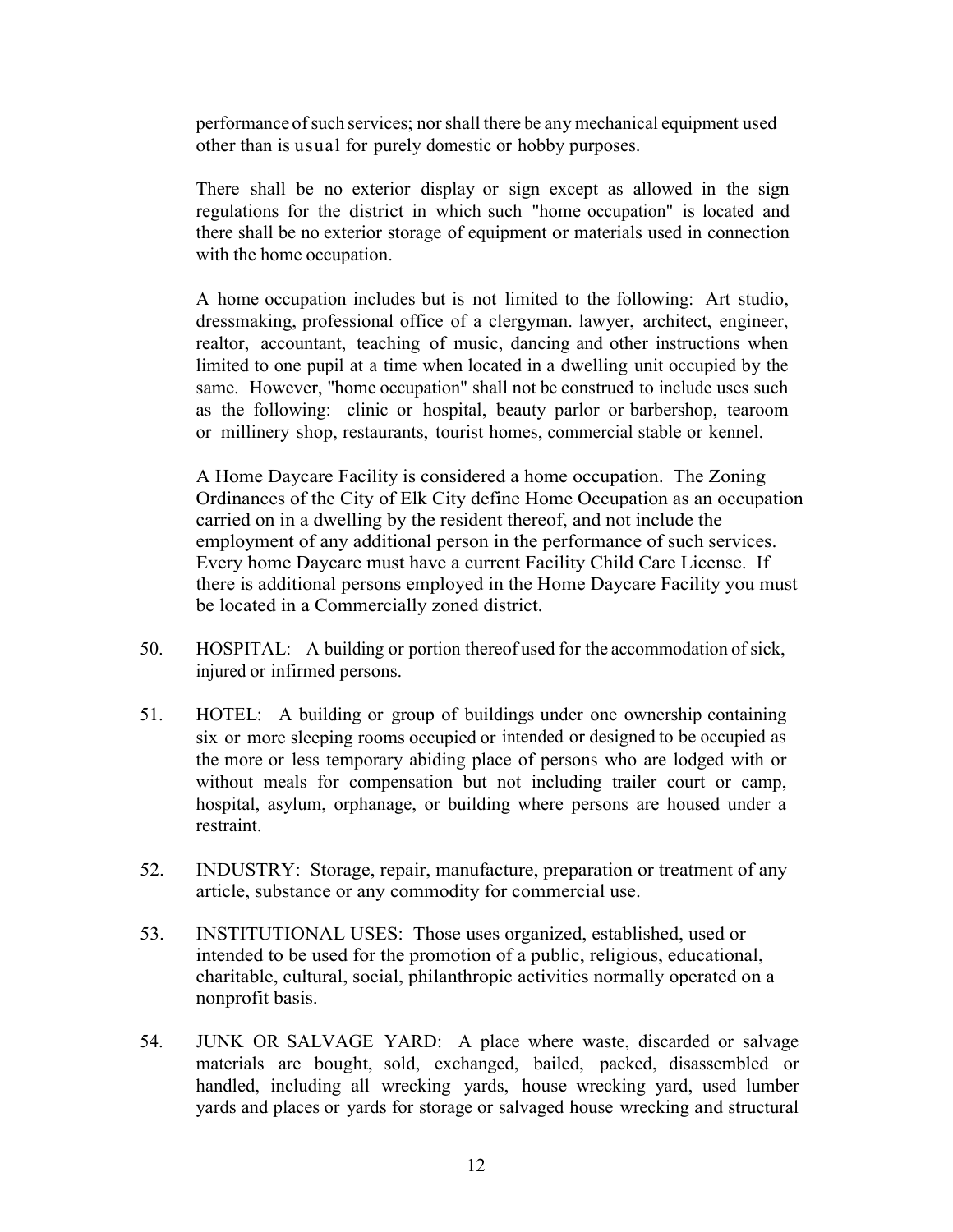performance of such services; nor shall there be any mechanical equipment used other than is usual for purely domestic or hobby purposes.

There shall be no exterior display or sign except as allowed in the sign regulations for the district in which such "home occupation" is located and there shall be no exterior storage of equipment or materials used in connection with the home occupation.

A home occupation includes but is not limited to the following: Art studio, dressmaking, professional office of a clergyman. lawyer, architect, engineer, realtor, accountant, teaching of music, dancing and other instructions when limited to one pupil at a time when located in a dwelling unit occupied by the same. However, "home occupation" shall not be construed to include uses such as the following: clinic or hospital, beauty parlor or barbershop, tearoom or millinery shop, restaurants, tourist homes, commercial stable or kennel.

A Home Daycare Facility is considered a home occupation. The Zoning Ordinances of the City of Elk City define Home Occupation as an occupation carried on in a dwelling by the resident thereof, and not include the employment of any additional person in the performance of such services. Every home Daycare must have a current Facility Child Care License. If there is additional persons employed in the Home Daycare Facility you must be located in a Commercially zoned district.

50. HOSPITAL: A building or portion thereof used for the accommodation of sick, injured or infirmed persons.

51. HOTEL: A building or group of buildings under one ownership containing six or more sleeping rooms occupied or intended or designed to be occupied as the more or less temporary abiding place of persons who are lodged with or without meals for compensation but not including trailer court or camp, hospital, asylum, orphanage, or building where persons are housed under a restraint.

52. INDUSTRY: Storage, repair, manufacture, preparation or treatment of any article, substance or any commodity for commercial use.

53. INSTITUTIONAL USES: Those uses organized, established, used or intended to be used for the promotion of a public, religious, educational, charitable, cultural, social, philanthropic activities normally operated on a nonprofit basis.

54. JUNK OR SALVAGE YARD: A place where waste, discarded or salvage materials are bought, sold, exchanged, bailed, packed, disassembled or handled, including all wrecking yards, house wrecking yard, used lumber yards and places or yards for storage or salvaged house wrecking and structural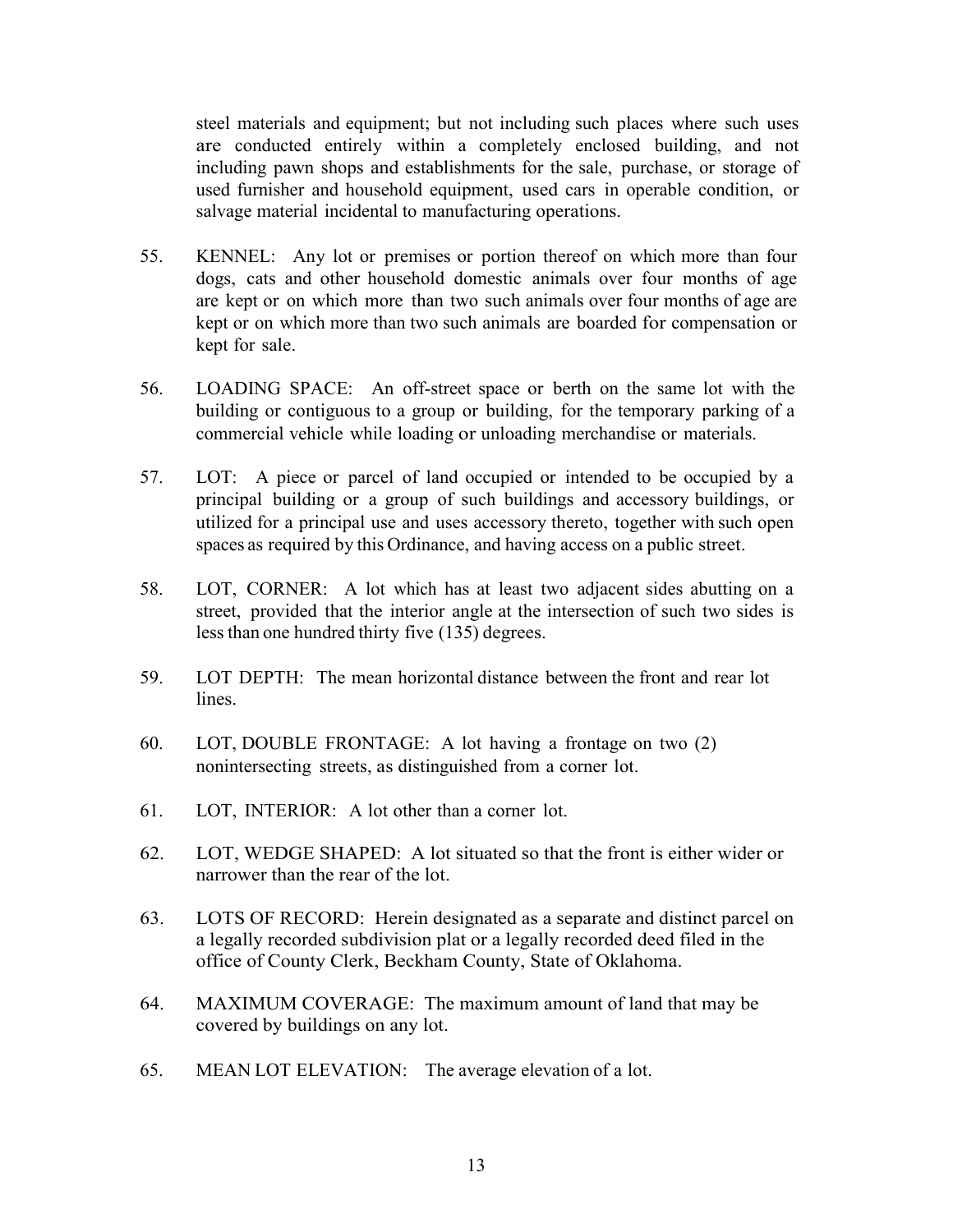steel materials and equipment; but not including such places where such uses are conducted entirely within a completely enclosed building, and not including pawn shops and establishments for the sale, purchase, or storage of used furnisher and household equipment, used cars in operable condition, or salvage material incidental to manufacturing operations.

55. KENNEL: Any lot or premises or portion thereof on which more than four dogs, cats and other household domestic animals over four months of age are kept or on which more than two such animals over four months of age are kept or on which more than two such animals are boarded for compensation or kept for sale.

56. LOADING SPACE: An off-street space or berth on the same lot with the building or contiguous to a group or building, for the temporary parking of a commercial vehicle while loading or unloading merchandise or materials.

57. LOT: A piece or parcel of land occupied or intended to be occupied by a principal building or a group of such buildings and accessory buildings, or utilized for a principal use and uses accessory thereto, together with such open spaces as required by this Ordinance, and having access on a public street.

58. LOT, CORNER: A lot which has at least two adjacent sides abutting on a street, provided that the interior angle at the intersection of such two sides is less than one hundred thirty five (135) degrees.

59. LOT DEPTH: The mean horizontal distance between the front and rear lot lines.

60. LOT, DOUBLE FRONTAGE: A lot having a frontage on two (2) nonintersecting streets, as distinguished from a corner lot.

61. LOT, INTERIOR: A lot other than a corner lot.

62. LOT, WEDGE SHAPED: A lot situated so that the front is either wider or narrower than the rear of the lot.

63. LOTS OF RECORD: Herein designated as a separate and distinct parcel on a legally recorded subdivision plat or a legally recorded deed filed in the office of County Clerk, Beckham County, State of Oklahoma.

64. MAXIMUM COVERAGE: The maximum amount of land that may be covered by buildings on any lot.

65. MEAN LOT ELEVATION: The average elevation of a lot.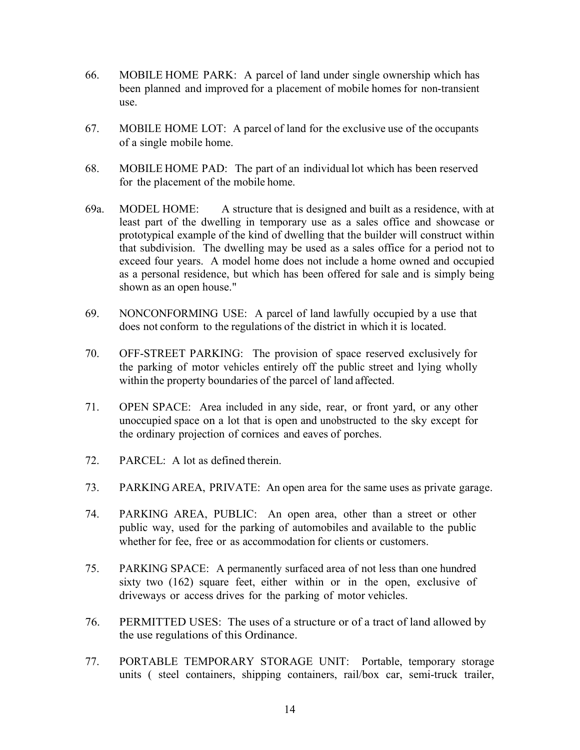66. MOBILE HOME PARK: A parcel of land under single ownership which has been planned and improved for a placement of mobile homes for non-transient use.

67. MOBILE HOME LOT: A parcel of land for the exclusive use of the occupants of a single mobile home.

68. MOBILE HOME PAD: The part of an individual lot which has been reserved for the placement of the mobile home.

69a. MODEL HOME: A structure that is designed and built as a residence, with at least part of the dwelling in temporary use as a sales office and showcase or prototypical example of the kind of dwelling that the builder will construct within that subdivision. The dwelling may be used as a sales office for a period not to exceed four years. A model home does not include a home owned and occupied as a personal residence, but which has been offered for sale and is simply being shown as an open house."

69. NONCONFORMING USE: A parcel of land lawfully occupied by a use that does not conform to the regulations of the district in which it is located.

70. OFF-STREET PARKING: The provision of space reserved exclusively for the parking of motor vehicles entirely off the public street and lying wholly within the property boundaries of the parcel of land affected.

71. OPEN SPACE: Area included in any side, rear, or front yard, or any other unoccupied space on a lot that is open and unobstructed to the sky except for the ordinary projection of cornices and eaves of porches.

72. PARCEL: A lot as defined therein.

73. PARKING AREA, PRIVATE: An open area for the same uses as private garage.

74. PARKING AREA, PUBLIC: An open area, other than a street or other public way, used for the parking of automobiles and available to the public whether for fee, free or as accommodation for clients or customers.

75. PARKING SPACE: A permanently surfaced area of not less than one hundred sixty two (162) square feet, either within or in the open, exclusive of driveways or access drives for the parking of motor vehicles.

76. PERMITTED USES: The uses of a structure or of a tract of land allowed by the use regulations of this Ordinance.

77. PORTABLE TEMPORARY STORAGE UNIT: Portable, temporary storage units ( steel containers, shipping containers, rail/box car, semi-truck trailer,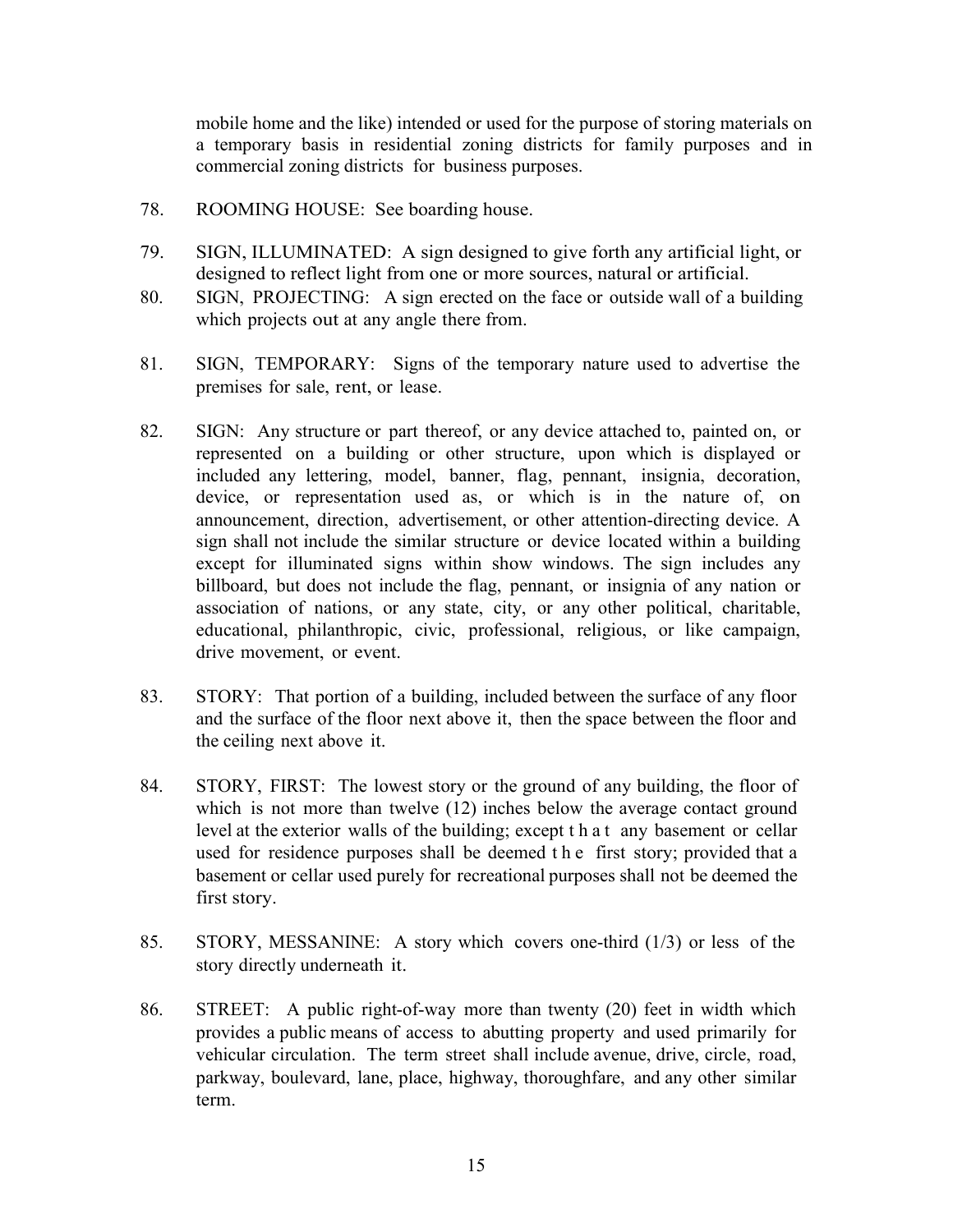mobile home and the like) intended or used for the purpose of storing materials on a temporary basis in residential zoning districts for family purposes and in commercial zoning districts for business purposes.

78. ROOMING HOUSE: See boarding house.

79. SIGN, ILLUMINATED: A sign designed to give forth any artificial light, or designed to reflect light from one or more sources, natural or artificial.

80. SIGN, PROJECTING: A sign erected on the face or outside wall of a building which projects out at any angle there from.

81. SIGN, TEMPORARY: Signs of the temporary nature used to advertise the premises for sale, rent, or lease.

82. SIGN: Any structure or part thereof, or any device attached to, painted on, or represented on a building or other structure, upon which is displayed or included any lettering, model, banner, flag, pennant, insignia, decoration, device, or representation used as, or which is in the nature of, on announcement, direction, advertisement, or other attention-directing device. A sign shall not include the similar structure or device located within a building except for illuminated signs within show windows. The sign includes any billboard, but does not include the flag, pennant, or insignia of any nation or association of nations, or any state, city, or any other political, charitable, educational, philanthropic, civic, professional, religious, or like campaign, drive movement, or event.

83. STORY: That portion of a building, included between the surface of any floor and the surface of the floor next above it, then the space between the floor and the ceiling next above it.

84. STORY, FIRST: The lowest story or the ground of any building, the floor of which is not more than twelve (12) inches below the average contact ground level at the exterior walls of the building; except that any basement or cellar used for residence purposes shall be deemed the first story; provided that a basement or cellar used purely for recreational purposes shall not be deemed the first story.

85. STORY, MESSANINE: A story which covers one-third (1/3) or less of the story directly underneath it.

86. STREET: A public right-of-way more than twenty (20) feet in width which provides a public means of access to abutting property and used primarily for vehicular circulation. The term street shall include avenue, drive, circle, road, parkway, boulevard, lane, place, highway, thoroughfare, and any other similar term.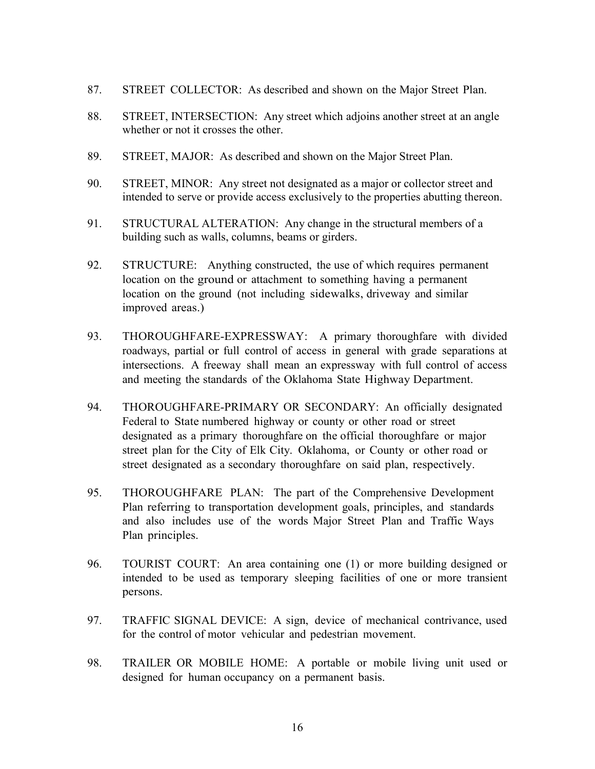87. STREET COLLECTOR: As described and shown on the Major Street Plan.

88. STREET, INTERSECTION: Any street which adjoins another street at an angle whether or not it crosses the other.

89. STREET, MAJOR: As described and shown on the Major Street Plan.

90. STREET, MINOR: Any street not designated as a major or collector street and intended to serve or provide access exclusively to the properties abutting thereon.

91. STRUCTURAL ALTERATION: Any change in the structural members of a building such as walls, columns, beams or girders.

92. STRUCTURE: Anything constructed, the use of which requires permanent location on the ground or attachment to something having a permanent location on the ground (not including sidewalks, driveway and similar improved areas.)

93. THOROUGHFARE-EXPRESSWAY: A primary thoroughfare with divided roadways, partial or full control of access in general with grade separations at intersections. A freeway shall mean an expressway with full control of access and meeting the standards of the Oklahoma State Highway Department.

94. THOROUGHFARE-PRIMARY OR SECONDARY: An officially designated Federal to State numbered highway or county or other road or street designated as a primary thoroughfare on the official thoroughfare or major street plan for the City of Elk City. Oklahoma, or County or other road or street designated as a secondary thoroughfare on said plan, respectively.

95. THOROUGHFARE PLAN: The part of the Comprehensive Development Plan referring to transportation development goals, principles, and standards and also includes use of the words Major Street Plan and Traffic Ways Plan principles.

96. TOURIST COURT: An area containing one (1) or more building designed or intended to be used as temporary sleeping facilities of one or more transient persons.

97. TRAFFIC SIGNAL DEVICE: A sign, device of mechanical contrivance, used for the control of motor vehicular and pedestrian movement.

98. TRAILER OR MOBILE HOME: A portable or mobile living unit used or designed for human occupancy on a permanent basis.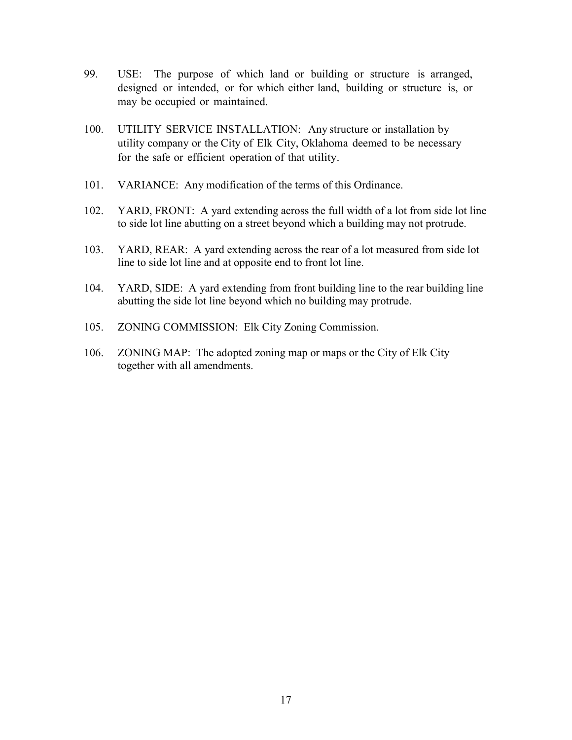99. USE: The purpose of which land or building or structure is arranged, designed or intended, or for which either land, building or structure is, or may be occupied or maintained.

100. UTILITY SERVICE INSTALLATION: Any structure or installation by utility company or the City of Elk City, Oklahoma deemed to be necessary for the safe or efficient operation of that utility.

101. VARIANCE: Any modification of the terms of this Ordinance.

102. YARD, FRONT: A yard extending across the full width of a lot from side lot line to side lot line abutting on a street beyond which a building may not protrude.

103. YARD, REAR: A yard extending across the rear of a lot measured from side lot line to side lot line and at opposite end to front lot line.

104. YARD, SIDE: A yard extending from front building line to the rear building line abutting the side lot line beyond which no building may protrude.

105. ZONING COMMISSION: Elk City Zoning Commission.

106. ZONING MAP: The adopted zoning map or maps or the City of Elk City together with all amendments.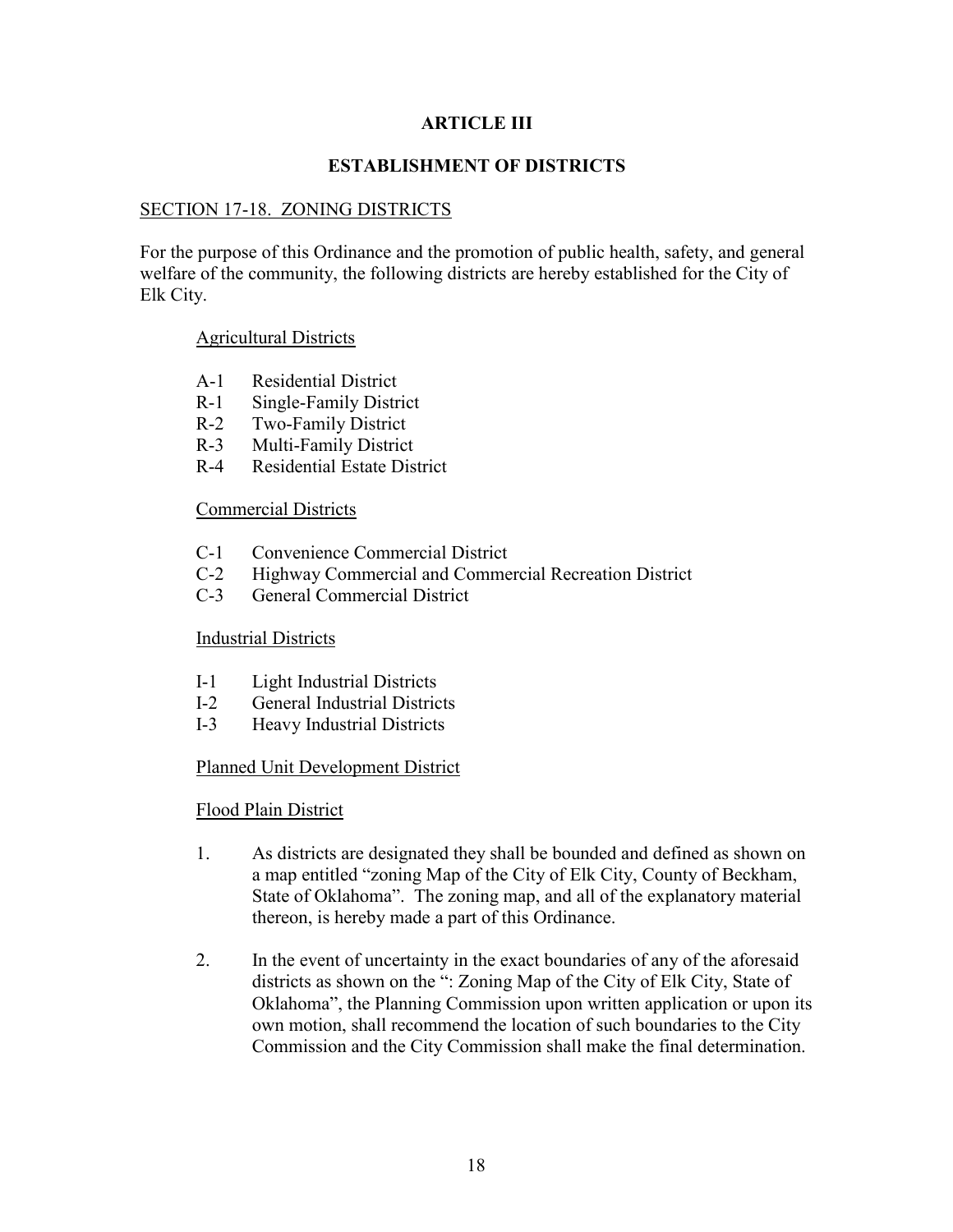# ARTICLE III

## ESTABLISHMENT OF DISTRICTS

SECTION 17-18. ZONING DISTRICTS

For the purpose of this Ordinance and the promotion of public health, safety, and general welfare of the community, the following districts are hereby established for the City of Elk City.

Agricultural Districts

- A-1 Residential District
- R-1 Single-Family District
- R-2 Two-Family District
- R-3 Multi-Family District
- R-4 Residential Estate District

Commercial Districts

- C-1 Convenience Commercial District
- C-2 Highway Commercial and Commercial Recreation District
- C-3 General Commercial District

Industrial Districts

- I-1 Light Industrial Districts
- I-2 General Industrial Districts
- I-3 Heavy Industrial Districts

Planned Unit Development District

Flood Plain District

1. As districts are designated they shall be bounded and defined as shown on a map entitled "zoning Map of the City of Elk City, County of Beckham, State of Oklahoma". The zoning map, and all of the explanatory material thereon, is hereby made a part of this Ordinance.

2. In the event of uncertainty in the exact boundaries of any of the aforesaid districts as shown on the ": Zoning Map of the City of Elk City, State of Oklahoma", the Planning Commission upon written application or upon its own motion, shall recommend the location of such boundaries to the City Commission and the City Commission shall make the final determination.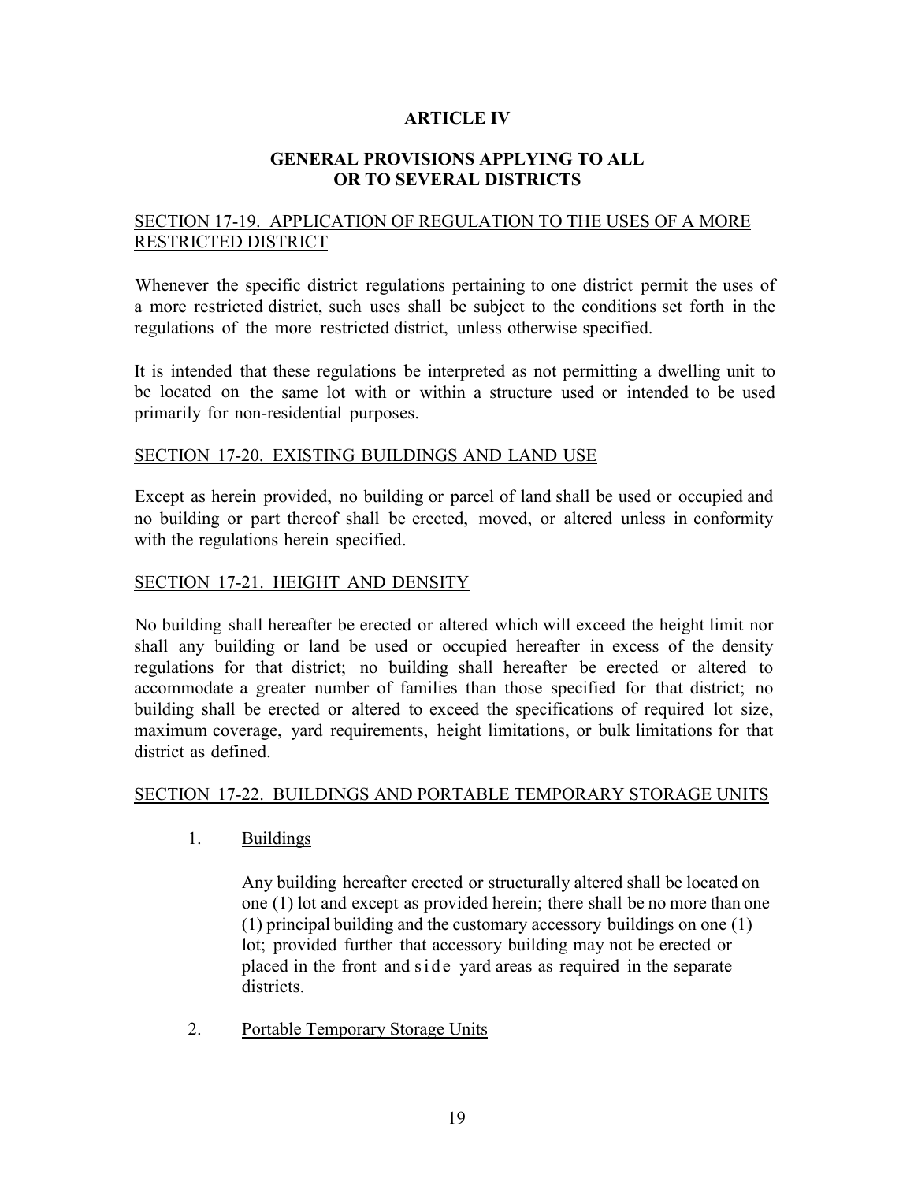# ARTICLE IV

## GENERAL PROVISIONS APPLYING TO ALL OR TO SEVERAL DISTRICTS

### SECTION 17-19. APPLICATION OF REGULATION TO THE USES OF A MORE RESTRICTED DISTRICT

Whenever the specific district regulations pertaining to one district permit the uses of a more restricted district, such uses shall be subject to the conditions set forth in the regulations of the more restricted district, unless otherwise specified.

It is intended that these regulations be interpreted as not permitting a dwelling unit to be located on the same lot with or within a structure used or intended to be used primarily for non-residential purposes.

### SECTION 17-20. EXISTING BUILDINGS AND LAND USE

Except as herein provided, no building or parcel of land shall be used or occupied and no building or part thereof shall be erected, moved, or altered unless in conformity with the regulations herein specified.

### SECTION 17-21. HEIGHT AND DENSITY

No building shall hereafter be erected or altered which will exceed the height limit nor shall any building or land be used or occupied hereafter in excess of the density regulations for that district; no building shall hereafter be erected or altered to accommodate a greater number of families than those specified for that district; no building shall be erected or altered to exceed the specifications of required lot size, maximum coverage, yard requirements, height limitations, or bulk limitations for that district as defined.

### SECTION 17-22. BUILDINGS AND PORTABLE TEMPORARY STORAGE UNITS

1. Buildings

   Any building hereafter erected or structurally altered shall be located on one (1) lot and except as provided herein; there shall be no more than one (1) principal building and the customary accessory buildings on one (1) lot; provided further that accessory building may not be erected or placed in the front and side yard areas as required in the separate districts.

2. Portable Temporary Storage Units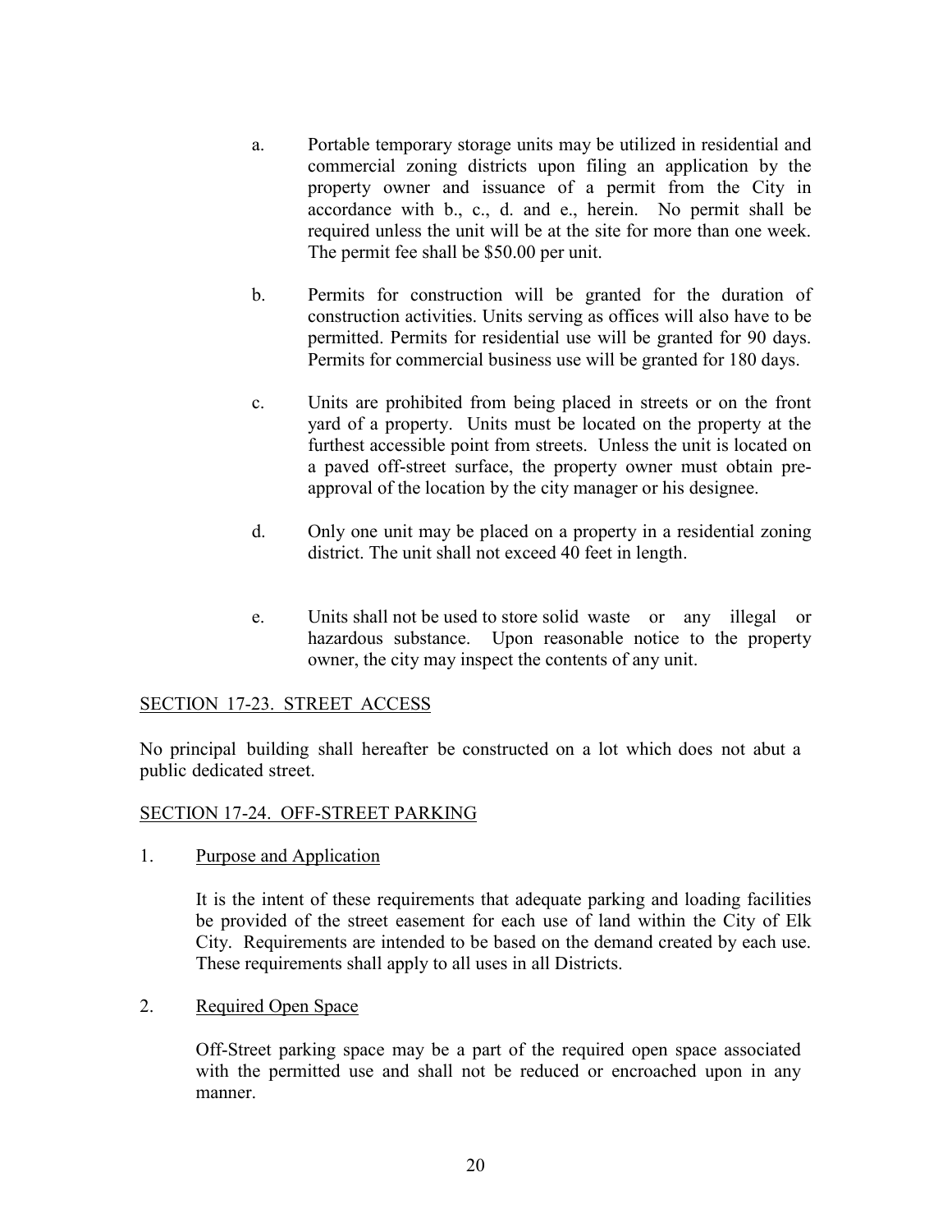a. Portable temporary storage units may be utilized in residential and commercial zoning districts upon filing an application by the property owner and issuance of a permit from the City in accordance with b., c., d. and e., herein. No permit shall be required unless the unit will be at the site for more than one week. The permit fee shall be $50.00 per unit.

b. Permits for construction will be granted for the duration of construction activities. Units serving as offices will also have to be permitted. Permits for residential use will be granted for 90 days. Permits for commercial business use will be granted for 180 days.

c. Units are prohibited from being placed in streets or on the front yard of a property. Units must be located on the property at the furthest accessible point from streets. Unless the unit is located on a paved off-street surface, the property owner must obtain pre-approval of the location by the city manager or his designee.

d. Only one unit may be placed on a property in a residential zoning district. The unit shall not exceed 40 feet in length.

e. Units shall not be used to store solid waste or any illegal or hazardous substance. Upon reasonable notice to the property owner, the city may inspect the contents of any unit.

## SECTION 17-23. STREET ACCESS

No principal building shall hereafter be constructed on a lot which does not abut a public dedicated street.

## SECTION 17-24. OFF-STREET PARKING

1. Purpose and Application

   It is the intent of these requirements that adequate parking and loading facilities be provided of the street easement for each use of land within the City of Elk City. Requirements are intended to be based on the demand created by each use. These requirements shall apply to all uses in all Districts.

2. Required Open Space

   Off-Street parking space may be a part of the required open space associated with the permitted use and shall not be reduced or encroached upon in any manner.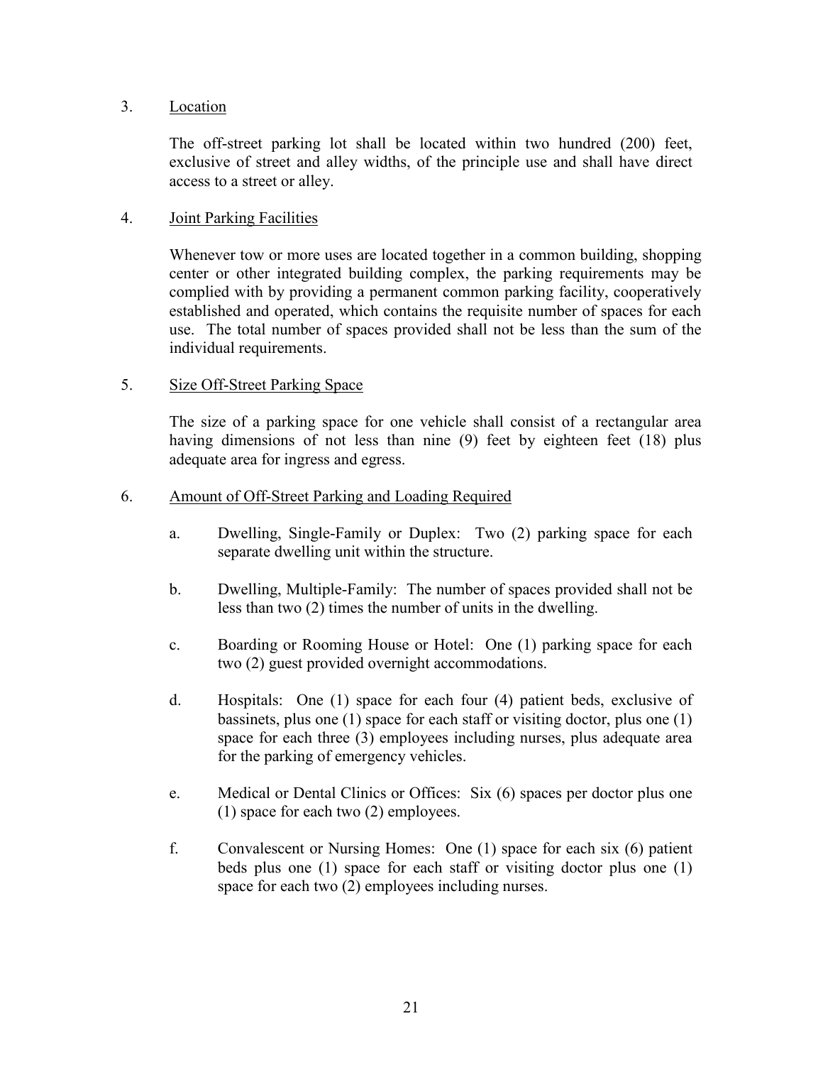3. Location

   The off-street parking lot shall be located within two hundred (200) feet, exclusive of street and alley widths, of the principle use and shall have direct access to a street or alley.

4. Joint Parking Facilities

   Whenever tow or more uses are located together in a common building, shopping center or other integrated building complex, the parking requirements may be complied with by providing a permanent common parking facility, cooperatively established and operated, which contains the requisite number of spaces for each use. The total number of spaces provided shall not be less than the sum of the individual requirements.

5. Size Off-Street Parking Space

   The size of a parking space for one vehicle shall consist of a rectangular area having dimensions of not less than nine (9) feet by eighteen feet (18) plus adequate area for ingress and egress.

6. Amount of Off-Street Parking and Loading Required

   a. Dwelling, Single-Family or Duplex: Two (2) parking space for each separate dwelling unit within the structure.

   b. Dwelling, Multiple-Family: The number of spaces provided shall not be less than two (2) times the number of units in the dwelling.

   c. Boarding or Rooming House or Hotel: One (1) parking space for each two (2) guest provided overnight accommodations.

   d. Hospitals: One (1) space for each four (4) patient beds, exclusive of bassinets, plus one (1) space for each staff or visiting doctor, plus one (1) space for each three (3) employees including nurses, plus adequate area for the parking of emergency vehicles.

   e. Medical or Dental Clinics or Offices: Six (6) spaces per doctor plus one (1) space for each two (2) employees.

   f. Convalescent or Nursing Homes: One (1) space for each six (6) patient beds plus one (1) space for each staff or visiting doctor plus one (1) space for each two (2) employees including nurses.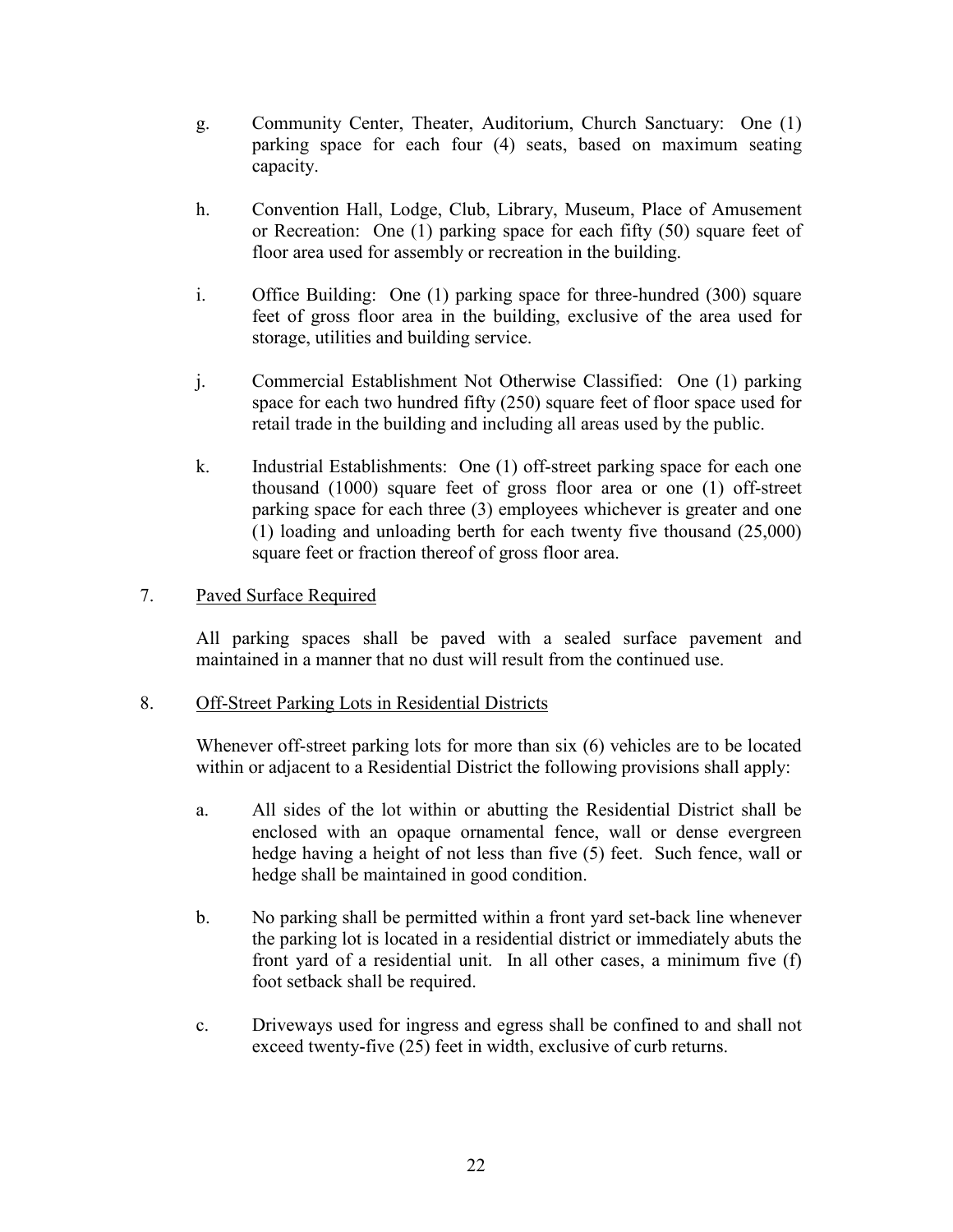g. Community Center, Theater, Auditorium, Church Sanctuary: One (1) parking space for each four (4) seats, based on maximum seating capacity.

h. Convention Hall, Lodge, Club, Library, Museum, Place of Amusement or Recreation: One (1) parking space for each fifty (50) square feet of floor area used for assembly or recreation in the building.

i. Office Building: One (1) parking space for three-hundred (300) square feet of gross floor area in the building, exclusive of the area used for storage, utilities and building service.

j. Commercial Establishment Not Otherwise Classified: One (1) parking space for each two hundred fifty (250) square feet of floor space used for retail trade in the building and including all areas used by the public.

k. Industrial Establishments: One (1) off-street parking space for each one thousand (1000) square feet of gross floor area or one (1) off-street parking space for each three (3) employees whichever is greater and one (1) loading and unloading berth for each twenty five thousand (25,000) square feet or fraction thereof of gross floor area.

7. <u>Paved Surface Required</u>

All parking spaces shall be paved with a sealed surface pavement and maintained in a manner that no dust will result from the continued use.

8. <u>Off-Street Parking Lots in Residential Districts</u>

Whenever off-street parking lots for more than six (6) vehicles are to be located within or adjacent to a Residential District the following provisions shall apply:

a. All sides of the lot within or abutting the Residential District shall be enclosed with an opaque ornamental fence, wall or dense evergreen hedge having a height of not less than five (5) feet. Such fence, wall or hedge shall be maintained in good condition.

b. No parking shall be permitted within a front yard set-back line whenever the parking lot is located in a residential district or immediately abuts the front yard of a residential unit. In all other cases, a minimum five (f) foot setback shall be required.

c. Driveways used for ingress and egress shall be confined to and shall not exceed twenty-five (25) feet in width, exclusive of curb returns.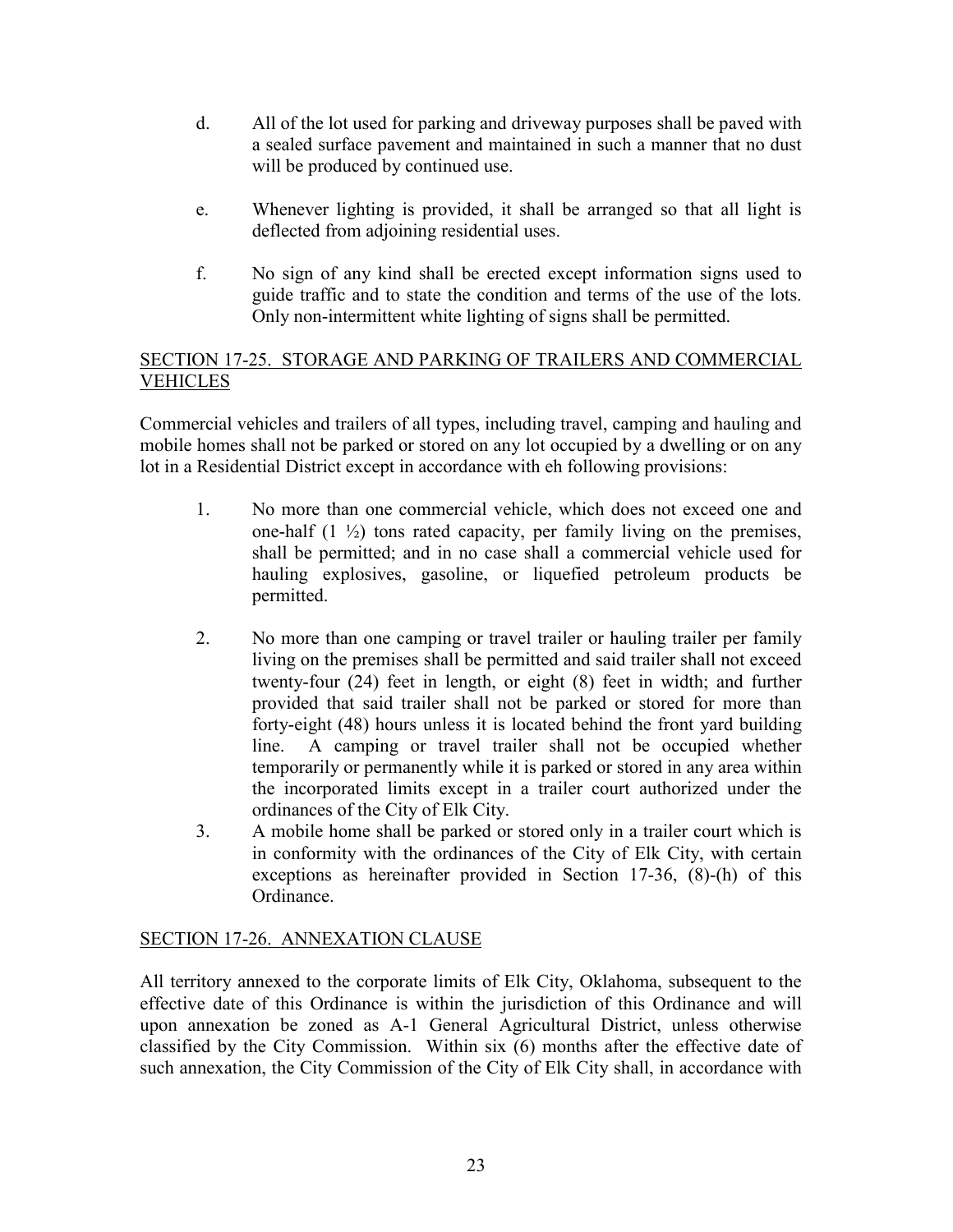d. All of the lot used for parking and driveway purposes shall be paved with a sealed surface pavement and maintained in such a manner that no dust will be produced by continued use.

e. Whenever lighting is provided, it shall be arranged so that all light is deflected from adjoining residential uses.

f. No sign of any kind shall be erected except information signs used to guide traffic and to state the condition and terms of the use of the lots. Only non-intermittent white lighting of signs shall be permitted.

## SECTION 17-25. STORAGE AND PARKING OF TRAILERS AND COMMERCIAL VEHICLES

Commercial vehicles and trailers of all types, including travel, camping and hauling and mobile homes shall not be parked or stored on any lot occupied by a dwelling or on any lot in a Residential District except in accordance with eh following provisions:

1. No more than one commercial vehicle, which does not exceed one and one-half (1 ½) tons rated capacity, per family living on the premises, shall be permitted; and in no case shall a commercial vehicle used for hauling explosives, gasoline, or liquefied petroleum products be permitted.

2. No more than one camping or travel trailer or hauling trailer per family living on the premises shall be permitted and said trailer shall not exceed twenty-four (24) feet in length, or eight (8) feet in width; and further provided that said trailer shall not be parked or stored for more than forty-eight (48) hours unless it is located behind the front yard building line. A camping or travel trailer shall not be occupied whether temporarily or permanently while it is parked or stored in any area within the incorporated limits except in a trailer court authorized under the ordinances of the City of Elk City.

3. A mobile home shall be parked or stored only in a trailer court which is in conformity with the ordinances of the City of Elk City, with certain exceptions as hereinafter provided in Section 17-36, (8)-(h) of this Ordinance.

## SECTION 17-26. ANNEXATION CLAUSE

All territory annexed to the corporate limits of Elk City, Oklahoma, subsequent to the effective date of this Ordinance is within the jurisdiction of this Ordinance and will upon annexation be zoned as A-1 General Agricultural District, unless otherwise classified by the City Commission. Within six (6) months after the effective date of such annexation, the City Commission of the City of Elk City shall, in accordance with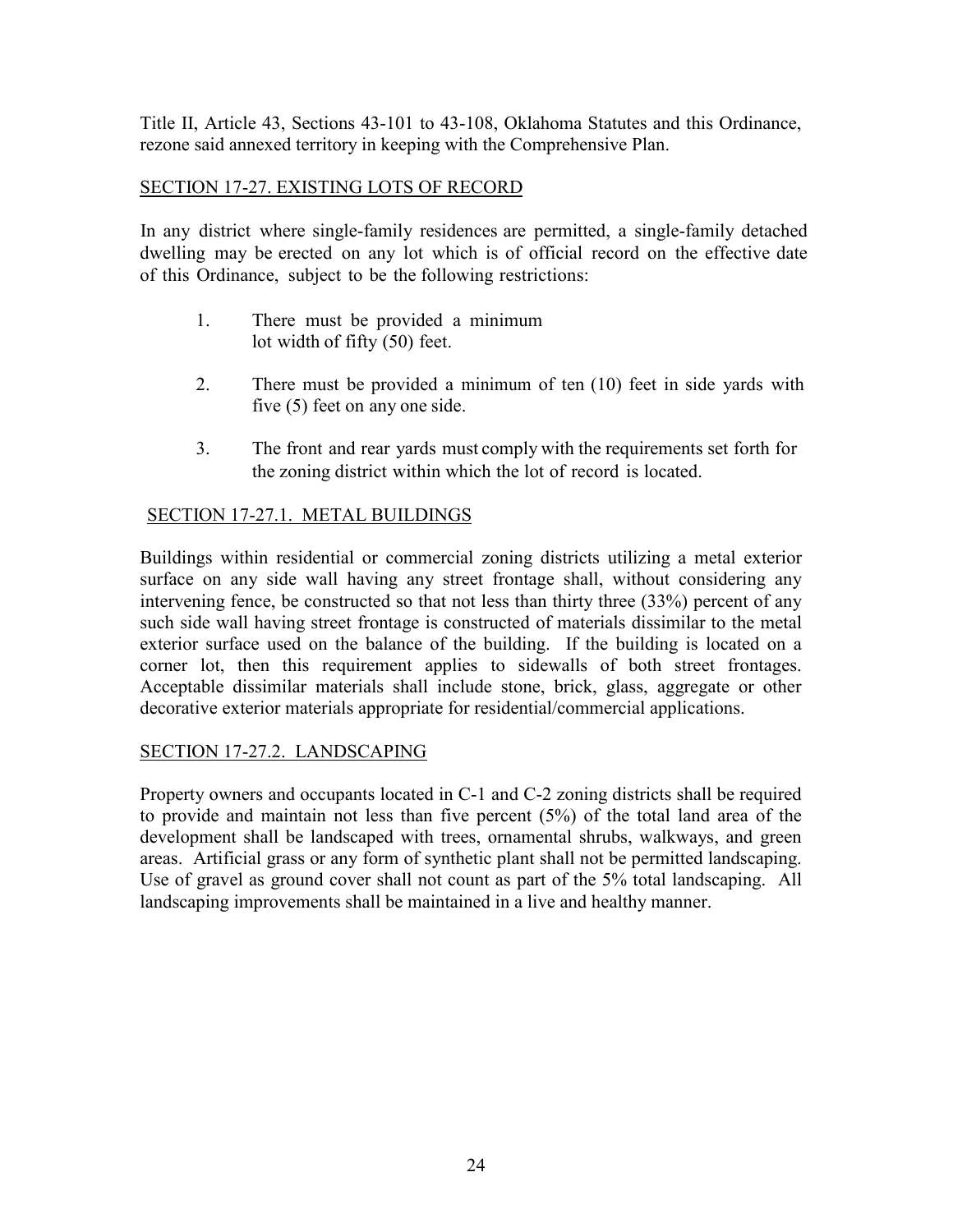Title II, Article 43, Sections 43-101 to 43-108, Oklahoma Statutes and this Ordinance, rezone said annexed territory in keeping with the Comprehensive Plan.

## SECTION 17-27. EXISTING LOTS OF RECORD

In any district where single-family residences are permitted, a single-family detached dwelling may be erected on any lot which is of official record on the effective date of this Ordinance, subject to be the following restrictions:

1. There must be provided a minimum lot width of fifty (50) feet.

2. There must be provided a minimum of ten (10) feet in side yards with five (5) feet on any one side.

3. The front and rear yards must comply with the requirements set forth for the zoning district within which the lot of record is located.

## SECTION 17-27.1. METAL BUILDINGS

Buildings within residential or commercial zoning districts utilizing a metal exterior surface on any side wall having any street frontage shall, without considering any intervening fence, be constructed so that not less than thirty three (33%) percent of any such side wall having street frontage is constructed of materials dissimilar to the metal exterior surface used on the balance of the building. If the building is located on a corner lot, then this requirement applies to sidewalls of both street frontages. Acceptable dissimilar materials shall include stone, brick, glass, aggregate or other decorative exterior materials appropriate for residential/commercial applications.

## SECTION 17-27.2. LANDSCAPING

Property owners and occupants located in C-1 and C-2 zoning districts shall be required to provide and maintain not less than five percent (5%) of the total land area of the development shall be landscaped with trees, ornamental shrubs, walkways, and green areas. Artificial grass or any form of synthetic plant shall not be permitted landscaping. Use of gravel as ground cover shall not count as part of the 5% total landscaping. All landscaping improvements shall be maintained in a live and healthy manner.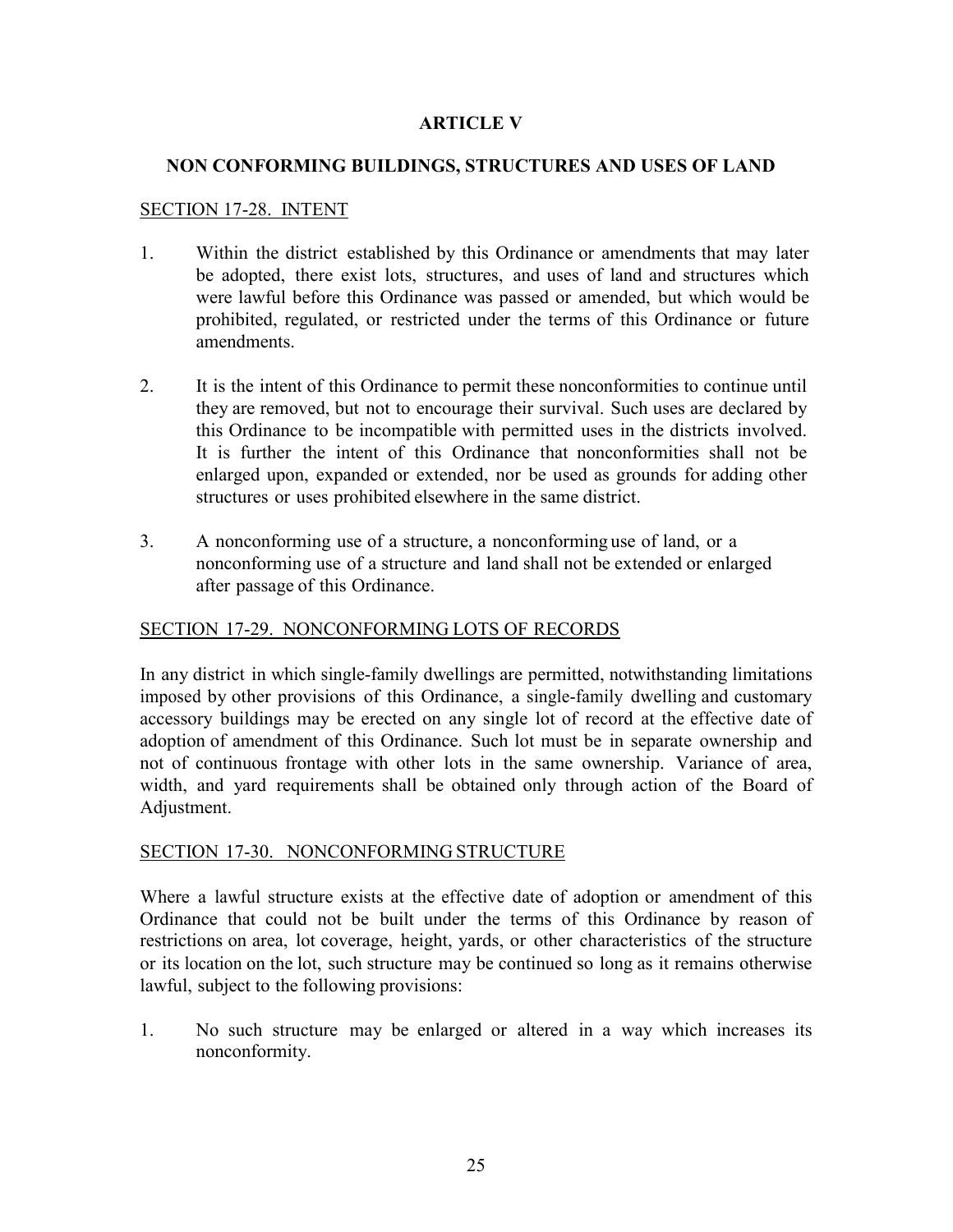# ARTICLE V

## NON CONFORMING BUILDINGS, STRUCTURES AND USES OF LAND

### SECTION 17-28. INTENT

1. Within the district established by this Ordinance or amendments that may later be adopted, there exist lots, structures, and uses of land and structures which were lawful before this Ordinance was passed or amended, but which would be prohibited, regulated, or restricted under the terms of this Ordinance or future amendments.

2. It is the intent of this Ordinance to permit these nonconformities to continue until they are removed, but not to encourage their survival. Such uses are declared by this Ordinance to be incompatible with permitted uses in the districts involved. It is further the intent of this Ordinance that nonconformities shall not be enlarged upon, expanded or extended, nor be used as grounds for adding other structures or uses prohibited elsewhere in the same district.

3. A nonconforming use of a structure, a nonconforming use of land, or a nonconforming use of a structure and land shall not be extended or enlarged after passage of this Ordinance.

### SECTION 17-29. NONCONFORMING LOTS OF RECORDS

In any district in which single-family dwellings are permitted, notwithstanding limitations imposed by other provisions of this Ordinance, a single-family dwelling and customary accessory buildings may be erected on any single lot of record at the effective date of adoption of amendment of this Ordinance. Such lot must be in separate ownership and not of continuous frontage with other lots in the same ownership. Variance of area, width, and yard requirements shall be obtained only through action of the Board of Adjustment.

### SECTION 17-30. NONCONFORMING STRUCTURE

Where a lawful structure exists at the effective date of adoption or amendment of this Ordinance that could not be built under the terms of this Ordinance by reason of restrictions on area, lot coverage, height, yards, or other characteristics of the structure or its location on the lot, such structure may be continued so long as it remains otherwise lawful, subject to the following provisions:

1. No such structure may be enlarged or altered in a way which increases its nonconformity.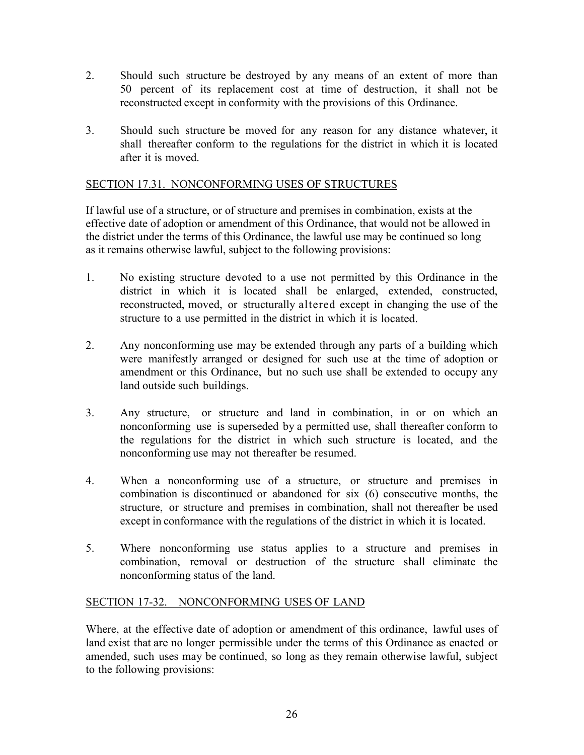2. Should such structure be destroyed by any means of an extent of more than 50 percent of its replacement cost at time of destruction, it shall not be reconstructed except in conformity with the provisions of this Ordinance.

3. Should such structure be moved for any reason for any distance whatever, it shall thereafter conform to the regulations for the district in which it is located after it is moved.

## SECTION 17.31. NONCONFORMING USES OF STRUCTURES

If lawful use of a structure, or of structure and premises in combination, exists at the effective date of adoption or amendment of this Ordinance, that would not be allowed in the district under the terms of this Ordinance, the lawful use may be continued so long as it remains otherwise lawful, subject to the following provisions:

1. No existing structure devoted to a use not permitted by this Ordinance in the district in which it is located shall be enlarged, extended, constructed, reconstructed, moved, or structurally altered except in changing the use of the structure to a use permitted in the district in which it is located.

2. Any nonconforming use may be extended through any parts of a building which were manifestly arranged or designed for such use at the time of adoption or amendment or this Ordinance, but no such use shall be extended to occupy any land outside such buildings.

3. Any structure, or structure and land in combination, in or on which an nonconforming use is superseded by a permitted use, shall thereafter conform to the regulations for the district in which such structure is located, and the nonconforming use may not thereafter be resumed.

4. When a nonconforming use of a structure, or structure and premises in combination is discontinued or abandoned for six (6) consecutive months, the structure, or structure and premises in combination, shall not thereafter be used except in conformance with the regulations of the district in which it is located.

5. Where nonconforming use status applies to a structure and premises in combination, removal or destruction of the structure shall eliminate the nonconforming status of the land.

## SECTION 17-32. NONCONFORMING USES OF LAND

Where, at the effective date of adoption or amendment of this ordinance, lawful uses of land exist that are no longer permissible under the terms of this Ordinance as enacted or amended, such uses may be continued, so long as they remain otherwise lawful, subject to the following provisions: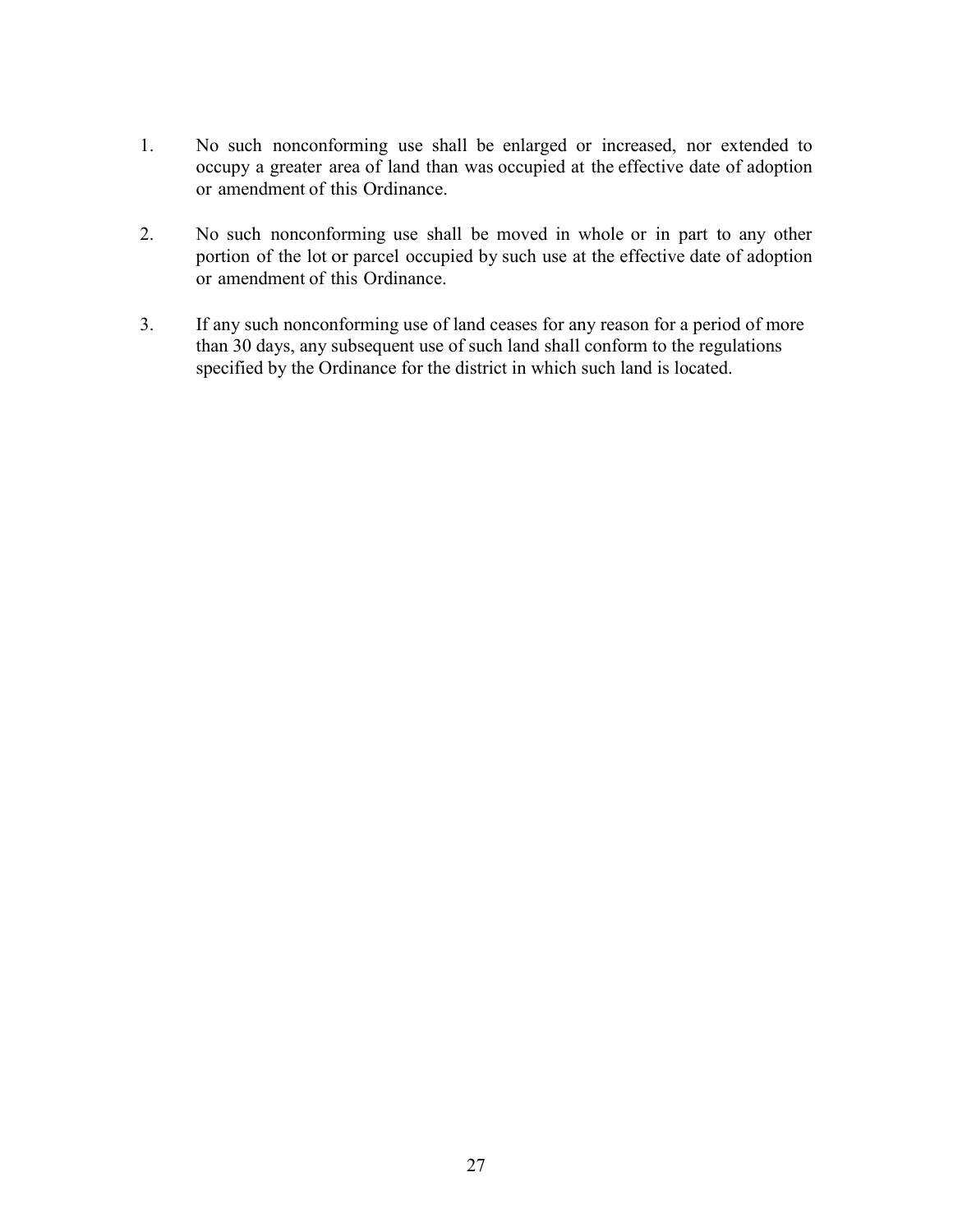1. No such nonconforming use shall be enlarged or increased, nor extended to occupy a greater area of land than was occupied at the effective date of adoption or amendment of this Ordinance.

2. No such nonconforming use shall be moved in whole or in part to any other portion of the lot or parcel occupied by such use at the effective date of adoption or amendment of this Ordinance.

3. If any such nonconforming use of land ceases for any reason for a period of more than 30 days, any subsequent use of such land shall conform to the regulations specified by the Ordinance for the district in which such land is located.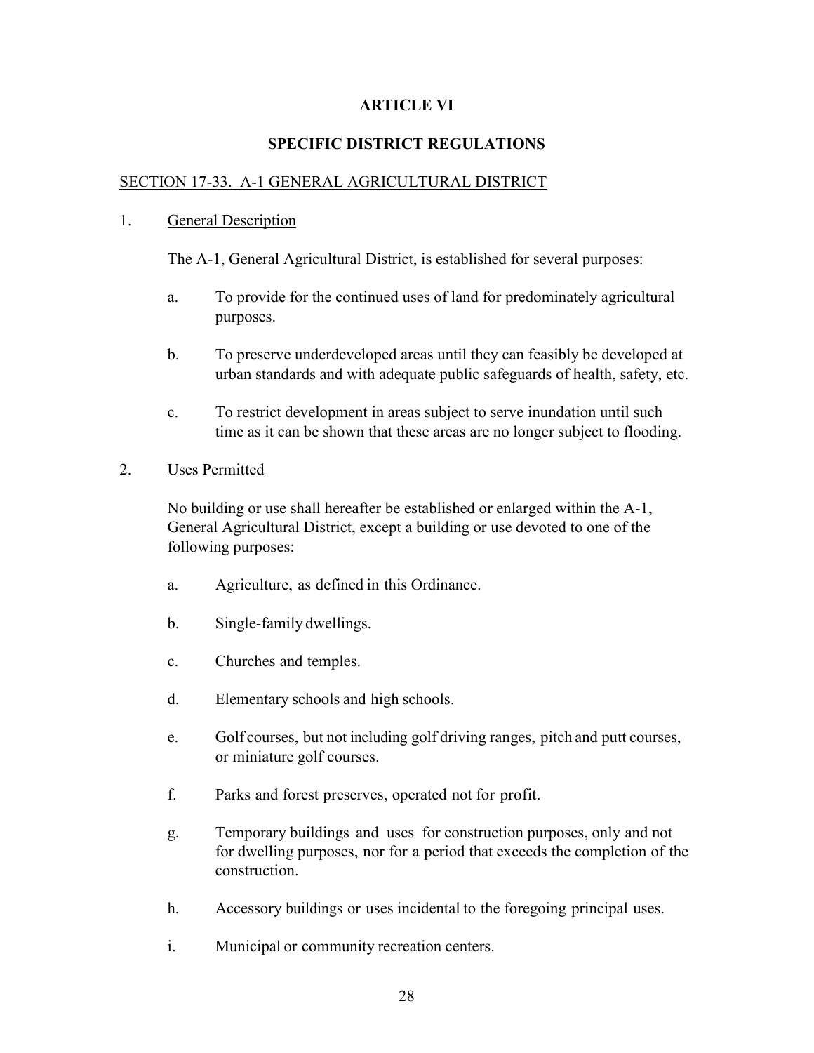# ARTICLE VI

## SPECIFIC DISTRICT REGULATIONS

### SECTION 17-33. A-1 GENERAL AGRICULTURAL DISTRICT

1. General Description

   The A-1, General Agricultural District, is established for several purposes:

   a. To provide for the continued uses of land for predominately agricultural purposes.

   b. To preserve underdeveloped areas until they can feasibly be developed at urban standards and with adequate public safeguards of health, safety, etc.

   c. To restrict development in areas subject to serve inundation until such time as it can be shown that these areas are no longer subject to flooding.

2. Uses Permitted

   No building or use shall hereafter be established or enlarged within the A-1, General Agricultural District, except a building or use devoted to one of the following purposes:

   a. Agriculture, as defined in this Ordinance.

   b. Single-family dwellings.

   c. Churches and temples.

   d. Elementary schools and high schools.

   e. Golf courses, but not including golf driving ranges, pitch and putt courses, or miniature golf courses.

   f. Parks and forest preserves, operated not for profit.

   g. Temporary buildings and uses for construction purposes, only and not for dwelling purposes, nor for a period that exceeds the completion of the construction.

   h. Accessory buildings or uses incidental to the foregoing principal uses.

   i. Municipal or community recreation centers.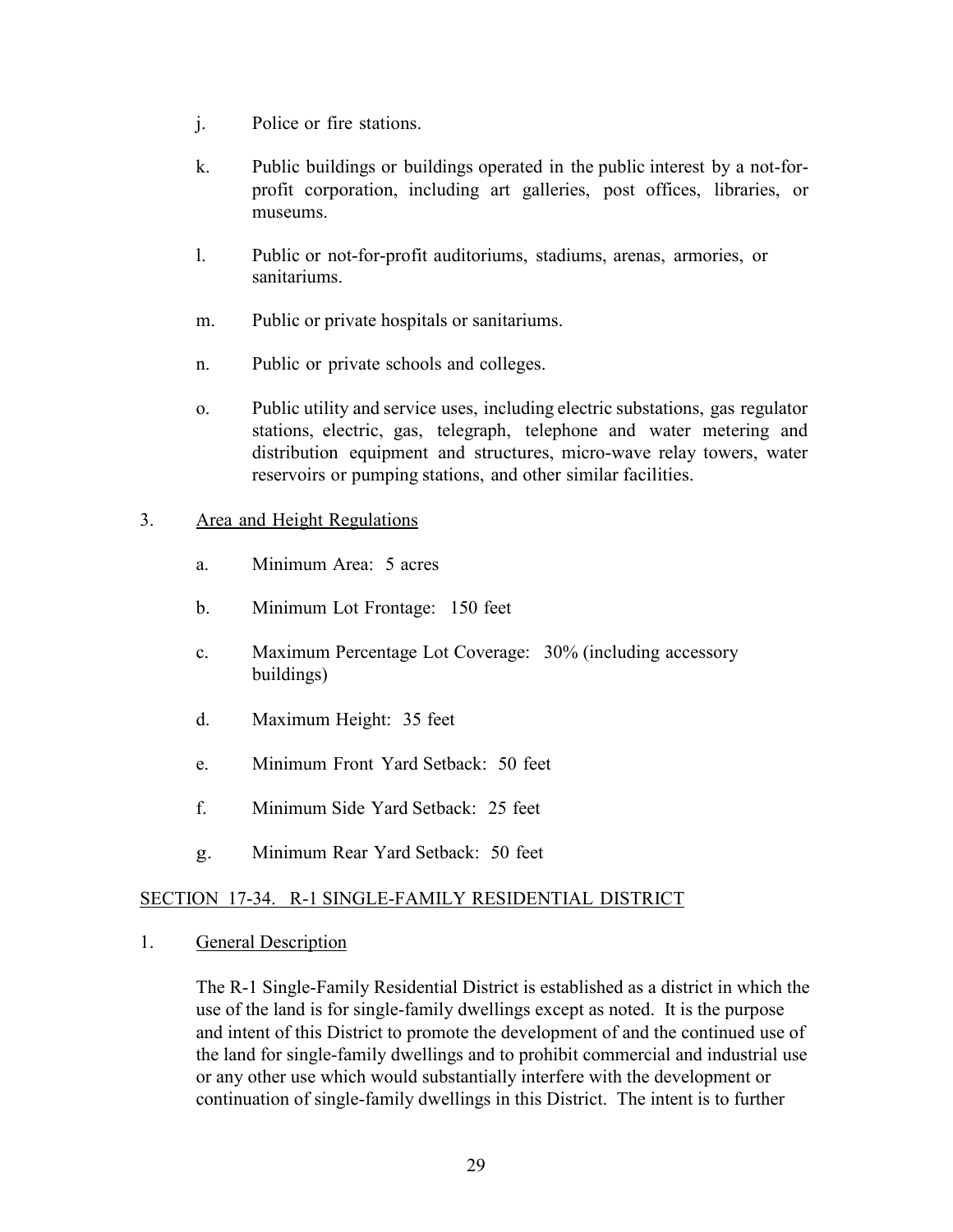j. Police or fire stations.

k. Public buildings or buildings operated in the public interest by a not-for-profit corporation, including art galleries, post offices, libraries, or museums.

l. Public or not-for-profit auditoriums, stadiums, arenas, armories, or sanitariums.

m. Public or private hospitals or sanitariums.

n. Public or private schools and colleges.

o. Public utility and service uses, including electric substations, gas regulator stations, electric, gas, telegraph, telephone and water metering and distribution equipment and structures, micro-wave relay towers, water reservoirs or pumping stations, and other similar facilities.

3. Area and Height Regulations

   a. Minimum Area: 5 acres

   b. Minimum Lot Frontage: 150 feet

   c. Maximum Percentage Lot Coverage: 30% (including accessory buildings)

   d. Maximum Height: 35 feet

   e. Minimum Front Yard Setback: 50 feet

   f. Minimum Side Yard Setback: 25 feet

   g. Minimum Rear Yard Setback: 50 feet

## SECTION 17-34. R-1 SINGLE-FAMILY RESIDENTIAL DISTRICT

1. General Description

The R-1 Single-Family Residential District is established as a district in which the use of the land is for single-family dwellings except as noted. It is the purpose and intent of this District to promote the development of and the continued use of the land for single-family dwellings and to prohibit commercial and industrial use or any other use which would substantially interfere with the development or continuation of single-family dwellings in this District. The intent is to further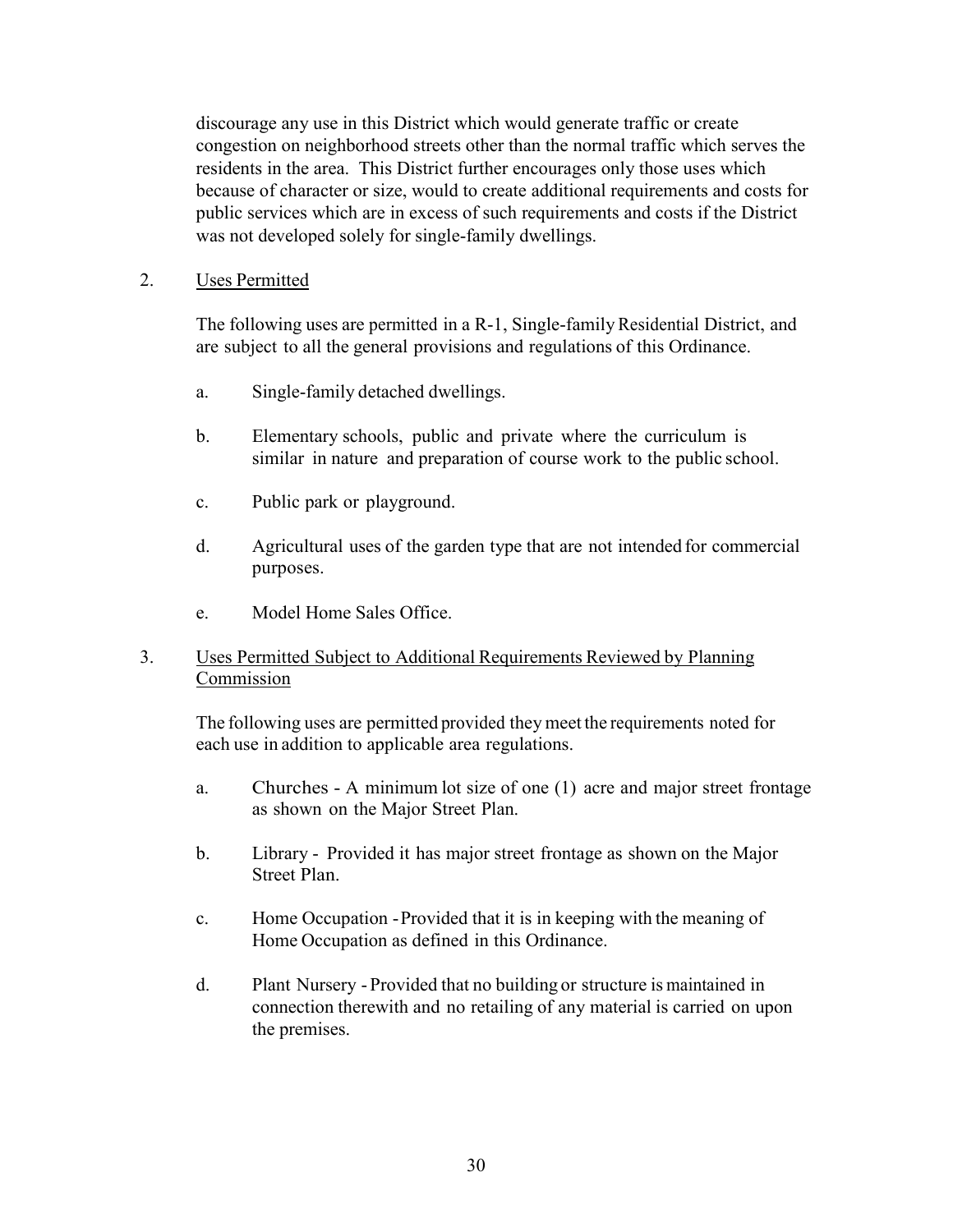discourage any use in this District which would generate traffic or create congestion on neighborhood streets other than the normal traffic which serves the residents in the area. This District further encourages only those uses which because of character or size, would to create additional requirements and costs for public services which are in excess of such requirements and costs if the District was not developed solely for single-family dwellings.

2. Uses Permitted

The following uses are permitted in a R-1, Single-family Residential District, and are subject to all the general provisions and regulations of this Ordinance.

a. Single-family detached dwellings.

b. Elementary schools, public and private where the curriculum is similar in nature and preparation of course work to the public school.

c. Public park or playground.

d. Agricultural uses of the garden type that are not intended for commercial purposes.

e. Model Home Sales Office.

3. Uses Permitted Subject to Additional Requirements Reviewed by Planning Commission

The following uses are permitted provided they meet the requirements noted for each use in addition to applicable area regulations.

a. Churches - A minimum lot size of one (1) acre and major street frontage as shown on the Major Street Plan.

b. Library - Provided it has major street frontage as shown on the Major Street Plan.

c. Home Occupation - Provided that it is in keeping with the meaning of Home Occupation as defined in this Ordinance.

d. Plant Nursery - Provided that no building or structure is maintained in connection therewith and no retailing of any material is carried on upon the premises.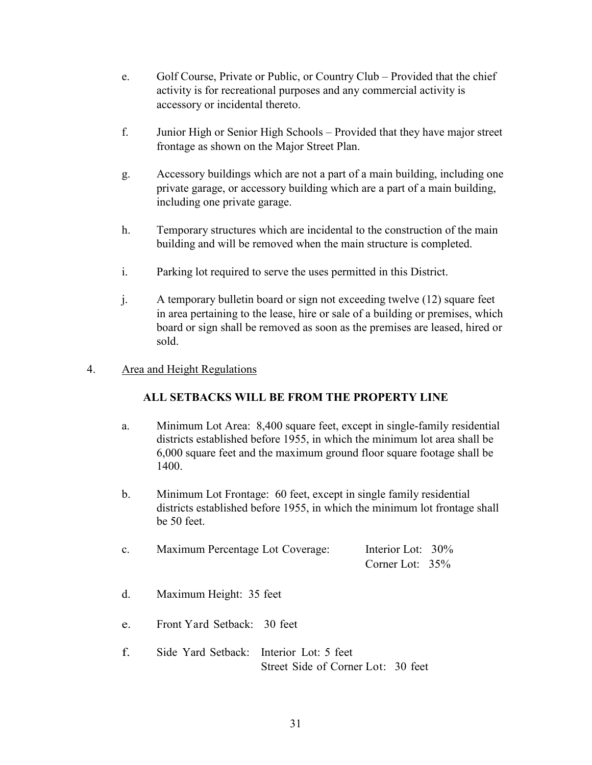e. Golf Course, Private or Public, or Country Club – Provided that the chief activity is for recreational purposes and any commercial activity is accessory or incidental thereto.

f. Junior High or Senior High Schools – Provided that they have major street frontage as shown on the Major Street Plan.

g. Accessory buildings which are not a part of a main building, including one private garage, or accessory building which are a part of a main building, including one private garage.

h. Temporary structures which are incidental to the construction of the main building and will be removed when the main structure is completed.

i. Parking lot required to serve the uses permitted in this District.

j. A temporary bulletin board or sign not exceeding twelve (12) square feet in area pertaining to the lease, hire or sale of a building or premises, which board or sign shall be removed as soon as the premises are leased, hired or sold.

4. Area and Height Regulations

**ALL SETBACKS WILL BE FROM THE PROPERTY LINE**

a. Minimum Lot Area: 8,400 square feet, except in single-family residential districts established before 1955, in which the minimum lot area shall be 6,000 square feet and the maximum ground floor square footage shall be 1400.

b. Minimum Lot Frontage: 60 feet, except in single family residential districts established before 1955, in which the minimum lot frontage shall be 50 feet.

c. Maximum Percentage Lot Coverage: Interior Lot: 30%
Corner Lot: 35%

d. Maximum Height: 35 feet

e. Front Yard Setback: 30 feet

f. Side Yard Setback: Interior Lot: 5 feet
Street Side of Corner Lot: 30 feet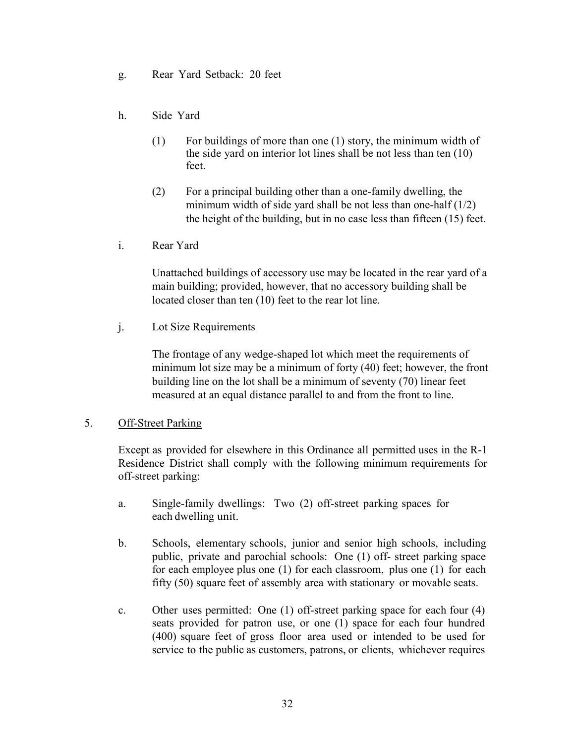g. Rear Yard Setback: 20 feet

h. Side Yard

(1) For buildings of more than one (1) story, the minimum width of the side yard on interior lot lines shall be not less than ten (10) feet.

(2) For a principal building other than a one-family dwelling, the minimum width of side yard shall be not less than one-half (1/2) the height of the building, but in no case less than fifteen (15) feet.

i. Rear Yard

Unattached buildings of accessory use may be located in the rear yard of a main building; provided, however, that no accessory building shall be located closer than ten (10) feet to the rear lot line.

j. Lot Size Requirements

The frontage of any wedge-shaped lot which meet the requirements of minimum lot size may be a minimum of forty (40) feet; however, the front building line on the lot shall be a minimum of seventy (70) linear feet measured at an equal distance parallel to and from the front to line.

5. <u>Off-Street Parking</u>

Except as provided for elsewhere in this Ordinance all permitted uses in the R-1 Residence District shall comply with the following minimum requirements for off-street parking:

a. Single-family dwellings: Two (2) off-street parking spaces for each dwelling unit.

b. Schools, elementary schools, junior and senior high schools, including public, private and parochial schools: One (1) off- street parking space for each employee plus one (1) for each classroom, plus one (1) for each fifty (50) square feet of assembly area with stationary or movable seats.

c. Other uses permitted: One (1) off-street parking space for each four (4) seats provided for patron use, or one (1) space for each four hundred (400) square feet of gross floor area used or intended to be used for service to the public as customers, patrons, or clients, whichever requires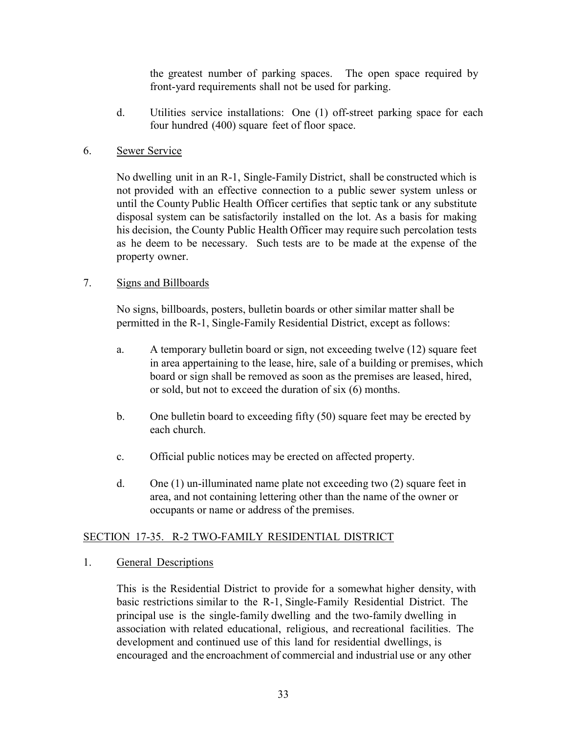the greatest number of parking spaces. The open space required by front-yard requirements shall not be used for parking.

d. Utilities service installations: One (1) off-street parking space for each four hundred (400) square feet of floor space.

6. Sewer Service

No dwelling unit in an R-1, Single-Family District, shall be constructed which is not provided with an effective connection to a public sewer system unless or until the County Public Health Officer certifies that septic tank or any substitute disposal system can be satisfactorily installed on the lot. As a basis for making his decision, the County Public Health Officer may require such percolation tests as he deem to be necessary. Such tests are to be made at the expense of the property owner.

7. Signs and Billboards

No signs, billboards, posters, bulletin boards or other similar matter shall be permitted in the R-1, Single-Family Residential District, except as follows:

a. A temporary bulletin board or sign, not exceeding twelve (12) square feet in area appertaining to the lease, hire, sale of a building or premises, which board or sign shall be removed as soon as the premises are leased, hired, or sold, but not to exceed the duration of six (6) months.

b. One bulletin board to exceeding fifty (50) square feet may be erected by each church.

c. Official public notices may be erected on affected property.

d. One (1) un-illuminated name plate not exceeding two (2) square feet in area, and not containing lettering other than the name of the owner or occupants or name or address of the premises.

## SECTION 17-35. R-2 TWO-FAMILY RESIDENTIAL DISTRICT

1. General Descriptions

This is the Residential District to provide for a somewhat higher density, with basic restrictions similar to the R-1, Single-Family Residential District. The principal use is the single-family dwelling and the two-family dwelling in association with related educational, religious, and recreational facilities. The development and continued use of this land for residential dwellings, is encouraged and the encroachment of commercial and industrial use or any other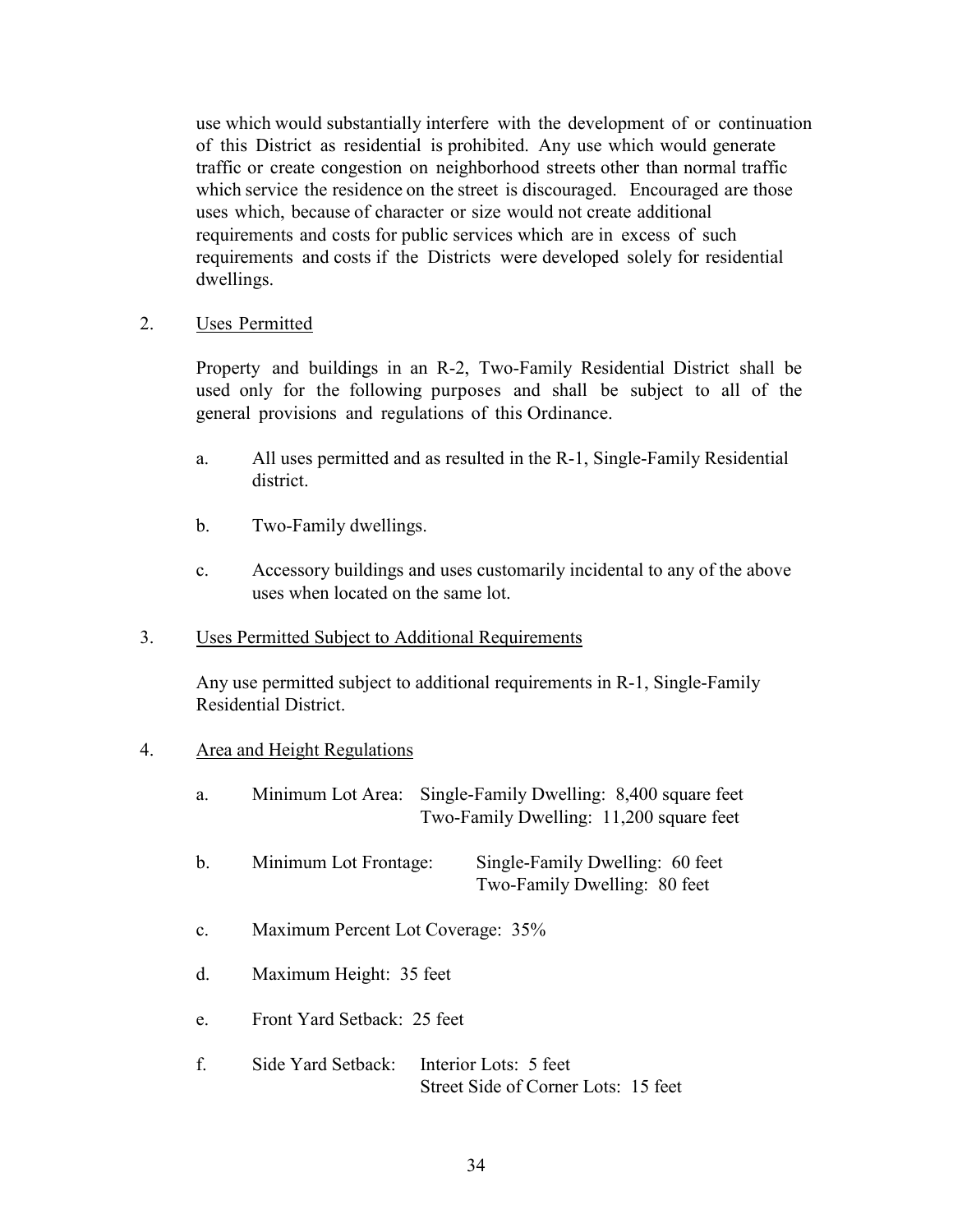use which would substantially interfere with the development of or continuation of this District as residential is prohibited. Any use which would generate traffic or create congestion on neighborhood streets other than normal traffic which service the residence on the street is discouraged. Encouraged are those uses which, because of character or size would not create additional requirements and costs for public services which are in excess of such requirements and costs if the Districts were developed solely for residential dwellings.

2. Uses Permitted

   Property and buildings in an R-2, Two-Family Residential District shall be used only for the following purposes and shall be subject to all of the general provisions and regulations of this Ordinance.

   a. All uses permitted and as resulted in the R-1, Single-Family Residential district.

   b. Two-Family dwellings.

   c. Accessory buildings and uses customarily incidental to any of the above uses when located on the same lot.

3. Uses Permitted Subject to Additional Requirements

   Any use permitted subject to additional requirements in R-1, Single-Family Residential District.

4. Area and Height Regulations

   a. Minimum Lot Area: Single-Family Dwelling: 8,400 square feet
      Two-Family Dwelling: 11,200 square feet

   b. Minimum Lot Frontage: Single-Family Dwelling: 60 feet
      Two-Family Dwelling: 80 feet

   c. Maximum Percent Lot Coverage: 35%

   d. Maximum Height: 35 feet

   e. Front Yard Setback: 25 feet

   f. Side Yard Setback: Interior Lots: 5 feet
      Street Side of Corner Lots: 15 feet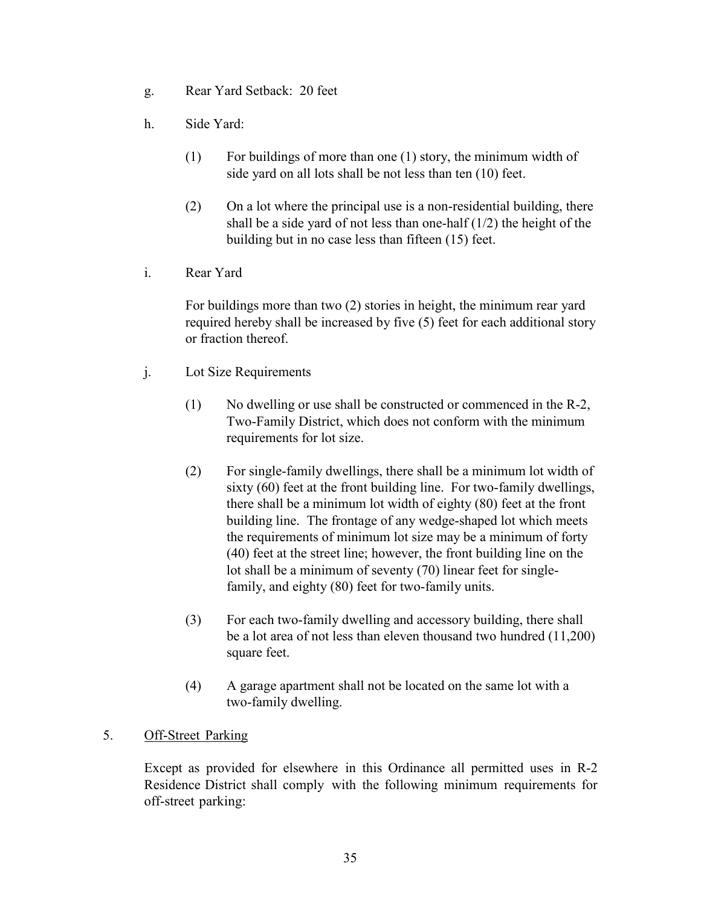g. Rear Yard Setback: 20 feet

h. Side Yard:

   (1) For buildings of more than one (1) story, the minimum width of side yard on all lots shall be not less than ten (10) feet.

   (2) On a lot where the principal use is a non-residential building, there shall be a side yard of not less than one-half (1/2) the height of the building but in no case less than fifteen (15) feet.

i. Rear Yard

   For buildings more than two (2) stories in height, the minimum rear yard required hereby shall be increased by five (5) feet for each additional story or fraction thereof.

j. Lot Size Requirements

   (1) No dwelling or use shall be constructed or commenced in the R-2, Two-Family District, which does not conform with the minimum requirements for lot size.

   (2) For single-family dwellings, there shall be a minimum lot width of sixty (60) feet at the front building line. For two-family dwellings, there shall be a minimum lot width of eighty (80) feet at the front building line. The frontage of any wedge-shaped lot which meets the requirements of minimum lot size may be a minimum of forty (40) feet at the street line; however, the front building line on the lot shall be a minimum of seventy (70) linear feet for single-family, and eighty (80) feet for two-family units.

   (3) For each two-family dwelling and accessory building, there shall be a lot area of not less than eleven thousand two hundred (11,200) square feet.

   (4) A garage apartment shall not be located on the same lot with a two-family dwelling.

5. <u>Off-Street Parking</u>

   Except as provided for elsewhere in this Ordinance all permitted uses in R-2 Residence District shall comply with the following minimum requirements for off-street parking: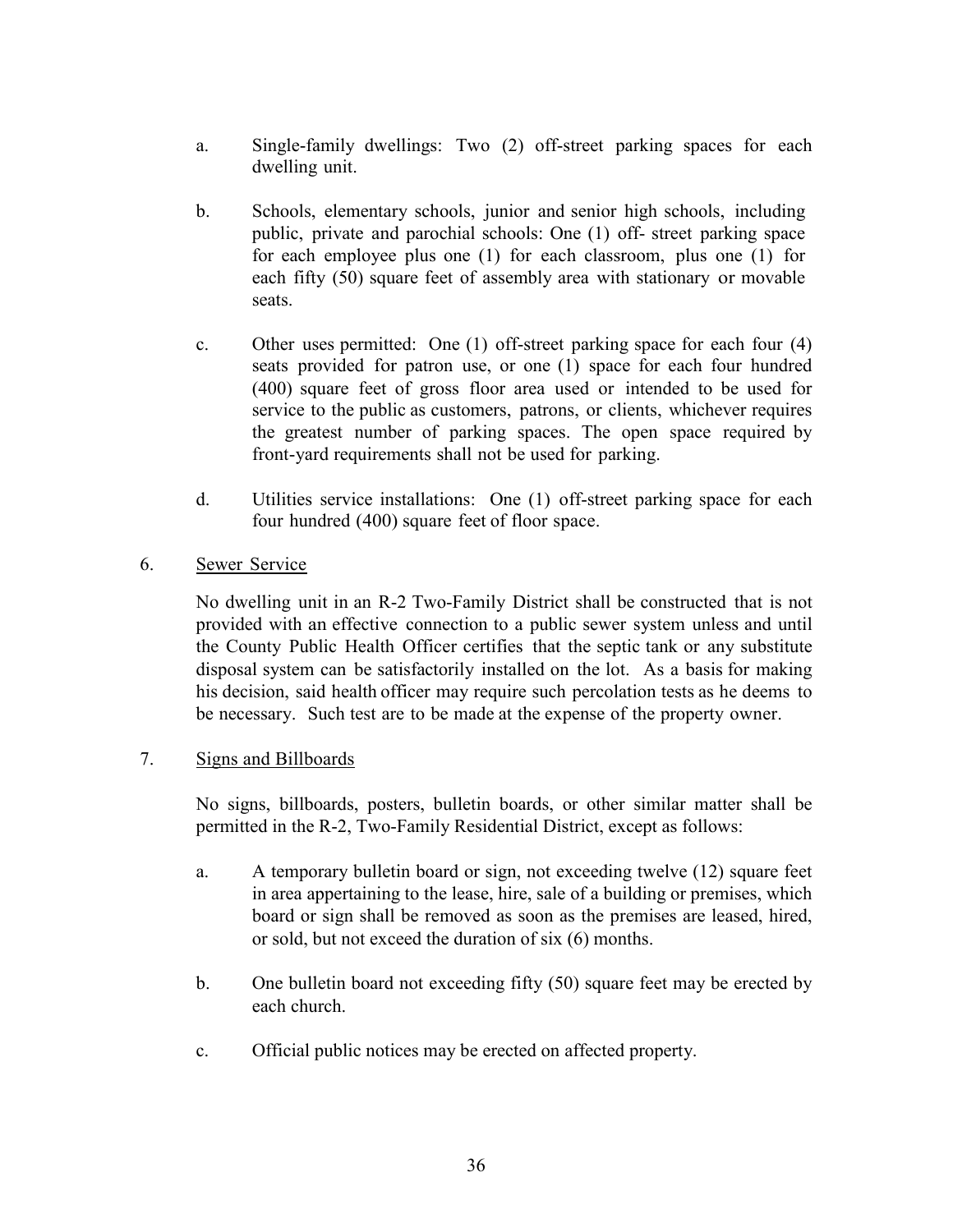a. Single-family dwellings: Two (2) off-street parking spaces for each dwelling unit.

b. Schools, elementary schools, junior and senior high schools, including public, private and parochial schools: One (1) off- street parking space for each employee plus one (1) for each classroom, plus one (1) for each fifty (50) square feet of assembly area with stationary or movable seats.

c. Other uses permitted: One (1) off-street parking space for each four (4) seats provided for patron use, or one (1) space for each four hundred (400) square feet of gross floor area used or intended to be used for service to the public as customers, patrons, or clients, whichever requires the greatest number of parking spaces. The open space required by front-yard requirements shall not be used for parking.

d. Utilities service installations: One (1) off-street parking space for each four hundred (400) square feet of floor space.

6. <u>Sewer Service</u>

No dwelling unit in an R-2 Two-Family District shall be constructed that is not provided with an effective connection to a public sewer system unless and until the County Public Health Officer certifies that the septic tank or any substitute disposal system can be satisfactorily installed on the lot. As a basis for making his decision, said health officer may require such percolation tests as he deems to be necessary. Such test are to be made at the expense of the property owner.

7. <u>Signs and Billboards</u>

No signs, billboards, posters, bulletin boards, or other similar matter shall be permitted in the R-2, Two-Family Residential District, except as follows:

a. A temporary bulletin board or sign, not exceeding twelve (12) square feet in area appertaining to the lease, hire, sale of a building or premises, which board or sign shall be removed as soon as the premises are leased, hired, or sold, but not exceed the duration of six (6) months.

b. One bulletin board not exceeding fifty (50) square feet may be erected by each church.

c. Official public notices may be erected on affected property.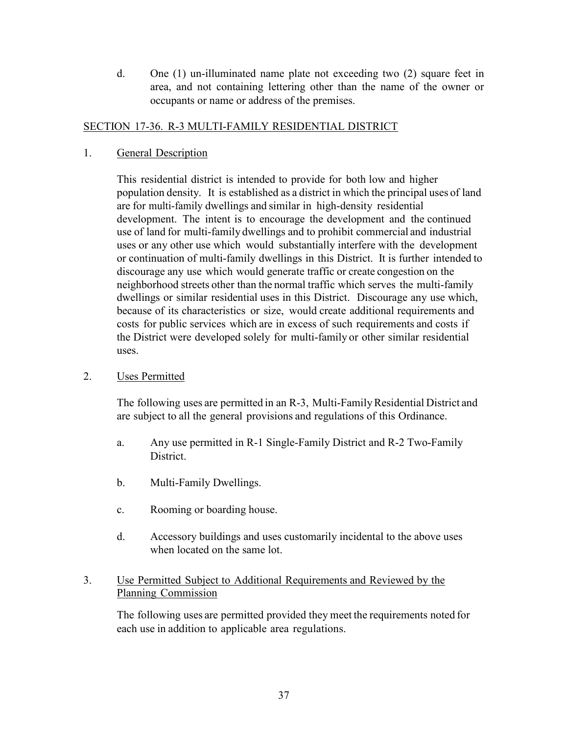d. One (1) un-illuminated name plate not exceeding two (2) square feet in area, and not containing lettering other than the name of the owner or occupants or name or address of the premises.

## SECTION 17-36. R-3 MULTI-FAMILY RESIDENTIAL DISTRICT

1. General Description

This residential district is intended to provide for both low and higher population density. It is established as a district in which the principal uses of land are for multi-family dwellings and similar in high-density residential development. The intent is to encourage the development and the continued use of land for multi-family dwellings and to prohibit commercial and industrial uses or any other use which would substantially interfere with the development or continuation of multi-family dwellings in this District. It is further intended to discourage any use which would generate traffic or create congestion on the neighborhood streets other than the normal traffic which serves the multi-family dwellings or similar residential uses in this District. Discourage any use which, because of its characteristics or size, would create additional requirements and costs for public services which are in excess of such requirements and costs if the District were developed solely for multi-family or other similar residential uses.

2. Uses Permitted

The following uses are permitted in an R-3, Multi-Family Residential District and are subject to all the general provisions and regulations of this Ordinance.

a. Any use permitted in R-1 Single-Family District and R-2 Two-Family District.

b. Multi-Family Dwellings.

c. Rooming or boarding house.

d. Accessory buildings and uses customarily incidental to the above uses when located on the same lot.

3. Use Permitted Subject to Additional Requirements and Reviewed by the Planning Commission

The following uses are permitted provided they meet the requirements noted for each use in addition to applicable area regulations.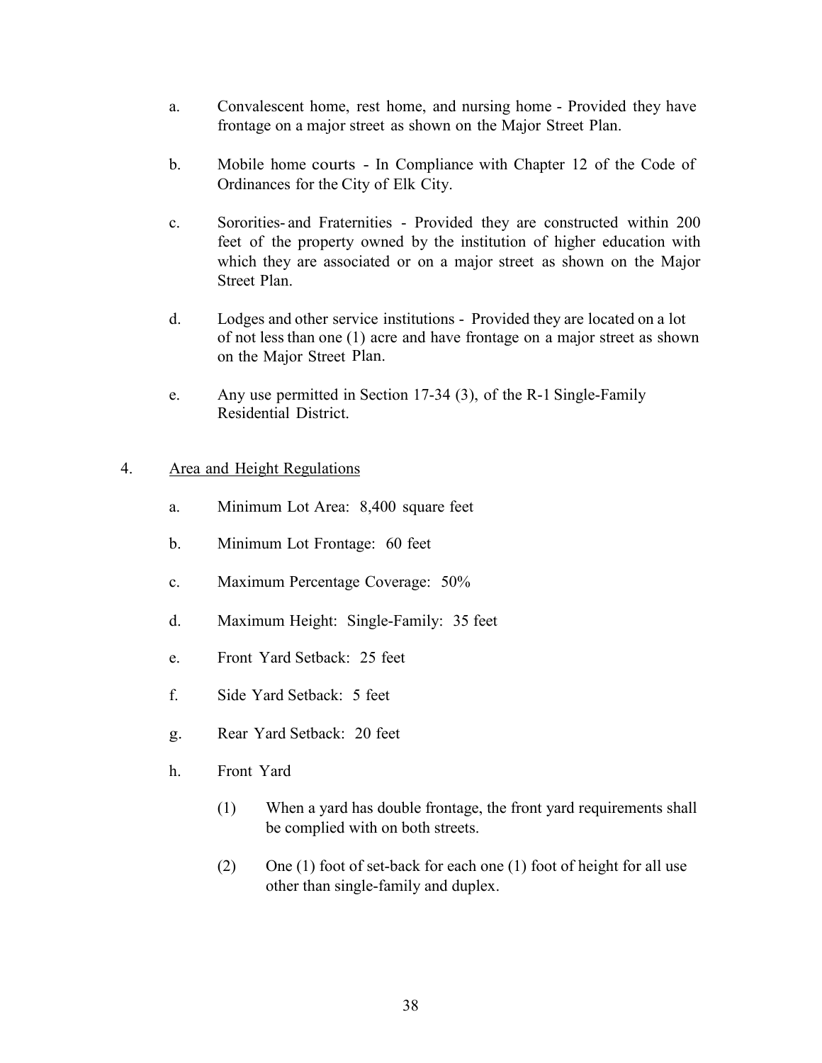a. Convalescent home, rest home, and nursing home - Provided they have frontage on a major street as shown on the Major Street Plan.

b. Mobile home courts - In Compliance with Chapter 12 of the Code of Ordinances for the City of Elk City.

c. Sororities and Fraternities - Provided they are constructed within 200 feet of the property owned by the institution of higher education with which they are associated or on a major street as shown on the Major Street Plan.

d. Lodges and other service institutions - Provided they are located on a lot of not less than one (1) acre and have frontage on a major street as shown on the Major Street Plan.

e. Any use permitted in Section 17-34 (3), of the R-1 Single-Family Residential District.

4. <u>Area and Height Regulations</u>

   a. Minimum Lot Area: 8,400 square feet

   b. Minimum Lot Frontage: 60 feet

   c. Maximum Percentage Coverage: 50%

   d. Maximum Height: Single-Family: 35 feet

   e. Front Yard Setback: 25 feet

   f. Side Yard Setback: 5 feet

   g. Rear Yard Setback: 20 feet

   h. Front Yard

      (1) When a yard has double frontage, the front yard requirements shall be complied with on both streets.

      (2) One (1) foot of set-back for each one (1) foot of height for all use other than single-family and duplex.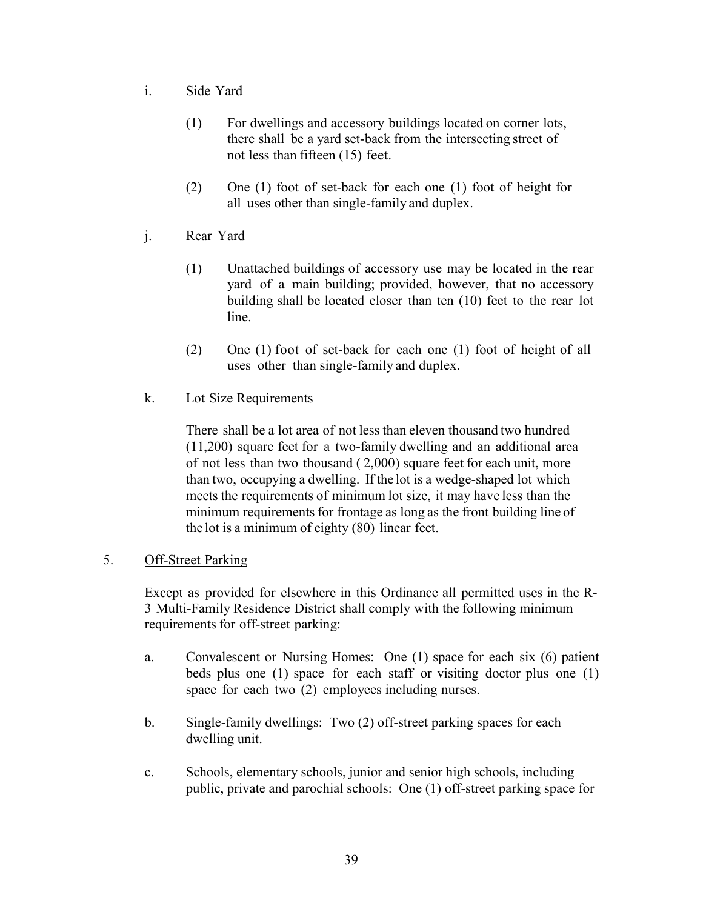i. Side Yard

   (1) For dwellings and accessory buildings located on corner lots, there shall be a yard set-back from the intersecting street of not less than fifteen (15) feet.

   (2) One (1) foot of set-back for each one (1) foot of height for all uses other than single-family and duplex.

j. Rear Yard

   (1) Unattached buildings of accessory use may be located in the rear yard of a main building; provided, however, that no accessory building shall be located closer than ten (10) feet to the rear lot line.

   (2) One (1) foot of set-back for each one (1) foot of height of all uses other than single-family and duplex.

k. Lot Size Requirements

   There shall be a lot area of not less than eleven thousand two hundred (11,200) square feet for a two-family dwelling and an additional area of not less than two thousand ( 2,000) square feet for each unit, more than two, occupying a dwelling. If the lot is a wedge-shaped lot which meets the requirements of minimum lot size, it may have less than the minimum requirements for frontage as long as the front building line of the lot is a minimum of eighty (80) linear feet.

5. Off-Street Parking

   Except as provided for elsewhere in this Ordinance all permitted uses in the R-3 Multi-Family Residence District shall comply with the following minimum requirements for off-street parking:

   a. Convalescent or Nursing Homes: One (1) space for each six (6) patient beds plus one (1) space for each staff or visiting doctor plus one (1) space for each two (2) employees including nurses.

   b. Single-family dwellings: Two (2) off-street parking spaces for each dwelling unit.

   c. Schools, elementary schools, junior and senior high schools, including public, private and parochial schools: One (1) off-street parking space for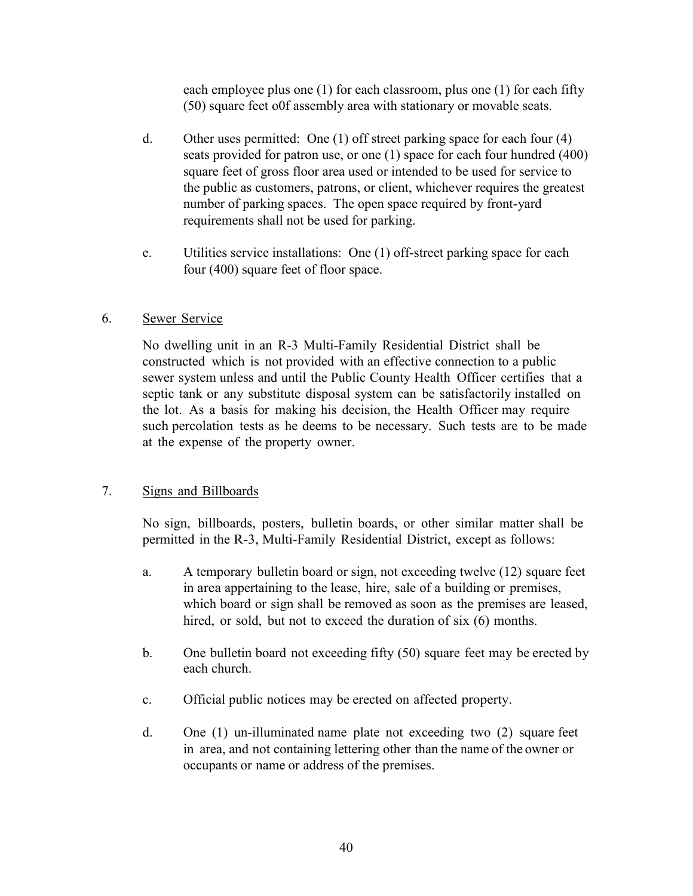each employee plus one (1) for each classroom, plus one (1) for each fifty (50) square feet o0f assembly area with stationary or movable seats.

d. Other uses permitted: One (1) off street parking space for each four (4) seats provided for patron use, or one (1) space for each four hundred (400) square feet of gross floor area used or intended to be used for service to the public as customers, patrons, or client, whichever requires the greatest number of parking spaces. The open space required by front-yard requirements shall not be used for parking.

e. Utilities service installations: One (1) off-street parking space for each four (400) square feet of floor space.

6. <u>Sewer Service</u>

No dwelling unit in an R-3 Multi-Family Residential District shall be constructed which is not provided with an effective connection to a public sewer system unless and until the Public County Health Officer certifies that a septic tank or any substitute disposal system can be satisfactorily installed on the lot. As a basis for making his decision, the Health Officer may require such percolation tests as he deems to be necessary. Such tests are to be made at the expense of the property owner.

7. <u>Signs and Billboards</u>

No sign, billboards, posters, bulletin boards, or other similar matter shall be permitted in the R-3, Multi-Family Residential District, except as follows:

a. A temporary bulletin board or sign, not exceeding twelve (12) square feet in area appertaining to the lease, hire, sale of a building or premises, which board or sign shall be removed as soon as the premises are leased, hired, or sold, but not to exceed the duration of six (6) months.

b. One bulletin board not exceeding fifty (50) square feet may be erected by each church.

c. Official public notices may be erected on affected property.

d. One (1) un-illuminated name plate not exceeding two (2) square feet in area, and not containing lettering other than the name of the owner or occupants or name or address of the premises.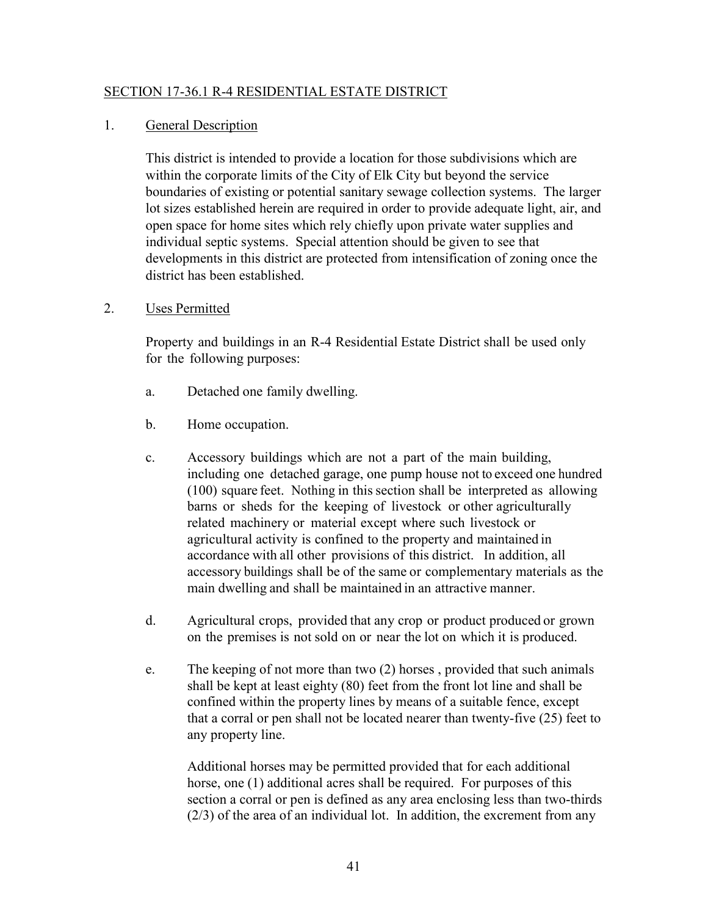## SECTION 17-36.1 R-4 RESIDENTIAL ESTATE DISTRICT

1. General Description

   This district is intended to provide a location for those subdivisions which are within the corporate limits of the City of Elk City but beyond the service boundaries of existing or potential sanitary sewage collection systems. The larger lot sizes established herein are required in order to provide adequate light, air, and open space for home sites which rely chiefly upon private water supplies and individual septic systems. Special attention should be given to see that developments in this district are protected from intensification of zoning once the district has been established.

2. Uses Permitted

   Property and buildings in an R-4 Residential Estate District shall be used only for the following purposes:

   a. Detached one family dwelling.

   b. Home occupation.

   c. Accessory buildings which are not a part of the main building, including one detached garage, one pump house not to exceed one hundred (100) square feet. Nothing in this section shall be interpreted as allowing barns or sheds for the keeping of livestock or other agriculturally related machinery or material except where such livestock or agricultural activity is confined to the property and maintained in accordance with all other provisions of this district. In addition, all accessory buildings shall be of the same or complementary materials as the main dwelling and shall be maintained in an attractive manner.

   d. Agricultural crops, provided that any crop or product produced or grown on the premises is not sold on or near the lot on which it is produced.

   e. The keeping of not more than two (2) horses , provided that such animals shall be kept at least eighty (80) feet from the front lot line and shall be confined within the property lines by means of a suitable fence, except that a corral or pen shall not be located nearer than twenty-five (25) feet to any property line.

      Additional horses may be permitted provided that for each additional horse, one (1) additional acres shall be required. For purposes of this section a corral or pen is defined as any area enclosing less than two-thirds (2/3) of the area of an individual lot. In addition, the excrement from any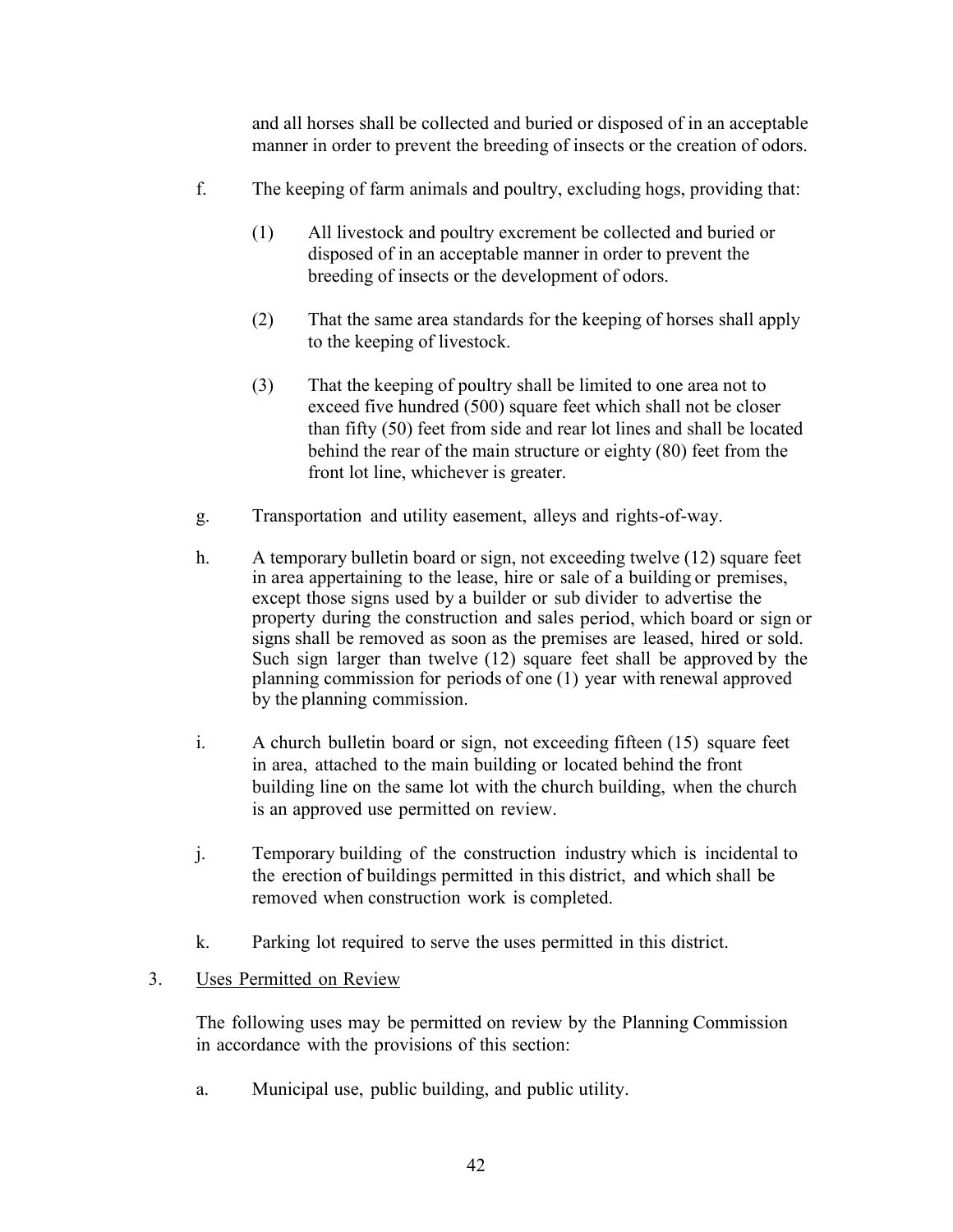and all horses shall be collected and buried or disposed of in an acceptable manner in order to prevent the breeding of insects or the creation of odors.

f. The keeping of farm animals and poultry, excluding hogs, providing that:

   (1) All livestock and poultry excrement be collected and buried or disposed of in an acceptable manner in order to prevent the breeding of insects or the development of odors.

   (2) That the same area standards for the keeping of horses shall apply to the keeping of livestock.

   (3) That the keeping of poultry shall be limited to one area not to exceed five hundred (500) square feet which shall not be closer than fifty (50) feet from side and rear lot lines and shall be located behind the rear of the main structure or eighty (80) feet from the front lot line, whichever is greater.

g. Transportation and utility easement, alleys and rights-of-way.

h. A temporary bulletin board or sign, not exceeding twelve (12) square feet in area appertaining to the lease, hire or sale of a building or premises, except those signs used by a builder or sub divider to advertise the property during the construction and sales period, which board or sign or signs shall be removed as soon as the premises are leased, hired or sold. Such sign larger than twelve (12) square feet shall be approved by the planning commission for periods of one (1) year with renewal approved by the planning commission.

i. A church bulletin board or sign, not exceeding fifteen (15) square feet in area, attached to the main building or located behind the front building line on the same lot with the church building, when the church is an approved use permitted on review.

j. Temporary building of the construction industry which is incidental to the erection of buildings permitted in this district, and which shall be removed when construction work is completed.

k. Parking lot required to serve the uses permitted in this district.

3. <u>Uses Permitted on Review</u>

   The following uses may be permitted on review by the Planning Commission in accordance with the provisions of this section:

   a. Municipal use, public building, and public utility.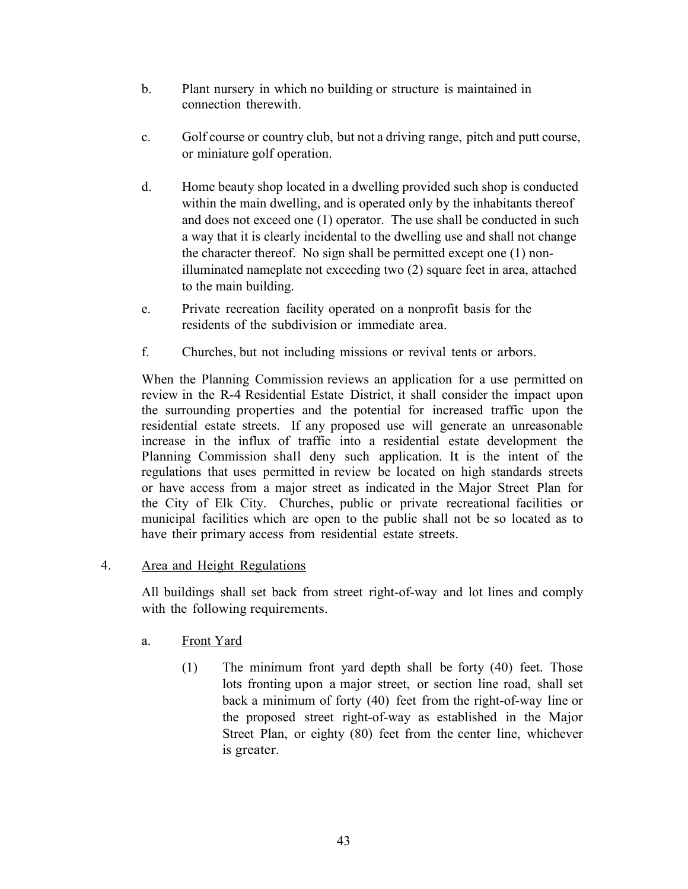b. Plant nursery in which no building or structure is maintained in connection therewith.

c. Golf course or country club, but not a driving range, pitch and putt course, or miniature golf operation.

d. Home beauty shop located in a dwelling provided such shop is conducted within the main dwelling, and is operated only by the inhabitants thereof and does not exceed one (1) operator. The use shall be conducted in such a way that it is clearly incidental to the dwelling use and shall not change the character thereof. No sign shall be permitted except one (1) non-illuminated nameplate not exceeding two (2) square feet in area, attached to the main building.

e. Private recreation facility operated on a nonprofit basis for the residents of the subdivision or immediate area.

f. Churches, but not including missions or revival tents or arbors.

When the Planning Commission reviews an application for a use permitted on review in the R-4 Residential Estate District, it shall consider the impact upon the surrounding properties and the potential for increased traffic upon the residential estate streets. If any proposed use will generate an unreasonable increase in the influx of traffic into a residential estate development the Planning Commission shall deny such application. It is the intent of the regulations that uses permitted in review be located on high standards streets or have access from a major street as indicated in the Major Street Plan for the City of Elk City. Churches, public or private recreational facilities or municipal facilities which are open to the public shall not be so located as to have their primary access from residential estate streets.

4. <u>Area and Height Regulations</u>

All buildings shall set back from street right-of-way and lot lines and comply with the following requirements.

a. <u>Front Yard</u>

(1) The minimum front yard depth shall be forty (40) feet. Those lots fronting upon a major street, or section line road, shall set back a minimum of forty (40) feet from the right-of-way line or the proposed street right-of-way as established in the Major Street Plan, or eighty (80) feet from the center line, whichever is greater.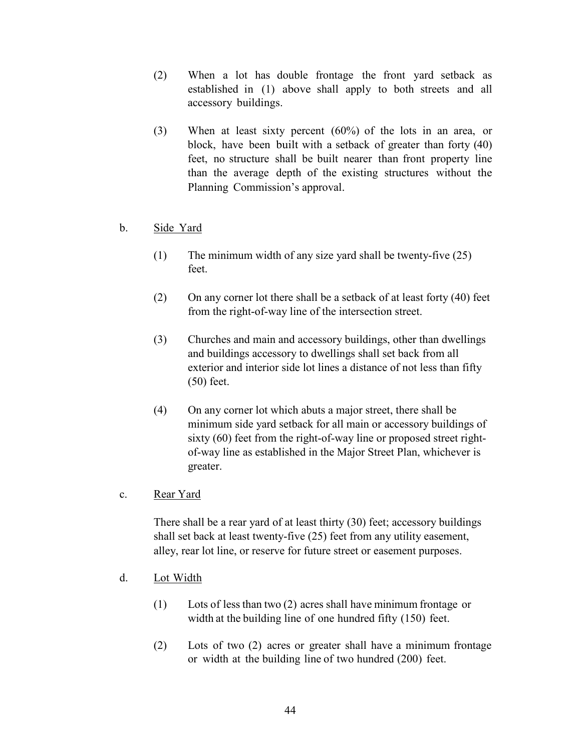(2) When a lot has double frontage the front yard setback as established in (1) above shall apply to both streets and all accessory buildings.

(3) When at least sixty percent (60%) of the lots in an area, or block, have been built with a setback of greater than forty (40) feet, no structure shall be built nearer than front property line than the average depth of the existing structures without the Planning Commission's approval.

b. <u>Side Yard</u>

(1) The minimum width of any size yard shall be twenty-five (25) feet.

(2) On any corner lot there shall be a setback of at least forty (40) feet from the right-of-way line of the intersection street.

(3) Churches and main and accessory buildings, other than dwellings and buildings accessory to dwellings shall set back from all exterior and interior side lot lines a distance of not less than fifty (50) feet.

(4) On any corner lot which abuts a major street, there shall be minimum side yard setback for all main or accessory buildings of sixty (60) feet from the right-of-way line or proposed street right-of-way line as established in the Major Street Plan, whichever is greater.

c. <u>Rear Yard</u>

There shall be a rear yard of at least thirty (30) feet; accessory buildings shall set back at least twenty-five (25) feet from any utility easement, alley, rear lot line, or reserve for future street or easement purposes.

d. <u>Lot Width</u>

(1) Lots of less than two (2) acres shall have minimum frontage or width at the building line of one hundred fifty (150) feet.

(2) Lots of two (2) acres or greater shall have a minimum frontage or width at the building line of two hundred (200) feet.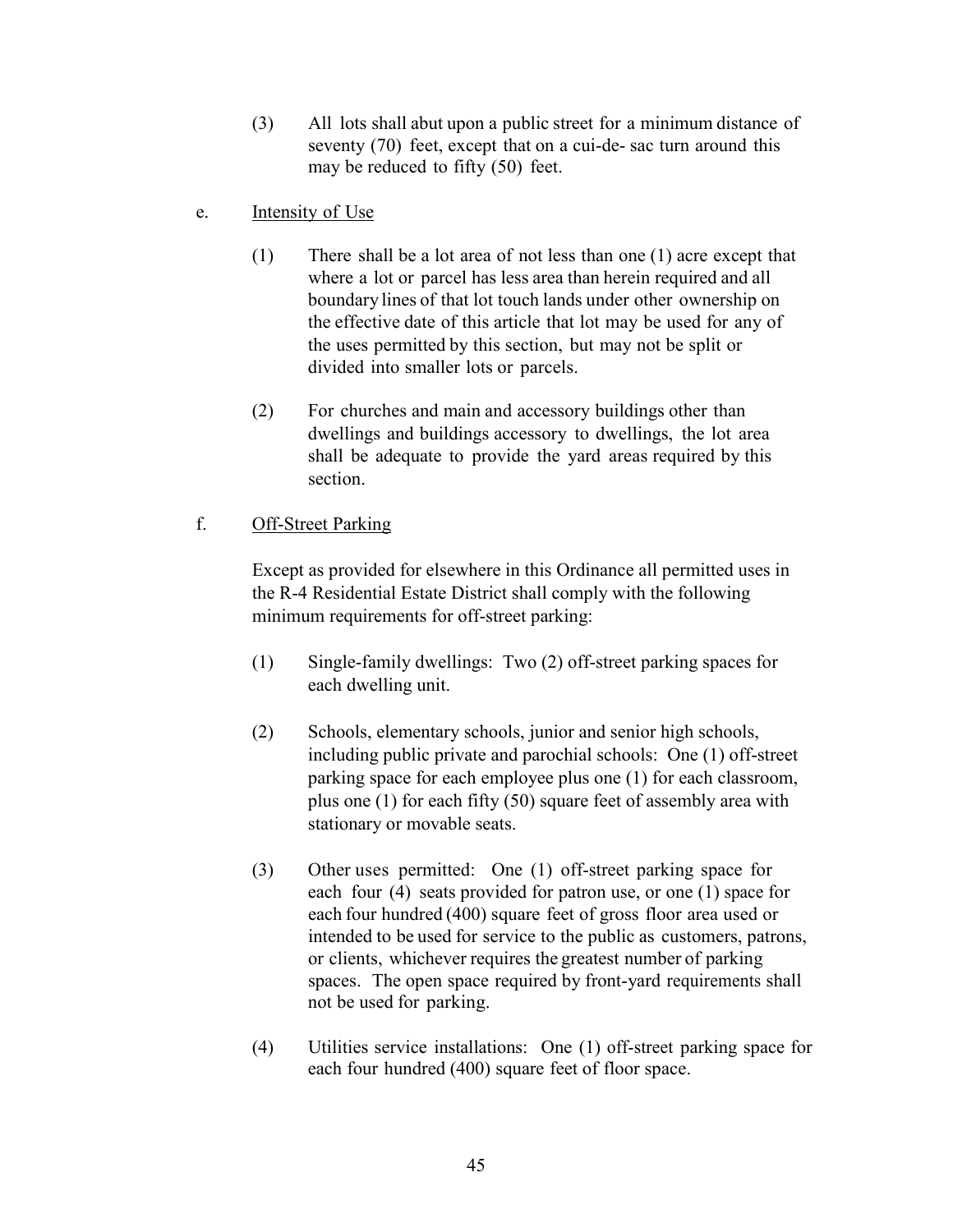(3) All lots shall abut upon a public street for a minimum distance of seventy (70) feet, except that on a cui-de- sac turn around this may be reduced to fifty (50) feet.

e. <u>Intensity of Use</u>

(1) There shall be a lot area of not less than one (1) acre except that where a lot or parcel has less area than herein required and all boundary lines of that lot touch lands under other ownership on the effective date of this article that lot may be used for any of the uses permitted by this section, but may not be split or divided into smaller lots or parcels.

(2) For churches and main and accessory buildings other than dwellings and buildings accessory to dwellings, the lot area shall be adequate to provide the yard areas required by this section.

f. <u>Off-Street Parking</u>

Except as provided for elsewhere in this Ordinance all permitted uses in the R-4 Residential Estate District shall comply with the following minimum requirements for off-street parking:

(1) Single-family dwellings: Two (2) off-street parking spaces for each dwelling unit.

(2) Schools, elementary schools, junior and senior high schools, including public private and parochial schools: One (1) off-street parking space for each employee plus one (1) for each classroom, plus one (1) for each fifty (50) square feet of assembly area with stationary or movable seats.

(3) Other uses permitted: One (1) off-street parking space for each four (4) seats provided for patron use, or one (1) space for each four hundred (400) square feet of gross floor area used or intended to be used for service to the public as customers, patrons, or clients, whichever requires the greatest number of parking spaces. The open space required by front-yard requirements shall not be used for parking.

(4) Utilities service installations: One (1) off-street parking space for each four hundred (400) square feet of floor space.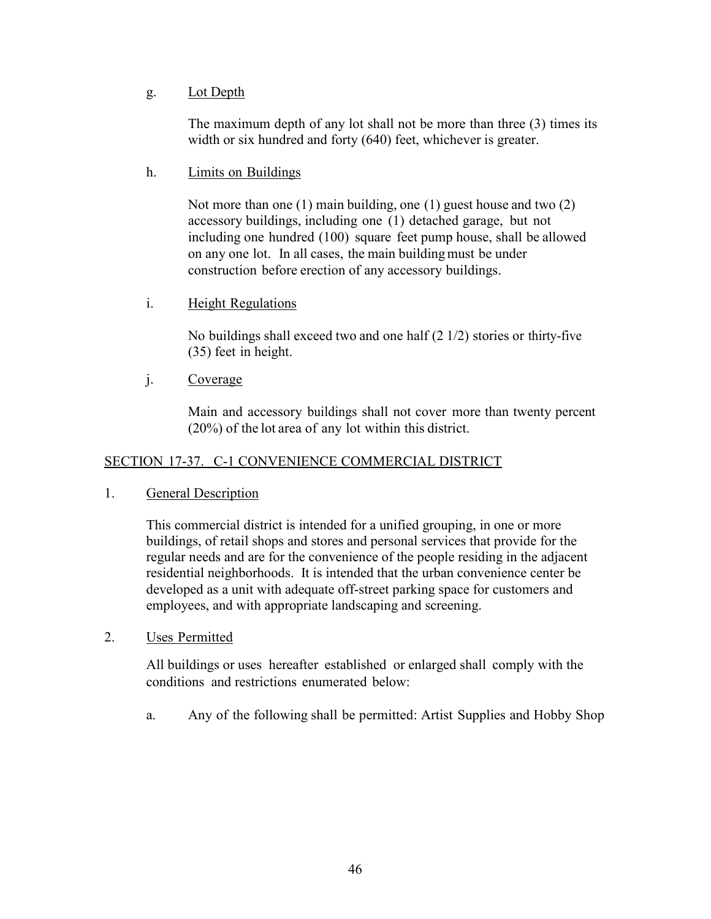g. Lot Depth

The maximum depth of any lot shall not be more than three (3) times its width or six hundred and forty (640) feet, whichever is greater.

h. Limits on Buildings

Not more than one (1) main building, one (1) guest house and two (2) accessory buildings, including one (1) detached garage, but not including one hundred (100) square feet pump house, shall be allowed on any one lot. In all cases, the main building must be under construction before erection of any accessory buildings.

i. Height Regulations

No buildings shall exceed two and one half (2 1/2) stories or thirty-five (35) feet in height.

j. Coverage

Main and accessory buildings shall not cover more than twenty percent (20%) of the lot area of any lot within this district.

## SECTION 17-37. C-1 CONVENIENCE COMMERCIAL DISTRICT

1. General Description

This commercial district is intended for a unified grouping, in one or more buildings, of retail shops and stores and personal services that provide for the regular needs and are for the convenience of the people residing in the adjacent residential neighborhoods. It is intended that the urban convenience center be developed as a unit with adequate off-street parking space for customers and employees, and with appropriate landscaping and screening.

2. Uses Permitted

All buildings or uses hereafter established or enlarged shall comply with the conditions and restrictions enumerated below:

a. Any of the following shall be permitted: Artist Supplies and Hobby Shop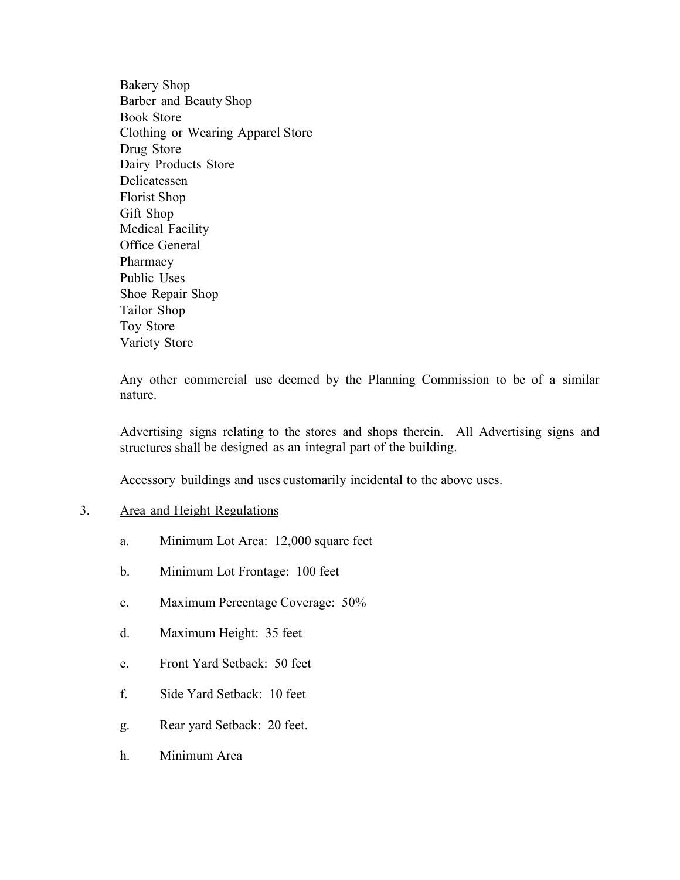Bakery Shop
Barber and Beauty Shop
Book Store
Clothing or Wearing Apparel Store
Drug Store
Dairy Products Store
Delicatessen
Florist Shop
Gift Shop
Medical Facility
Office General
Pharmacy
Public Uses
Shoe Repair Shop
Tailor Shop
Toy Store
Variety Store

Any other commercial use deemed by the Planning Commission to be of a similar nature.

Advertising signs relating to the stores and shops therein. All Advertising signs and structures shall be designed as an integral part of the building.

Accessory buildings and uses customarily incidental to the above uses.

3. Area and Height Regulations

a. Minimum Lot Area: 12,000 square feet

b. Minimum Lot Frontage: 100 feet

c. Maximum Percentage Coverage: 50%

d. Maximum Height: 35 feet

e. Front Yard Setback: 50 feet

f. Side Yard Setback: 10 feet

g. Rear yard Setback: 20 feet.

h. Minimum Area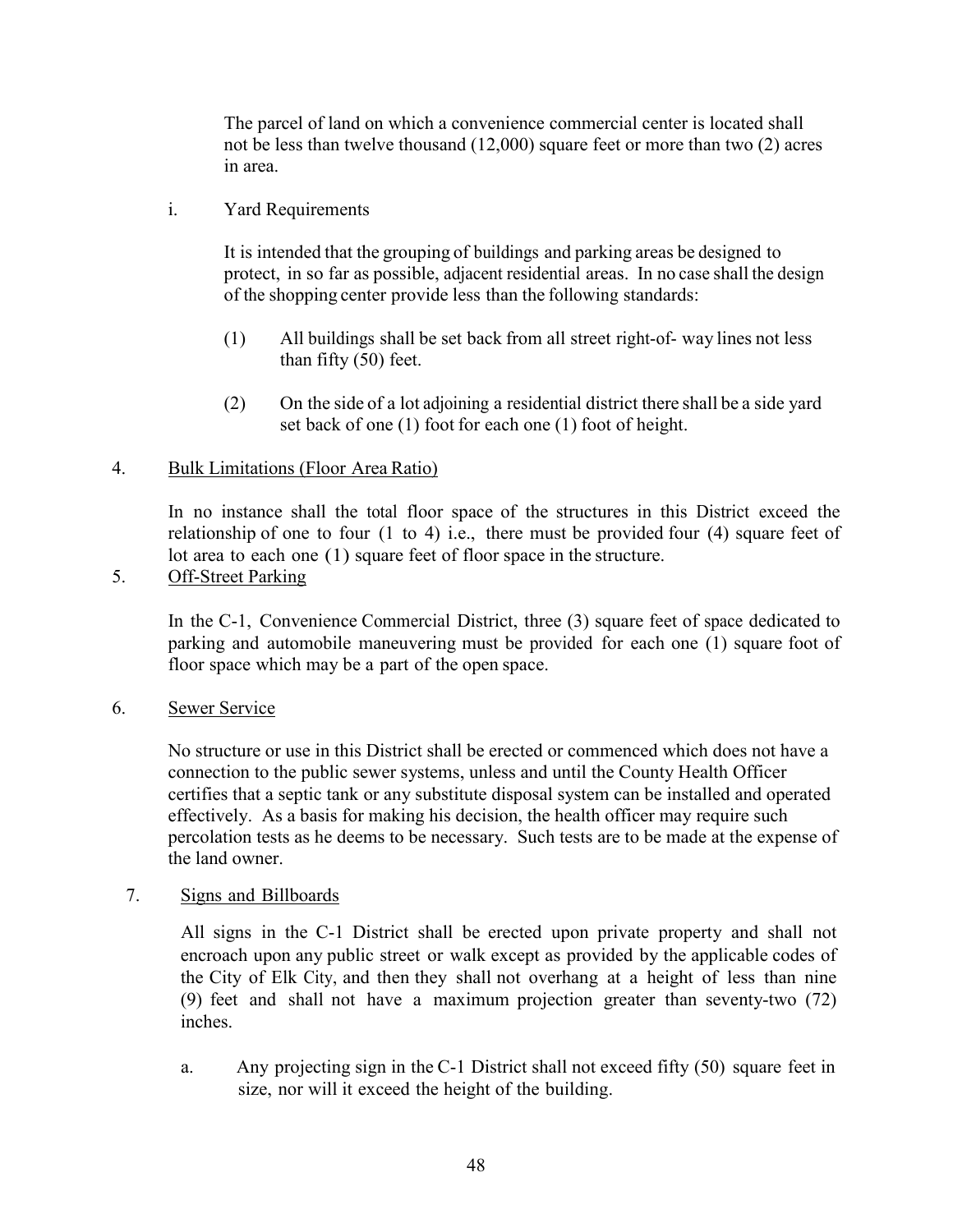The parcel of land on which a convenience commercial center is located shall not be less than twelve thousand (12,000) square feet or more than two (2) acres in area.

i. Yard Requirements

It is intended that the grouping of buildings and parking areas be designed to protect, in so far as possible, adjacent residential areas. In no case shall the design of the shopping center provide less than the following standards:

(1) All buildings shall be set back from all street right-of- way lines not less than fifty (50) feet.

(2) On the side of a lot adjoining a residential district there shall be a side yard set back of one (1) foot for each one (1) foot of height.

4. Bulk Limitations (Floor Area Ratio)

In no instance shall the total floor space of the structures in this District exceed the relationship of one to four (1 to 4) i.e., there must be provided four (4) square feet of lot area to each one (1) square feet of floor space in the structure.

5. Off-Street Parking

In the C-1, Convenience Commercial District, three (3) square feet of space dedicated to parking and automobile maneuvering must be provided for each one (1) square foot of floor space which may be a part of the open space.

6. Sewer Service

No structure or use in this District shall be erected or commenced which does not have a connection to the public sewer systems, unless and until the County Health Officer certifies that a septic tank or any substitute disposal system can be installed and operated effectively. As a basis for making his decision, the health officer may require such percolation tests as he deems to be necessary. Such tests are to be made at the expense of the land owner.

7. Signs and Billboards

All signs in the C-1 District shall be erected upon private property and shall not encroach upon any public street or walk except as provided by the applicable codes of the City of Elk City, and then they shall not overhang at a height of less than nine (9) feet and shall not have a maximum projection greater than seventy-two (72) inches.

a. Any projecting sign in the C-1 District shall not exceed fifty (50) square feet in size, nor will it exceed the height of the building.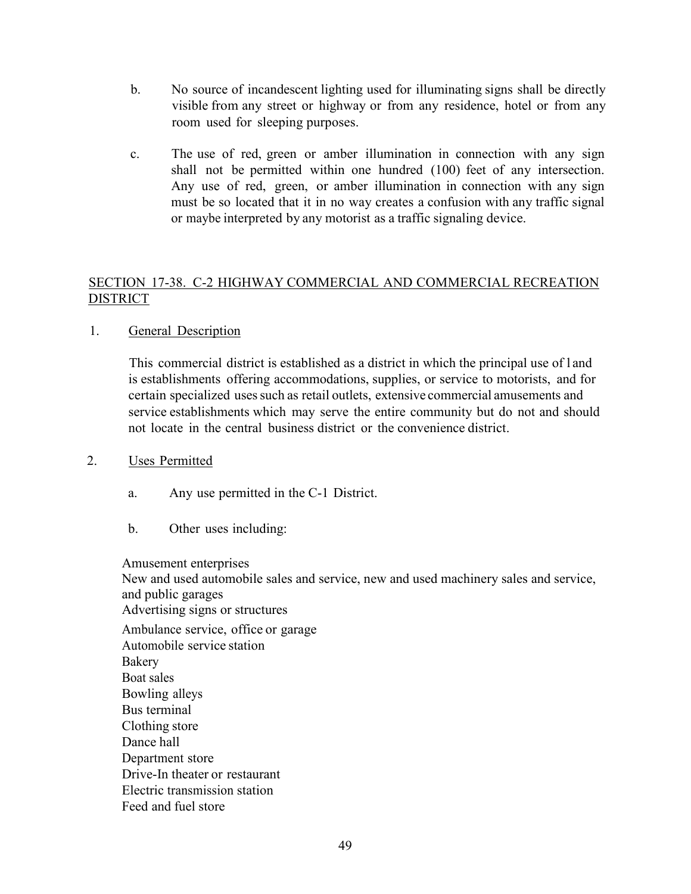b. No source of incandescent lighting used for illuminating signs shall be directly visible from any street or highway or from any residence, hotel or from any room used for sleeping purposes.

c. The use of red, green or amber illumination in connection with any sign shall not be permitted within one hundred (100) feet of any intersection. Any use of red, green, or amber illumination in connection with any sign must be so located that it in no way creates a confusion with any traffic signal or maybe interpreted by any motorist as a traffic signaling device.

## SECTION 17-38. C-2 HIGHWAY COMMERCIAL AND COMMERCIAL RECREATION DISTRICT

1. General Description

   This commercial district is established as a district in which the principal use of land is establishments offering accommodations, supplies, or service to motorists, and for certain specialized uses such as retail outlets, extensive commercial amusements and service establishments which may serve the entire community but do not and should not locate in the central business district or the convenience district.

2. Uses Permitted

   a. Any use permitted in the C-1 District.

   b. Other uses including:

   Amusement enterprises
   New and used automobile sales and service, new and used machinery sales and service, and public garages
   Advertising signs or structures
   Ambulance service, office or garage
   Automobile service station
   Bakery
   Boat sales
   Bowling alleys
   Bus terminal
   Clothing store
   Dance hall
   Department store
   Drive-In theater or restaurant
   Electric transmission station
   Feed and fuel store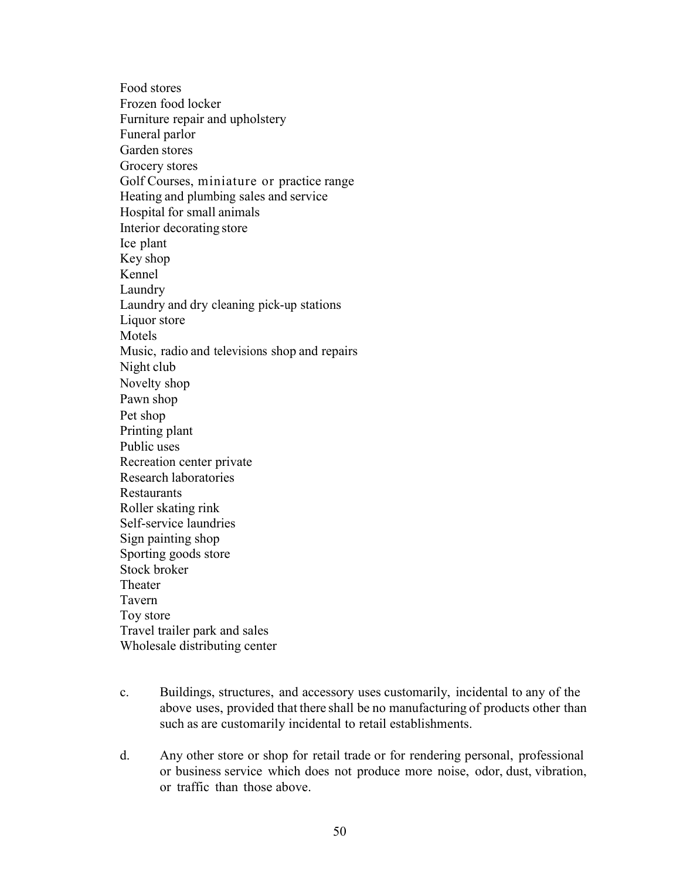Food stores
Frozen food locker
Furniture repair and upholstery
Funeral parlor
Garden stores
Grocery stores
Golf Courses, miniature or practice range
Heating and plumbing sales and service
Hospital for small animals
Interior decorating store
Ice plant
Key shop
Kennel
Laundry
Laundry and dry cleaning pick-up stations
Liquor store
Motels
Music, radio and televisions shop and repairs
Night club
Novelty shop
Pawn shop
Pet shop
Printing plant
Public uses
Recreation center private
Research laboratories
Restaurants
Roller skating rink
Self-service laundries
Sign painting shop
Sporting goods store
Stock broker
Theater
Tavern
Toy store
Travel trailer park and sales
Wholesale distributing center

c. Buildings, structures, and accessory uses customarily, incidental to any of the above uses, provided that there shall be no manufacturing of products other than such as are customarily incidental to retail establishments.

d. Any other store or shop for retail trade or for rendering personal, professional or business service which does not produce more noise, odor, dust, vibration, or traffic than those above.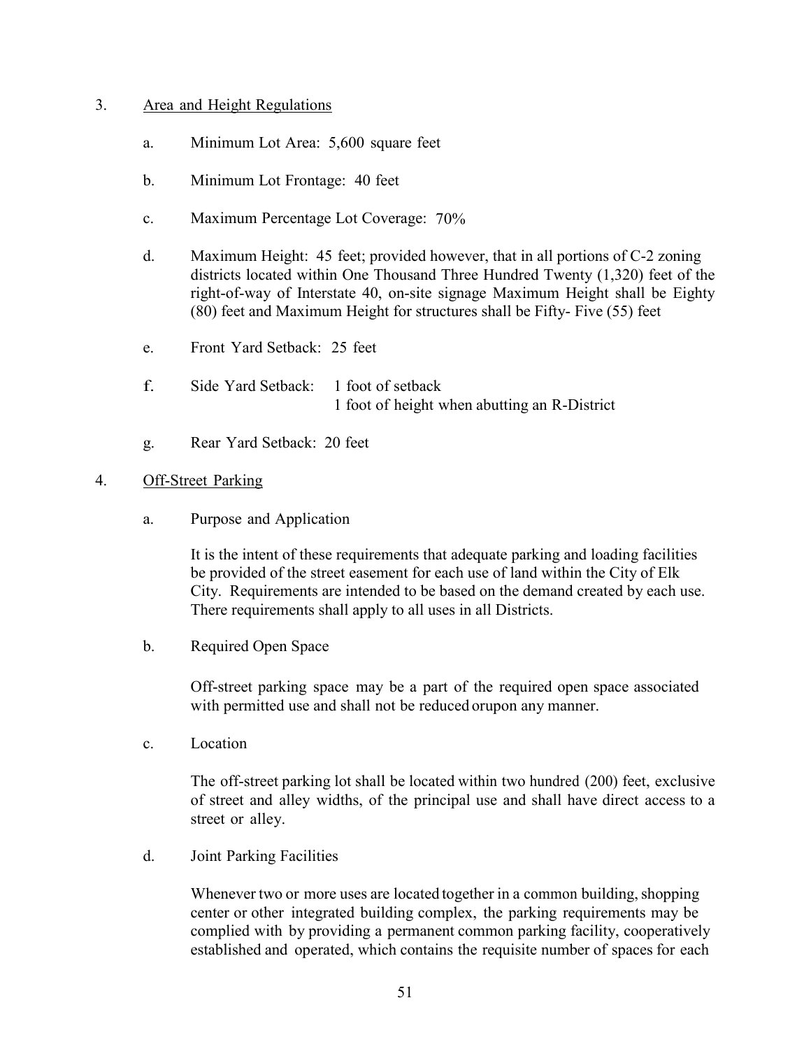3. Area and Height Regulations

   a. Minimum Lot Area: 5,600 square feet

   b. Minimum Lot Frontage: 40 feet

   c. Maximum Percentage Lot Coverage: 70%

   d. Maximum Height: 45 feet; provided however, that in all portions of C-2 zoning districts located within One Thousand Three Hundred Twenty (1,320) feet of the right-of-way of Interstate 40, on-site signage Maximum Height shall be Eighty (80) feet and Maximum Height for structures shall be Fifty- Five (55) feet

   e. Front Yard Setback: 25 feet

   f. Side Yard Setback: 1 foot of setback
      1 foot of height when abutting an R-District

   g. Rear Yard Setback: 20 feet

4. Off-Street Parking

   a. Purpose and Application

      It is the intent of these requirements that adequate parking and loading facilities be provided of the street easement for each use of land within the City of Elk City. Requirements are intended to be based on the demand created by each use. There requirements shall apply to all uses in all Districts.

   b. Required Open Space

      Off-street parking space may be a part of the required open space associated with permitted use and shall not be reduced orupon any manner.

   c. Location

      The off-street parking lot shall be located within two hundred (200) feet, exclusive of street and alley widths, of the principal use and shall have direct access to a street or alley.

   d. Joint Parking Facilities

      Whenever two or more uses are located together in a common building, shopping center or other integrated building complex, the parking requirements may be complied with by providing a permanent common parking facility, cooperatively established and operated, which contains the requisite number of spaces for each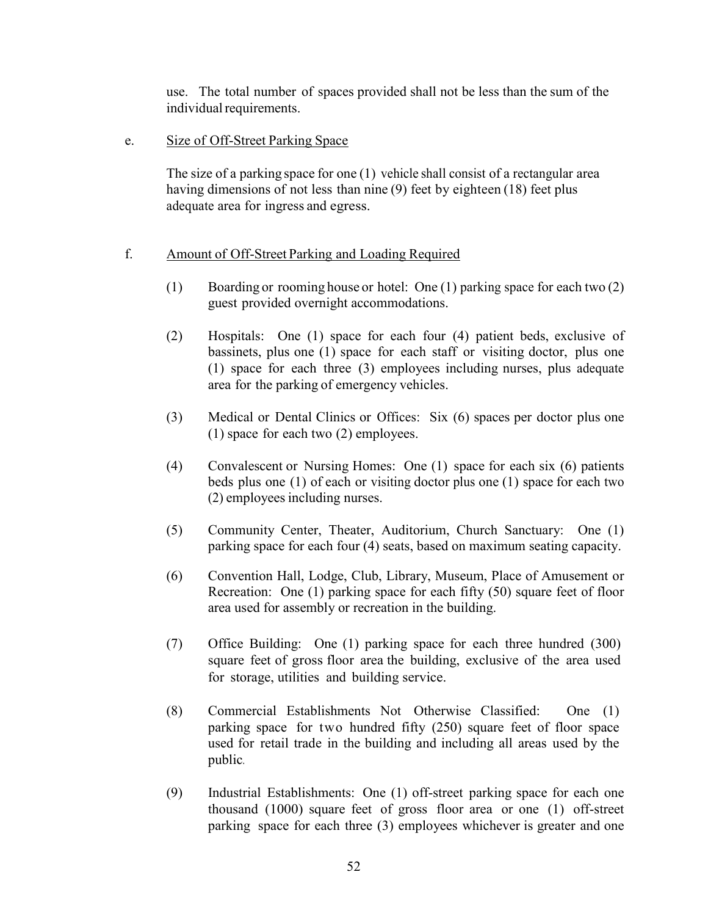use. The total number of spaces provided shall not be less than the sum of the individual requirements.

e. Size of Off-Street Parking Space

The size of a parking space for one (1) vehicle shall consist of a rectangular area having dimensions of not less than nine (9) feet by eighteen (18) feet plus adequate area for ingress and egress.

f. Amount of Off-Street Parking and Loading Required

(1) Boarding or rooming house or hotel: One (1) parking space for each two (2) guest provided overnight accommodations.

(2) Hospitals: One (1) space for each four (4) patient beds, exclusive of bassinets, plus one (1) space for each staff or visiting doctor, plus one (1) space for each three (3) employees including nurses, plus adequate area for the parking of emergency vehicles.

(3) Medical or Dental Clinics or Offices: Six (6) spaces per doctor plus one (1) space for each two (2) employees.

(4) Convalescent or Nursing Homes: One (1) space for each six (6) patients beds plus one (1) of each or visiting doctor plus one (1) space for each two (2) employees including nurses.

(5) Community Center, Theater, Auditorium, Church Sanctuary: One (1) parking space for each four (4) seats, based on maximum seating capacity.

(6) Convention Hall, Lodge, Club, Library, Museum, Place of Amusement or Recreation: One (1) parking space for each fifty (50) square feet of floor area used for assembly or recreation in the building.

(7) Office Building: One (1) parking space for each three hundred (300) square feet of gross floor area the building, exclusive of the area used for storage, utilities and building service.

(8) Commercial Establishments Not Otherwise Classified: One (1) parking space for two hundred fifty (250) square feet of floor space used for retail trade in the building and including all areas used by the public.

(9) Industrial Establishments: One (1) off-street parking space for each one thousand (1000) square feet of gross floor area or one (1) off-street parking space for each three (3) employees whichever is greater and one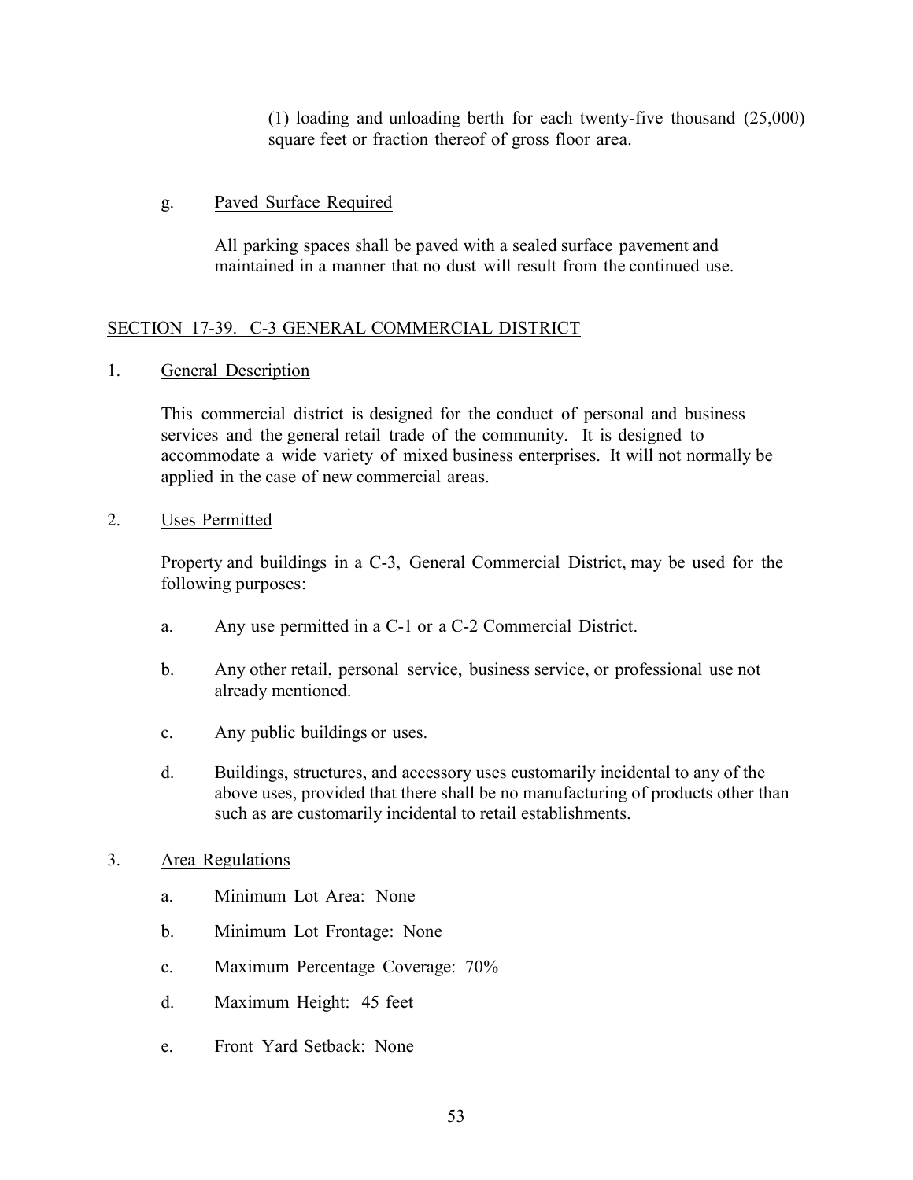(1) loading and unloading berth for each twenty-five thousand (25,000) square feet or fraction thereof of gross floor area.

g. Paved Surface Required

All parking spaces shall be paved with a sealed surface pavement and maintained in a manner that no dust will result from the continued use.

## SECTION 17-39. C-3 GENERAL COMMERCIAL DISTRICT

1. General Description

This commercial district is designed for the conduct of personal and business services and the general retail trade of the community. It is designed to accommodate a wide variety of mixed business enterprises. It will not normally be applied in the case of new commercial areas.

2. Uses Permitted

Property and buildings in a C-3, General Commercial District, may be used for the following purposes:

a. Any use permitted in a C-1 or a C-2 Commercial District.

b. Any other retail, personal service, business service, or professional use not already mentioned.

c. Any public buildings or uses.

d. Buildings, structures, and accessory uses customarily incidental to any of the above uses, provided that there shall be no manufacturing of products other than such as are customarily incidental to retail establishments.

3. Area Regulations

a. Minimum Lot Area: None

b. Minimum Lot Frontage: None

c. Maximum Percentage Coverage: 70%

d. Maximum Height: 45 feet

e. Front Yard Setback: None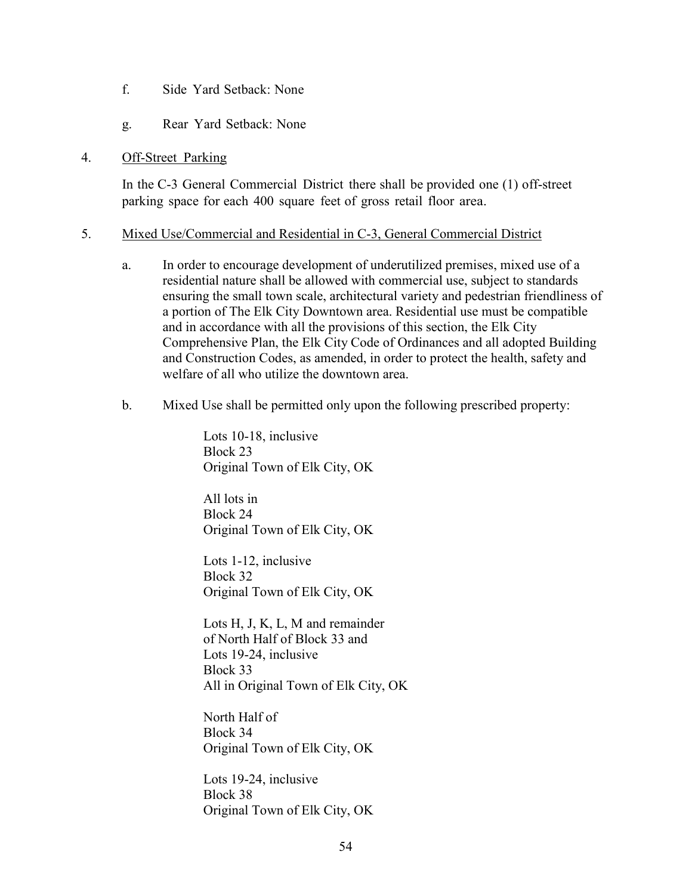f. Side Yard Setback: None

g. Rear Yard Setback: None

4. Off-Street Parking

   In the C-3 General Commercial District there shall be provided one (1) off-street parking space for each 400 square feet of gross retail floor area.

5. Mixed Use/Commercial and Residential in C-3, General Commercial District

   a. In order to encourage development of underutilized premises, mixed use of a residential nature shall be allowed with commercial use, subject to standards ensuring the small town scale, architectural variety and pedestrian friendliness of a portion of The Elk City Downtown area. Residential use must be compatible and in accordance with all the provisions of this section, the Elk City Comprehensive Plan, the Elk City Code of Ordinances and all adopted Building and Construction Codes, as amended, in order to protect the health, safety and welfare of all who utilize the downtown area.

   b. Mixed Use shall be permitted only upon the following prescribed property:

      Lots 10-18, inclusive
      Block 23
      Original Town of Elk City, OK

      All lots in
      Block 24
      Original Town of Elk City, OK

      Lots 1-12, inclusive
      Block 32
      Original Town of Elk City, OK

      Lots H, J, K, L, M and remainder
      of North Half of Block 33 and
      Lots 19-24, inclusive
      Block 33
      All in Original Town of Elk City, OK

      North Half of
      Block 34
      Original Town of Elk City, OK

      Lots 19-24, inclusive
      Block 38
      Original Town of Elk City, OK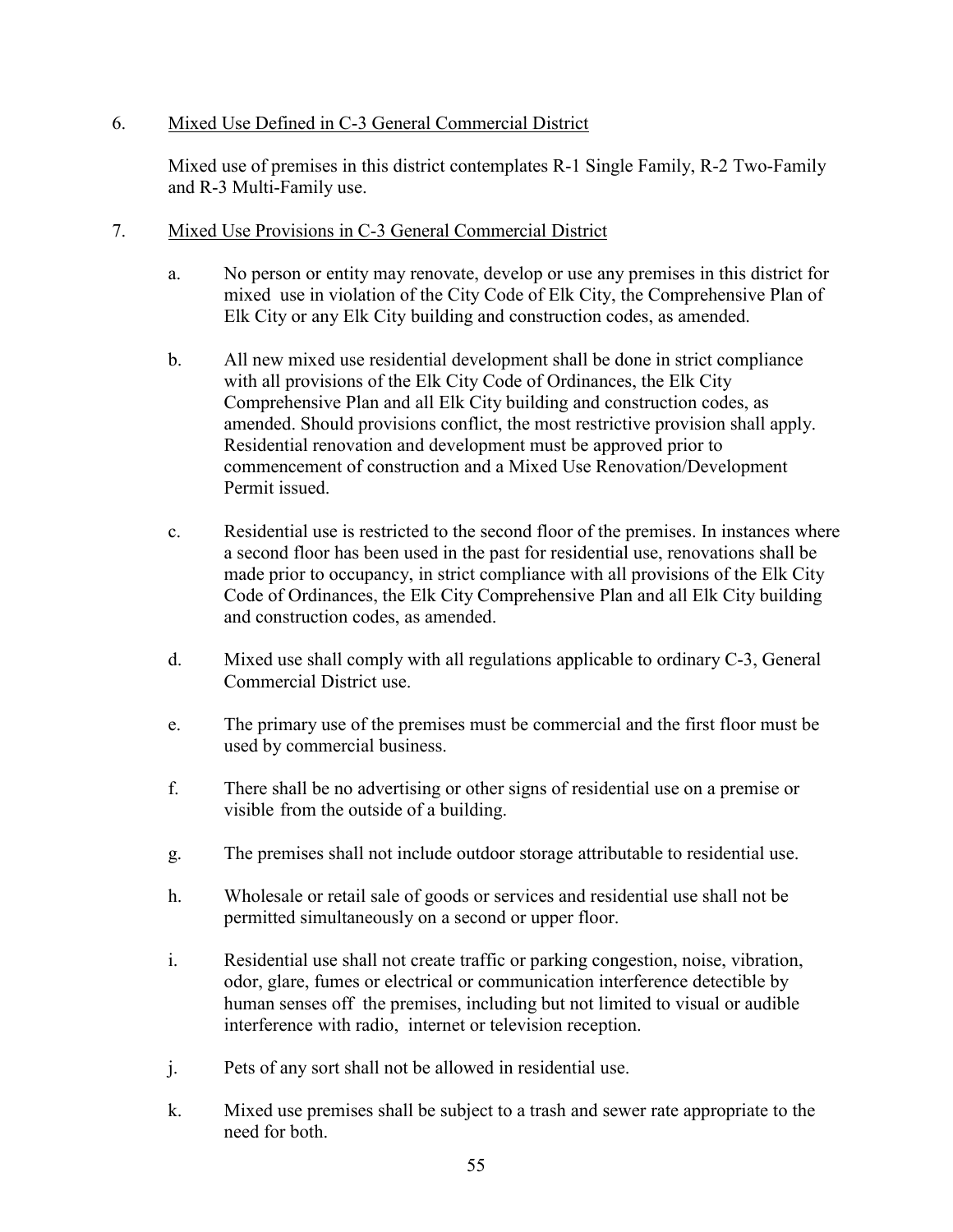6. Mixed Use Defined in C-3 General Commercial District

   Mixed use of premises in this district contemplates R-1 Single Family, R-2 Two-Family and R-3 Multi-Family use.

7. Mixed Use Provisions in C-3 General Commercial District

   a. No person or entity may renovate, develop or use any premises in this district for mixed use in violation of the City Code of Elk City, the Comprehensive Plan of Elk City or any Elk City building and construction codes, as amended.

   b. All new mixed use residential development shall be done in strict compliance with all provisions of the Elk City Code of Ordinances, the Elk City Comprehensive Plan and all Elk City building and construction codes, as amended. Should provisions conflict, the most restrictive provision shall apply. Residential renovation and development must be approved prior to commencement of construction and a Mixed Use Renovation/Development Permit issued.

   c. Residential use is restricted to the second floor of the premises. In instances where a second floor has been used in the past for residential use, renovations shall be made prior to occupancy, in strict compliance with all provisions of the Elk City Code of Ordinances, the Elk City Comprehensive Plan and all Elk City building and construction codes, as amended.

   d. Mixed use shall comply with all regulations applicable to ordinary C-3, General Commercial District use.

   e. The primary use of the premises must be commercial and the first floor must be used by commercial business.

   f. There shall be no advertising or other signs of residential use on a premise or visible from the outside of a building.

   g. The premises shall not include outdoor storage attributable to residential use.

   h. Wholesale or retail sale of goods or services and residential use shall not be permitted simultaneously on a second or upper floor.

   i. Residential use shall not create traffic or parking congestion, noise, vibration, odor, glare, fumes or electrical or communication interference detectible by human senses off the premises, including but not limited to visual or audible interference with radio, internet or television reception.

   j. Pets of any sort shall not be allowed in residential use.

   k. Mixed use premises shall be subject to a trash and sewer rate appropriate to the need for both.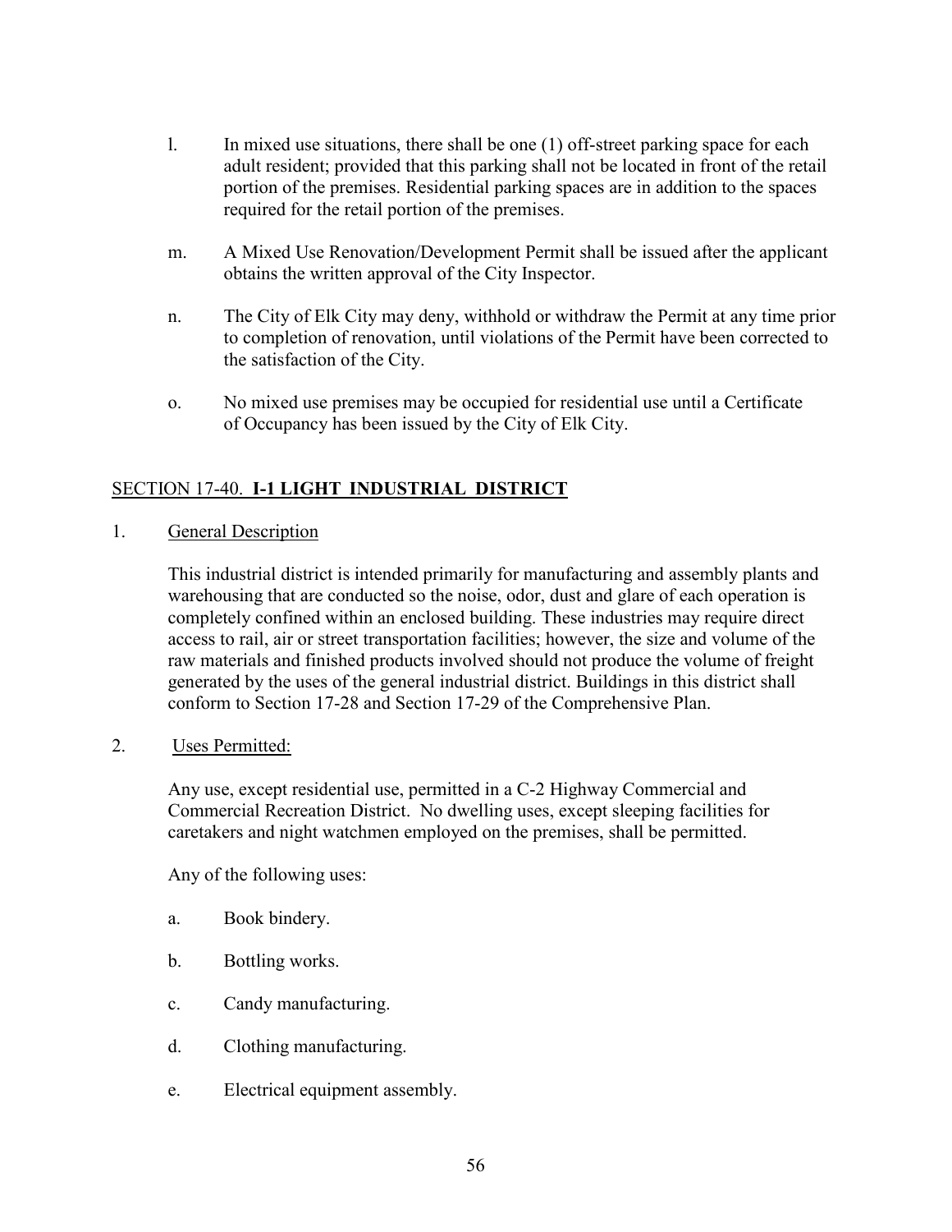l. In mixed use situations, there shall be one (1) off-street parking space for each adult resident; provided that this parking shall not be located in front of the retail portion of the premises. Residential parking spaces are in addition to the spaces required for the retail portion of the premises.

m. A Mixed Use Renovation/Development Permit shall be issued after the applicant obtains the written approval of the City Inspector.

n. The City of Elk City may deny, withhold or withdraw the Permit at any time prior to completion of renovation, until violations of the Permit have been corrected to the satisfaction of the City.

o. No mixed use premises may be occupied for residential use until a Certificate of Occupancy has been issued by the City of Elk City.

## SECTION 17-40. **I-1 LIGHT INDUSTRIAL DISTRICT**

1. General Description

   This industrial district is intended primarily for manufacturing and assembly plants and warehousing that are conducted so the noise, odor, dust and glare of each operation is completely confined within an enclosed building. These industries may require direct access to rail, air or street transportation facilities; however, the size and volume of the raw materials and finished products involved should not produce the volume of freight generated by the uses of the general industrial district. Buildings in this district shall conform to Section 17-28 and Section 17-29 of the Comprehensive Plan.

2. Uses Permitted:

   Any use, except residential use, permitted in a C-2 Highway Commercial and Commercial Recreation District. No dwelling uses, except sleeping facilities for caretakers and night watchmen employed on the premises, shall be permitted.

   Any of the following uses:

   a. Book bindery.

   b. Bottling works.

   c. Candy manufacturing.

   d. Clothing manufacturing.

   e. Electrical equipment assembly.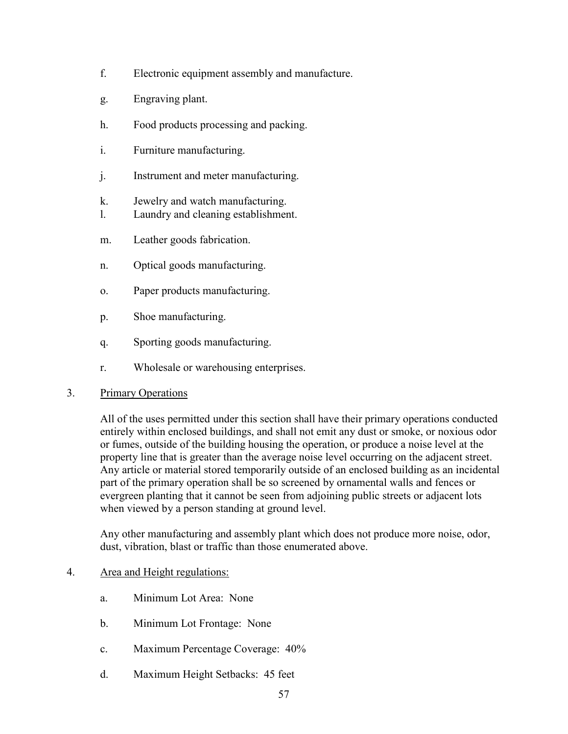f. Electronic equipment assembly and manufacture.

g. Engraving plant.

h. Food products processing and packing.

i. Furniture manufacturing.

j. Instrument and meter manufacturing.

k. Jewelry and watch manufacturing.

l. Laundry and cleaning establishment.

m. Leather goods fabrication.

n. Optical goods manufacturing.

o. Paper products manufacturing.

p. Shoe manufacturing.

q. Sporting goods manufacturing.

r. Wholesale or warehousing enterprises.

3. Primary Operations

All of the uses permitted under this section shall have their primary operations conducted entirely within enclosed buildings, and shall not emit any dust or smoke, or noxious odor or fumes, outside of the building housing the operation, or produce a noise level at the property line that is greater than the average noise level occurring on the adjacent street. Any article or material stored temporarily outside of an enclosed building as an incidental part of the primary operation shall be so screened by ornamental walls and fences or evergreen planting that it cannot be seen from adjoining public streets or adjacent lots when viewed by a person standing at ground level.

Any other manufacturing and assembly plant which does not produce more noise, odor, dust, vibration, blast or traffic than those enumerated above.

4. Area and Height regulations:

a. Minimum Lot Area: None

b. Minimum Lot Frontage: None

c. Maximum Percentage Coverage: 40%

d. Maximum Height Setbacks: 45 feet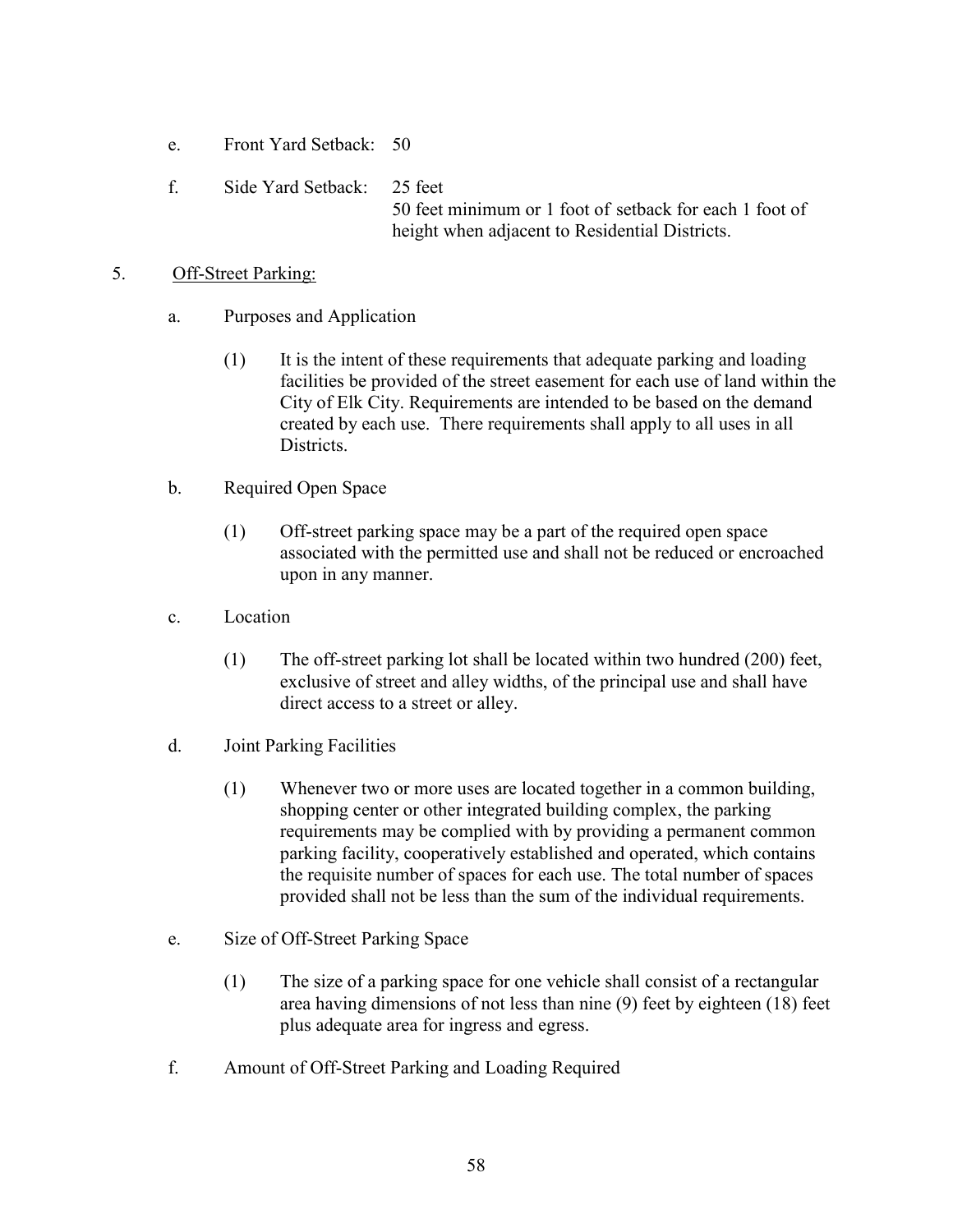e. Front Yard Setback: 50

f. Side Yard Setback: 25 feet
   50 feet minimum or 1 foot of setback for each 1 foot of height when adjacent to Residential Districts.

5. <u>Off-Street Parking:</u>

   a. Purposes and Application

      (1) It is the intent of these requirements that adequate parking and loading facilities be provided of the street easement for each use of land within the City of Elk City. Requirements are intended to be based on the demand created by each use. There requirements shall apply to all uses in all Districts.

   b. Required Open Space

      (1) Off-street parking space may be a part of the required open space associated with the permitted use and shall not be reduced or encroached upon in any manner.

   c. Location

      (1) The off-street parking lot shall be located within two hundred (200) feet, exclusive of street and alley widths, of the principal use and shall have direct access to a street or alley.

   d. Joint Parking Facilities

      (1) Whenever two or more uses are located together in a common building, shopping center or other integrated building complex, the parking requirements may be complied with by providing a permanent common parking facility, cooperatively established and operated, which contains the requisite number of spaces for each use. The total number of spaces provided shall not be less than the sum of the individual requirements.

   e. Size of Off-Street Parking Space

      (1) The size of a parking space for one vehicle shall consist of a rectangular area having dimensions of not less than nine (9) feet by eighteen (18) feet plus adequate area for ingress and egress.

   f. Amount of Off-Street Parking and Loading Required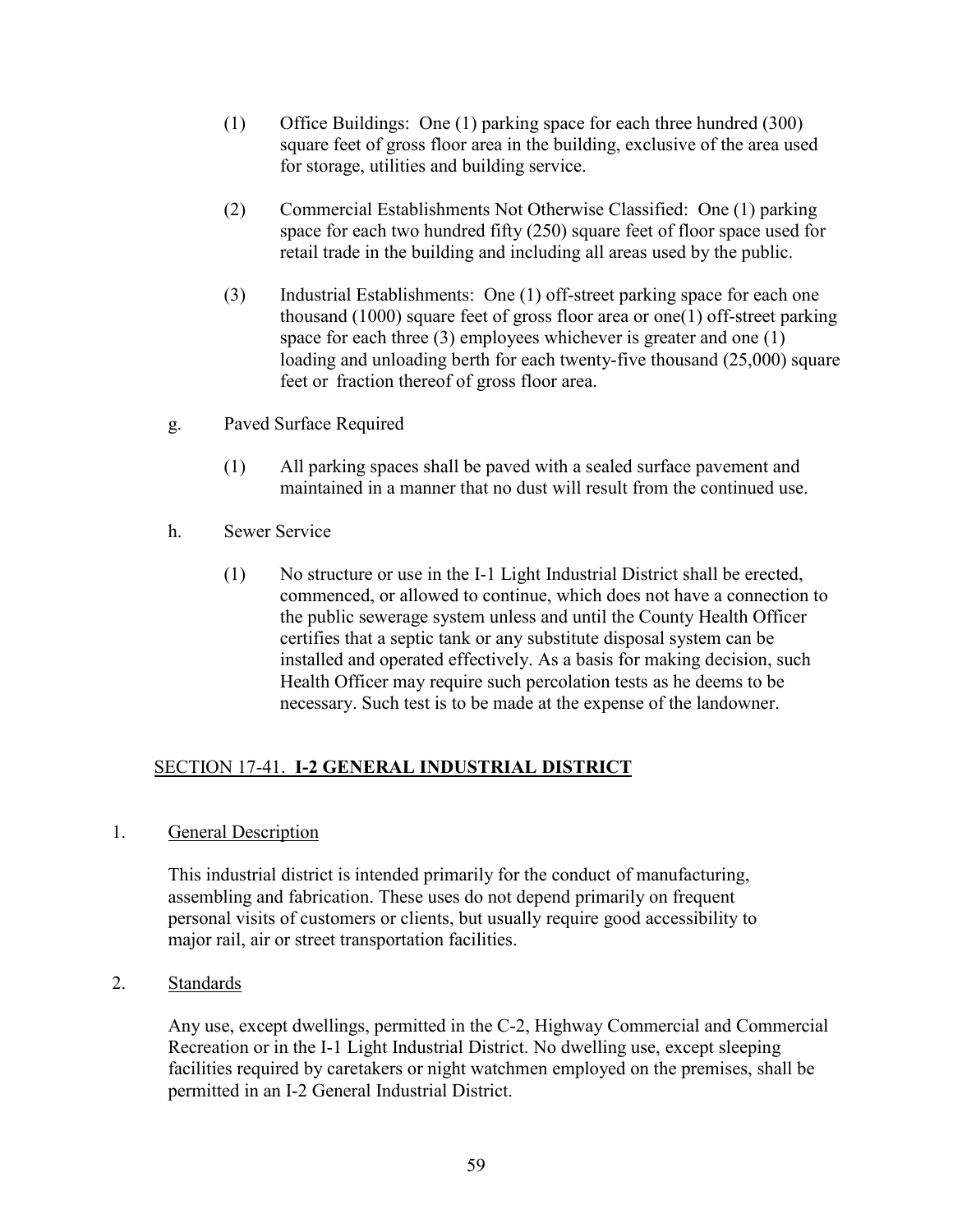(1) Office Buildings: One (1) parking space for each three hundred (300) square feet of gross floor area in the building, exclusive of the area used for storage, utilities and building service.

(2) Commercial Establishments Not Otherwise Classified: One (1) parking space for each two hundred fifty (250) square feet of floor space used for retail trade in the building and including all areas used by the public.

(3) Industrial Establishments: One (1) off-street parking space for each one thousand (1000) square feet of gross floor area or one(1) off-street parking space for each three (3) employees whichever is greater and one (1) loading and unloading berth for each twenty-five thousand (25,000) square feet or fraction thereof of gross floor area.

g. Paved Surface Required

(1) All parking spaces shall be paved with a sealed surface pavement and maintained in a manner that no dust will result from the continued use.

h. Sewer Service

(1) No structure or use in the I-1 Light Industrial District shall be erected, commenced, or allowed to continue, which does not have a connection to the public sewerage system unless and until the County Health Officer certifies that a septic tank or any substitute disposal system can be installed and operated effectively. As a basis for making decision, such Health Officer may require such percolation tests as he deems to be necessary. Such test is to be made at the expense of the landowner.

## SECTION 17-41. **I-2 GENERAL INDUSTRIAL DISTRICT**

1. General Description

This industrial district is intended primarily for the conduct of manufacturing, assembling and fabrication. These uses do not depend primarily on frequent personal visits of customers or clients, but usually require good accessibility to major rail, air or street transportation facilities.

2. Standards

Any use, except dwellings, permitted in the C-2, Highway Commercial and Commercial Recreation or in the I-1 Light Industrial District. No dwelling use, except sleeping facilities required by caretakers or night watchmen employed on the premises, shall be permitted in an I-2 General Industrial District.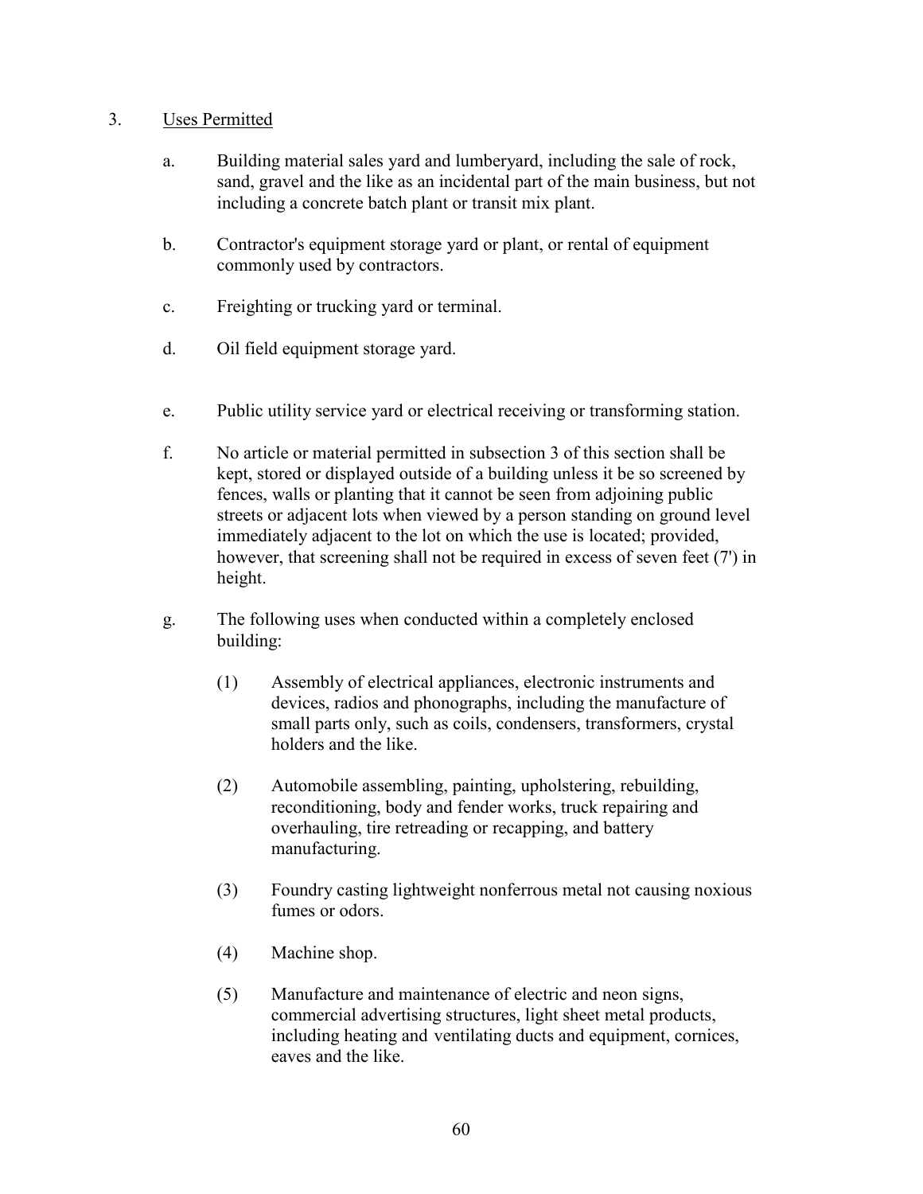3. <u>Uses Permitted</u>

   a. Building material sales yard and lumberyard, including the sale of rock, sand, gravel and the like as an incidental part of the main business, but not including a concrete batch plant or transit mix plant.

   b. Contractor's equipment storage yard or plant, or rental of equipment commonly used by contractors.

   c. Freighting or trucking yard or terminal.

   d. Oil field equipment storage yard.

   e. Public utility service yard or electrical receiving or transforming station.

   f. No article or material permitted in subsection 3 of this section shall be kept, stored or displayed outside of a building unless it be so screened by fences, walls or planting that it cannot be seen from adjoining public streets or adjacent lots when viewed by a person standing on ground level immediately adjacent to the lot on which the use is located; provided, however, that screening shall not be required in excess of seven feet (7') in height.

   g. The following uses when conducted within a completely enclosed building:

      (1) Assembly of electrical appliances, electronic instruments and devices, radios and phonographs, including the manufacture of small parts only, such as coils, condensers, transformers, crystal holders and the like.

      (2) Automobile assembling, painting, upholstering, rebuilding, reconditioning, body and fender works, truck repairing and overhauling, tire retreading or recapping, and battery manufacturing.

      (3) Foundry casting lightweight nonferrous metal not causing noxious fumes or odors.

      (4) Machine shop.

      (5) Manufacture and maintenance of electric and neon signs, commercial advertising structures, light sheet metal products, including heating and ventilating ducts and equipment, cornices, eaves and the like.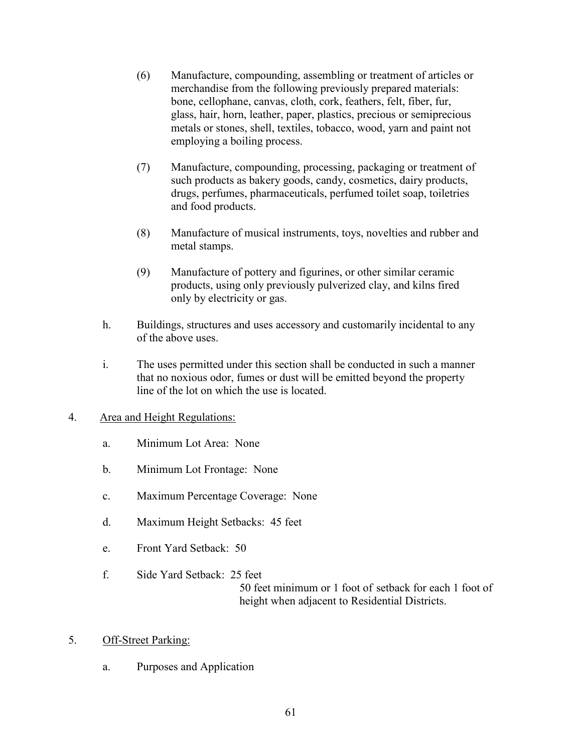(6) Manufacture, compounding, assembling or treatment of articles or merchandise from the following previously prepared materials: bone, cellophane, canvas, cloth, cork, feathers, felt, fiber, fur, glass, hair, horn, leather, paper, plastics, precious or semiprecious metals or stones, shell, textiles, tobacco, wood, yarn and paint not employing a boiling process.

(7) Manufacture, compounding, processing, packaging or treatment of such products as bakery goods, candy, cosmetics, dairy products, drugs, perfumes, pharmaceuticals, perfumed toilet soap, toiletries and food products.

(8) Manufacture of musical instruments, toys, novelties and rubber and metal stamps.

(9) Manufacture of pottery and figurines, or other similar ceramic products, using only previously pulverized clay, and kilns fired only by electricity or gas.

h. Buildings, structures and uses accessory and customarily incidental to any of the above uses.

i. The uses permitted under this section shall be conducted in such a manner that no noxious odor, fumes or dust will be emitted beyond the property line of the lot on which the use is located.

4. <u>Area and Height Regulations:</u>

a. Minimum Lot Area: None

b. Minimum Lot Frontage: None

c. Maximum Percentage Coverage: None

d. Maximum Height Setbacks: 45 feet

e. Front Yard Setback: 50

f. Side Yard Setback: 25 feet
50 feet minimum or 1 foot of setback for each 1 foot of height when adjacent to Residential Districts.

5. <u>Off-Street Parking:</u>

a. Purposes and Application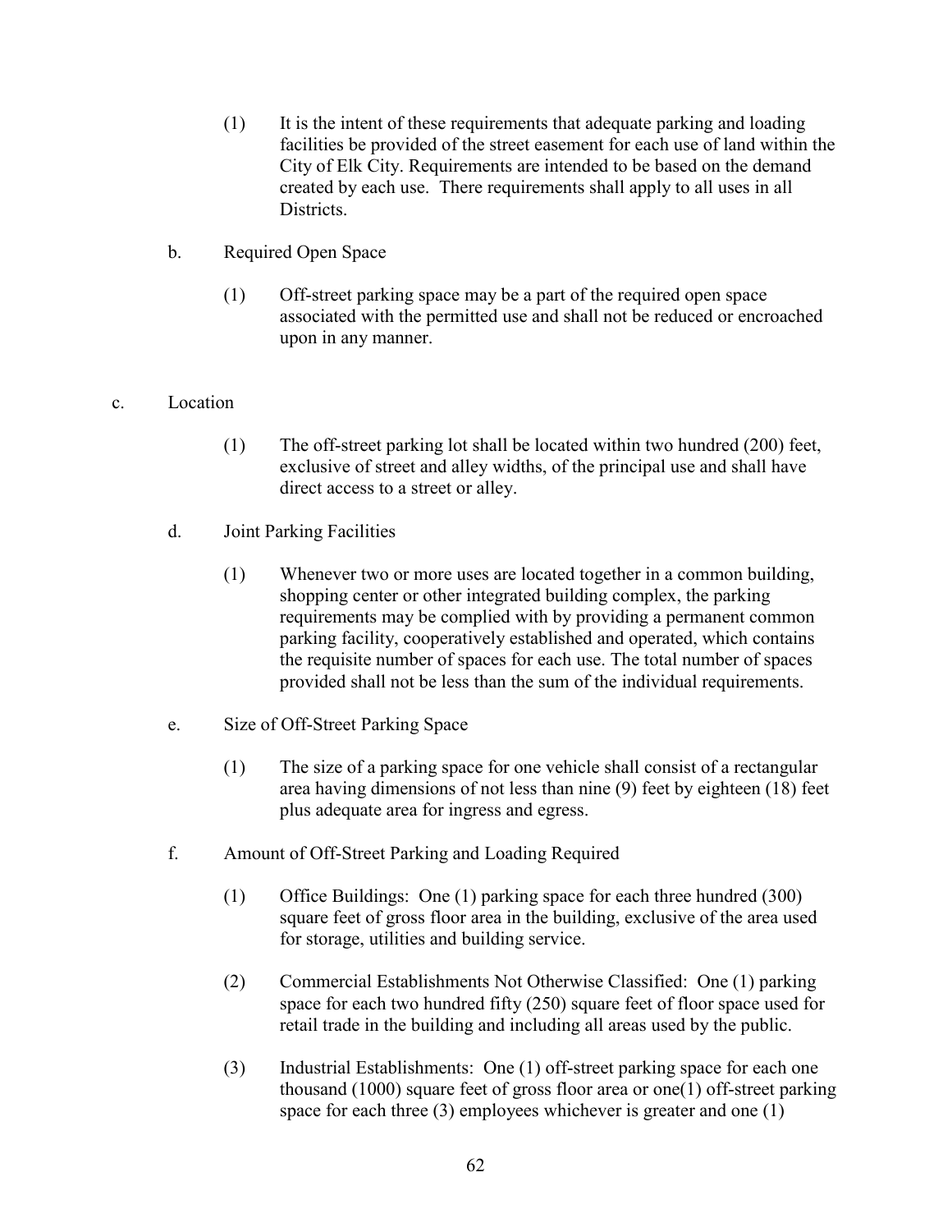(1) It is the intent of these requirements that adequate parking and loading facilities be provided of the street easement for each use of land within the City of Elk City. Requirements are intended to be based on the demand created by each use. There requirements shall apply to all uses in all Districts.

b. Required Open Space

(1) Off-street parking space may be a part of the required open space associated with the permitted use and shall not be reduced or encroached upon in any manner.

c. Location

(1) The off-street parking lot shall be located within two hundred (200) feet, exclusive of street and alley widths, of the principal use and shall have direct access to a street or alley.

d. Joint Parking Facilities

(1) Whenever two or more uses are located together in a common building, shopping center or other integrated building complex, the parking requirements may be complied with by providing a permanent common parking facility, cooperatively established and operated, which contains the requisite number of spaces for each use. The total number of spaces provided shall not be less than the sum of the individual requirements.

e. Size of Off-Street Parking Space

(1) The size of a parking space for one vehicle shall consist of a rectangular area having dimensions of not less than nine (9) feet by eighteen (18) feet plus adequate area for ingress and egress.

f. Amount of Off-Street Parking and Loading Required

(1) Office Buildings: One (1) parking space for each three hundred (300) square feet of gross floor area in the building, exclusive of the area used for storage, utilities and building service.

(2) Commercial Establishments Not Otherwise Classified: One (1) parking space for each two hundred fifty (250) square feet of floor space used for retail trade in the building and including all areas used by the public.

(3) Industrial Establishments: One (1) off-street parking space for each one thousand (1000) square feet of gross floor area or one(1) off-street parking space for each three (3) employees whichever is greater and one (1)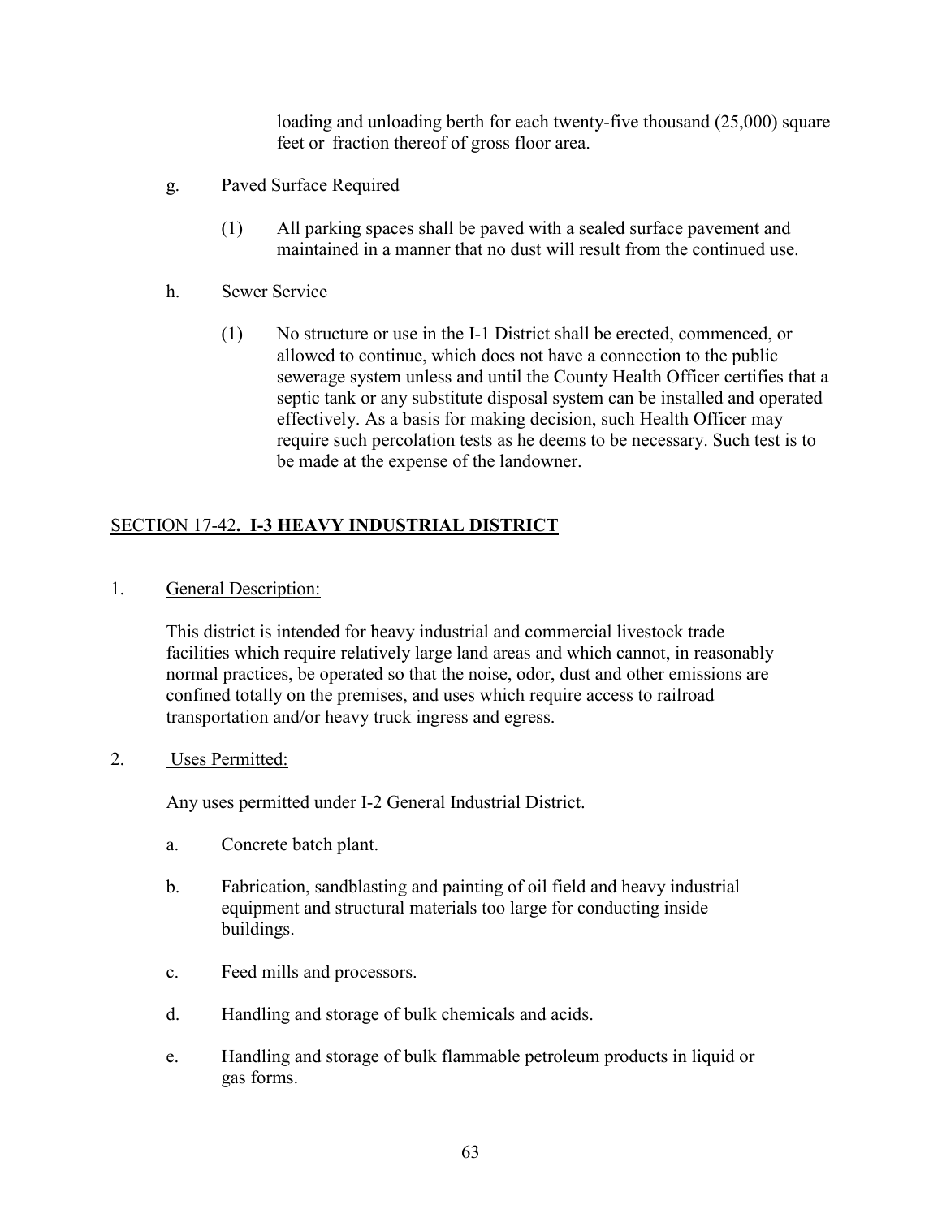loading and unloading berth for each twenty-five thousand (25,000) square feet or fraction thereof of gross floor area.

g. Paved Surface Required

(1) All parking spaces shall be paved with a sealed surface pavement and maintained in a manner that no dust will result from the continued use.

h. Sewer Service

(1) No structure or use in the I-1 District shall be erected, commenced, or allowed to continue, which does not have a connection to the public sewerage system unless and until the County Health Officer certifies that a septic tank or any substitute disposal system can be installed and operated effectively. As a basis for making decision, such Health Officer may require such percolation tests as he deems to be necessary. Such test is to be made at the expense of the landowner.

## SECTION 17-42. **I-3 HEAVY INDUSTRIAL DISTRICT**

1. General Description:

This district is intended for heavy industrial and commercial livestock trade facilities which require relatively large land areas and which cannot, in reasonably normal practices, be operated so that the noise, odor, dust and other emissions are confined totally on the premises, and uses which require access to railroad transportation and/or heavy truck ingress and egress.

2. Uses Permitted:

Any uses permitted under I-2 General Industrial District.

a. Concrete batch plant.

b. Fabrication, sandblasting and painting of oil field and heavy industrial equipment and structural materials too large for conducting inside buildings.

c. Feed mills and processors.

d. Handling and storage of bulk chemicals and acids.

e. Handling and storage of bulk flammable petroleum products in liquid or gas forms.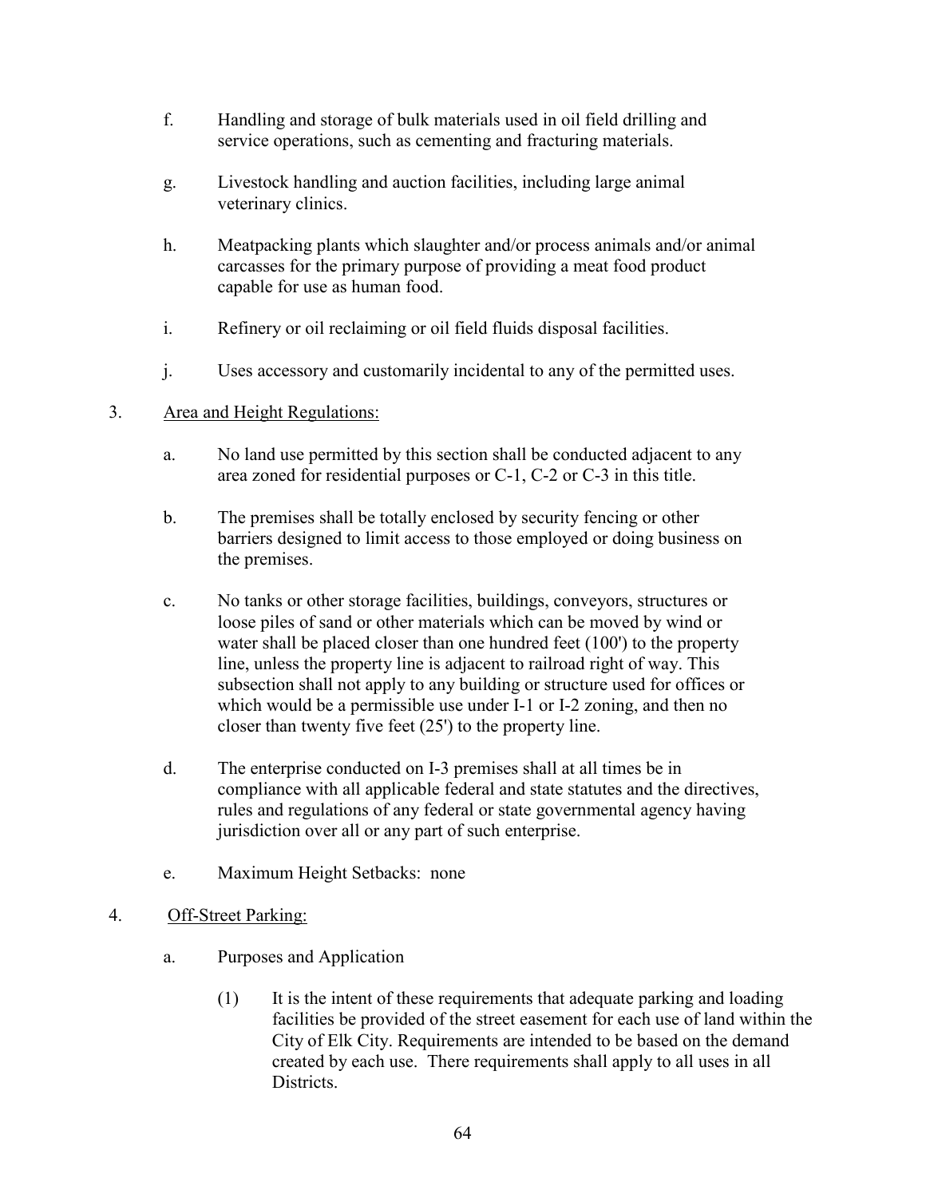f. Handling and storage of bulk materials used in oil field drilling and service operations, such as cementing and fracturing materials.

g. Livestock handling and auction facilities, including large animal veterinary clinics.

h. Meatpacking plants which slaughter and/or process animals and/or animal carcasses for the primary purpose of providing a meat food product capable for use as human food.

i. Refinery or oil reclaiming or oil field fluids disposal facilities.

j. Uses accessory and customarily incidental to any of the permitted uses.

3. Area and Height Regulations:

   a. No land use permitted by this section shall be conducted adjacent to any area zoned for residential purposes or C-1, C-2 or C-3 in this title.

   b. The premises shall be totally enclosed by security fencing or other barriers designed to limit access to those employed or doing business on the premises.

   c. No tanks or other storage facilities, buildings, conveyors, structures or loose piles of sand or other materials which can be moved by wind or water shall be placed closer than one hundred feet (100') to the property line, unless the property line is adjacent to railroad right of way. This subsection shall not apply to any building or structure used for offices or which would be a permissible use under I-1 or I-2 zoning, and then no closer than twenty five feet (25') to the property line.

   d. The enterprise conducted on I-3 premises shall at all times be in compliance with all applicable federal and state statutes and the directives, rules and regulations of any federal or state governmental agency having jurisdiction over all or any part of such enterprise.

   e. Maximum Height Setbacks: none

4. Off-Street Parking:

   a. Purposes and Application

      (1) It is the intent of these requirements that adequate parking and loading facilities be provided of the street easement for each use of land within the City of Elk City. Requirements are intended to be based on the demand created by each use. There requirements shall apply to all uses in all Districts.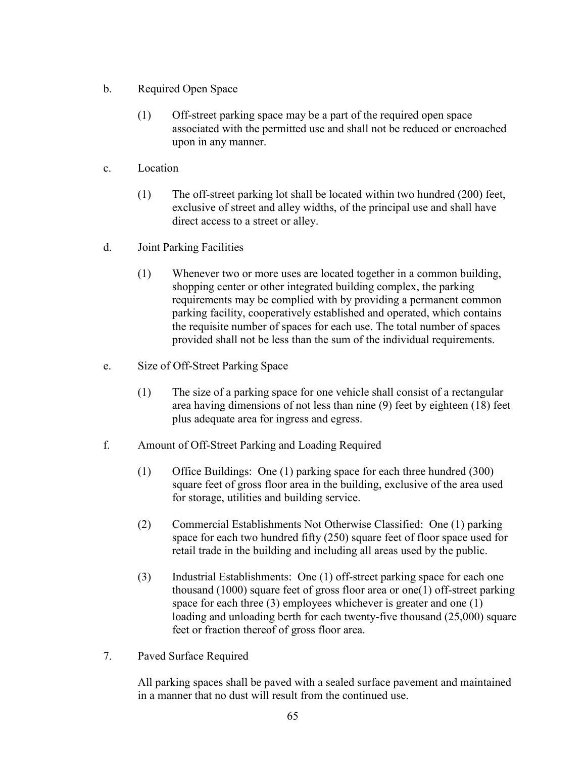b. Required Open Space

(1) Off-street parking space may be a part of the required open space associated with the permitted use and shall not be reduced or encroached upon in any manner.

c. Location

(1) The off-street parking lot shall be located within two hundred (200) feet, exclusive of street and alley widths, of the principal use and shall have direct access to a street or alley.

d. Joint Parking Facilities

(1) Whenever two or more uses are located together in a common building, shopping center or other integrated building complex, the parking requirements may be complied with by providing a permanent common parking facility, cooperatively established and operated, which contains the requisite number of spaces for each use. The total number of spaces provided shall not be less than the sum of the individual requirements.

e. Size of Off-Street Parking Space

(1) The size of a parking space for one vehicle shall consist of a rectangular area having dimensions of not less than nine (9) feet by eighteen (18) feet plus adequate area for ingress and egress.

f. Amount of Off-Street Parking and Loading Required

(1) Office Buildings: One (1) parking space for each three hundred (300) square feet of gross floor area in the building, exclusive of the area used for storage, utilities and building service.

(2) Commercial Establishments Not Otherwise Classified: One (1) parking space for each two hundred fifty (250) square feet of floor space used for retail trade in the building and including all areas used by the public.

(3) Industrial Establishments: One (1) off-street parking space for each one thousand (1000) square feet of gross floor area or one(1) off-street parking space for each three (3) employees whichever is greater and one (1) loading and unloading berth for each twenty-five thousand (25,000) square feet or fraction thereof of gross floor area.

7. Paved Surface Required

All parking spaces shall be paved with a sealed surface pavement and maintained in a manner that no dust will result from the continued use.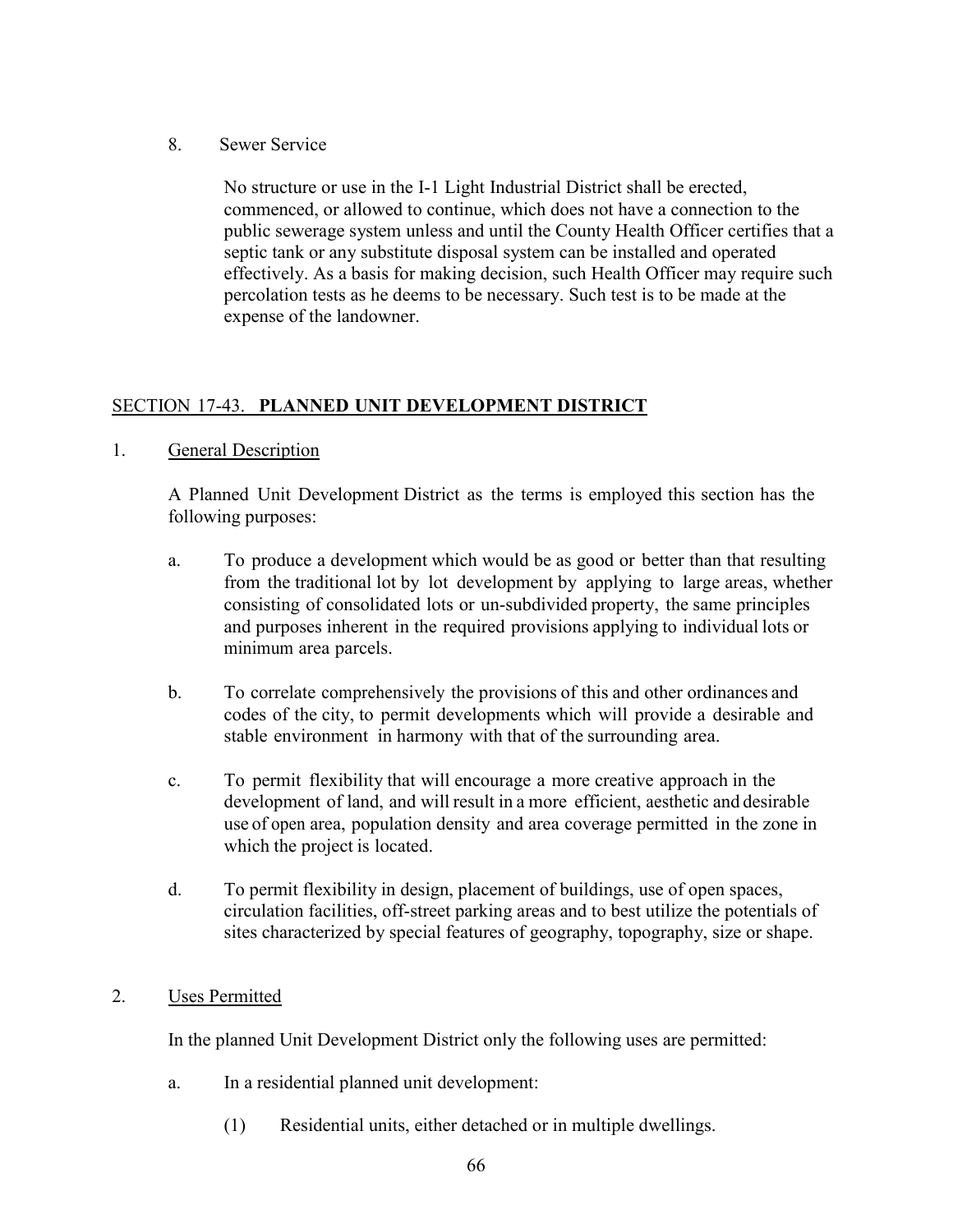8. Sewer Service

No structure or use in the I-1 Light Industrial District shall be erected, commenced, or allowed to continue, which does not have a connection to the public sewerage system unless and until the County Health Officer certifies that a septic tank or any substitute disposal system can be installed and operated effectively. As a basis for making decision, such Health Officer may require such percolation tests as he deems to be necessary. Such test is to be made at the expense of the landowner.

## SECTION 17-43. **PLANNED UNIT DEVELOPMENT DISTRICT**

1. General Description

A Planned Unit Development District as the terms is employed this section has the following purposes:

a. To produce a development which would be as good or better than that resulting from the traditional lot by lot development by applying to large areas, whether consisting of consolidated lots or un-subdivided property, the same principles and purposes inherent in the required provisions applying to individual lots or minimum area parcels.

b. To correlate comprehensively the provisions of this and other ordinances and codes of the city, to permit developments which will provide a desirable and stable environment in harmony with that of the surrounding area.

c. To permit flexibility that will encourage a more creative approach in the development of land, and will result in a more efficient, aesthetic and desirable use of open area, population density and area coverage permitted in the zone in which the project is located.

d. To permit flexibility in design, placement of buildings, use of open spaces, circulation facilities, off-street parking areas and to best utilize the potentials of sites characterized by special features of geography, topography, size or shape.

2. Uses Permitted

In the planned Unit Development District only the following uses are permitted:

a. In a residential planned unit development:

(1) Residential units, either detached or in multiple dwellings.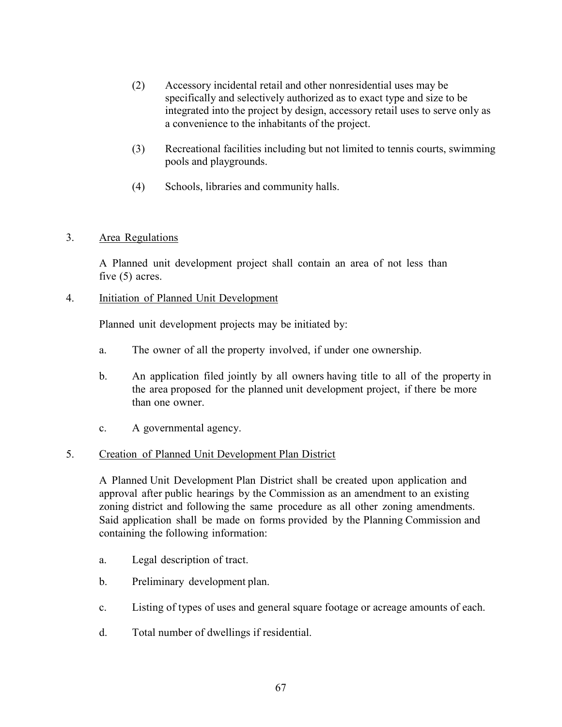(2) Accessory incidental retail and other nonresidential uses may be specifically and selectively authorized as to exact type and size to be integrated into the project by design, accessory retail uses to serve only as a convenience to the inhabitants of the project.

(3) Recreational facilities including but not limited to tennis courts, swimming pools and playgrounds.

(4) Schools, libraries and community halls.

3. <u>Area Regulations</u>

A Planned unit development project shall contain an area of not less than five (5) acres.

4. <u>Initiation of Planned Unit Development</u>

Planned unit development projects may be initiated by:

a. The owner of all the property involved, if under one ownership.

b. An application filed jointly by all owners having title to all of the property in the area proposed for the planned unit development project, if there be more than one owner.

c. A governmental agency.

5. <u>Creation of Planned Unit Development Plan District</u>

A Planned Unit Development Plan District shall be created upon application and approval after public hearings by the Commission as an amendment to an existing zoning district and following the same procedure as all other zoning amendments. Said application shall be made on forms provided by the Planning Commission and containing the following information:

a. Legal description of tract.

b. Preliminary development plan.

c. Listing of types of uses and general square footage or acreage amounts of each.

d. Total number of dwellings if residential.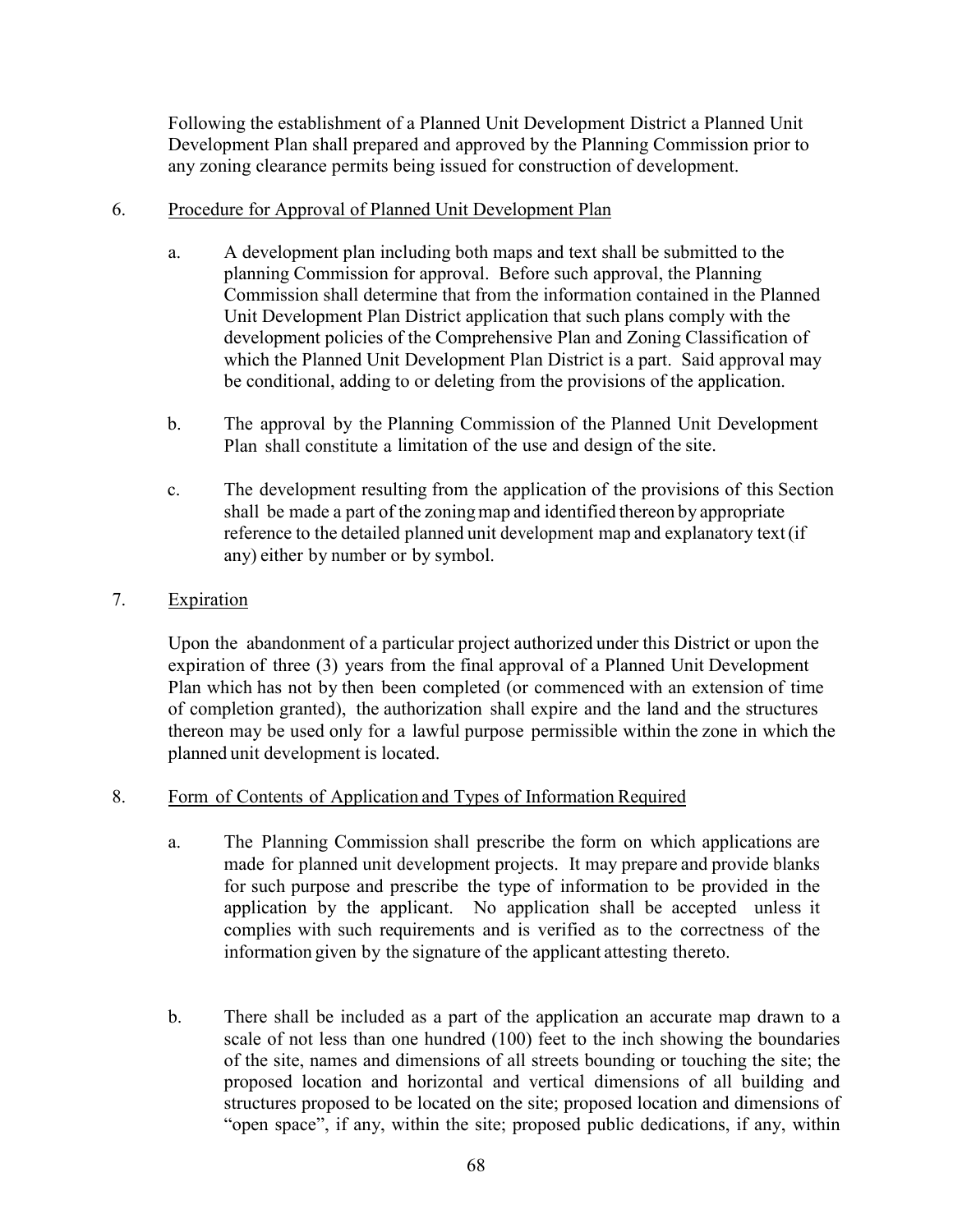Following the establishment of a Planned Unit Development District a Planned Unit Development Plan shall prepared and approved by the Planning Commission prior to any zoning clearance permits being issued for construction of development.

6. Procedure for Approval of Planned Unit Development Plan

   a. A development plan including both maps and text shall be submitted to the planning Commission for approval. Before such approval, the Planning Commission shall determine that from the information contained in the Planned Unit Development Plan District application that such plans comply with the development policies of the Comprehensive Plan and Zoning Classification of which the Planned Unit Development Plan District is a part. Said approval may be conditional, adding to or deleting from the provisions of the application.

   b. The approval by the Planning Commission of the Planned Unit Development Plan shall constitute a limitation of the use and design of the site.

   c. The development resulting from the application of the provisions of this Section shall be made a part of the zoning map and identified thereon by appropriate reference to the detailed planned unit development map and explanatory text (if any) either by number or by symbol.

7. Expiration

   Upon the abandonment of a particular project authorized under this District or upon the expiration of three (3) years from the final approval of a Planned Unit Development Plan which has not by then been completed (or commenced with an extension of time of completion granted), the authorization shall expire and the land and the structures thereon may be used only for a lawful purpose permissible within the zone in which the planned unit development is located.

8. Form of Contents of Application and Types of Information Required

   a. The Planning Commission shall prescribe the form on which applications are made for planned unit development projects. It may prepare and provide blanks for such purpose and prescribe the type of information to be provided in the application by the applicant. No application shall be accepted unless it complies with such requirements and is verified as to the correctness of the information given by the signature of the applicant attesting thereto.

   b. There shall be included as a part of the application an accurate map drawn to a scale of not less than one hundred (100) feet to the inch showing the boundaries of the site, names and dimensions of all streets bounding or touching the site; the proposed location and horizontal and vertical dimensions of all building and structures proposed to be located on the site; proposed location and dimensions of "open space", if any, within the site; proposed public dedications, if any, within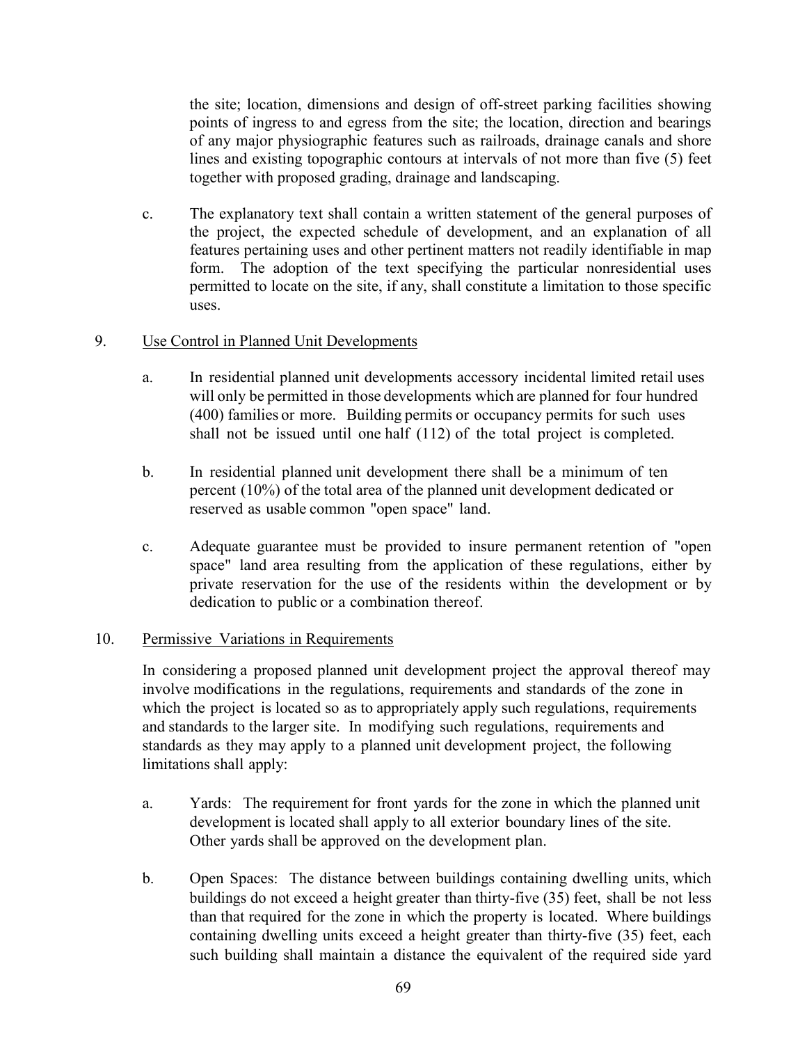the site; location, dimensions and design of off-street parking facilities showing points of ingress to and egress from the site; the location, direction and bearings of any major physiographic features such as railroads, drainage canals and shore lines and existing topographic contours at intervals of not more than five (5) feet together with proposed grading, drainage and landscaping.

c. The explanatory text shall contain a written statement of the general purposes of the project, the expected schedule of development, and an explanation of all features pertaining uses and other pertinent matters not readily identifiable in map form. The adoption of the text specifying the particular nonresidential uses permitted to locate on the site, if any, shall constitute a limitation to those specific uses.

9. Use Control in Planned Unit Developments

a. In residential planned unit developments accessory incidental limited retail uses will only be permitted in those developments which are planned for four hundred (400) families or more. Building permits or occupancy permits for such uses shall not be issued until one half (112) of the total project is completed.

b. In residential planned unit development there shall be a minimum of ten percent (10%) of the total area of the planned unit development dedicated or reserved as usable common "open space" land.

c. Adequate guarantee must be provided to insure permanent retention of "open space" land area resulting from the application of these regulations, either by private reservation for the use of the residents within the development or by dedication to public or a combination thereof.

10. Permissive Variations in Requirements

In considering a proposed planned unit development project the approval thereof may involve modifications in the regulations, requirements and standards of the zone in which the project is located so as to appropriately apply such regulations, requirements and standards to the larger site. In modifying such regulations, requirements and standards as they may apply to a planned unit development project, the following limitations shall apply:

a. Yards: The requirement for front yards for the zone in which the planned unit development is located shall apply to all exterior boundary lines of the site. Other yards shall be approved on the development plan.

b. Open Spaces: The distance between buildings containing dwelling units, which buildings do not exceed a height greater than thirty-five (35) feet, shall be not less than that required for the zone in which the property is located. Where buildings containing dwelling units exceed a height greater than thirty-five (35) feet, each such building shall maintain a distance the equivalent of the required side yard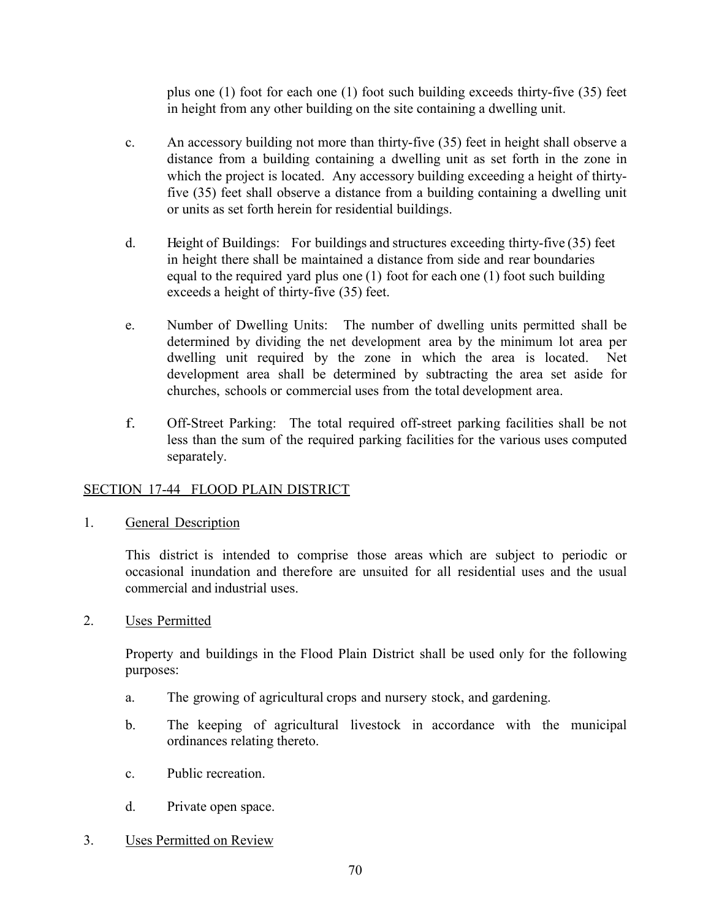plus one (1) foot for each one (1) foot such building exceeds thirty-five (35) feet in height from any other building on the site containing a dwelling unit.

c. An accessory building not more than thirty-five (35) feet in height shall observe a distance from a building containing a dwelling unit as set forth in the zone in which the project is located. Any accessory building exceeding a height of thirty-five (35) feet shall observe a distance from a building containing a dwelling unit or units as set forth herein for residential buildings.

d. Height of Buildings: For buildings and structures exceeding thirty-five (35) feet in height there shall be maintained a distance from side and rear boundaries equal to the required yard plus one (1) foot for each one (1) foot such building exceeds a height of thirty-five (35) feet.

e. Number of Dwelling Units: The number of dwelling units permitted shall be determined by dividing the net development area by the minimum lot area per dwelling unit required by the zone in which the area is located. Net development area shall be determined by subtracting the area set aside for churches, schools or commercial uses from the total development area.

f. Off-Street Parking: The total required off-street parking facilities shall be not less than the sum of the required parking facilities for the various uses computed separately.

## SECTION 17-44 FLOOD PLAIN DISTRICT

1. General Description

   This district is intended to comprise those areas which are subject to periodic or occasional inundation and therefore are unsuited for all residential uses and the usual commercial and industrial uses.

2. Uses Permitted

   Property and buildings in the Flood Plain District shall be used only for the following purposes:

   a. The growing of agricultural crops and nursery stock, and gardening.

   b. The keeping of agricultural livestock in accordance with the municipal ordinances relating thereto.

   c. Public recreation.

   d. Private open space.

3. Uses Permitted on Review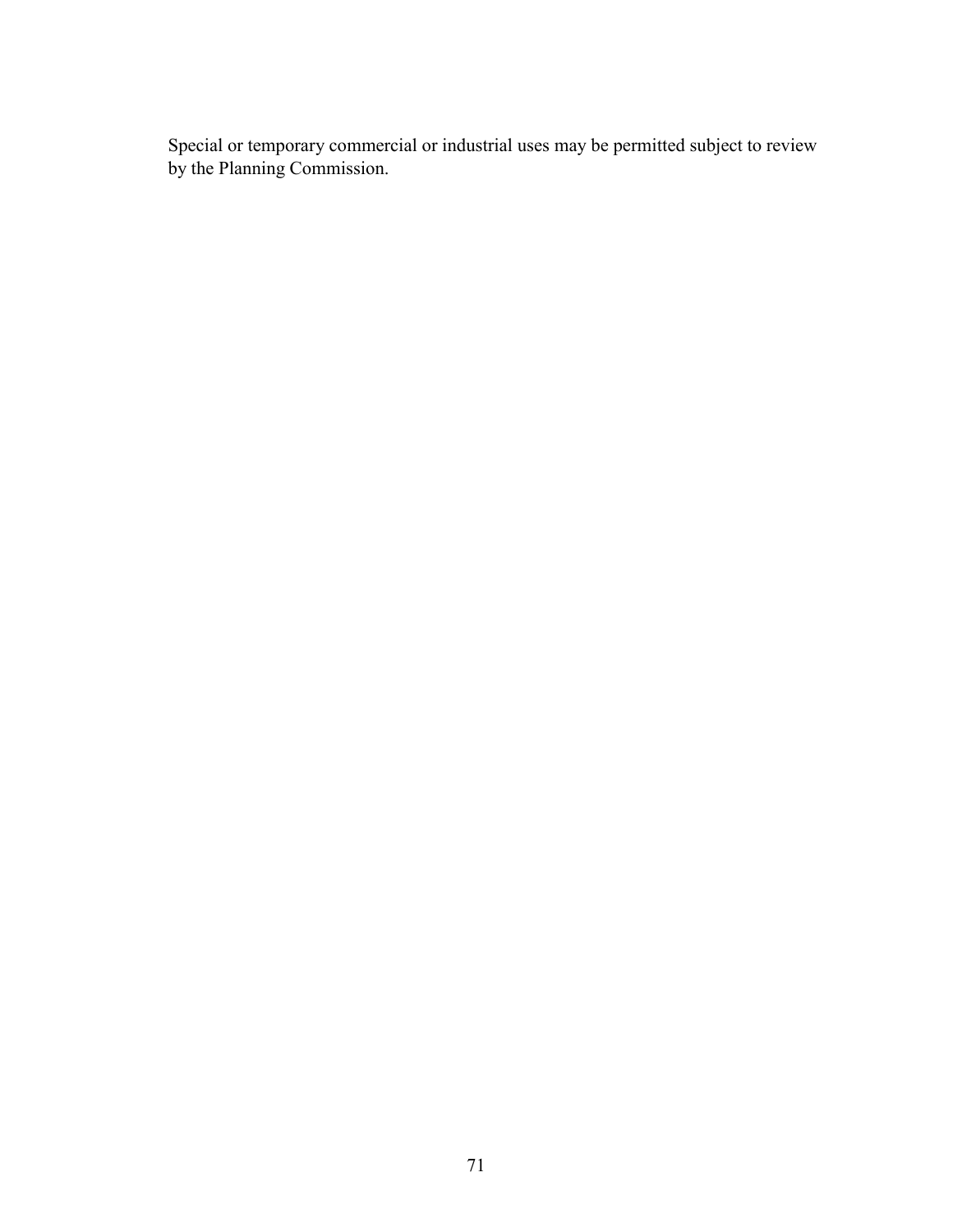Special or temporary commercial or industrial uses may be permitted subject to review by the Planning Commission.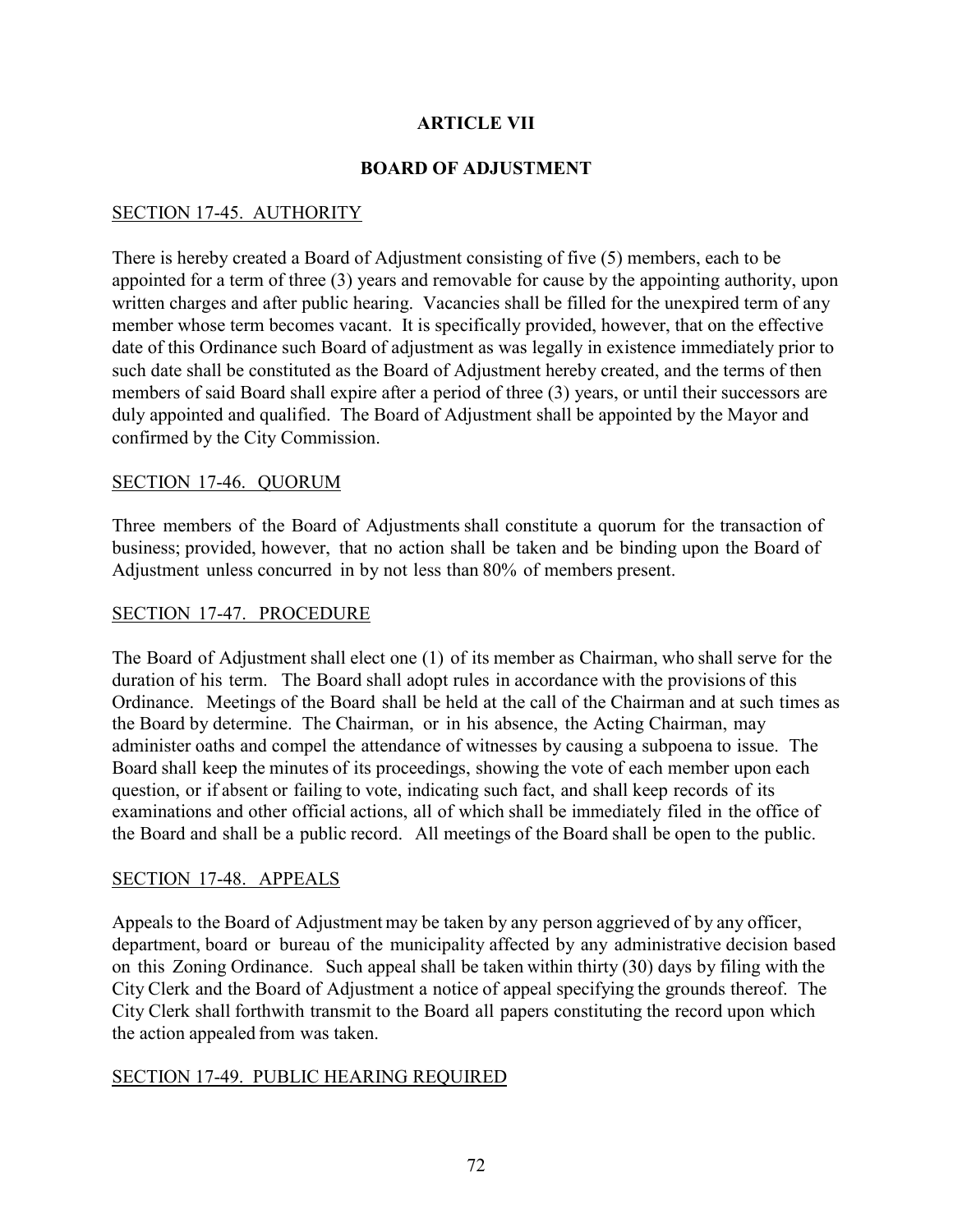## ARTICLE VII

## BOARD OF ADJUSTMENT

### SECTION 17-45. AUTHORITY

There is hereby created a Board of Adjustment consisting of five (5) members, each to be appointed for a term of three (3) years and removable for cause by the appointing authority, upon written charges and after public hearing. Vacancies shall be filled for the unexpired term of any member whose term becomes vacant. It is specifically provided, however, that on the effective date of this Ordinance such Board of adjustment as was legally in existence immediately prior to such date shall be constituted as the Board of Adjustment hereby created, and the terms of then members of said Board shall expire after a period of three (3) years, or until their successors are duly appointed and qualified. The Board of Adjustment shall be appointed by the Mayor and confirmed by the City Commission.

### SECTION 17-46. QUORUM

Three members of the Board of Adjustments shall constitute a quorum for the transaction of business; provided, however, that no action shall be taken and be binding upon the Board of Adjustment unless concurred in by not less than 80% of members present.

### SECTION 17-47. PROCEDURE

The Board of Adjustment shall elect one (1) of its member as Chairman, who shall serve for the duration of his term. The Board shall adopt rules in accordance with the provisions of this Ordinance. Meetings of the Board shall be held at the call of the Chairman and at such times as the Board by determine. The Chairman, or in his absence, the Acting Chairman, may administer oaths and compel the attendance of witnesses by causing a subpoena to issue. The Board shall keep the minutes of its proceedings, showing the vote of each member upon each question, or if absent or failing to vote, indicating such fact, and shall keep records of its examinations and other official actions, all of which shall be immediately filed in the office of the Board and shall be a public record. All meetings of the Board shall be open to the public.

### SECTION 17-48. APPEALS

Appeals to the Board of Adjustment may be taken by any person aggrieved of by any officer, department, board or bureau of the municipality affected by any administrative decision based on this Zoning Ordinance. Such appeal shall be taken within thirty (30) days by filing with the City Clerk and the Board of Adjustment a notice of appeal specifying the grounds thereof. The City Clerk shall forthwith transmit to the Board all papers constituting the record upon which the action appealed from was taken.

### SECTION 17-49. PUBLIC HEARING REQUIRED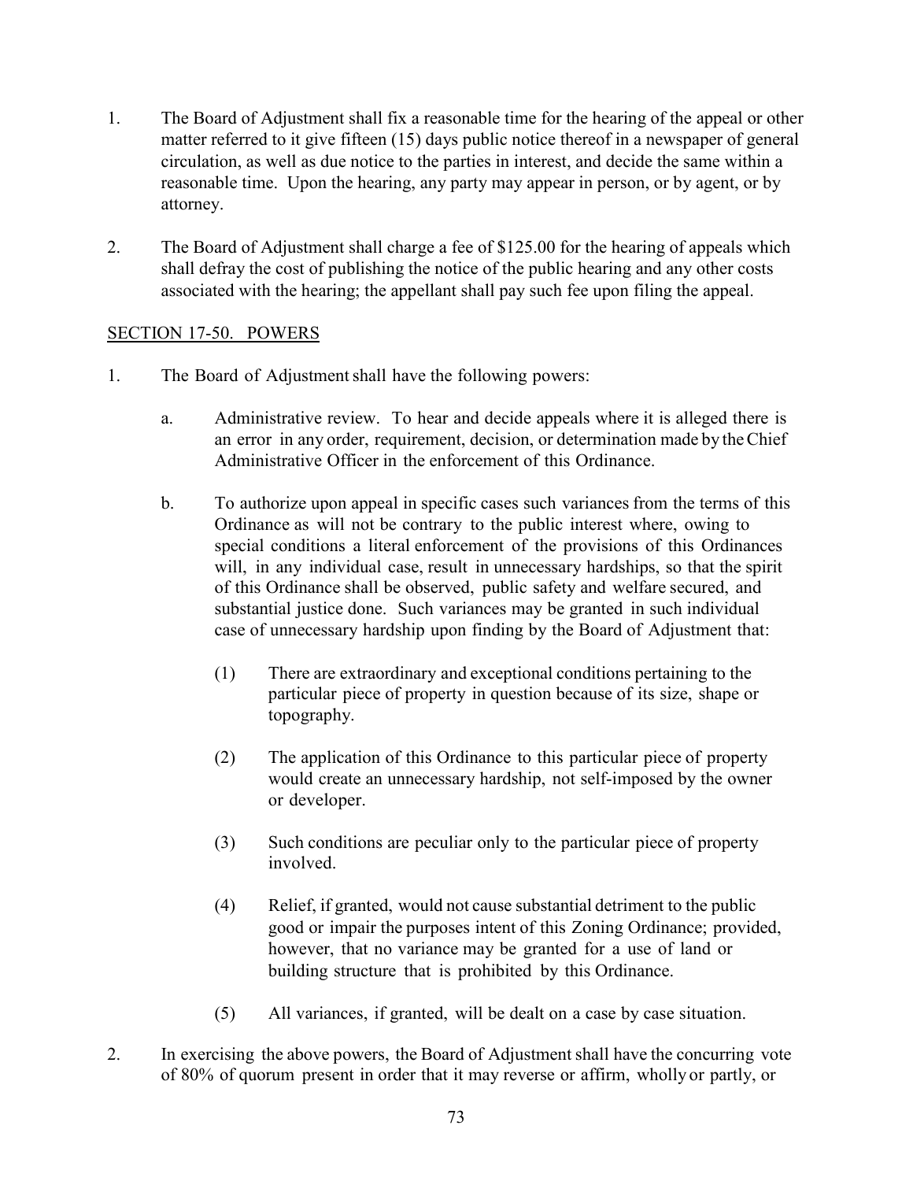1. The Board of Adjustment shall fix a reasonable time for the hearing of the appeal or other matter referred to it give fifteen (15) days public notice thereof in a newspaper of general circulation, as well as due notice to the parties in interest, and decide the same within a reasonable time. Upon the hearing, any party may appear in person, or by agent, or by attorney.

2. The Board of Adjustment shall charge a fee of $125.00 for the hearing of appeals which shall defray the cost of publishing the notice of the public hearing and any other costs associated with the hearing; the appellant shall pay such fee upon filing the appeal.

## SECTION 17-50. POWERS

1. The Board of Adjustment shall have the following powers:

   a. Administrative review. To hear and decide appeals where it is alleged there is an error in any order, requirement, decision, or determination made by the Chief Administrative Officer in the enforcement of this Ordinance.

   b. To authorize upon appeal in specific cases such variances from the terms of this Ordinance as will not be contrary to the public interest where, owing to special conditions a literal enforcement of the provisions of this Ordinances will, in any individual case, result in unnecessary hardships, so that the spirit of this Ordinance shall be observed, public safety and welfare secured, and substantial justice done. Such variances may be granted in such individual case of unnecessary hardship upon finding by the Board of Adjustment that:

      (1) There are extraordinary and exceptional conditions pertaining to the particular piece of property in question because of its size, shape or topography.

      (2) The application of this Ordinance to this particular piece of property would create an unnecessary hardship, not self-imposed by the owner or developer.

      (3) Such conditions are peculiar only to the particular piece of property involved.

      (4) Relief, if granted, would not cause substantial detriment to the public good or impair the purposes intent of this Zoning Ordinance; provided, however, that no variance may be granted for a use of land or building structure that is prohibited by this Ordinance.

      (5) All variances, if granted, will be dealt on a case by case situation.

2. In exercising the above powers, the Board of Adjustment shall have the concurring vote of 80% of quorum present in order that it may reverse or affirm, wholly or partly, or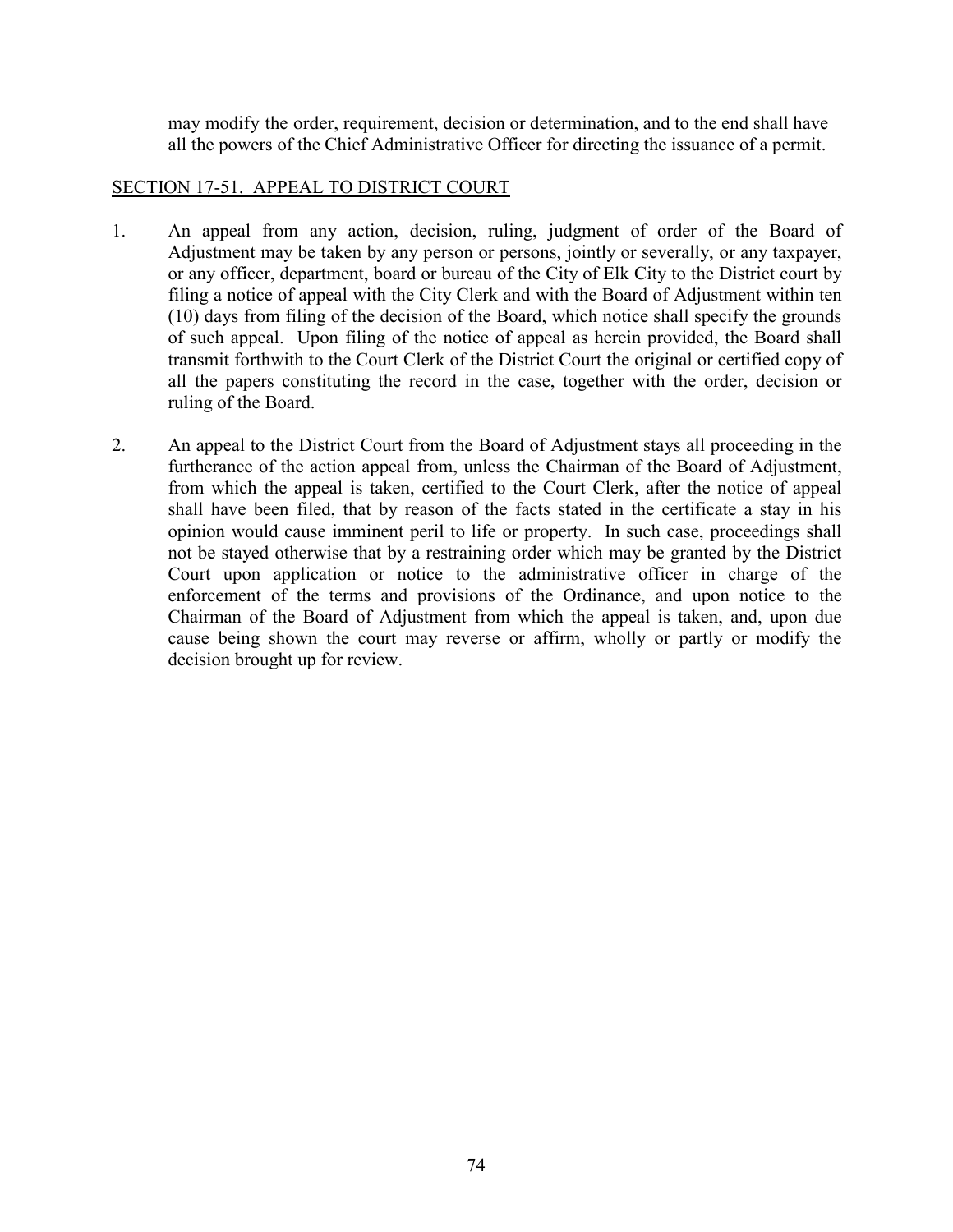may modify the order, requirement, decision or determination, and to the end shall have all the powers of the Chief Administrative Officer for directing the issuance of a permit.

## SECTION 17-51. APPEAL TO DISTRICT COURT

1. An appeal from any action, decision, ruling, judgment of order of the Board of Adjustment may be taken by any person or persons, jointly or severally, or any taxpayer, or any officer, department, board or bureau of the City of Elk City to the District court by filing a notice of appeal with the City Clerk and with the Board of Adjustment within ten (10) days from filing of the decision of the Board, which notice shall specify the grounds of such appeal. Upon filing of the notice of appeal as herein provided, the Board shall transmit forthwith to the Court Clerk of the District Court the original or certified copy of all the papers constituting the record in the case, together with the order, decision or ruling of the Board.

2. An appeal to the District Court from the Board of Adjustment stays all proceeding in the furtherance of the action appeal from, unless the Chairman of the Board of Adjustment, from which the appeal is taken, certified to the Court Clerk, after the notice of appeal shall have been filed, that by reason of the facts stated in the certificate a stay in his opinion would cause imminent peril to life or property. In such case, proceedings shall not be stayed otherwise that by a restraining order which may be granted by the District Court upon application or notice to the administrative officer in charge of the enforcement of the terms and provisions of the Ordinance, and upon notice to the Chairman of the Board of Adjustment from which the appeal is taken, and, upon due cause being shown the court may reverse or affirm, wholly or partly or modify the decision brought up for review.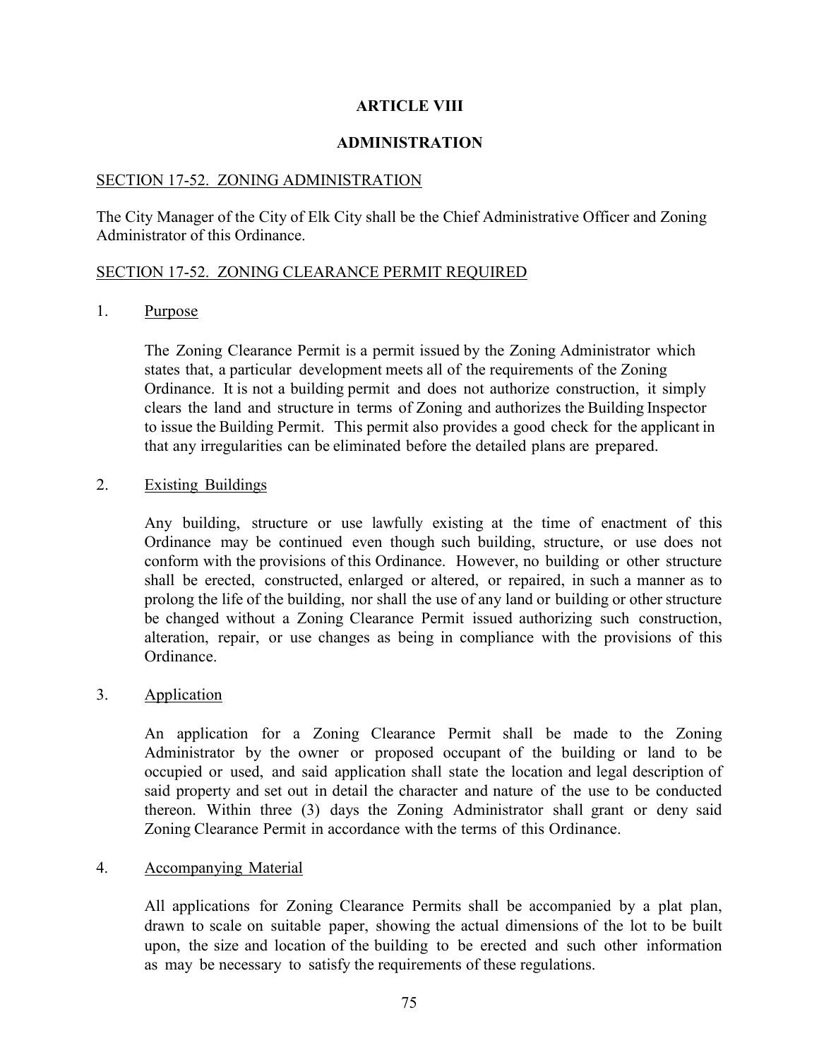# ARTICLE VIII

# ADMINISTRATION

SECTION 17-52. ZONING ADMINISTRATION

The City Manager of the City of Elk City shall be the Chief Administrative Officer and Zoning Administrator of this Ordinance.

SECTION 17-52. ZONING CLEARANCE PERMIT REQUIRED

1. Purpose

   The Zoning Clearance Permit is a permit issued by the Zoning Administrator which states that, a particular development meets all of the requirements of the Zoning Ordinance. It is not a building permit and does not authorize construction, it simply clears the land and structure in terms of Zoning and authorizes the Building Inspector to issue the Building Permit. This permit also provides a good check for the applicant in that any irregularities can be eliminated before the detailed plans are prepared.

2. Existing Buildings

   Any building, structure or use lawfully existing at the time of enactment of this Ordinance may be continued even though such building, structure, or use does not conform with the provisions of this Ordinance. However, no building or other structure shall be erected, constructed, enlarged or altered, or repaired, in such a manner as to prolong the life of the building, nor shall the use of any land or building or other structure be changed without a Zoning Clearance Permit issued authorizing such construction, alteration, repair, or use changes as being in compliance with the provisions of this Ordinance.

3. Application

   An application for a Zoning Clearance Permit shall be made to the Zoning Administrator by the owner or proposed occupant of the building or land to be occupied or used, and said application shall state the location and legal description of said property and set out in detail the character and nature of the use to be conducted thereon. Within three (3) days the Zoning Administrator shall grant or deny said Zoning Clearance Permit in accordance with the terms of this Ordinance.

4. Accompanying Material

   All applications for Zoning Clearance Permits shall be accompanied by a plat plan, drawn to scale on suitable paper, showing the actual dimensions of the lot to be built upon, the size and location of the building to be erected and such other information as may be necessary to satisfy the requirements of these regulations.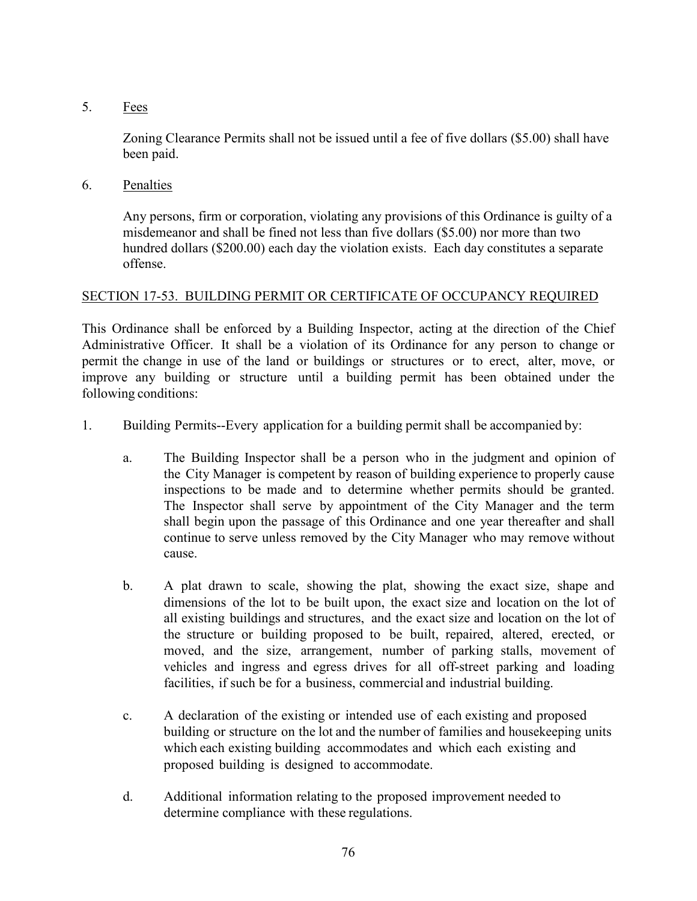5. <u>Fees</u>

   Zoning Clearance Permits shall not be issued until a fee of five dollars ($5.00) shall have been paid.

6. <u>Penalties</u>

   Any persons, firm or corporation, violating any provisions of this Ordinance is guilty of a misdemeanor and shall be fined not less than five dollars ($5.00) nor more than two hundred dollars ($200.00) each day the violation exists. Each day constitutes a separate offense.

## <u>SECTION 17-53. BUILDING PERMIT OR CERTIFICATE OF OCCUPANCY REQUIRED</u>

This Ordinance shall be enforced by a Building Inspector, acting at the direction of the Chief Administrative Officer. It shall be a violation of its Ordinance for any person to change or permit the change in use of the land or buildings or structures or to erect, alter, move, or improve any building or structure until a building permit has been obtained under the following conditions:

1. Building Permits--Every application for a building permit shall be accompanied by:

   a. The Building Inspector shall be a person who in the judgment and opinion of the City Manager is competent by reason of building experience to properly cause inspections to be made and to determine whether permits should be granted. The Inspector shall serve by appointment of the City Manager and the term shall begin upon the passage of this Ordinance and one year thereafter and shall continue to serve unless removed by the City Manager who may remove without cause.

   b. A plat drawn to scale, showing the plat, showing the exact size, shape and dimensions of the lot to be built upon, the exact size and location on the lot of all existing buildings and structures, and the exact size and location on the lot of the structure or building proposed to be built, repaired, altered, erected, or moved, and the size, arrangement, number of parking stalls, movement of vehicles and ingress and egress drives for all off-street parking and loading facilities, if such be for a business, commercial and industrial building.

   c. A declaration of the existing or intended use of each existing and proposed building or structure on the lot and the number of families and housekeeping units which each existing building accommodates and which each existing and proposed building is designed to accommodate.

   d. Additional information relating to the proposed improvement needed to determine compliance with these regulations.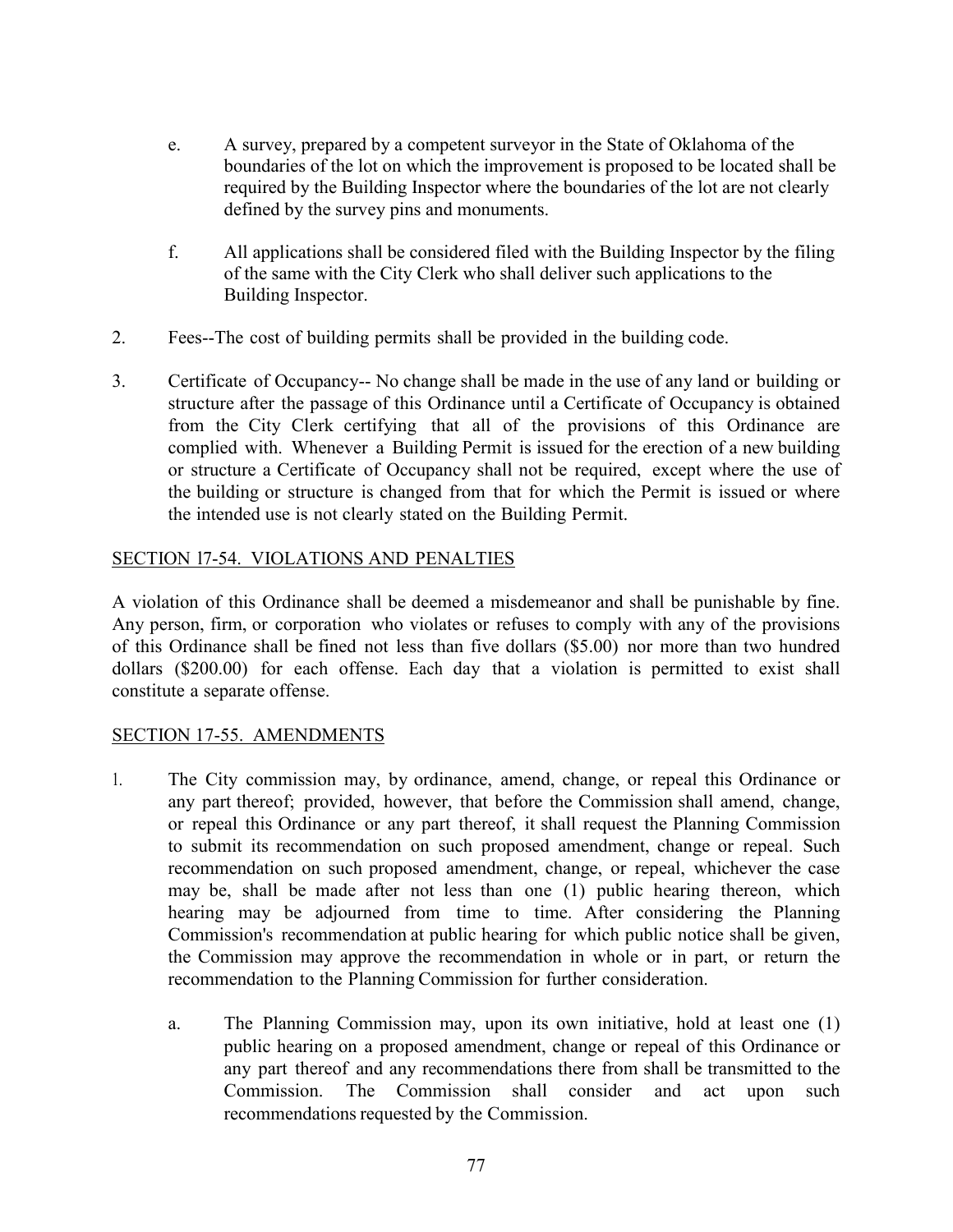e. A survey, prepared by a competent surveyor in the State of Oklahoma of the boundaries of the lot on which the improvement is proposed to be located shall be required by the Building Inspector where the boundaries of the lot are not clearly defined by the survey pins and monuments.

f. All applications shall be considered filed with the Building Inspector by the filing of the same with the City Clerk who shall deliver such applications to the Building Inspector.

2. Fees--The cost of building permits shall be provided in the building code.

3. Certificate of Occupancy-- No change shall be made in the use of any land or building or structure after the passage of this Ordinance until a Certificate of Occupancy is obtained from the City Clerk certifying that all of the provisions of this Ordinance are complied with. Whenever a Building Permit is issued for the erection of a new building or structure a Certificate of Occupancy shall not be required, except where the use of the building or structure is changed from that for which the Permit is issued or where the intended use is not clearly stated on the Building Permit.

## SECTION l7-54. VIOLATIONS AND PENALTIES

A violation of this Ordinance shall be deemed a misdemeanor and shall be punishable by fine. Any person, firm, or corporation who violates or refuses to comply with any of the provisions of this Ordinance shall be fined not less than five dollars ($5.00) nor more than two hundred dollars ($200.00) for each offense. Each day that a violation is permitted to exist shall constitute a separate offense.

## SECTION 17-55. AMENDMENTS

1. The City commission may, by ordinance, amend, change, or repeal this Ordinance or any part thereof; provided, however, that before the Commission shall amend, change, or repeal this Ordinance or any part thereof, it shall request the Planning Commission to submit its recommendation on such proposed amendment, change or repeal. Such recommendation on such proposed amendment, change, or repeal, whichever the case may be, shall be made after not less than one (1) public hearing thereon, which hearing may be adjourned from time to time. After considering the Planning Commission's recommendation at public hearing for which public notice shall be given, the Commission may approve the recommendation in whole or in part, or return the recommendation to the Planning Commission for further consideration.

   a. The Planning Commission may, upon its own initiative, hold at least one (1) public hearing on a proposed amendment, change or repeal of this Ordinance or any part thereof and any recommendations there from shall be transmitted to the Commission. The Commission shall consider and act upon such recommendations requested by the Commission.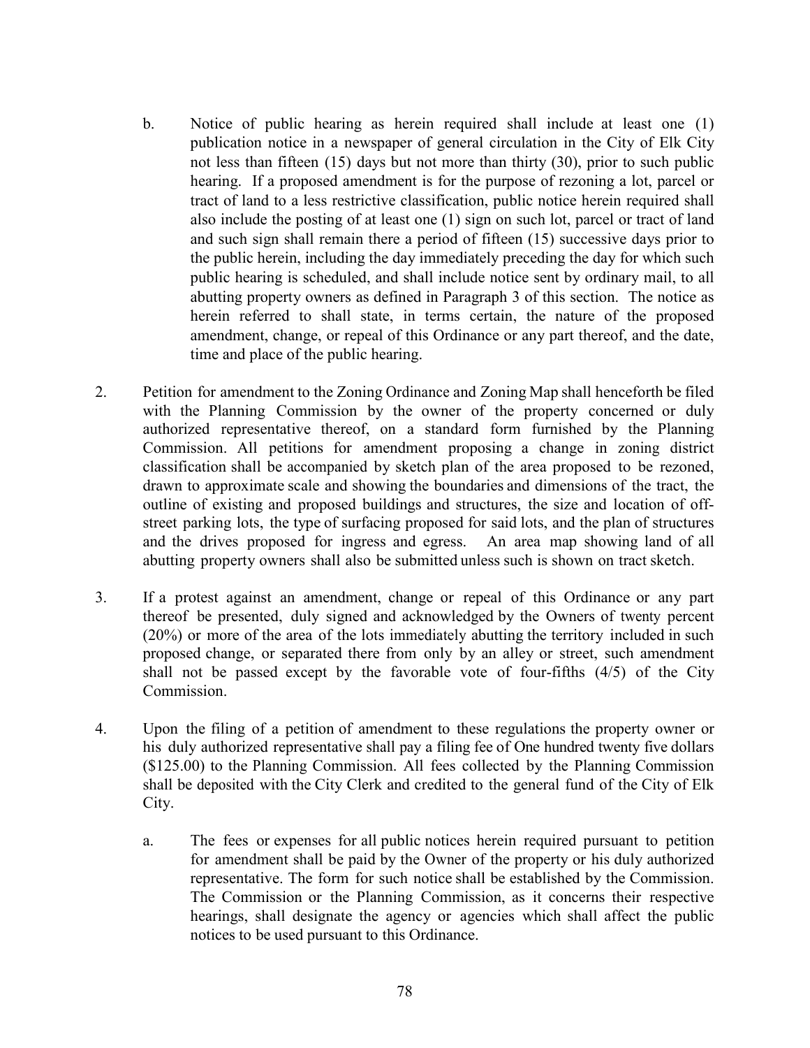b. Notice of public hearing as herein required shall include at least one (1) publication notice in a newspaper of general circulation in the City of Elk City not less than fifteen (15) days but not more than thirty (30), prior to such public hearing. If a proposed amendment is for the purpose of rezoning a lot, parcel or tract of land to a less restrictive classification, public notice herein required shall also include the posting of at least one (1) sign on such lot, parcel or tract of land and such sign shall remain there a period of fifteen (15) successive days prior to the public herein, including the day immediately preceding the day for which such public hearing is scheduled, and shall include notice sent by ordinary mail, to all abutting property owners as defined in Paragraph 3 of this section. The notice as herein referred to shall state, in terms certain, the nature of the proposed amendment, change, or repeal of this Ordinance or any part thereof, and the date, time and place of the public hearing.

2. Petition for amendment to the Zoning Ordinance and Zoning Map shall henceforth be filed with the Planning Commission by the owner of the property concerned or duly authorized representative thereof, on a standard form furnished by the Planning Commission. All petitions for amendment proposing a change in zoning district classification shall be accompanied by sketch plan of the area proposed to be rezoned, drawn to approximate scale and showing the boundaries and dimensions of the tract, the outline of existing and proposed buildings and structures, the size and location of off-street parking lots, the type of surfacing proposed for said lots, and the plan of structures and the drives proposed for ingress and egress. An area map showing land of all abutting property owners shall also be submitted unless such is shown on tract sketch.

3. If a protest against an amendment, change or repeal of this Ordinance or any part thereof be presented, duly signed and acknowledged by the Owners of twenty percent (20%) or more of the area of the lots immediately abutting the territory included in such proposed change, or separated there from only by an alley or street, such amendment shall not be passed except by the favorable vote of four-fifths (4/5) of the City Commission.

4. Upon the filing of a petition of amendment to these regulations the property owner or his duly authorized representative shall pay a filing fee of One hundred twenty five dollars ($125.00) to the Planning Commission. All fees collected by the Planning Commission shall be deposited with the City Clerk and credited to the general fund of the City of Elk City.

   a. The fees or expenses for all public notices herein required pursuant to petition for amendment shall be paid by the Owner of the property or his duly authorized representative. The form for such notice shall be established by the Commission. The Commission or the Planning Commission, as it concerns their respective hearings, shall designate the agency or agencies which shall affect the public notices to be used pursuant to this Ordinance.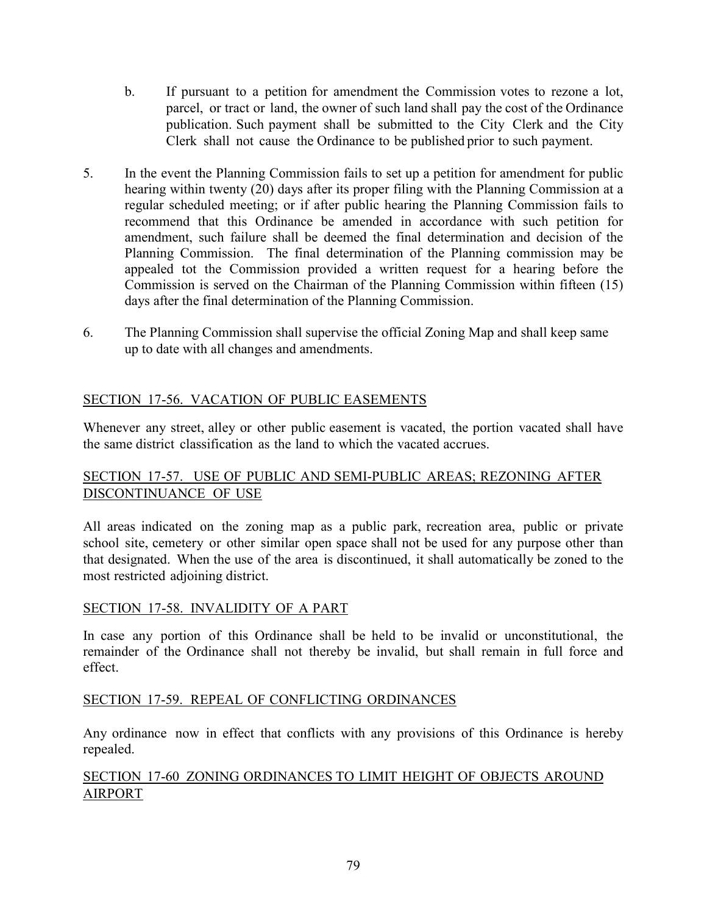b. If pursuant to a petition for amendment the Commission votes to rezone a lot, parcel, or tract or land, the owner of such land shall pay the cost of the Ordinance publication. Such payment shall be submitted to the City Clerk and the City Clerk shall not cause the Ordinance to be published prior to such payment.

5. In the event the Planning Commission fails to set up a petition for amendment for public hearing within twenty (20) days after its proper filing with the Planning Commission at a regular scheduled meeting; or if after public hearing the Planning Commission fails to recommend that this Ordinance be amended in accordance with such petition for amendment, such failure shall be deemed the final determination and decision of the Planning Commission. The final determination of the Planning commission may be appealed tot the Commission provided a written request for a hearing before the Commission is served on the Chairman of the Planning Commission within fifteen (15) days after the final determination of the Planning Commission.

6. The Planning Commission shall supervise the official Zoning Map and shall keep same up to date with all changes and amendments.

## SECTION 17-56. VACATION OF PUBLIC EASEMENTS

Whenever any street, alley or other public easement is vacated, the portion vacated shall have the same district classification as the land to which the vacated accrues.

## SECTION 17-57. USE OF PUBLIC AND SEMI-PUBLIC AREAS; REZONING AFTER DISCONTINUANCE OF USE

All areas indicated on the zoning map as a public park, recreation area, public or private school site, cemetery or other similar open space shall not be used for any purpose other than that designated. When the use of the area is discontinued, it shall automatically be zoned to the most restricted adjoining district.

## SECTION 17-58. INVALIDITY OF A PART

In case any portion of this Ordinance shall be held to be invalid or unconstitutional, the remainder of the Ordinance shall not thereby be invalid, but shall remain in full force and effect.

## SECTION 17-59. REPEAL OF CONFLICTING ORDINANCES

Any ordinance now in effect that conflicts with any provisions of this Ordinance is hereby repealed.

## SECTION 17-60 ZONING ORDINANCES TO LIMIT HEIGHT OF OBJECTS AROUND AIRPORT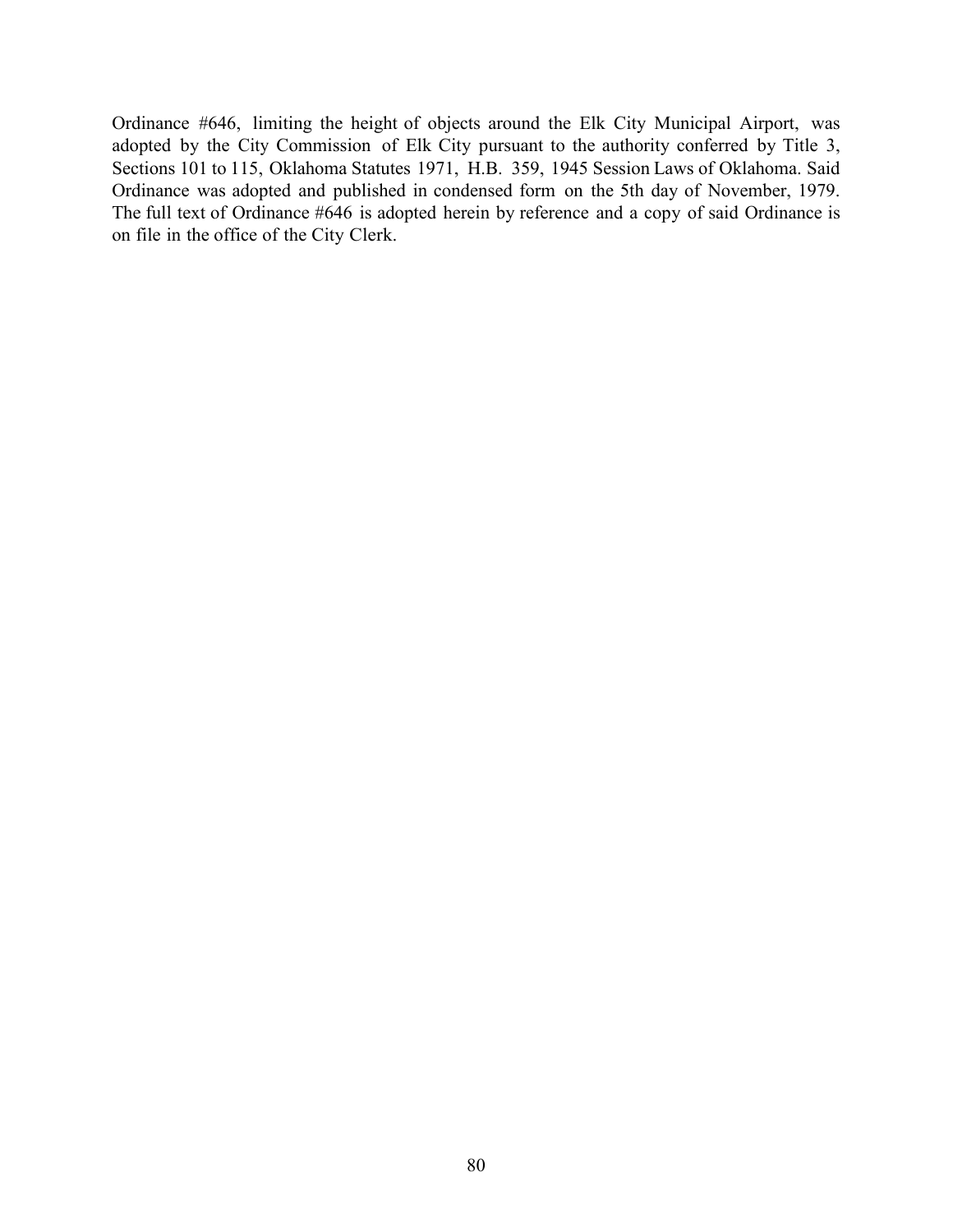Ordinance #646, limiting the height of objects around the Elk City Municipal Airport, was adopted by the City Commission of Elk City pursuant to the authority conferred by Title 3, Sections 101 to 115, Oklahoma Statutes 1971, H.B. 359, 1945 Session Laws of Oklahoma. Said Ordinance was adopted and published in condensed form on the 5th day of November, 1979. The full text of Ordinance #646 is adopted herein by reference and a copy of said Ordinance is on file in the office of the City Clerk.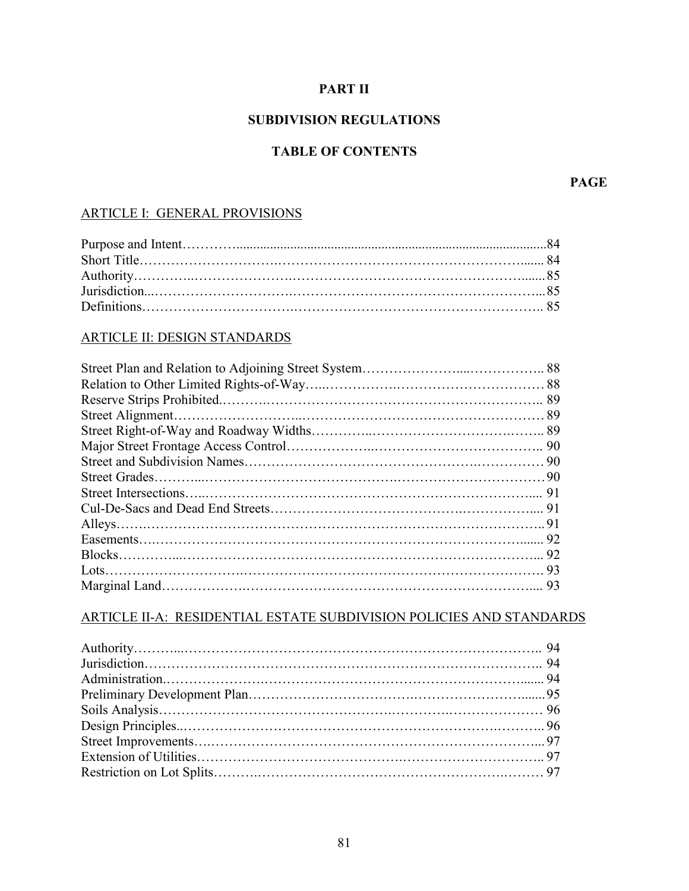# PART II

# SUBDIVISION REGULATIONS

## TABLE OF CONTENTS

**PAGE**

ARTICLE I: GENERAL PROVISIONS

| | PAGE |
|---|---|
| Purpose and Intent | 84 |
| Short Title | 84 |
| Authority | 85 |
| Jurisdiction | 85 |
| Definitions | 85 |

ARTICLE II: DESIGN STANDARDS

| | PAGE |
|---|---|
| Street Plan and Relation to Adjoining Street System | 88 |
| Relation to Other Limited Rights-of-Way | 88 |
| Reserve Strips Prohibited | 89 |
| Street Alignment | 89 |
| Street Right-of-Way and Roadway Widths | 89 |
| Major Street Frontage Access Control | 90 |
| Street and Subdivision Names | 90 |
| Street Grades | 90 |
| Street Intersections | 91 |
| Cul-De-Sacs and Dead End Streets | 91 |
| Alleys | 91 |
| Easements | 92 |
| Blocks | 92 |
| Lots | 93 |
| Marginal Land | 93 |

ARTICLE II-A: RESIDENTIAL ESTATE SUBDIVISION POLICIES AND STANDARDS

| | PAGE |
|---|---|
| Authority | 94 |
| Jurisdiction | 94 |
| Administration | 94 |
| Preliminary Development Plan | 95 |
| Soils Analysis | 96 |
| Design Principles | 96 |
| Street Improvements | 97 |
| Extension of Utilities | 97 |
| Restriction on Lot Splits | 97 |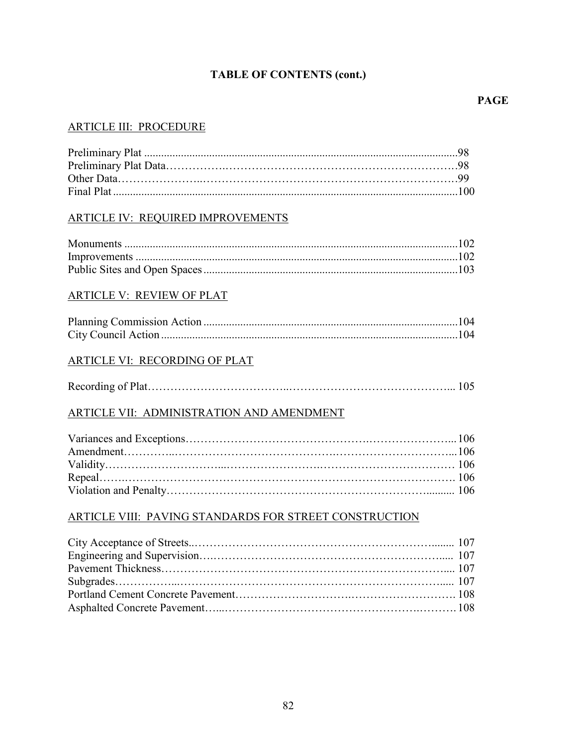# TABLE OF CONTENTS (cont.)

**PAGE**

ARTICLE III: PROCEDURE

Preliminary Plat ....................................................................................................98
Preliminary Plat Data……………………………………………………………….98
Other Data…………………………………………………………………………….99
Final Plat ...............................................................................................................100

ARTICLE IV: REQUIRED IMPROVEMENTS

Monuments ..........................................................................................................102
Improvements ......................................................................................................102
Public Sites and Open Spaces ...............................................................................103

ARTICLE V: REVIEW OF PLAT

Planning Commission Action ...............................................................................104
City Council Action .............................................................................................104

ARTICLE VI: RECORDING OF PLAT

Recording of Plat…………………………………………………………………... 105

ARTICLE VII: ADMINISTRATION AND AMENDMENT

Variances and Exceptions…………………………………………………………...106
Amendment…………………………………………………………………………...106
Validity………………………………………………………………………………106
Repeal………………………………………………………………………………. 106
Violation and Penalty…………………………………………………………......... 106

ARTICLE VIII: PAVING STANDARDS FOR STREET CONSTRUCTION

City Acceptance of Streets..…………………………………………………........ 107
Engineering and Supervision….…………………………………………………..... 107
Pavement Thickness…………………………………………………………….... 107
Subgrades……………...………………………………………………………..... 107
Portland Cement Concrete Pavement………………………………………………. 108
Asphalted Concrete Pavement…...……………………………………………………. 108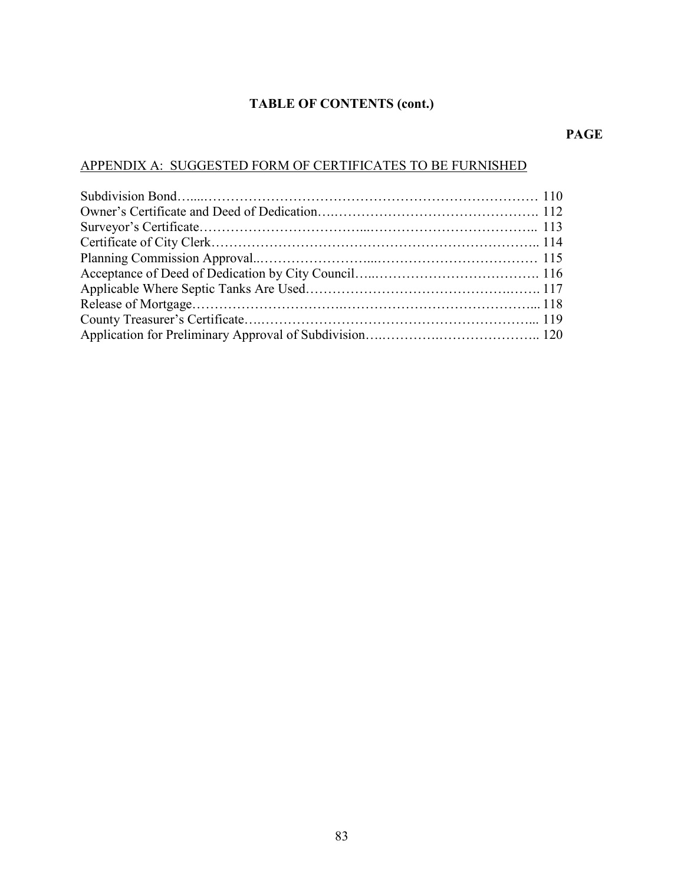## TABLE OF CONTENTS (cont.)

**PAGE**

<u>APPENDIX A: SUGGESTED FORM OF CERTIFICATES TO BE FURNISHED</u>

| | |
|---|---|
| Subdivision Bond | 110 |
| Owner's Certificate and Deed of Dedication | 112 |
| Surveyor's Certificate | 113 |
| Certificate of City Clerk | 114 |
| Planning Commission Approval | 115 |
| Acceptance of Deed of Dedication by City Council | 116 |
| Applicable Where Septic Tanks Are Used | 117 |
| Release of Mortgage | 118 |
| County Treasurer's Certificate | 119 |
| Application for Preliminary Approval of Subdivision | 120 |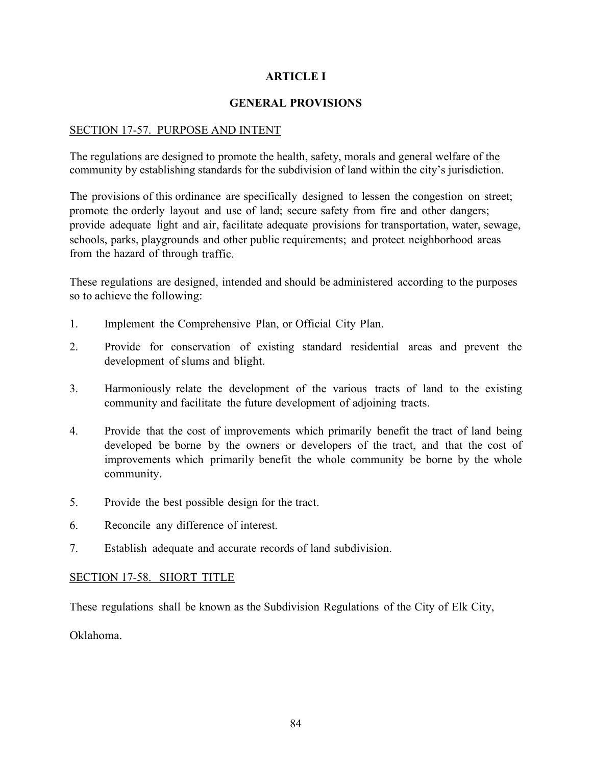# ARTICLE I

## GENERAL PROVISIONS

### SECTION 17-57. PURPOSE AND INTENT

The regulations are designed to promote the health, safety, morals and general welfare of the community by establishing standards for the subdivision of land within the city's jurisdiction.

The provisions of this ordinance are specifically designed to lessen the congestion on street; promote the orderly layout and use of land; secure safety from fire and other dangers; provide adequate light and air, facilitate adequate provisions for transportation, water, sewage, schools, parks, playgrounds and other public requirements; and protect neighborhood areas from the hazard of through traffic.

These regulations are designed, intended and should be administered according to the purposes so to achieve the following:

1. Implement the Comprehensive Plan, or Official City Plan.
2. Provide for conservation of existing standard residential areas and prevent the development of slums and blight.
3. Harmoniously relate the development of the various tracts of land to the existing community and facilitate the future development of adjoining tracts.
4. Provide that the cost of improvements which primarily benefit the tract of land being developed be borne by the owners or developers of the tract, and that the cost of improvements which primarily benefit the whole community be borne by the whole community.
5. Provide the best possible design for the tract.
6. Reconcile any difference of interest.
7. Establish adequate and accurate records of land subdivision.

### SECTION 17-58. SHORT TITLE

These regulations shall be known as the Subdivision Regulations of the City of Elk City, Oklahoma.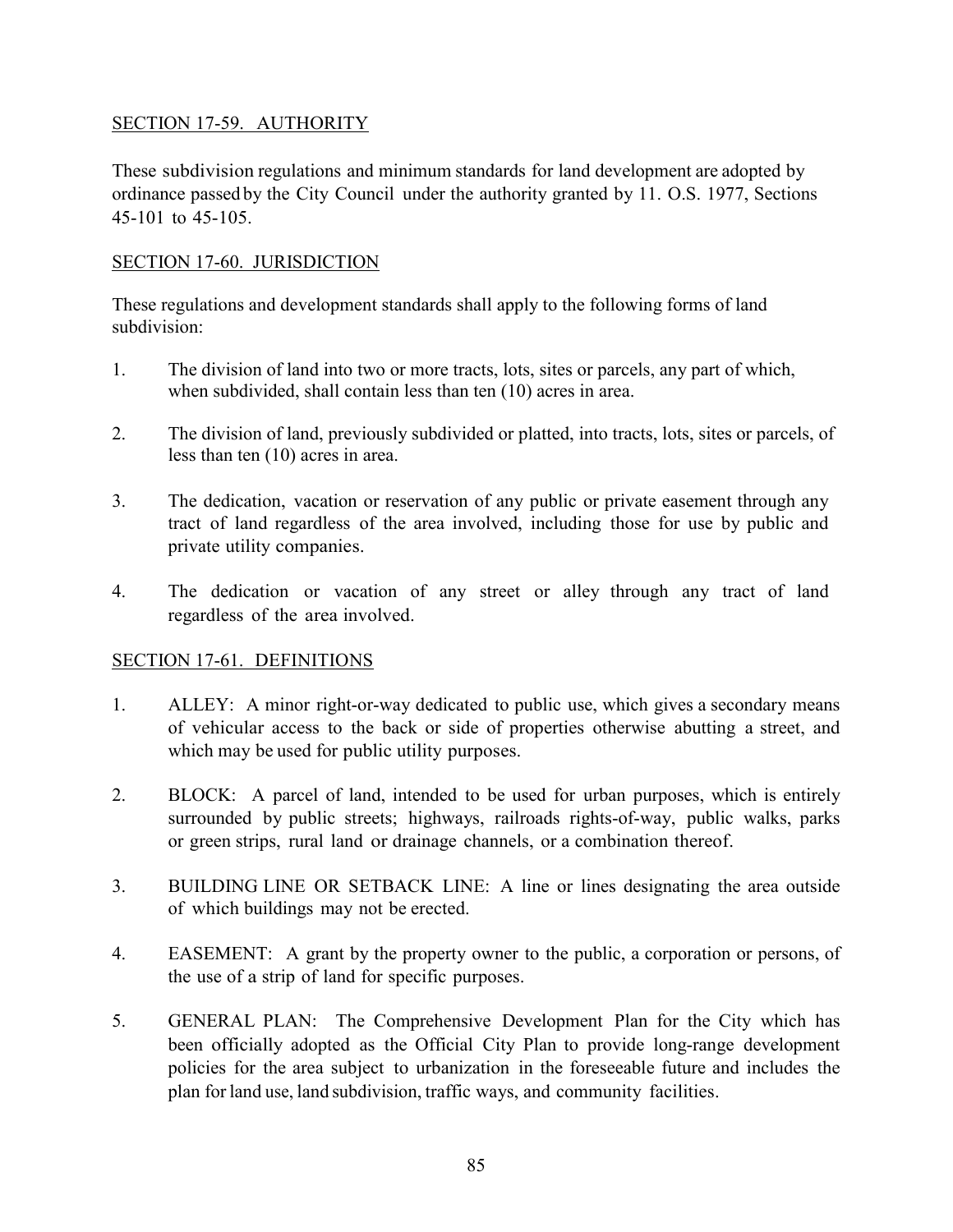## SECTION 17-59. AUTHORITY

These subdivision regulations and minimum standards for land development are adopted by ordinance passed by the City Council under the authority granted by 11. O.S. 1977, Sections 45-101 to 45-105.

## SECTION 17-60. JURISDICTION

These regulations and development standards shall apply to the following forms of land subdivision:

1. The division of land into two or more tracts, lots, sites or parcels, any part of which, when subdivided, shall contain less than ten (10) acres in area.

2. The division of land, previously subdivided or platted, into tracts, lots, sites or parcels, of less than ten (10) acres in area.

3. The dedication, vacation or reservation of any public or private easement through any tract of land regardless of the area involved, including those for use by public and private utility companies.

4. The dedication or vacation of any street or alley through any tract of land regardless of the area involved.

## SECTION 17-61. DEFINITIONS

1. ALLEY: A minor right-or-way dedicated to public use, which gives a secondary means of vehicular access to the back or side of properties otherwise abutting a street, and which may be used for public utility purposes.

2. BLOCK: A parcel of land, intended to be used for urban purposes, which is entirely surrounded by public streets; highways, railroads rights-of-way, public walks, parks or green strips, rural land or drainage channels, or a combination thereof.

3. BUILDING LINE OR SETBACK LINE: A line or lines designating the area outside of which buildings may not be erected.

4. EASEMENT: A grant by the property owner to the public, a corporation or persons, of the use of a strip of land for specific purposes.

5. GENERAL PLAN: The Comprehensive Development Plan for the City which has been officially adopted as the Official City Plan to provide long-range development policies for the area subject to urbanization in the foreseeable future and includes the plan for land use, land subdivision, traffic ways, and community facilities.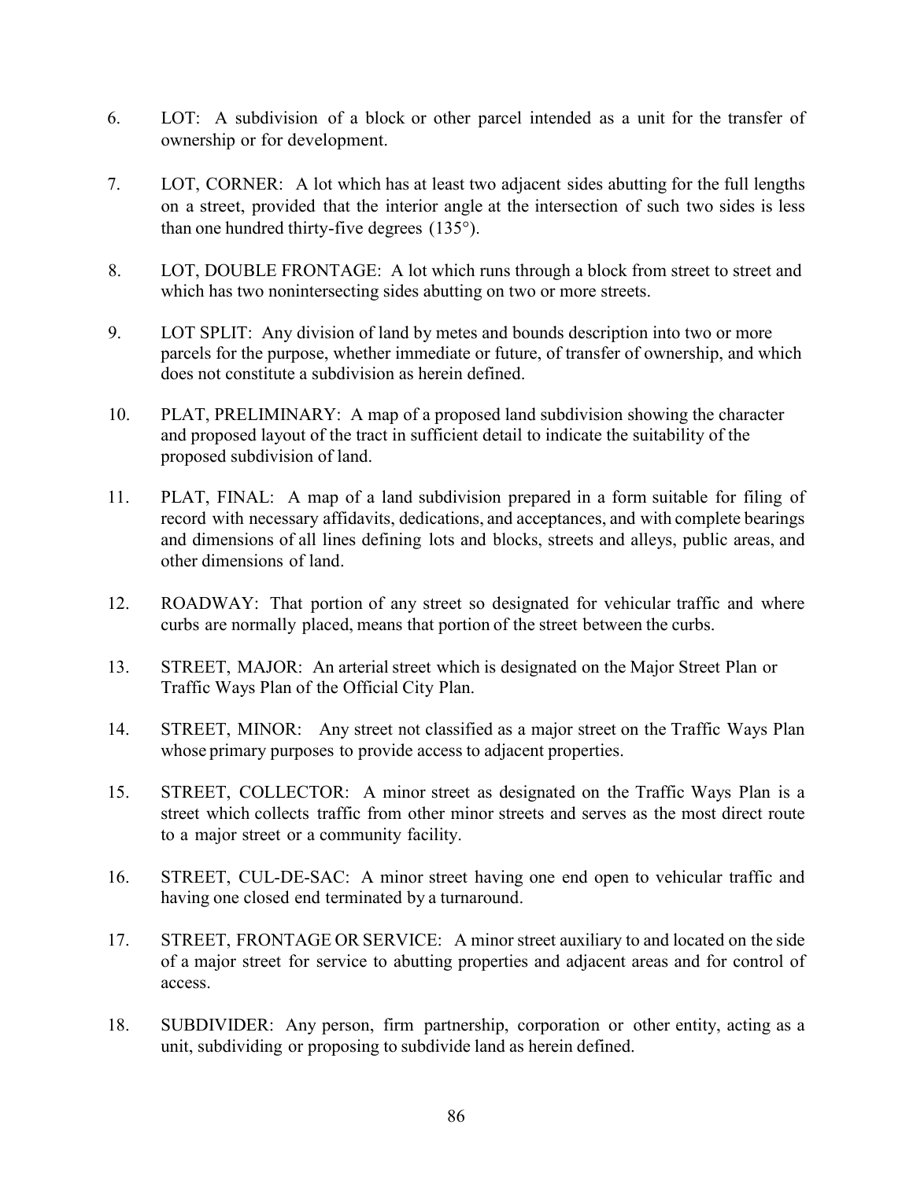6. LOT: A subdivision of a block or other parcel intended as a unit for the transfer of ownership or for development.

7. LOT, CORNER: A lot which has at least two adjacent sides abutting for the full lengths on a street, provided that the interior angle at the intersection of such two sides is less than one hundred thirty-five degrees (135°).

8. LOT, DOUBLE FRONTAGE: A lot which runs through a block from street to street and which has two nonintersecting sides abutting on two or more streets.

9. LOT SPLIT: Any division of land by metes and bounds description into two or more parcels for the purpose, whether immediate or future, of transfer of ownership, and which does not constitute a subdivision as herein defined.

10. PLAT, PRELIMINARY: A map of a proposed land subdivision showing the character and proposed layout of the tract in sufficient detail to indicate the suitability of the proposed subdivision of land.

11. PLAT, FINAL: A map of a land subdivision prepared in a form suitable for filing of record with necessary affidavits, dedications, and acceptances, and with complete bearings and dimensions of all lines defining lots and blocks, streets and alleys, public areas, and other dimensions of land.

12. ROADWAY: That portion of any street so designated for vehicular traffic and where curbs are normally placed, means that portion of the street between the curbs.

13. STREET, MAJOR: An arterial street which is designated on the Major Street Plan or Traffic Ways Plan of the Official City Plan.

14. STREET, MINOR: Any street not classified as a major street on the Traffic Ways Plan whose primary purposes to provide access to adjacent properties.

15. STREET, COLLECTOR: A minor street as designated on the Traffic Ways Plan is a street which collects traffic from other minor streets and serves as the most direct route to a major street or a community facility.

16. STREET, CUL-DE-SAC: A minor street having one end open to vehicular traffic and having one closed end terminated by a turnaround.

17. STREET, FRONTAGE OR SERVICE: A minor street auxiliary to and located on the side of a major street for service to abutting properties and adjacent areas and for control of access.

18. SUBDIVIDER: Any person, firm partnership, corporation or other entity, acting as a unit, subdividing or proposing to subdivide land as herein defined.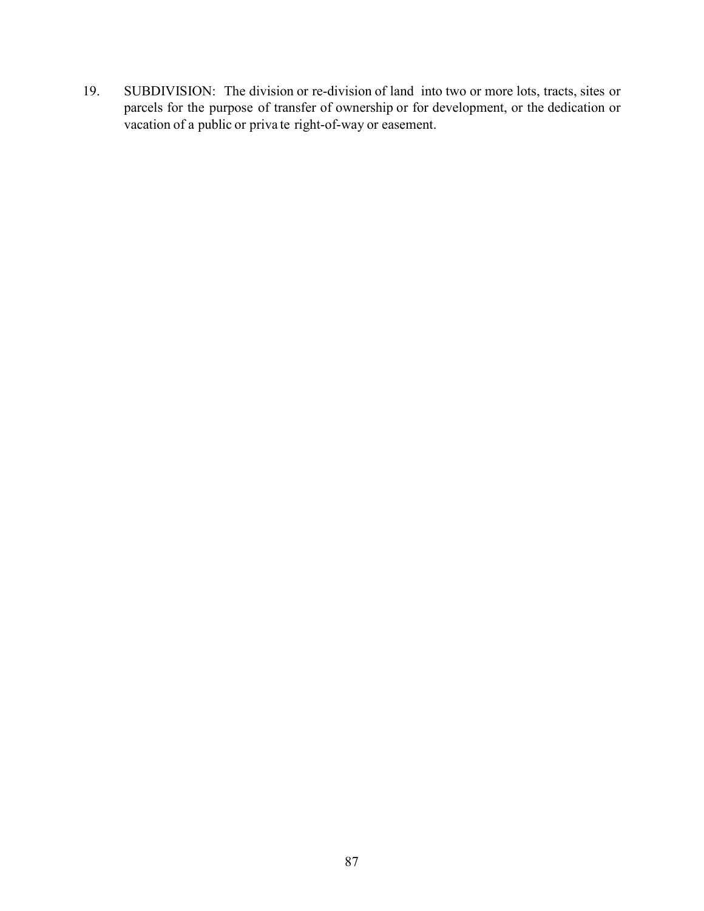19. SUBDIVISION: The division or re-division of land into two or more lots, tracts, sites or parcels for the purpose of transfer of ownership or for development, or the dedication or vacation of a public or priva te right-of-way or easement.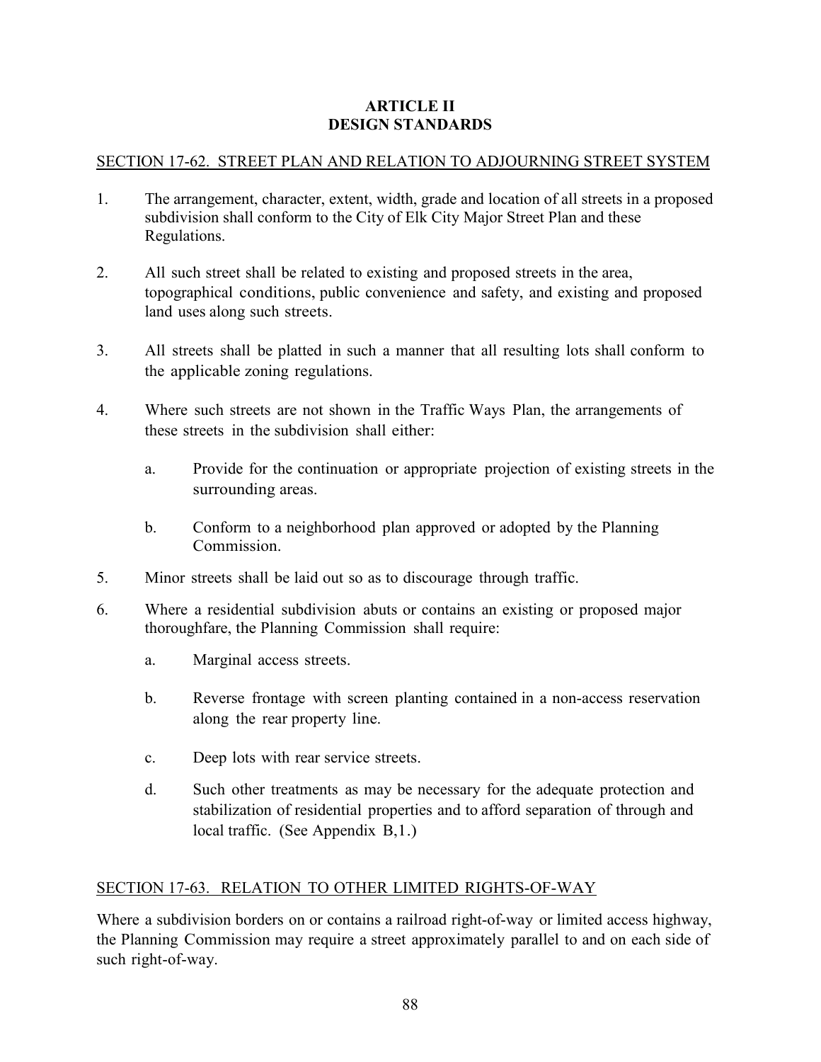# ARTICLE II
# DESIGN STANDARDS

## SECTION 17-62. STREET PLAN AND RELATION TO ADJOURNING STREET SYSTEM

1. The arrangement, character, extent, width, grade and location of all streets in a proposed subdivision shall conform to the City of Elk City Major Street Plan and these Regulations.

2. All such street shall be related to existing and proposed streets in the area, topographical conditions, public convenience and safety, and existing and proposed land uses along such streets.

3. All streets shall be platted in such a manner that all resulting lots shall conform to the applicable zoning regulations.

4. Where such streets are not shown in the Traffic Ways Plan, the arrangements of these streets in the subdivision shall either:

   a. Provide for the continuation or appropriate projection of existing streets in the surrounding areas.

   b. Conform to a neighborhood plan approved or adopted by the Planning Commission.

5. Minor streets shall be laid out so as to discourage through traffic.

6. Where a residential subdivision abuts or contains an existing or proposed major thoroughfare, the Planning Commission shall require:

   a. Marginal access streets.

   b. Reverse frontage with screen planting contained in a non-access reservation along the rear property line.

   c. Deep lots with rear service streets.

   d. Such other treatments as may be necessary for the adequate protection and stabilization of residential properties and to afford separation of through and local traffic. (See Appendix B,1.)

## SECTION 17-63. RELATION TO OTHER LIMITED RIGHTS-OF-WAY

Where a subdivision borders on or contains a railroad right-of-way or limited access highway, the Planning Commission may require a street approximately parallel to and on each side of such right-of-way.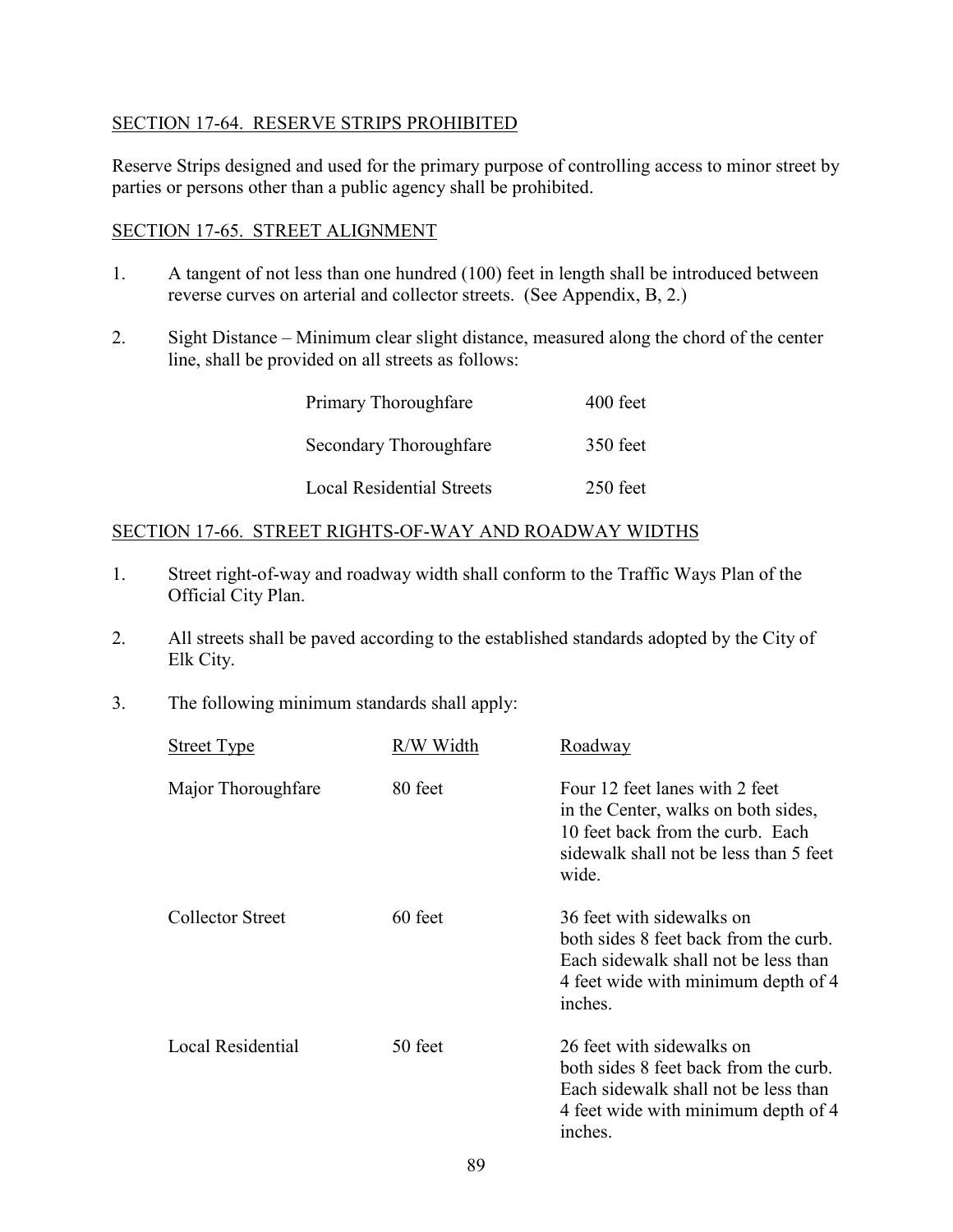## SECTION 17-64. RESERVE STRIPS PROHIBITED

Reserve Strips designed and used for the primary purpose of controlling access to minor street by parties or persons other than a public agency shall be prohibited.

## SECTION 17-65. STREET ALIGNMENT

1. A tangent of not less than one hundred (100) feet in length shall be introduced between reverse curves on arterial and collector streets. (See Appendix, B, 2.)

2. Sight Distance – Minimum clear slight distance, measured along the chord of the center line, shall be provided on all streets as follows:

| | |
|---|---|
| Primary Thoroughfare | 400 feet |
| Secondary Thoroughfare | 350 feet |
| Local Residential Streets | 250 feet |

## SECTION 17-66. STREET RIGHTS-OF-WAY AND ROADWAY WIDTHS

1. Street right-of-way and roadway width shall conform to the Traffic Ways Plan of the Official City Plan.

2. All streets shall be paved according to the established standards adopted by the City of Elk City.

3. The following minimum standards shall apply:

| Street Type | R/W Width | Roadway |
|---|---|---|
| Major Thoroughfare | 80 feet | Four 12 feet lanes with 2 feet in the Center, walks on both sides, 10 feet back from the curb. Each sidewalk shall not be less than 5 feet wide. |
| Collector Street | 60 feet | 36 feet with sidewalks on both sides 8 feet back from the curb. Each sidewalk shall not be less than 4 feet wide with minimum depth of 4 inches. |
| Local Residential | 50 feet | 26 feet with sidewalks on both sides 8 feet back from the curb. Each sidewalk shall not be less than 4 feet wide with minimum depth of 4 inches. |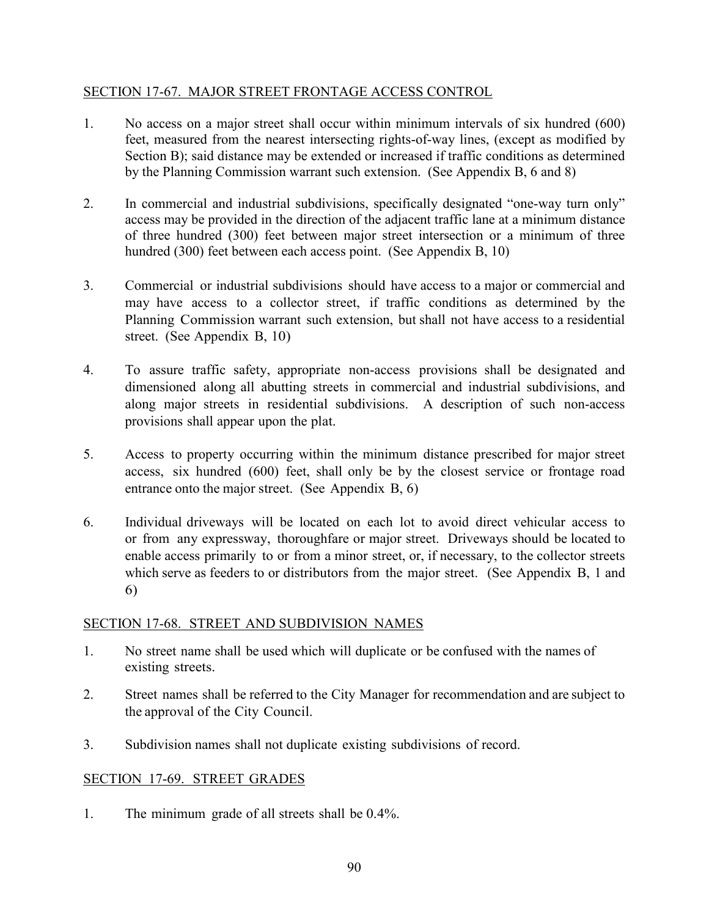## SECTION 17-67. MAJOR STREET FRONTAGE ACCESS CONTROL

1. No access on a major street shall occur within minimum intervals of six hundred (600) feet, measured from the nearest intersecting rights-of-way lines, (except as modified by Section B); said distance may be extended or increased if traffic conditions as determined by the Planning Commission warrant such extension. (See Appendix B, 6 and 8)

2. In commercial and industrial subdivisions, specifically designated "one-way turn only" access may be provided in the direction of the adjacent traffic lane at a minimum distance of three hundred (300) feet between major street intersection or a minimum of three hundred (300) feet between each access point. (See Appendix B, 10)

3. Commercial or industrial subdivisions should have access to a major or commercial and may have access to a collector street, if traffic conditions as determined by the Planning Commission warrant such extension, but shall not have access to a residential street. (See Appendix B, 10)

4. To assure traffic safety, appropriate non-access provisions shall be designated and dimensioned along all abutting streets in commercial and industrial subdivisions, and along major streets in residential subdivisions. A description of such non-access provisions shall appear upon the plat.

5. Access to property occurring within the minimum distance prescribed for major street access, six hundred (600) feet, shall only be by the closest service or frontage road entrance onto the major street. (See Appendix B, 6)

6. Individual driveways will be located on each lot to avoid direct vehicular access to or from any expressway, thoroughfare or major street. Driveways should be located to enable access primarily to or from a minor street, or, if necessary, to the collector streets which serve as feeders to or distributors from the major street. (See Appendix B, 1 and 6)

## SECTION 17-68. STREET AND SUBDIVISION NAMES

1. No street name shall be used which will duplicate or be confused with the names of existing streets.

2. Street names shall be referred to the City Manager for recommendation and are subject to the approval of the City Council.

3. Subdivision names shall not duplicate existing subdivisions of record.

## SECTION 17-69. STREET GRADES

1. The minimum grade of all streets shall be 0.4%.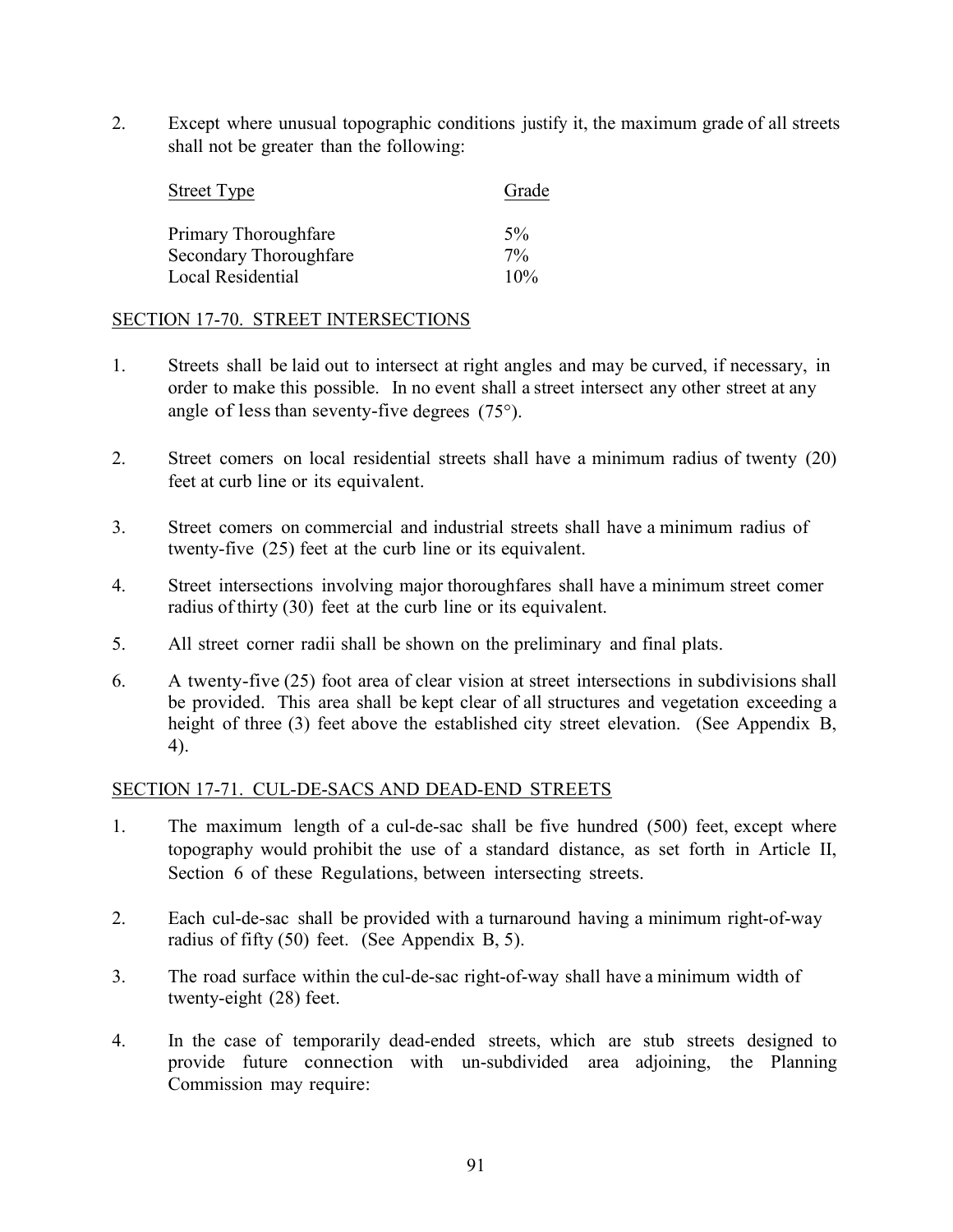2. Except where unusual topographic conditions justify it, the maximum grade of all streets shall not be greater than the following:

| Street Type | Grade |
|---|---|
| Primary Thoroughfare | 5% |
| Secondary Thoroughfare | 7% |
| Local Residential | 10% |

## SECTION 17-70. STREET INTERSECTIONS

1. Streets shall be laid out to intersect at right angles and may be curved, if necessary, in order to make this possible. In no event shall a street intersect any other street at any angle of less than seventy-five degrees (75°).

2. Street comers on local residential streets shall have a minimum radius of twenty (20) feet at curb line or its equivalent.

3. Street comers on commercial and industrial streets shall have a minimum radius of twenty-five (25) feet at the curb line or its equivalent.

4. Street intersections involving major thoroughfares shall have a minimum street comer radius of thirty (30) feet at the curb line or its equivalent.

5. All street corner radii shall be shown on the preliminary and final plats.

6. A twenty-five (25) foot area of clear vision at street intersections in subdivisions shall be provided. This area shall be kept clear of all structures and vegetation exceeding a height of three (3) feet above the established city street elevation. (See Appendix B, 4).

## SECTION 17-71. CUL-DE-SACS AND DEAD-END STREETS

1. The maximum length of a cul-de-sac shall be five hundred (500) feet, except where topography would prohibit the use of a standard distance, as set forth in Article II, Section 6 of these Regulations, between intersecting streets.

2. Each cul-de-sac shall be provided with a turnaround having a minimum right-of-way radius of fifty (50) feet. (See Appendix B, 5).

3. The road surface within the cul-de-sac right-of-way shall have a minimum width of twenty-eight (28) feet.

4. In the case of temporarily dead-ended streets, which are stub streets designed to provide future connection with un-subdivided area adjoining, the Planning Commission may require: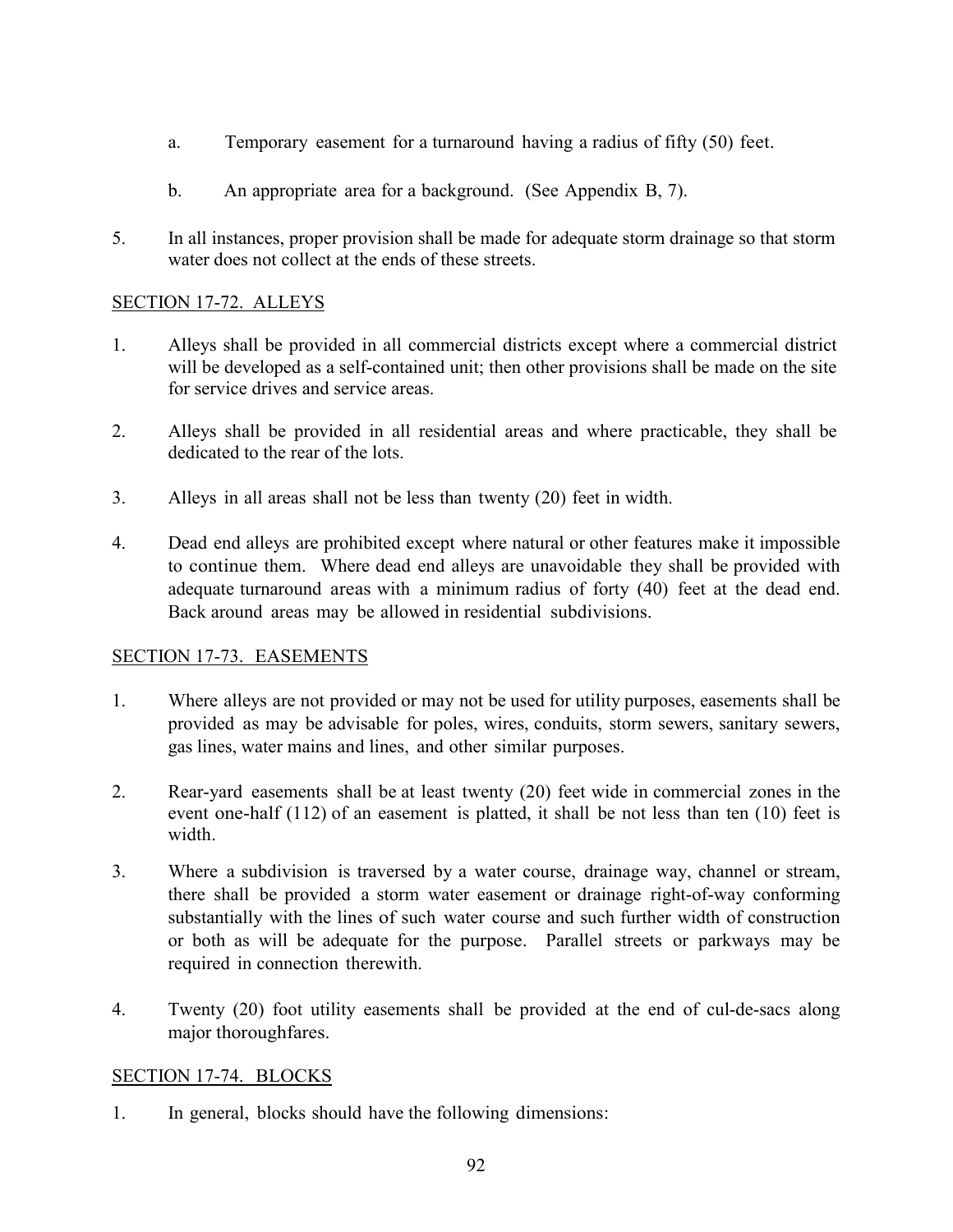a. Temporary easement for a turnaround having a radius of fifty (50) feet.

b. An appropriate area for a background. (See Appendix B, 7).

5. In all instances, proper provision shall be made for adequate storm drainage so that storm water does not collect at the ends of these streets.

## SECTION 17-72. ALLEYS

1. Alleys shall be provided in all commercial districts except where a commercial district will be developed as a self-contained unit; then other provisions shall be made on the site for service drives and service areas.

2. Alleys shall be provided in all residential areas and where practicable, they shall be dedicated to the rear of the lots.

3. Alleys in all areas shall not be less than twenty (20) feet in width.

4. Dead end alleys are prohibited except where natural or other features make it impossible to continue them. Where dead end alleys are unavoidable they shall be provided with adequate turnaround areas with a minimum radius of forty (40) feet at the dead end. Back around areas may be allowed in residential subdivisions.

## SECTION 17-73. EASEMENTS

1. Where alleys are not provided or may not be used for utility purposes, easements shall be provided as may be advisable for poles, wires, conduits, storm sewers, sanitary sewers, gas lines, water mains and lines, and other similar purposes.

2. Rear-yard easements shall be at least twenty (20) feet wide in commercial zones in the event one-half (112) of an easement is platted, it shall be not less than ten (10) feet is width.

3. Where a subdivision is traversed by a water course, drainage way, channel or stream, there shall be provided a storm water easement or drainage right-of-way conforming substantially with the lines of such water course and such further width of construction or both as will be adequate for the purpose. Parallel streets or parkways may be required in connection therewith.

4. Twenty (20) foot utility easements shall be provided at the end of cul-de-sacs along major thoroughfares.

## SECTION 17-74. BLOCKS

1. In general, blocks should have the following dimensions: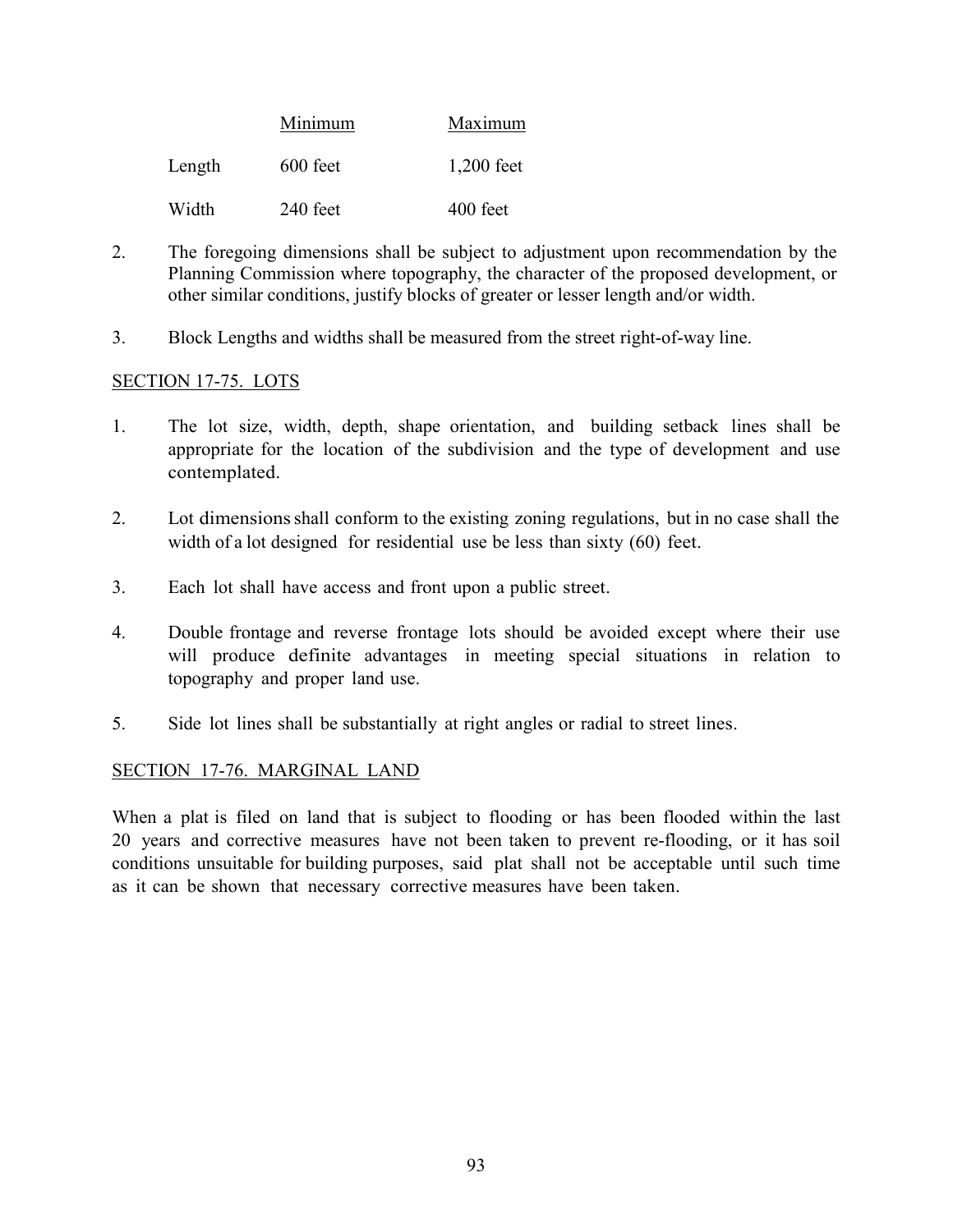| | Minimum | Maximum |
|---|---|---|
| Length | 600 feet | 1,200 feet |
| Width | 240 feet | 400 feet |

2. The foregoing dimensions shall be subject to adjustment upon recommendation by the Planning Commission where topography, the character of the proposed development, or other similar conditions, justify blocks of greater or lesser length and/or width.

3. Block Lengths and widths shall be measured from the street right-of-way line.

## SECTION 17-75. LOTS

1. The lot size, width, depth, shape orientation, and building setback lines shall be appropriate for the location of the subdivision and the type of development and use contemplated.

2. Lot dimensions shall conform to the existing zoning regulations, but in no case shall the width of a lot designed for residential use be less than sixty (60) feet.

3. Each lot shall have access and front upon a public street.

4. Double frontage and reverse frontage lots should be avoided except where their use will produce definite advantages in meeting special situations in relation to topography and proper land use.

5. Side lot lines shall be substantially at right angles or radial to street lines.

## SECTION 17-76. MARGINAL LAND

When a plat is filed on land that is subject to flooding or has been flooded within the last 20 years and corrective measures have not been taken to prevent re-flooding, or it has soil conditions unsuitable for building purposes, said plat shall not be acceptable until such time as it can be shown that necessary corrective measures have been taken.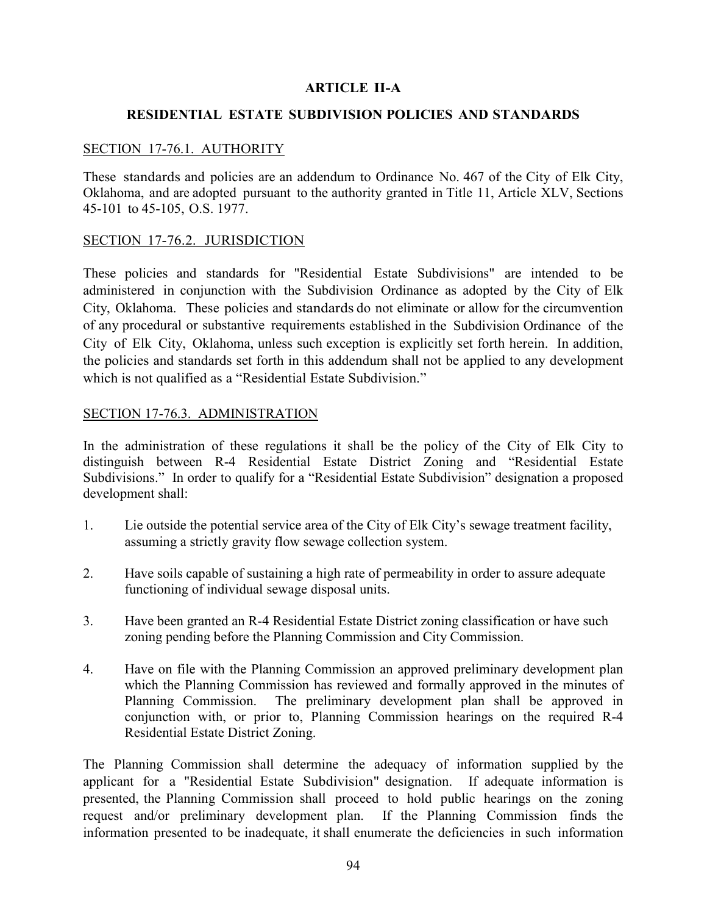# ARTICLE II-A

## RESIDENTIAL ESTATE SUBDIVISION POLICIES AND STANDARDS

### SECTION 17-76.1. AUTHORITY

These standards and policies are an addendum to Ordinance No. 467 of the City of Elk City, Oklahoma, and are adopted pursuant to the authority granted in Title 11, Article XLV, Sections 45-101 to 45-105, O.S. 1977.

### SECTION 17-76.2. JURISDICTION

These policies and standards for "Residential Estate Subdivisions" are intended to be administered in conjunction with the Subdivision Ordinance as adopted by the City of Elk City, Oklahoma. These policies and standards do not eliminate or allow for the circumvention of any procedural or substantive requirements established in the Subdivision Ordinance of the City of Elk City, Oklahoma, unless such exception is explicitly set forth herein. In addition, the policies and standards set forth in this addendum shall not be applied to any development which is not qualified as a "Residential Estate Subdivision."

### SECTION 17-76.3. ADMINISTRATION

In the administration of these regulations it shall be the policy of the City of Elk City to distinguish between R-4 Residential Estate District Zoning and "Residential Estate Subdivisions." In order to qualify for a "Residential Estate Subdivision" designation a proposed development shall:

1. Lie outside the potential service area of the City of Elk City's sewage treatment facility, assuming a strictly gravity flow sewage collection system.

2. Have soils capable of sustaining a high rate of permeability in order to assure adequate functioning of individual sewage disposal units.

3. Have been granted an R-4 Residential Estate District zoning classification or have such zoning pending before the Planning Commission and City Commission.

4. Have on file with the Planning Commission an approved preliminary development plan which the Planning Commission has reviewed and formally approved in the minutes of Planning Commission. The preliminary development plan shall be approved in conjunction with, or prior to, Planning Commission hearings on the required R-4 Residential Estate District Zoning.

The Planning Commission shall determine the adequacy of information supplied by the applicant for a "Residential Estate Subdivision" designation. If adequate information is presented, the Planning Commission shall proceed to hold public hearings on the zoning request and/or preliminary development plan. If the Planning Commission finds the information presented to be inadequate, it shall enumerate the deficiencies in such information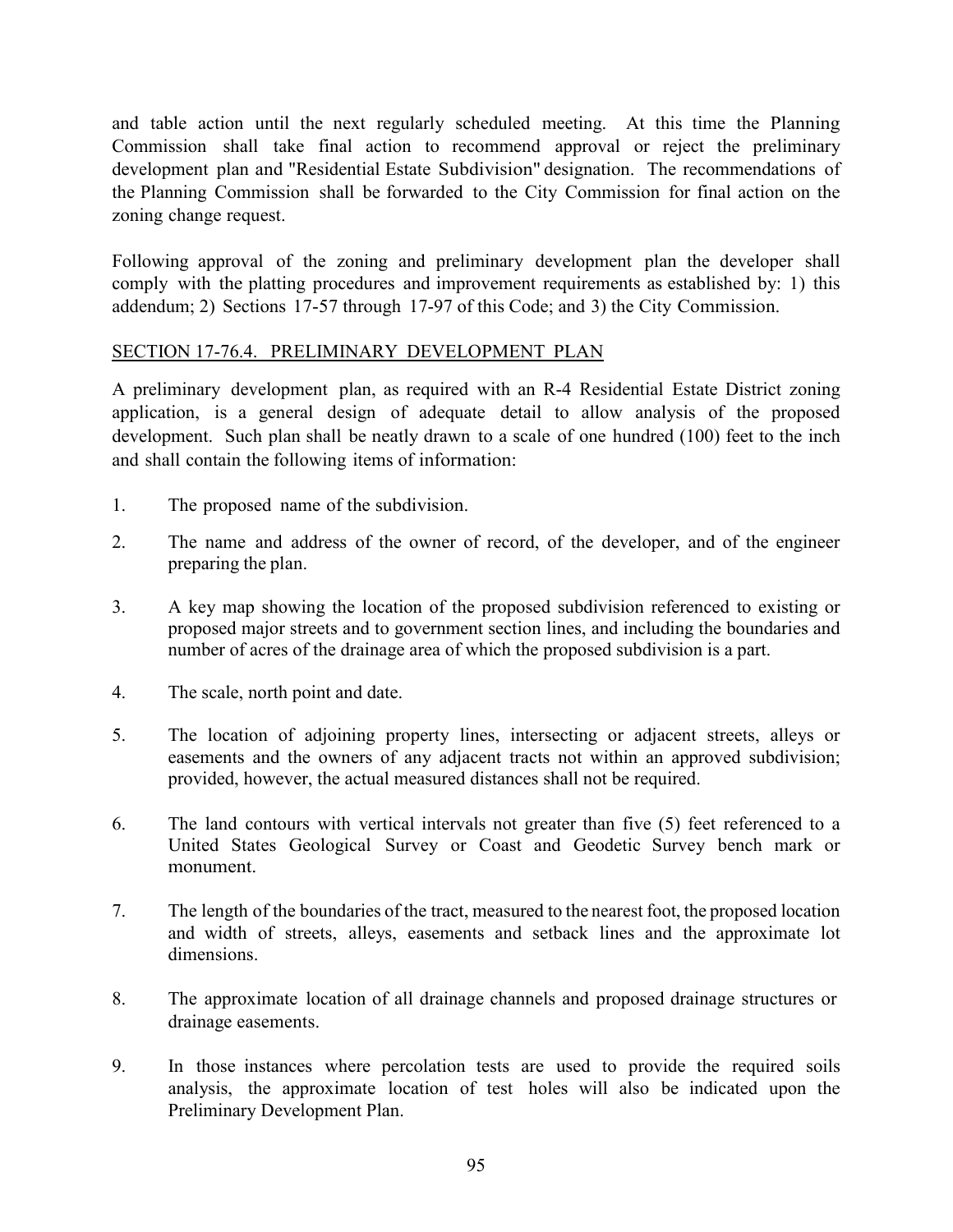and table action until the next regularly scheduled meeting. At this time the Planning Commission shall take final action to recommend approval or reject the preliminary development plan and "Residential Estate Subdivision" designation. The recommendations of the Planning Commission shall be forwarded to the City Commission for final action on the zoning change request.

Following approval of the zoning and preliminary development plan the developer shall comply with the platting procedures and improvement requirements as established by: 1) this addendum; 2) Sections 17-57 through 17-97 of this Code; and 3) the City Commission.

## SECTION 17-76.4. PRELIMINARY DEVELOPMENT PLAN

A preliminary development plan, as required with an R-4 Residential Estate District zoning application, is a general design of adequate detail to allow analysis of the proposed development. Such plan shall be neatly drawn to a scale of one hundred (100) feet to the inch and shall contain the following items of information:

1. The proposed name of the subdivision.
2. The name and address of the owner of record, of the developer, and of the engineer preparing the plan.
3. A key map showing the location of the proposed subdivision referenced to existing or proposed major streets and to government section lines, and including the boundaries and number of acres of the drainage area of which the proposed subdivision is a part.
4. The scale, north point and date.
5. The location of adjoining property lines, intersecting or adjacent streets, alleys or easements and the owners of any adjacent tracts not within an approved subdivision; provided, however, the actual measured distances shall not be required.
6. The land contours with vertical intervals not greater than five (5) feet referenced to a United States Geological Survey or Coast and Geodetic Survey bench mark or monument.
7. The length of the boundaries of the tract, measured to the nearest foot, the proposed location and width of streets, alleys, easements and setback lines and the approximate lot dimensions.
8. The approximate location of all drainage channels and proposed drainage structures or drainage easements.
9. In those instances where percolation tests are used to provide the required soils analysis, the approximate location of test holes will also be indicated upon the Preliminary Development Plan.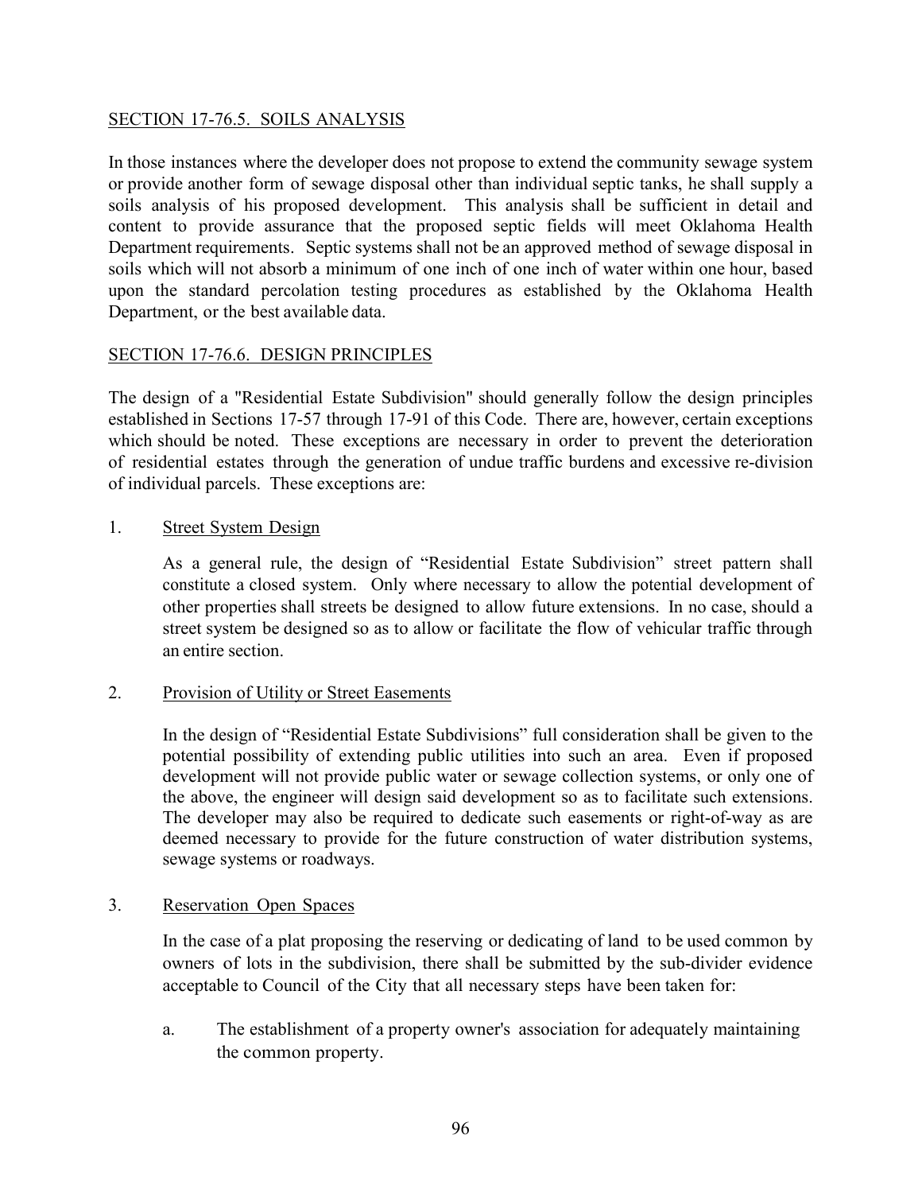## SECTION 17-76.5. SOILS ANALYSIS

In those instances where the developer does not propose to extend the community sewage system or provide another form of sewage disposal other than individual septic tanks, he shall supply a soils analysis of his proposed development. This analysis shall be sufficient in detail and content to provide assurance that the proposed septic fields will meet Oklahoma Health Department requirements. Septic systems shall not be an approved method of sewage disposal in soils which will not absorb a minimum of one inch of one inch of water within one hour, based upon the standard percolation testing procedures as established by the Oklahoma Health Department, or the best available data.

## SECTION 17-76.6. DESIGN PRINCIPLES

The design of a "Residential Estate Subdivision" should generally follow the design principles established in Sections 17-57 through 17-91 of this Code. There are, however, certain exceptions which should be noted. These exceptions are necessary in order to prevent the deterioration of residential estates through the generation of undue traffic burdens and excessive re-division of individual parcels. These exceptions are:

1. Street System Design

   As a general rule, the design of "Residential Estate Subdivision" street pattern shall constitute a closed system. Only where necessary to allow the potential development of other properties shall streets be designed to allow future extensions. In no case, should a street system be designed so as to allow or facilitate the flow of vehicular traffic through an entire section.

2. Provision of Utility or Street Easements

   In the design of "Residential Estate Subdivisions" full consideration shall be given to the potential possibility of extending public utilities into such an area. Even if proposed development will not provide public water or sewage collection systems, or only one of the above, the engineer will design said development so as to facilitate such extensions. The developer may also be required to dedicate such easements or right-of-way as are deemed necessary to provide for the future construction of water distribution systems, sewage systems or roadways.

3. Reservation Open Spaces

   In the case of a plat proposing the reserving or dedicating of land to be used common by owners of lots in the subdivision, there shall be submitted by the sub-divider evidence acceptable to Council of the City that all necessary steps have been taken for:

   a. The establishment of a property owner's association for adequately maintaining the common property.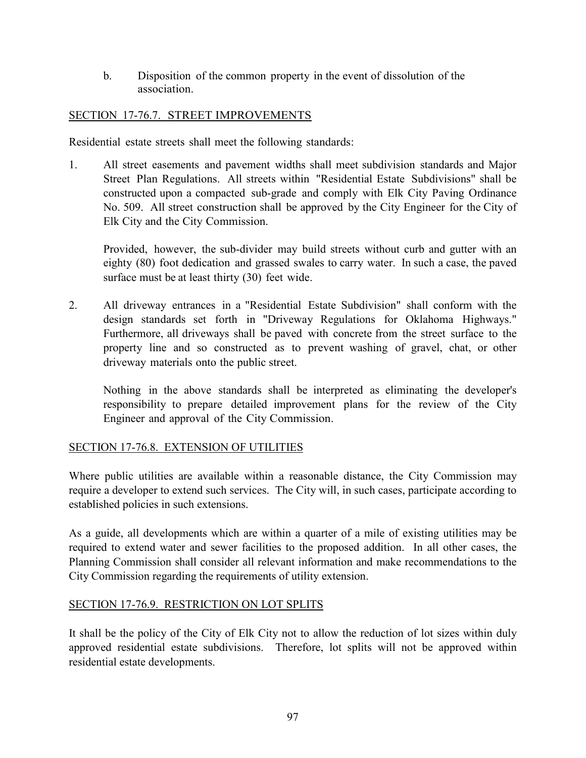b. Disposition of the common property in the event of dissolution of the association.

## SECTION 17-76.7. STREET IMPROVEMENTS

Residential estate streets shall meet the following standards:

1. All street easements and pavement widths shall meet subdivision standards and Major Street Plan Regulations. All streets within "Residential Estate Subdivisions" shall be constructed upon a compacted sub-grade and comply with Elk City Paving Ordinance No. 509. All street construction shall be approved by the City Engineer for the City of Elk City and the City Commission.

   Provided, however, the sub-divider may build streets without curb and gutter with an eighty (80) foot dedication and grassed swales to carry water. In such a case, the paved surface must be at least thirty (30) feet wide.

2. All driveway entrances in a "Residential Estate Subdivision" shall conform with the design standards set forth in "Driveway Regulations for Oklahoma Highways." Furthermore, all driveways shall be paved with concrete from the street surface to the property line and so constructed as to prevent washing of gravel, chat, or other driveway materials onto the public street.

   Nothing in the above standards shall be interpreted as eliminating the developer's responsibility to prepare detailed improvement plans for the review of the City Engineer and approval of the City Commission.

## SECTION 17-76.8. EXTENSION OF UTILITIES

Where public utilities are available within a reasonable distance, the City Commission may require a developer to extend such services. The City will, in such cases, participate according to established policies in such extensions.

As a guide, all developments which are within a quarter of a mile of existing utilities may be required to extend water and sewer facilities to the proposed addition. In all other cases, the Planning Commission shall consider all relevant information and make recommendations to the City Commission regarding the requirements of utility extension.

## SECTION 17-76.9. RESTRICTION ON LOT SPLITS

It shall be the policy of the City of Elk City not to allow the reduction of lot sizes within duly approved residential estate subdivisions. Therefore, lot splits will not be approved within residential estate developments.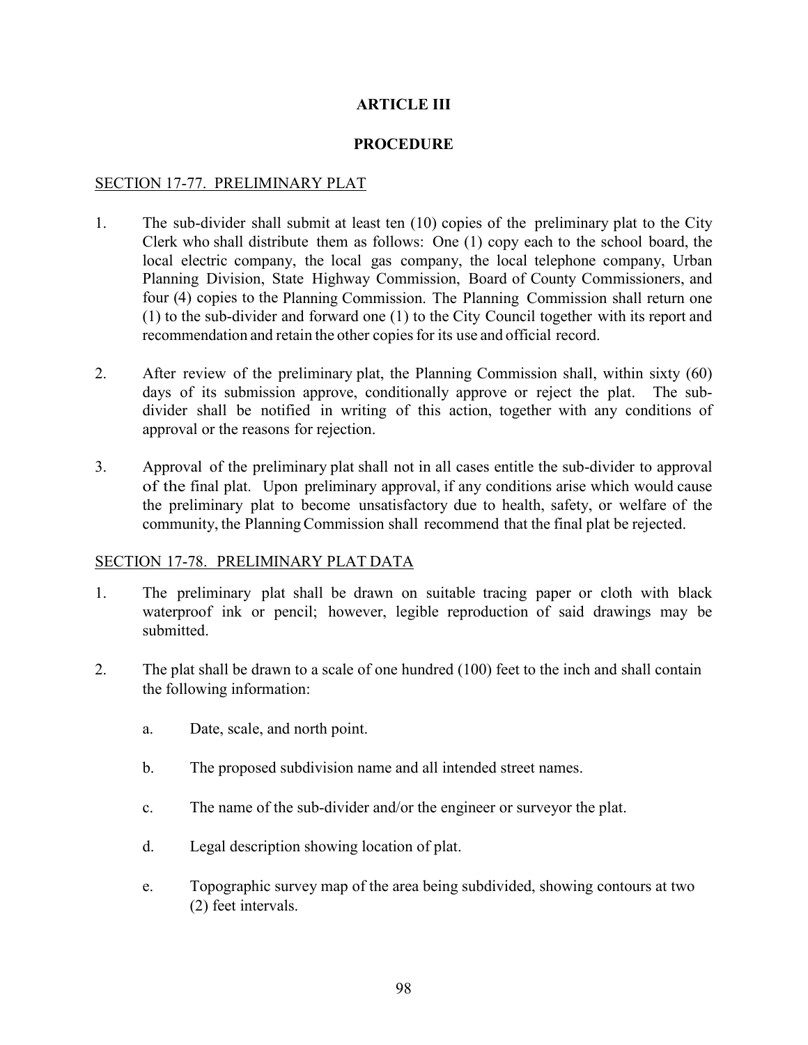# ARTICLE III

## PROCEDURE

### SECTION 17-77. PRELIMINARY PLAT

1. The sub-divider shall submit at least ten (10) copies of the preliminary plat to the City Clerk who shall distribute them as follows: One (1) copy each to the school board, the local electric company, the local gas company, the local telephone company, Urban Planning Division, State Highway Commission, Board of County Commissioners, and four (4) copies to the Planning Commission. The Planning Commission shall return one (1) to the sub-divider and forward one (1) to the City Council together with its report and recommendation and retain the other copies for its use and official record.

2. After review of the preliminary plat, the Planning Commission shall, within sixty (60) days of its submission approve, conditionally approve or reject the plat. The sub-divider shall be notified in writing of this action, together with any conditions of approval or the reasons for rejection.

3. Approval of the preliminary plat shall not in all cases entitle the sub-divider to approval of the final plat. Upon preliminary approval, if any conditions arise which would cause the preliminary plat to become unsatisfactory due to health, safety, or welfare of the community, the Planning Commission shall recommend that the final plat be rejected.

### SECTION 17-78. PRELIMINARY PLAT DATA

1. The preliminary plat shall be drawn on suitable tracing paper or cloth with black waterproof ink or pencil; however, legible reproduction of said drawings may be submitted.

2. The plat shall be drawn to a scale of one hundred (100) feet to the inch and shall contain the following information:

   a. Date, scale, and north point.

   b. The proposed subdivision name and all intended street names.

   c. The name of the sub-divider and/or the engineer or surveyor the plat.

   d. Legal description showing location of plat.

   e. Topographic survey map of the area being subdivided, showing contours at two (2) feet intervals.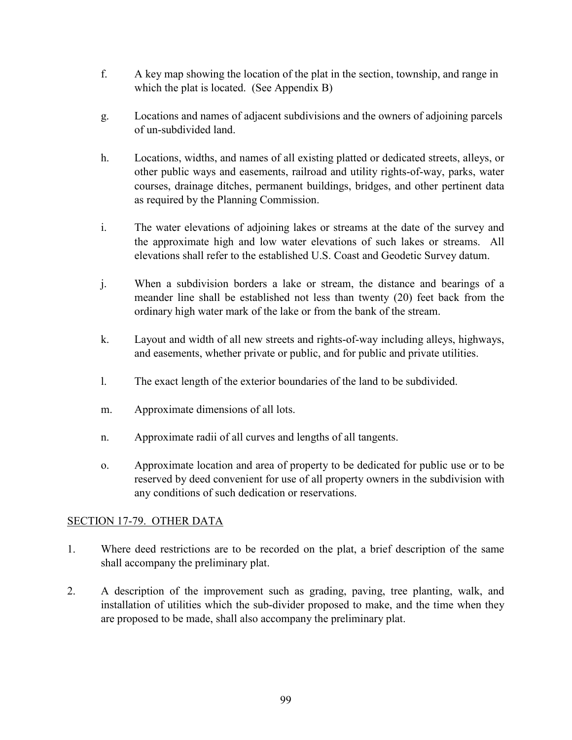f. A key map showing the location of the plat in the section, township, and range in which the plat is located. (See Appendix B)

g. Locations and names of adjacent subdivisions and the owners of adjoining parcels of un-subdivided land.

h. Locations, widths, and names of all existing platted or dedicated streets, alleys, or other public ways and easements, railroad and utility rights-of-way, parks, water courses, drainage ditches, permanent buildings, bridges, and other pertinent data as required by the Planning Commission.

i. The water elevations of adjoining lakes or streams at the date of the survey and the approximate high and low water elevations of such lakes or streams. All elevations shall refer to the established U.S. Coast and Geodetic Survey datum.

j. When a subdivision borders a lake or stream, the distance and bearings of a meander line shall be established not less than twenty (20) feet back from the ordinary high water mark of the lake or from the bank of the stream.

k. Layout and width of all new streets and rights-of-way including alleys, highways, and easements, whether private or public, and for public and private utilities.

l. The exact length of the exterior boundaries of the land to be subdivided.

m. Approximate dimensions of all lots.

n. Approximate radii of all curves and lengths of all tangents.

o. Approximate location and area of property to be dedicated for public use or to be reserved by deed convenient for use of all property owners in the subdivision with any conditions of such dedication or reservations.

## SECTION 17-79. OTHER DATA

1. Where deed restrictions are to be recorded on the plat, a brief description of the same shall accompany the preliminary plat.

2. A description of the improvement such as grading, paving, tree planting, walk, and installation of utilities which the sub-divider proposed to make, and the time when they are proposed to be made, shall also accompany the preliminary plat.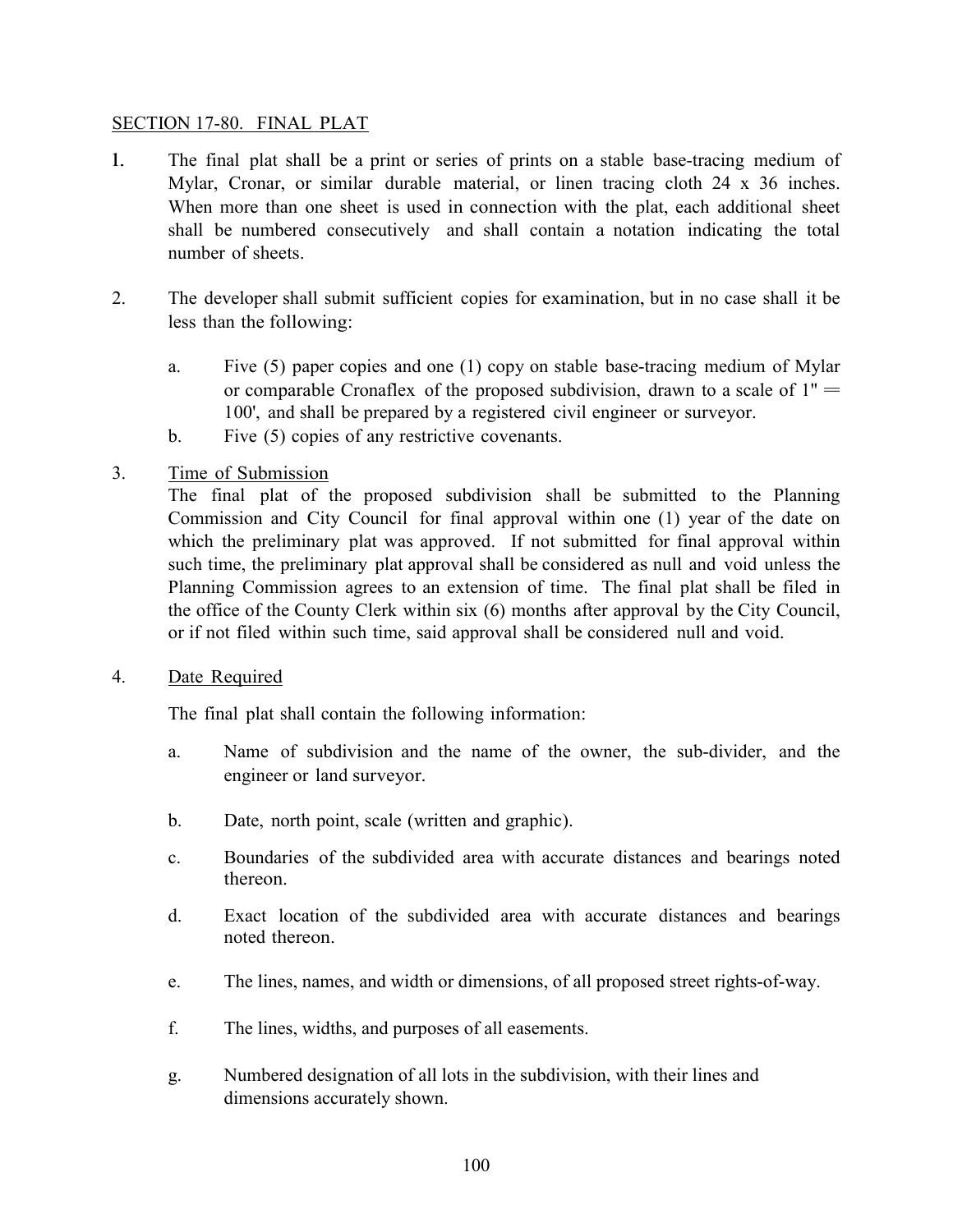## SECTION 17-80. FINAL PLAT

1. The final plat shall be a print or series of prints on a stable base-tracing medium of Mylar, Cronar, or similar durable material, or linen tracing cloth 24 x 36 inches. When more than one sheet is used in connection with the plat, each additional sheet shall be numbered consecutively and shall contain a notation indicating the total number of sheets.

2. The developer shall submit sufficient copies for examination, but in no case shall it be less than the following:

   a. Five (5) paper copies and one (1) copy on stable base-tracing medium of Mylar or comparable Cronaflex of the proposed subdivision, drawn to a scale of 1" = 100', and shall be prepared by a registered civil engineer or surveyor.

   b. Five (5) copies of any restrictive covenants.

3. Time of Submission

   The final plat of the proposed subdivision shall be submitted to the Planning Commission and City Council for final approval within one (1) year of the date on which the preliminary plat was approved. If not submitted for final approval within such time, the preliminary plat approval shall be considered as null and void unless the Planning Commission agrees to an extension of time. The final plat shall be filed in the office of the County Clerk within six (6) months after approval by the City Council, or if not filed within such time, said approval shall be considered null and void.

4. Date Required

   The final plat shall contain the following information:

   a. Name of subdivision and the name of the owner, the sub-divider, and the engineer or land surveyor.

   b. Date, north point, scale (written and graphic).

   c. Boundaries of the subdivided area with accurate distances and bearings noted thereon.

   d. Exact location of the subdivided area with accurate distances and bearings noted thereon.

   e. The lines, names, and width or dimensions, of all proposed street rights-of-way.

   f. The lines, widths, and purposes of all easements.

   g. Numbered designation of all lots in the subdivision, with their lines and dimensions accurately shown.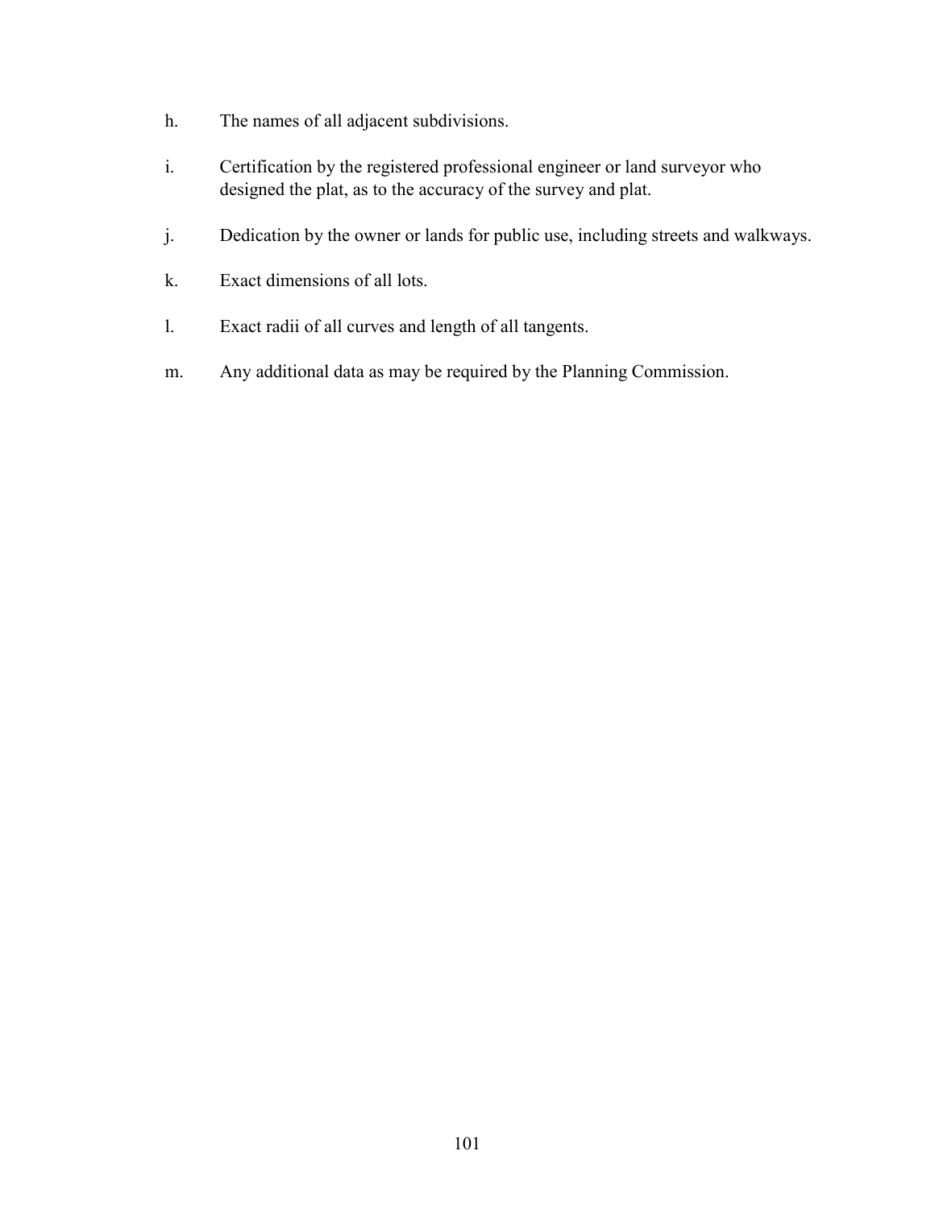h. The names of all adjacent subdivisions.

i. Certification by the registered professional engineer or land surveyor who designed the plat, as to the accuracy of the survey and plat.

j. Dedication by the owner or lands for public use, including streets and walkways.

k. Exact dimensions of all lots.

l. Exact radii of all curves and length of all tangents.

m. Any additional data as may be required by the Planning Commission.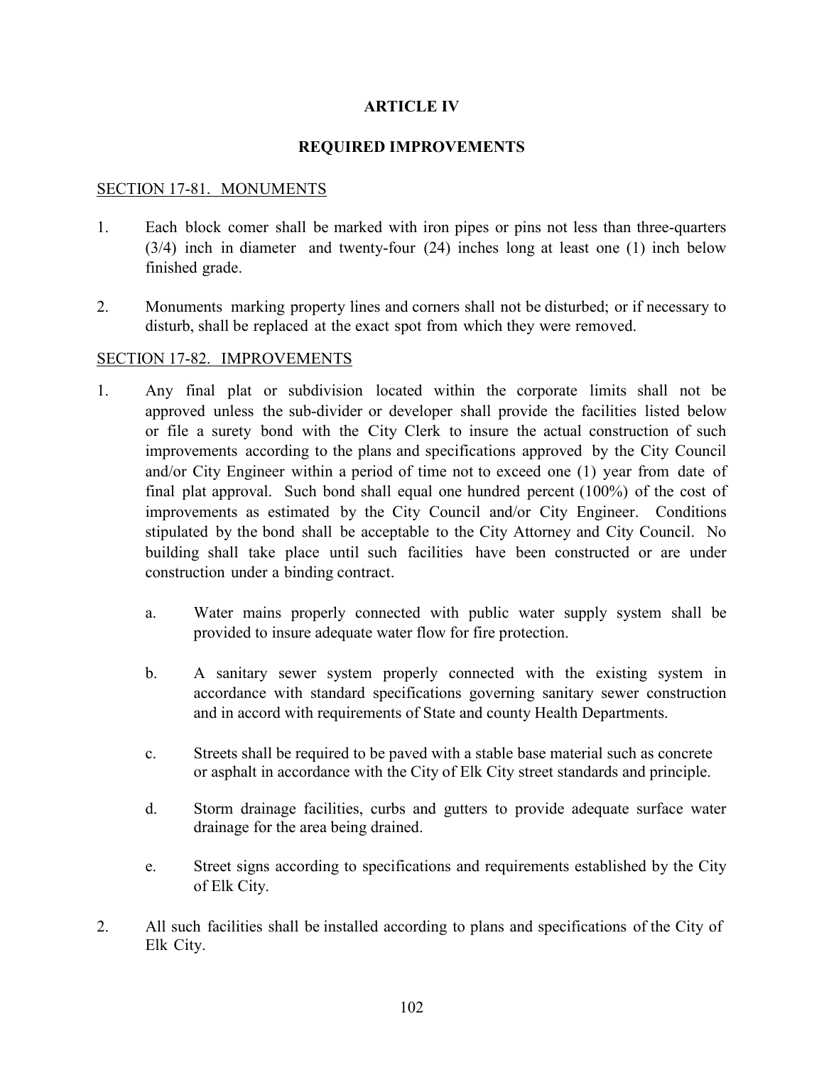# ARTICLE IV

## REQUIRED IMPROVEMENTS

### SECTION 17-81. MONUMENTS

1. Each block comer shall be marked with iron pipes or pins not less than three-quarters (3/4) inch in diameter and twenty-four (24) inches long at least one (1) inch below finished grade.

2. Monuments marking property lines and corners shall not be disturbed; or if necessary to disturb, shall be replaced at the exact spot from which they were removed.

### SECTION 17-82. IMPROVEMENTS

1. Any final plat or subdivision located within the corporate limits shall not be approved unless the sub-divider or developer shall provide the facilities listed below or file a surety bond with the City Clerk to insure the actual construction of such improvements according to the plans and specifications approved by the City Council and/or City Engineer within a period of time not to exceed one (1) year from date of final plat approval. Such bond shall equal one hundred percent (100%) of the cost of improvements as estimated by the City Council and/or City Engineer. Conditions stipulated by the bond shall be acceptable to the City Attorney and City Council. No building shall take place until such facilities have been constructed or are under construction under a binding contract.

   a. Water mains properly connected with public water supply system shall be provided to insure adequate water flow for fire protection.

   b. A sanitary sewer system properly connected with the existing system in accordance with standard specifications governing sanitary sewer construction and in accord with requirements of State and county Health Departments.

   c. Streets shall be required to be paved with a stable base material such as concrete or asphalt in accordance with the City of Elk City street standards and principle.

   d. Storm drainage facilities, curbs and gutters to provide adequate surface water drainage for the area being drained.

   e. Street signs according to specifications and requirements established by the City of Elk City.

2. All such facilities shall be installed according to plans and specifications of the City of Elk City.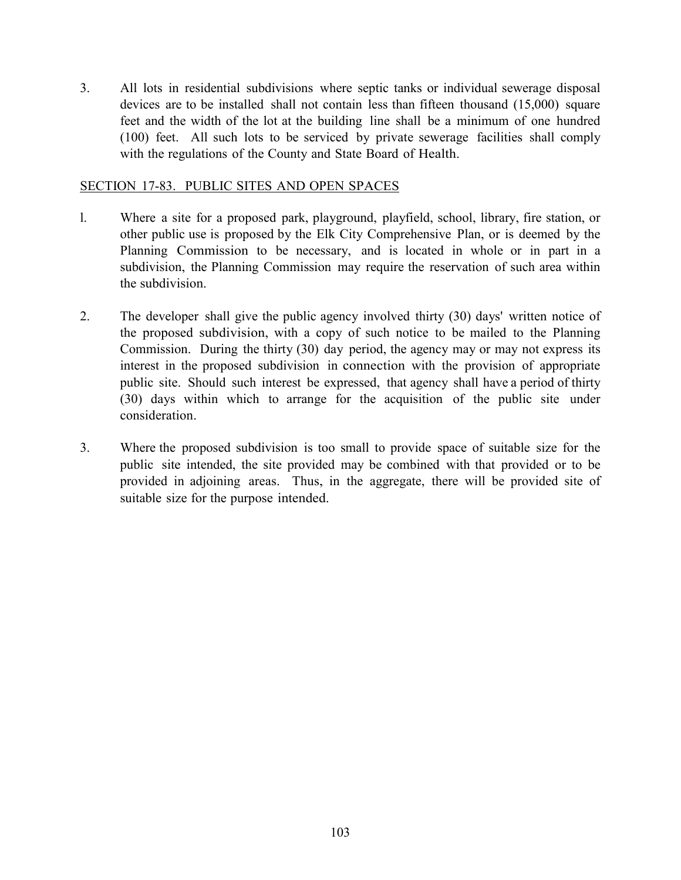3. All lots in residential subdivisions where septic tanks or individual sewerage disposal devices are to be installed shall not contain less than fifteen thousand (15,000) square feet and the width of the lot at the building line shall be a minimum of one hundred (100) feet. All such lots to be serviced by private sewerage facilities shall comply with the regulations of the County and State Board of Health.

## SECTION 17-83. PUBLIC SITES AND OPEN SPACES

1. Where a site for a proposed park, playground, playfield, school, library, fire station, or other public use is proposed by the Elk City Comprehensive Plan, or is deemed by the Planning Commission to be necessary, and is located in whole or in part in a subdivision, the Planning Commission may require the reservation of such area within the subdivision.

2. The developer shall give the public agency involved thirty (30) days' written notice of the proposed subdivision, with a copy of such notice to be mailed to the Planning Commission. During the thirty (30) day period, the agency may or may not express its interest in the proposed subdivision in connection with the provision of appropriate public site. Should such interest be expressed, that agency shall have a period of thirty (30) days within which to arrange for the acquisition of the public site under consideration.

3. Where the proposed subdivision is too small to provide space of suitable size for the public site intended, the site provided may be combined with that provided or to be provided in adjoining areas. Thus, in the aggregate, there will be provided site of suitable size for the purpose intended.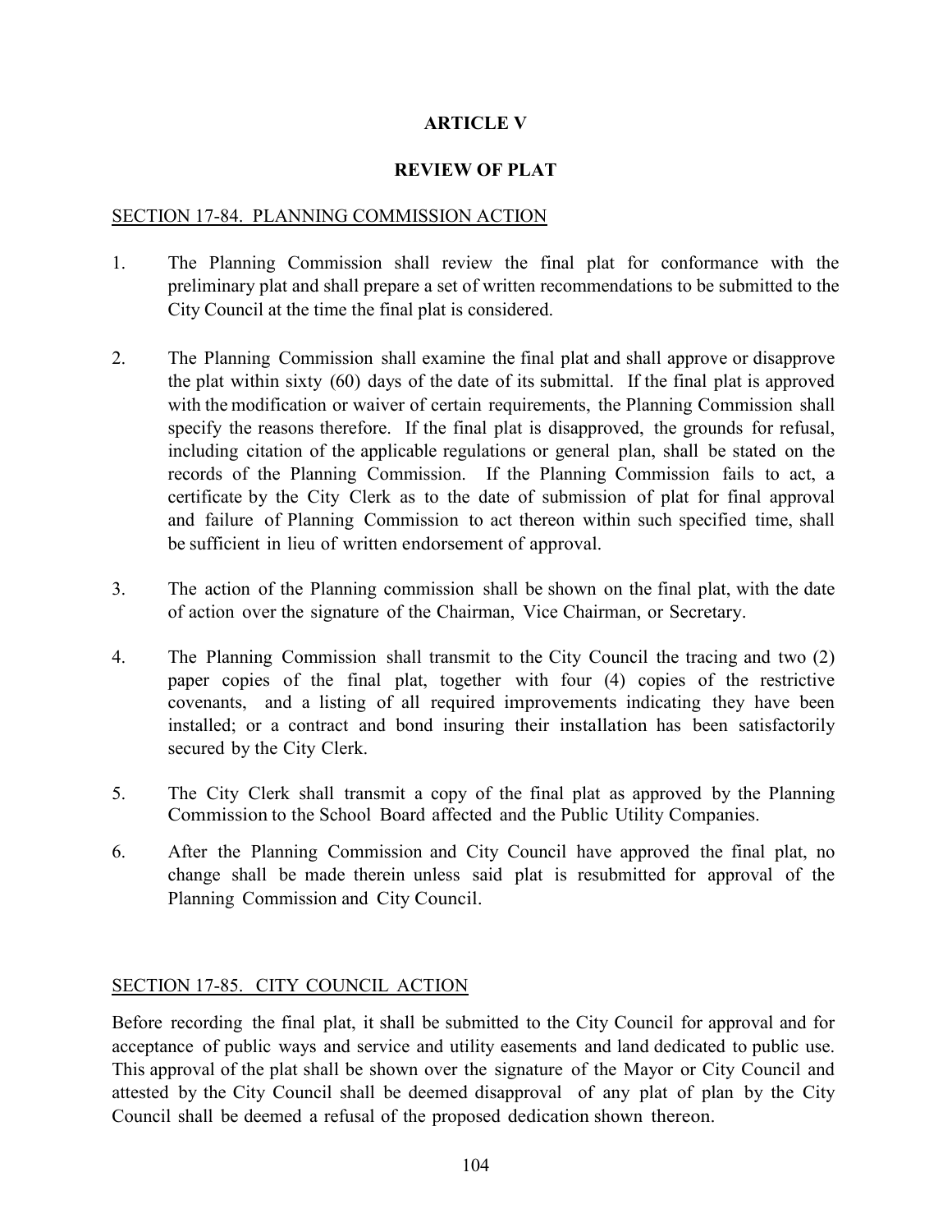# ARTICLE V

## REVIEW OF PLAT

### SECTION 17-84. PLANNING COMMISSION ACTION

1. The Planning Commission shall review the final plat for conformance with the preliminary plat and shall prepare a set of written recommendations to be submitted to the City Council at the time the final plat is considered.

2. The Planning Commission shall examine the final plat and shall approve or disapprove the plat within sixty (60) days of the date of its submittal. If the final plat is approved with the modification or waiver of certain requirements, the Planning Commission shall specify the reasons therefore. If the final plat is disapproved, the grounds for refusal, including citation of the applicable regulations or general plan, shall be stated on the records of the Planning Commission. If the Planning Commission fails to act, a certificate by the City Clerk as to the date of submission of plat for final approval and failure of Planning Commission to act thereon within such specified time, shall be sufficient in lieu of written endorsement of approval.

3. The action of the Planning commission shall be shown on the final plat, with the date of action over the signature of the Chairman, Vice Chairman, or Secretary.

4. The Planning Commission shall transmit to the City Council the tracing and two (2) paper copies of the final plat, together with four (4) copies of the restrictive covenants, and a listing of all required improvements indicating they have been installed; or a contract and bond insuring their installation has been satisfactorily secured by the City Clerk.

5. The City Clerk shall transmit a copy of the final plat as approved by the Planning Commission to the School Board affected and the Public Utility Companies.

6. After the Planning Commission and City Council have approved the final plat, no change shall be made therein unless said plat is resubmitted for approval of the Planning Commission and City Council.

### SECTION 17-85. CITY COUNCIL ACTION

Before recording the final plat, it shall be submitted to the City Council for approval and for acceptance of public ways and service and utility easements and land dedicated to public use. This approval of the plat shall be shown over the signature of the Mayor or City Council and attested by the City Council shall be deemed disapproval of any plat of plan by the City Council shall be deemed a refusal of the proposed dedication shown thereon.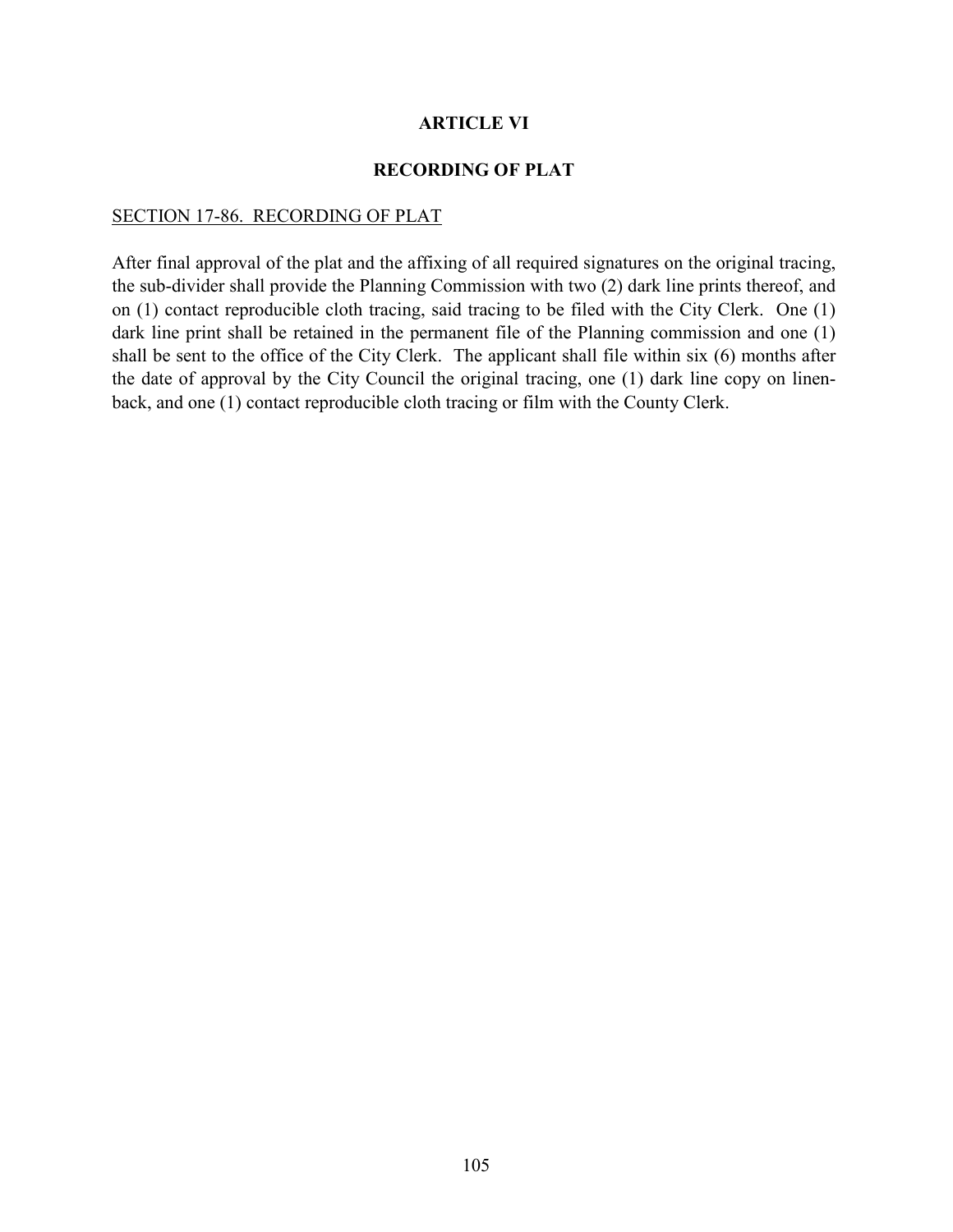# ARTICLE VI

## RECORDING OF PLAT

SECTION 17-86. RECORDING OF PLAT

After final approval of the plat and the affixing of all required signatures on the original tracing, the sub-divider shall provide the Planning Commission with two (2) dark line prints thereof, and on (1) contact reproducible cloth tracing, said tracing to be filed with the City Clerk. One (1) dark line print shall be retained in the permanent file of the Planning commission and one (1) shall be sent to the office of the City Clerk. The applicant shall file within six (6) months after the date of approval by the City Council the original tracing, one (1) dark line copy on linen-back, and one (1) contact reproducible cloth tracing or film with the County Clerk.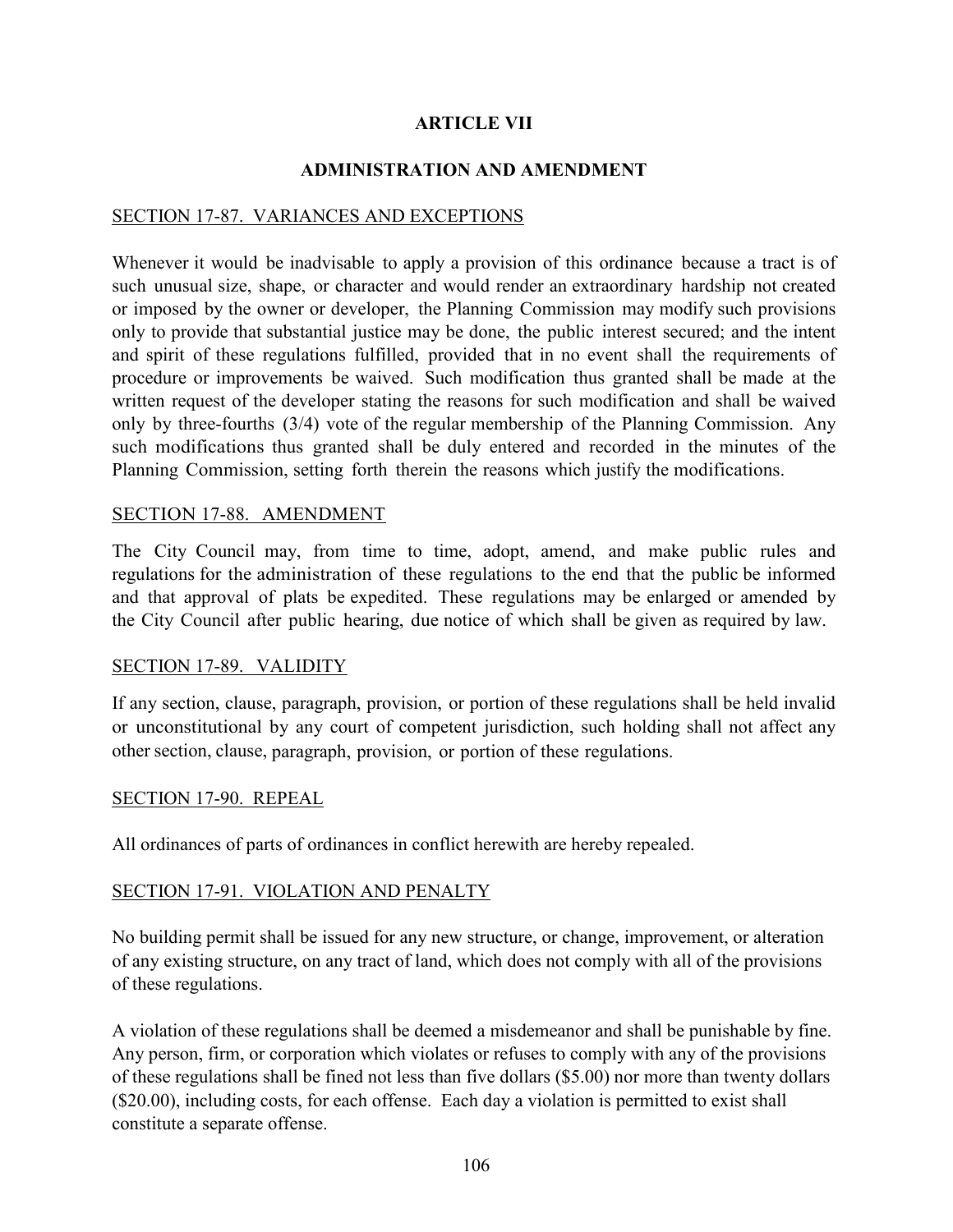# ARTICLE VII

## ADMINISTRATION AND AMENDMENT

### SECTION 17-87. VARIANCES AND EXCEPTIONS

Whenever it would be inadvisable to apply a provision of this ordinance because a tract is of such unusual size, shape, or character and would render an extraordinary hardship not created or imposed by the owner or developer, the Planning Commission may modify such provisions only to provide that substantial justice may be done, the public interest secured; and the intent and spirit of these regulations fulfilled, provided that in no event shall the requirements of procedure or improvements be waived. Such modification thus granted shall be made at the written request of the developer stating the reasons for such modification and shall be waived only by three-fourths (3/4) vote of the regular membership of the Planning Commission. Any such modifications thus granted shall be duly entered and recorded in the minutes of the Planning Commission, setting forth therein the reasons which justify the modifications.

### SECTION 17-88. AMENDMENT

The City Council may, from time to time, adopt, amend, and make public rules and regulations for the administration of these regulations to the end that the public be informed and that approval of plats be expedited. These regulations may be enlarged or amended by the City Council after public hearing, due notice of which shall be given as required by law.

### SECTION 17-89. VALIDITY

If any section, clause, paragraph, provision, or portion of these regulations shall be held invalid or unconstitutional by any court of competent jurisdiction, such holding shall not affect any other section, clause, paragraph, provision, or portion of these regulations.

### SECTION 17-90. REPEAL

All ordinances of parts of ordinances in conflict herewith are hereby repealed.

### SECTION 17-91. VIOLATION AND PENALTY

No building permit shall be issued for any new structure, or change, improvement, or alteration of any existing structure, on any tract of land, which does not comply with all of the provisions of these regulations.

A violation of these regulations shall be deemed a misdemeanor and shall be punishable by fine. Any person, firm, or corporation which violates or refuses to comply with any of the provisions of these regulations shall be fined not less than five dollars ($5.00) nor more than twenty dollars ($20.00), including costs, for each offense. Each day a violation is permitted to exist shall constitute a separate offense.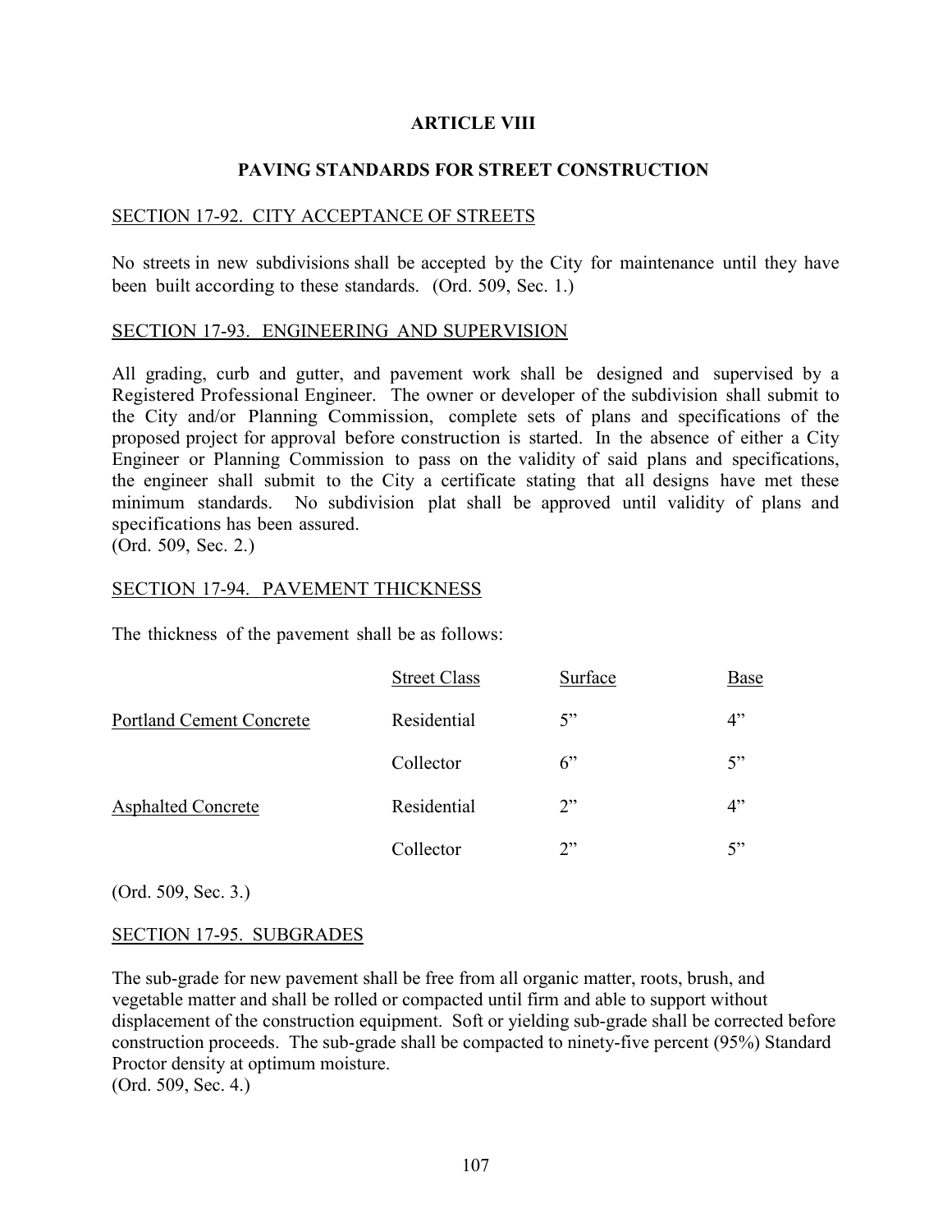# ARTICLE VIII

## PAVING STANDARDS FOR STREET CONSTRUCTION

### SECTION 17-92. CITY ACCEPTANCE OF STREETS

No streets in new subdivisions shall be accepted by the City for maintenance until they have been built according to these standards. (Ord. 509, Sec. 1.)

### SECTION 17-93. ENGINEERING AND SUPERVISION

All grading, curb and gutter, and pavement work shall be designed and supervised by a Registered Professional Engineer. The owner or developer of the subdivision shall submit to the City and/or Planning Commission, complete sets of plans and specifications of the proposed project for approval before construction is started. In the absence of either a City Engineer or Planning Commission to pass on the validity of said plans and specifications, the engineer shall submit to the City a certificate stating that all designs have met these minimum standards. No subdivision plat shall be approved until validity of plans and specifications has been assured.
(Ord. 509, Sec. 2.)

### SECTION 17-94. PAVEMENT THICKNESS

The thickness of the pavement shall be as follows:

| | Street Class | Surface | Base |
|---|---|---|---|
| Portland Cement Concrete | Residential | 5" | 4" |
| | Collector | 6" | 5" |
| Asphalted Concrete | Residential | 2" | 4" |
| | Collector | 2" | 5" |

(Ord. 509, Sec. 3.)

### SECTION 17-95. SUBGRADES

The sub-grade for new pavement shall be free from all organic matter, roots, brush, and vegetable matter and shall be rolled or compacted until firm and able to support without displacement of the construction equipment. Soft or yielding sub-grade shall be corrected before construction proceeds. The sub-grade shall be compacted to ninety-five percent (95%) Standard Proctor density at optimum moisture.
(Ord. 509, Sec. 4.)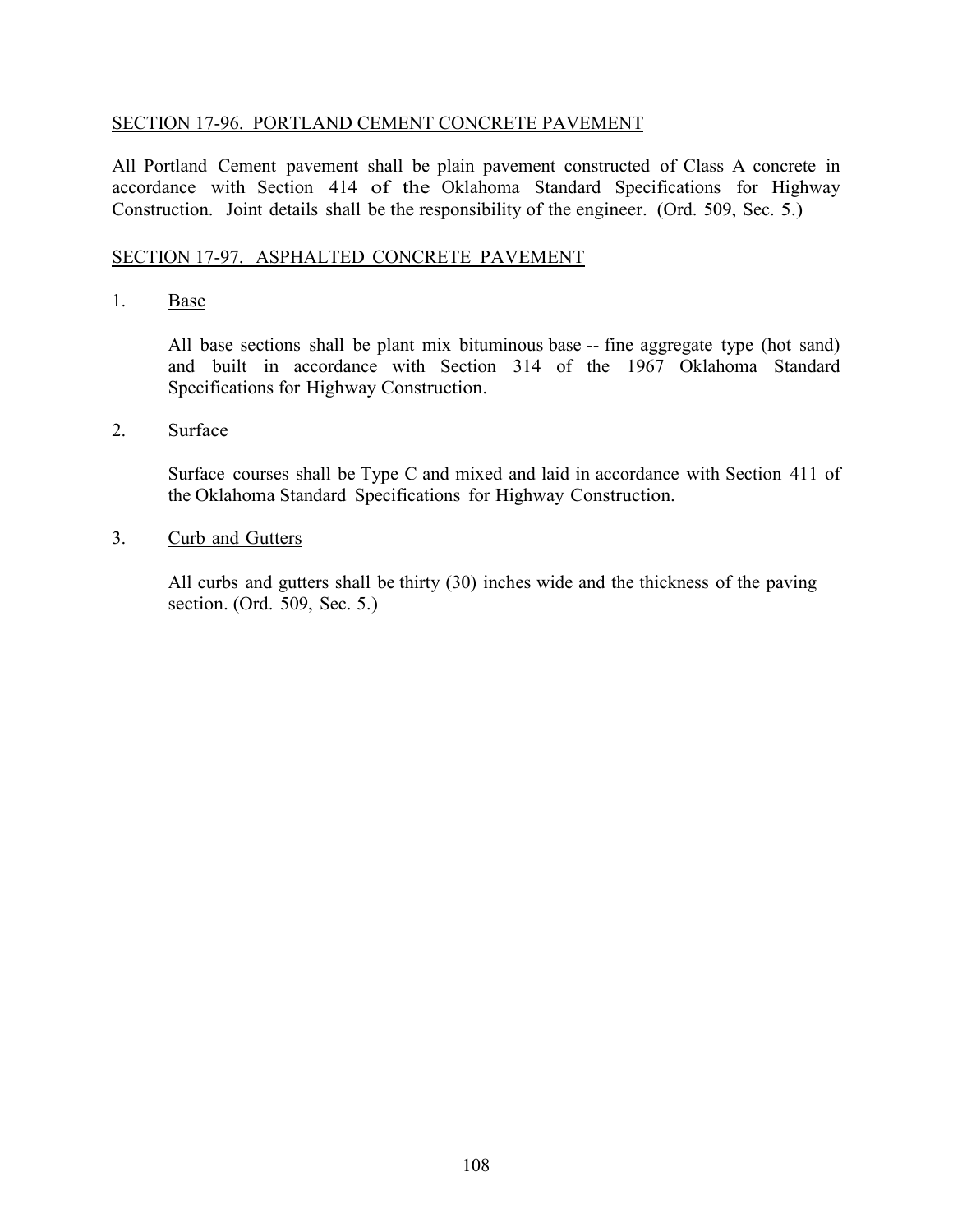## SECTION 17-96. PORTLAND CEMENT CONCRETE PAVEMENT

All Portland Cement pavement shall be plain pavement constructed of Class A concrete in accordance with Section 414 of the Oklahoma Standard Specifications for Highway Construction. Joint details shall be the responsibility of the engineer. (Ord. 509, Sec. 5.)

## SECTION 17-97. ASPHALTED CONCRETE PAVEMENT

1. Base

   All base sections shall be plant mix bituminous base -- fine aggregate type (hot sand) and built in accordance with Section 314 of the 1967 Oklahoma Standard Specifications for Highway Construction.

2. Surface

   Surface courses shall be Type C and mixed and laid in accordance with Section 411 of the Oklahoma Standard Specifications for Highway Construction.

3. Curb and Gutters

   All curbs and gutters shall be thirty (30) inches wide and the thickness of the paving section. (Ord. 509, Sec. 5.)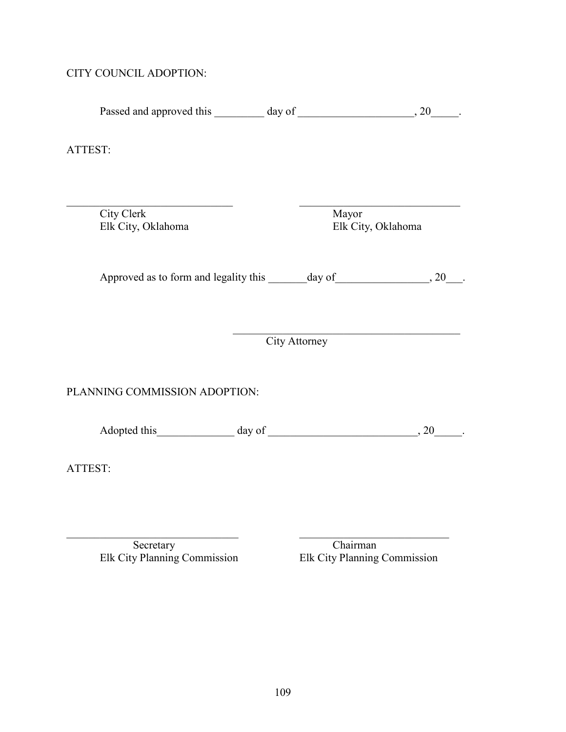CITY COUNCIL ADOPTION:

Passed and approved this _________ day of ____________________, 20_____.

ATTEST:

_______________________________ _______________________________

City Clerk Mayor
Elk City, Oklahoma Elk City, Oklahoma

Approved as to form and legality this _______day of________________, 20___.

_________________________________________

City Attorney

PLANNING COMMISSION ADOPTION:

Adopted this______________ day of __________________________, 20_____.

ATTEST:

________________________________ ____________________________

Secretary Chairman
Elk City Planning Commission Elk City Planning Commission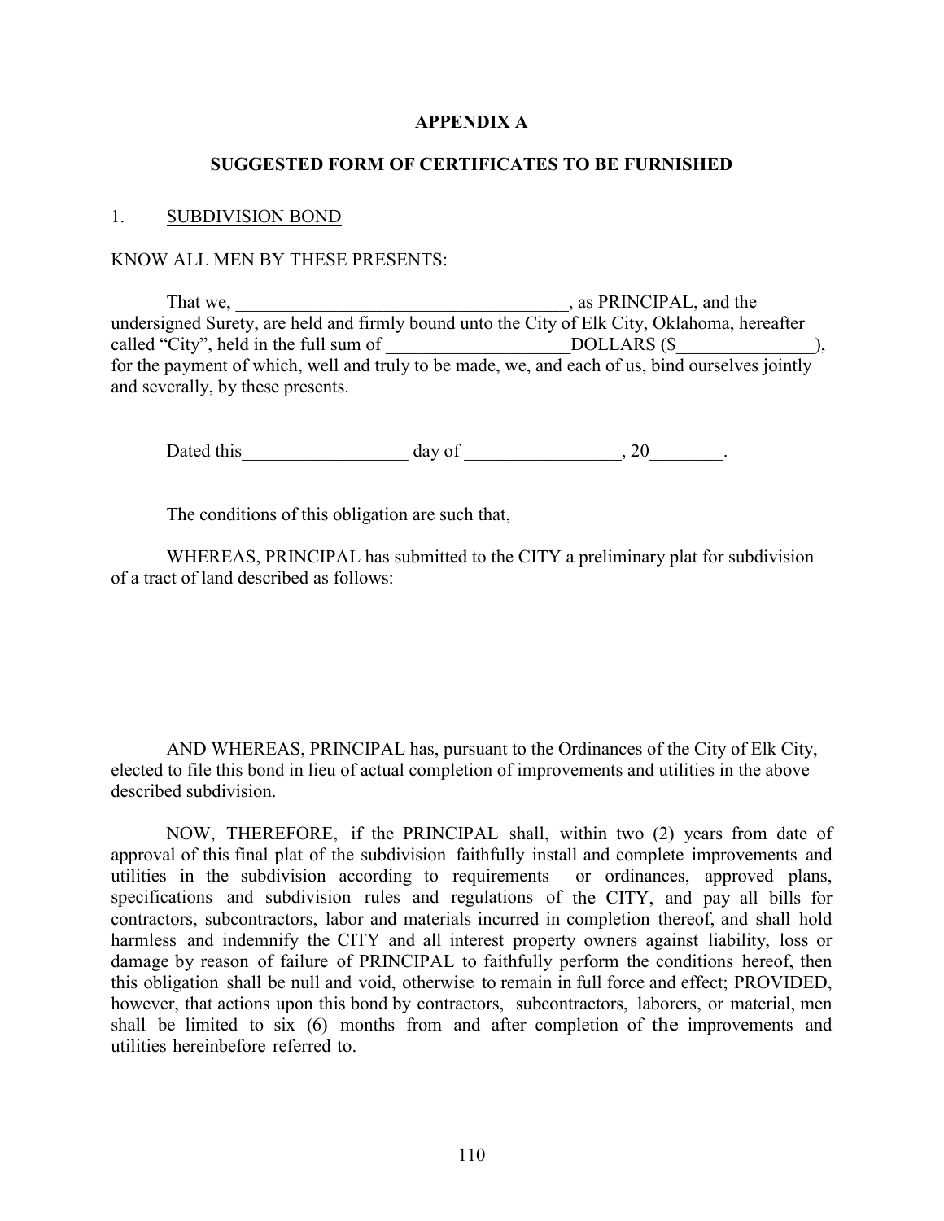**APPENDIX A**

**SUGGESTED FORM OF CERTIFICATES TO BE FURNISHED**

1. SUBDIVISION BOND

KNOW ALL MEN BY THESE PRESENTS:

That we, ____________________________________, as PRINCIPAL, and the undersigned Surety, are held and firmly bound unto the City of Elk City, Oklahoma, hereafter called "City", held in the full sum of ____________________DOLLARS ($_______________), for the payment of which, well and truly to be made, we, and each of us, bind ourselves jointly and severally, by these presents.

Dated this__________________ day of _________________, 20________.

The conditions of this obligation are such that,

WHEREAS, PRINCIPAL has submitted to the CITY a preliminary plat for subdivision of a tract of land described as follows:

AND WHEREAS, PRINCIPAL has, pursuant to the Ordinances of the City of Elk City, elected to file this bond in lieu of actual completion of improvements and utilities in the above described subdivision.

NOW, THEREFORE, if the PRINCIPAL shall, within two (2) years from date of approval of this final plat of the subdivision faithfully install and complete improvements and utilities in the subdivision according to requirements or ordinances, approved plans, specifications and subdivision rules and regulations of the CITY, and pay all bills for contractors, subcontractors, labor and materials incurred in completion thereof, and shall hold harmless and indemnify the CITY and all interest property owners against liability, loss or damage by reason of failure of PRINCIPAL to faithfully perform the conditions hereof, then this obligation shall be null and void, otherwise to remain in full force and effect; PROVIDED, however, that actions upon this bond by contractors, subcontractors, laborers, or material, men shall be limited to six (6) months from and after completion of the improvements and utilities hereinbefore referred to.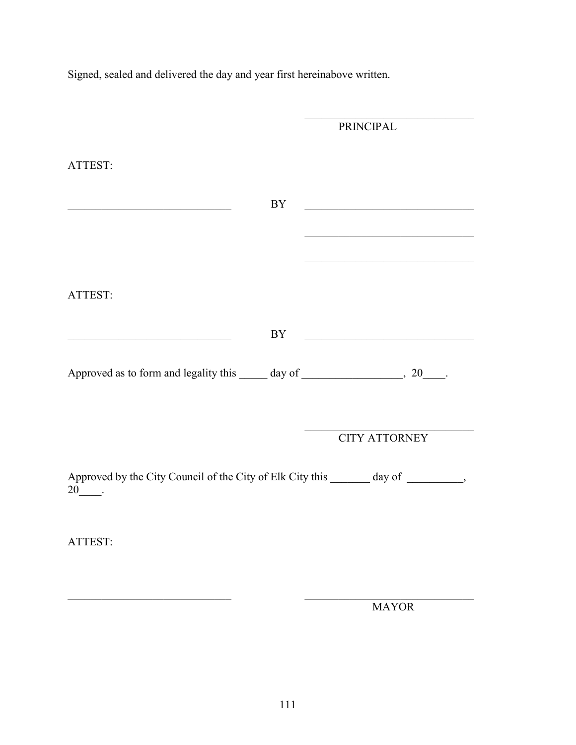Signed, sealed and delivered the day and year first hereinabove written.

\_\_\_\_\_\_\_\_\_\_\_\_\_\_\_\_\_\_\_\_\_\_\_\_\_\_\_\_\_\_
PRINCIPAL

ATTEST:

\_\_\_\_\_\_\_\_\_\_\_\_\_\_\_\_\_\_\_\_\_\_\_\_\_\_\_\_\_\_ BY \_\_\_\_\_\_\_\_\_\_\_\_\_\_\_\_\_\_\_\_\_\_\_\_\_\_\_\_\_\_

\_\_\_\_\_\_\_\_\_\_\_\_\_\_\_\_\_\_\_\_\_\_\_\_\_\_\_\_\_\_

\_\_\_\_\_\_\_\_\_\_\_\_\_\_\_\_\_\_\_\_\_\_\_\_\_\_\_\_\_\_

ATTEST:

\_\_\_\_\_\_\_\_\_\_\_\_\_\_\_\_\_\_\_\_\_\_\_\_\_\_\_\_\_\_ BY \_\_\_\_\_\_\_\_\_\_\_\_\_\_\_\_\_\_\_\_\_\_\_\_\_\_\_\_\_\_

Approved as to form and legality this \_\_\_\_\_ day of \_\_\_\_\_\_\_\_\_\_\_\_\_\_\_\_\_\_, 20\_\_\_\_.

\_\_\_\_\_\_\_\_\_\_\_\_\_\_\_\_\_\_\_\_\_\_\_\_\_\_\_\_\_\_
CITY ATTORNEY

Approved by the City Council of the City of Elk City this \_\_\_\_\_\_\_ day of \_\_\_\_\_\_\_\_\_\_, 20\_\_\_\_.

ATTEST:

\_\_\_\_\_\_\_\_\_\_\_\_\_\_\_\_\_\_\_\_\_\_\_\_\_\_\_\_\_\_ \_\_\_\_\_\_\_\_\_\_\_\_\_\_\_\_\_\_\_\_\_\_\_\_\_\_\_\_\_\_
MAYOR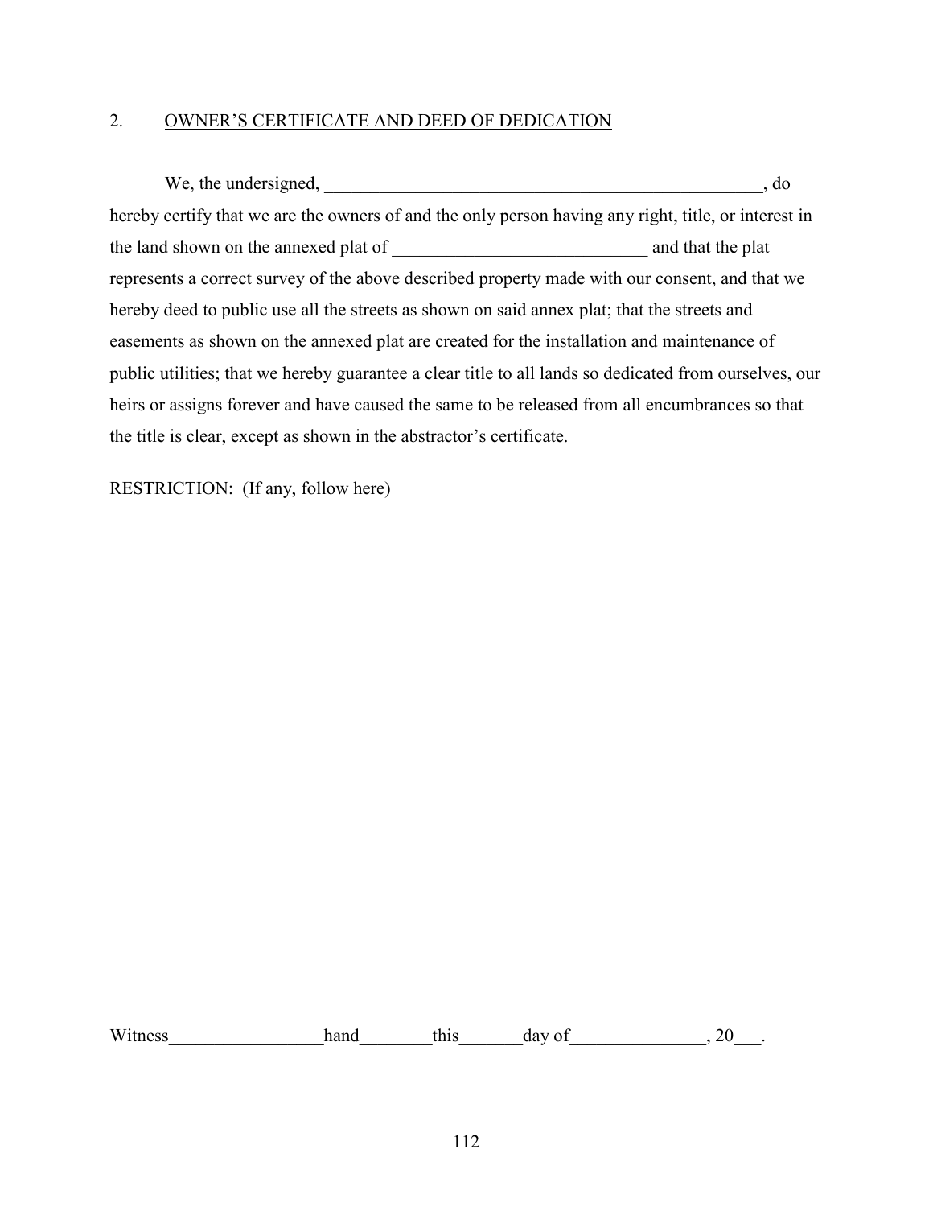## 2. OWNER'S CERTIFICATE AND DEED OF DEDICATION

We, the undersigned, __________________________________________________, do hereby certify that we are the owners of and the only person having any right, title, or interest in the land shown on the annexed plat of ____________________________ and that the plat represents a correct survey of the above described property made with our consent, and that we hereby deed to public use all the streets as shown on said annex plat; that the streets and easements as shown on the annexed plat are created for the installation and maintenance of public utilities; that we hereby guarantee a clear title to all lands so dedicated from ourselves, our heirs or assigns forever and have caused the same to be released from all encumbrances so that the title is clear, except as shown in the abstractor's certificate.

RESTRICTION: (If any, follow here)

Witness________________hand________this_______day of______________, 20___.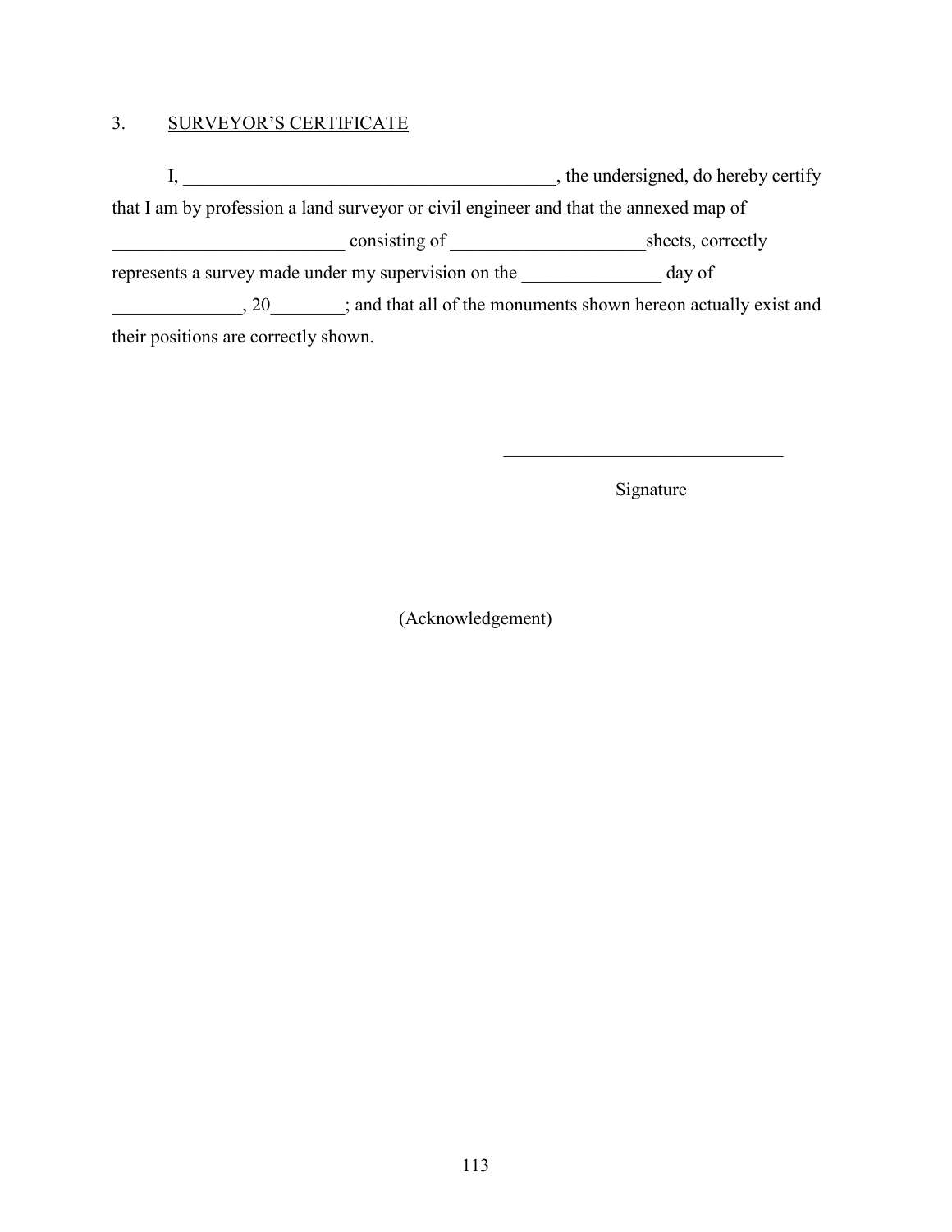3. <u>SURVEYOR'S CERTIFICATE</u>

I, ________________________________________, the undersigned, do hereby certify that I am by profession a land surveyor or civil engineer and that the annexed map of _________________________ consisting of _____________________sheets, correctly represents a survey made under my supervision on the _______________ day of ______________, 20________; and that all of the monuments shown hereon actually exist and their positions are correctly shown.

_______________________________

Signature

(Acknowledgement)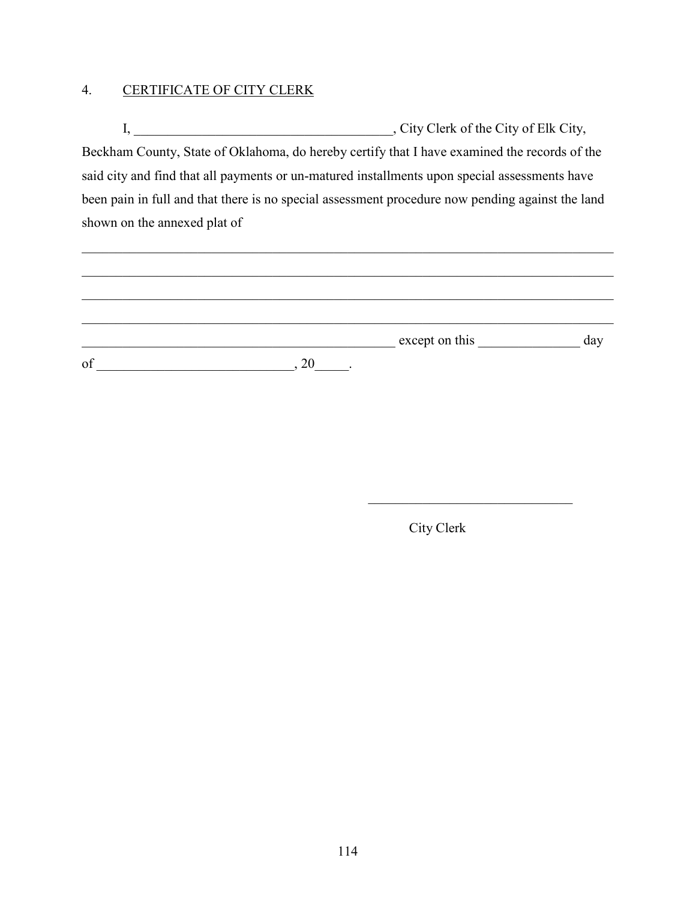4. CERTIFICATE OF CITY CLERK

I, ______________________________________, City Clerk of the City of Elk City, Beckham County, State of Oklahoma, do hereby certify that I have examined the records of the said city and find that all payments or un-matured installments upon special assessments have been pain in full and that there is no special assessment procedure now pending against the land shown on the annexed plat of

_______________________________________________________________________________

_______________________________________________________________________________

_______________________________________________________________________________

_______________________________________________________________________________

_________________________________________________ except on this _______________ day of ____________________________, 20_____.

______________________________

City Clerk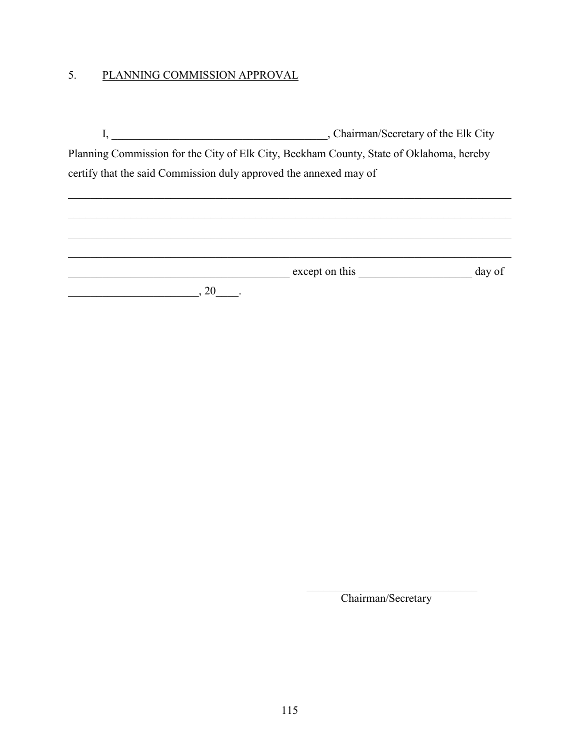5. <u>PLANNING COMMISSION APPROVAL</u>

I, ______________________________________, Chairman/Secretary of the Elk City Planning Commission for the City of Elk City, Beckham County, State of Oklahoma, hereby certify that the said Commission duly approved the annexed may of

_____________________________________________________________________________________

_____________________________________________________________________________________

_____________________________________________________________________________________

_____________________________________________________________________________________

________________________________________ except on this ____________________ day of _______________________, 20____.

_____________________________

Chairman/Secretary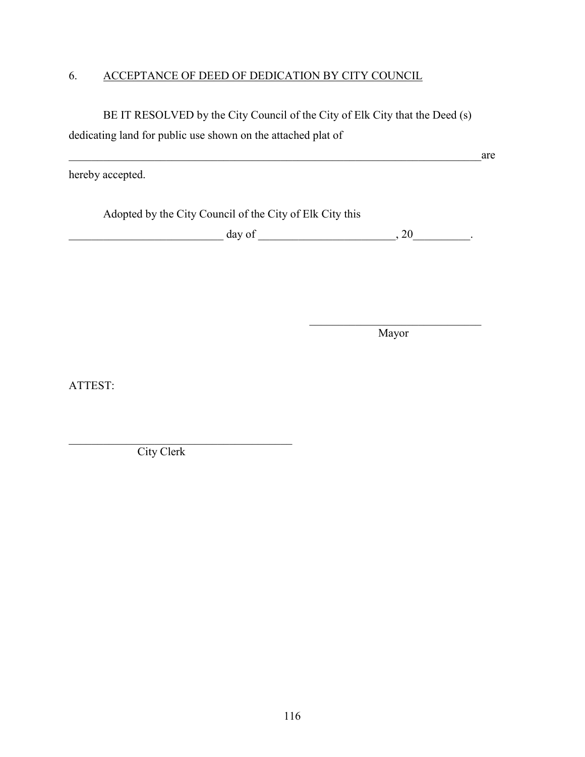6. <u>ACCEPTANCE OF DEED OF DEDICATION BY CITY COUNCIL</u>

BE IT RESOLVED by the City Council of the City of Elk City that the Deed (s) dedicating land for public use shown on the attached plat of

_______________________________________________________________________________are hereby accepted.

Adopted by the City Council of the City of Elk City this

___________________________ day of ________________________, 20__________.

_______________________________
Mayor

ATTEST:

_________________________________________
City Clerk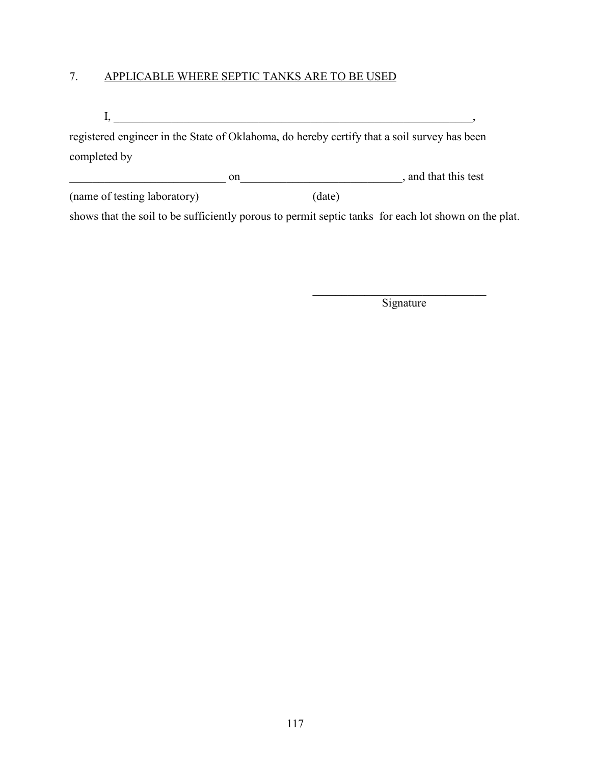7. <u>APPLICABLE WHERE SEPTIC TANKS ARE TO BE USED</u>

I, _________________________________________________________________,
registered engineer in the State of Oklahoma, do hereby certify that a soil survey has been completed by

___________________________ on____________________________, and that this test
(name of testing laboratory) (date)

shows that the soil to be sufficiently porous to permit septic tanks for each lot shown on the plat.

_______________________________
Signature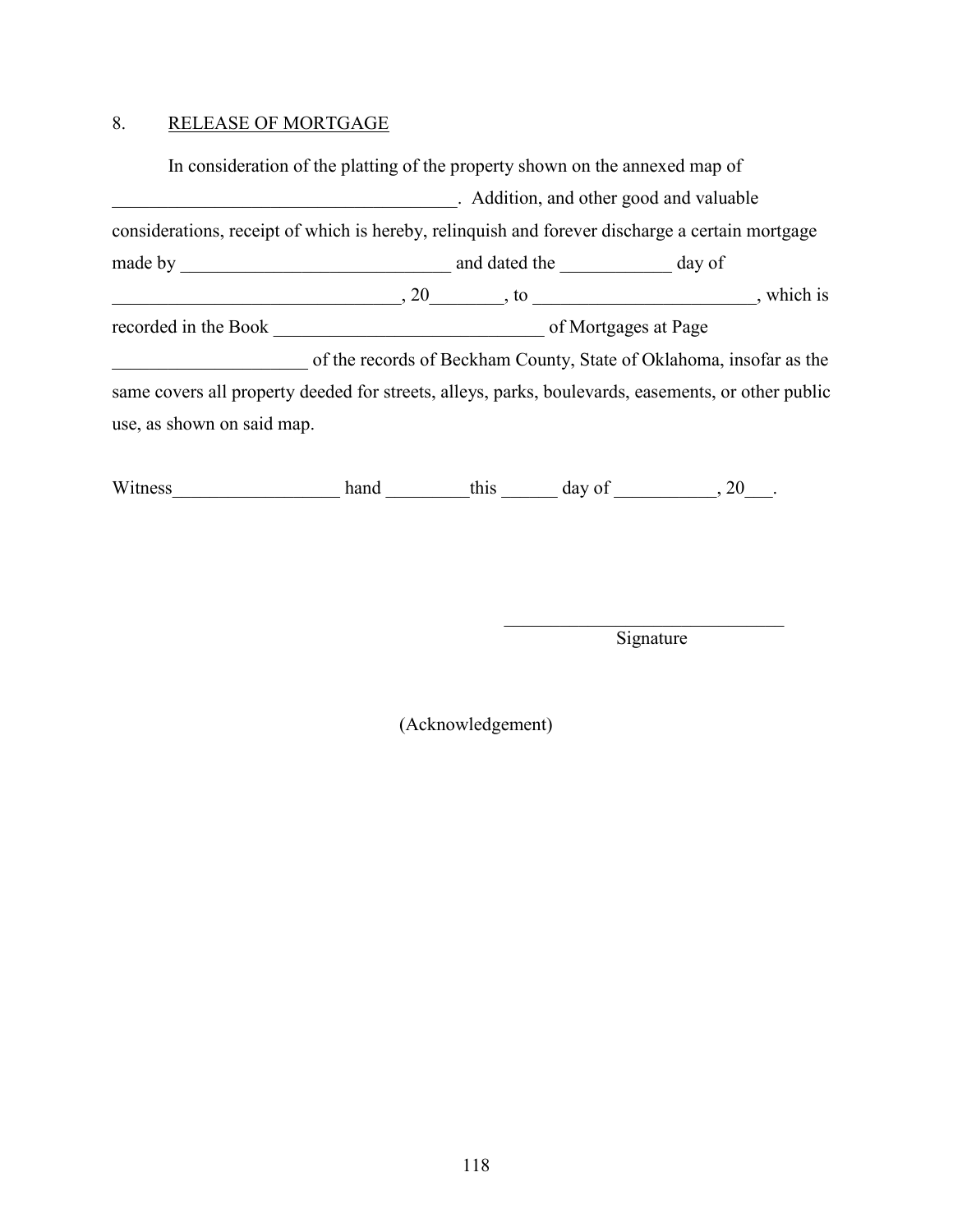8. <u>RELEASE OF MORTGAGE</u>

In consideration of the platting of the property shown on the annexed map of _____________________________________. Addition, and other good and valuable considerations, receipt of which is hereby, relinquish and forever discharge a certain mortgage made by _____________________________ and dated the ____________ day of _______________________________, 20________, to ________________________, which is recorded in the Book _____________________________ of Mortgages at Page _____________________ of the records of Beckham County, State of Oklahoma, insofar as the same covers all property deeded for streets, alleys, parks, boulevards, easements, or other public use, as shown on said map.

Witness__________________ hand _________this ______ day of ___________, 20___.

______________________________
Signature

(Acknowledgement)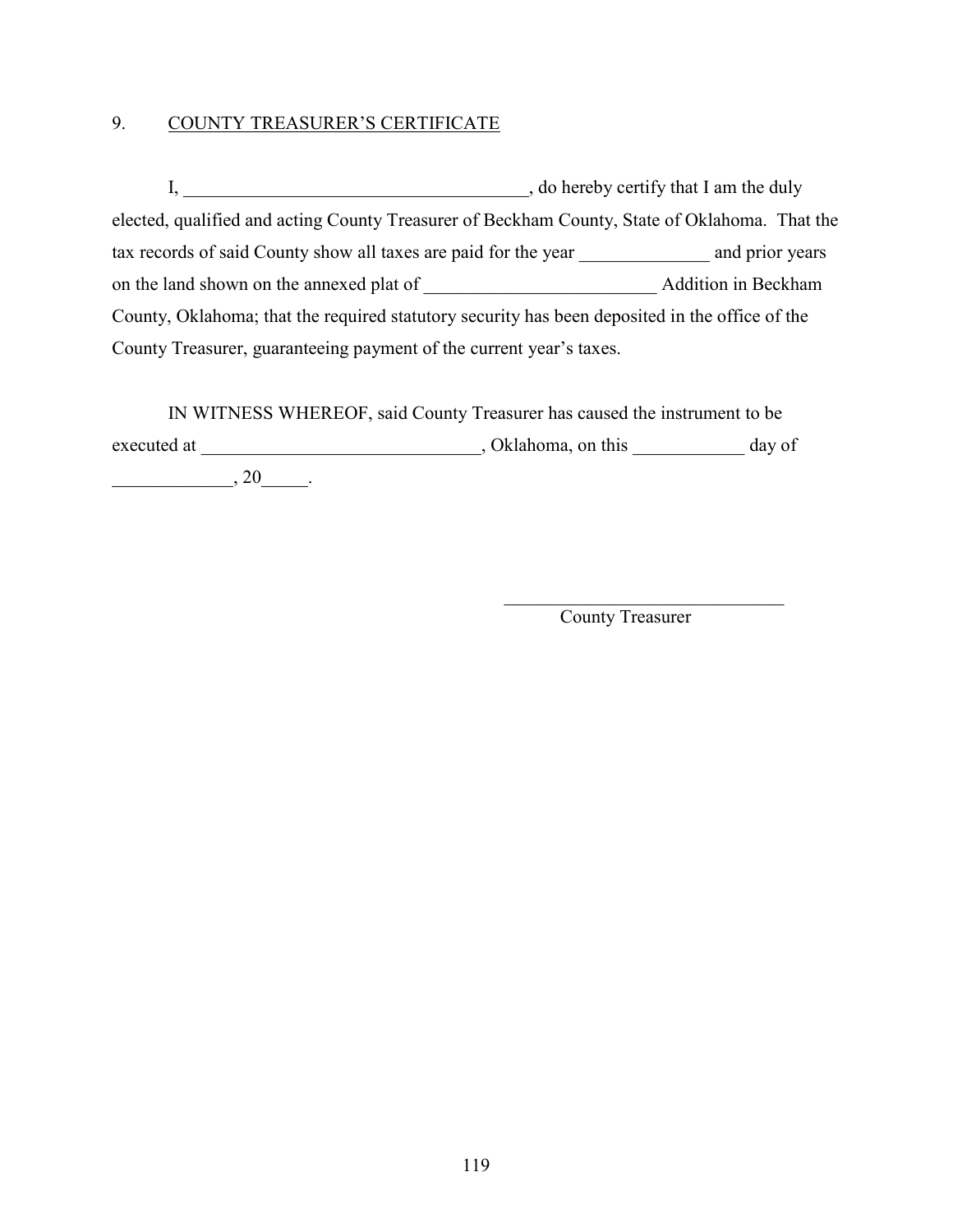## 9. <u>COUNTY TREASURER'S CERTIFICATE</u>

I, _____________________________________, do hereby certify that I am the duly elected, qualified and acting County Treasurer of Beckham County, State of Oklahoma. That the tax records of said County show all taxes are paid for the year ______________ and prior years on the land shown on the annexed plat of _________________________ Addition in Beckham County, Oklahoma; that the required statutory security has been deposited in the office of the County Treasurer, guaranteeing payment of the current year's taxes.

IN WITNESS WHEREOF, said County Treasurer has caused the instrument to be executed at ______________________________, Oklahoma, on this ____________ day of _____________, 20_____.

_______________________________
County Treasurer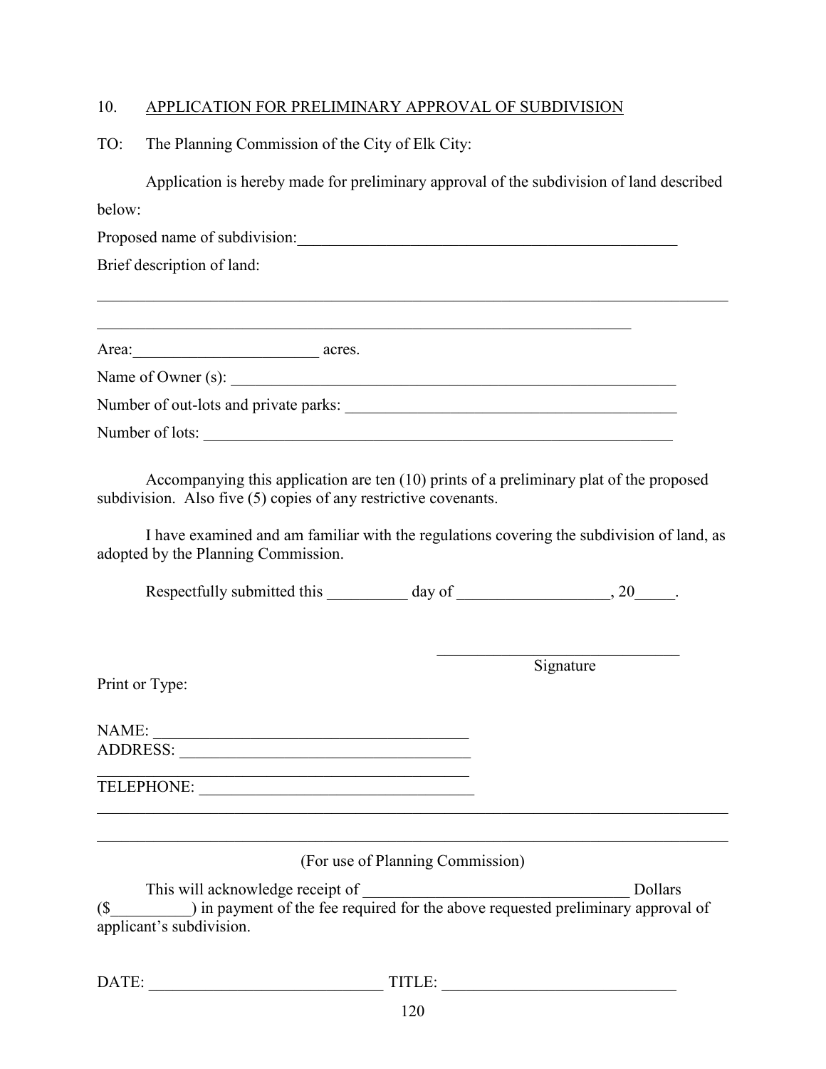## 10. APPLICATION FOR PRELIMINARY APPROVAL OF SUBDIVISION

TO: The Planning Commission of the City of Elk City:

Application is hereby made for preliminary approval of the subdivision of land described below:

Proposed name of subdivision:\_\_\_\_\_\_\_\_\_\_\_\_\_\_\_\_\_\_\_\_\_\_\_\_\_\_\_\_\_\_\_\_\_\_\_\_\_\_\_\_\_\_\_\_\_\_\_\_

Brief description of land:

\_\_\_\_\_\_\_\_\_\_\_\_\_\_\_\_\_\_\_\_\_\_\_\_\_\_\_\_\_\_\_\_\_\_\_\_\_\_\_\_\_\_\_\_\_\_\_\_\_\_\_\_\_\_\_\_\_\_\_\_\_\_\_\_\_\_\_\_\_\_\_\_\_\_\_\_\_\_

\_\_\_\_\_\_\_\_\_\_\_\_\_\_\_\_\_\_\_\_\_\_\_\_\_\_\_\_\_\_\_\_\_\_\_\_\_\_\_\_\_\_\_\_\_\_\_\_\_\_\_\_\_\_\_\_\_\_\_\_\_\_\_\_\_\_

Area:\_\_\_\_\_\_\_\_\_\_\_\_\_\_\_\_\_\_\_\_\_\_\_ acres.

Name of Owner (s): \_\_\_\_\_\_\_\_\_\_\_\_\_\_\_\_\_\_\_\_\_\_\_\_\_\_\_\_\_\_\_\_\_\_\_\_\_\_\_\_\_\_\_\_\_\_\_\_\_\_\_\_\_\_\_\_\_

Number of out-lots and private parks: \_\_\_\_\_\_\_\_\_\_\_\_\_\_\_\_\_\_\_\_\_\_\_\_\_\_\_\_\_\_\_\_\_\_\_\_\_\_\_\_\_

Number of lots: \_\_\_\_\_\_\_\_\_\_\_\_\_\_\_\_\_\_\_\_\_\_\_\_\_\_\_\_\_\_\_\_\_\_\_\_\_\_\_\_\_\_\_\_\_\_\_\_\_\_\_\_\_\_\_\_\_\_\_

Accompanying this application are ten (10) prints of a preliminary plat of the proposed subdivision. Also five (5) copies of any restrictive covenants.

I have examined and am familiar with the regulations covering the subdivision of land, as adopted by the Planning Commission.

Respectfully submitted this \_\_\_\_\_\_\_\_\_\_ day of \_\_\_\_\_\_\_\_\_\_\_\_\_\_\_\_\_\_\_, 20\_\_\_\_\_.

\_\_\_\_\_\_\_\_\_\_\_\_\_\_\_\_\_\_\_\_\_\_\_\_\_\_\_\_\_\_\_

Signature

Print or Type:

NAME: \_\_\_\_\_\_\_\_\_\_\_\_\_\_\_\_\_\_\_\_\_\_\_\_\_\_\_\_\_\_\_\_\_\_\_\_\_\_\_

ADDRESS: \_\_\_\_\_\_\_\_\_\_\_\_\_\_\_\_\_\_\_\_\_\_\_\_\_\_\_\_\_\_\_\_\_\_\_\_

\_\_\_\_\_\_\_\_\_\_\_\_\_\_\_\_\_\_\_\_\_\_\_\_\_\_\_\_\_\_\_\_\_\_\_\_\_\_\_\_\_\_\_\_\_\_

TELEPHONE: \_\_\_\_\_\_\_\_\_\_\_\_\_\_\_\_\_\_\_\_\_\_\_\_\_\_\_\_\_\_\_\_\_\_

\_\_\_\_\_\_\_\_\_\_\_\_\_\_\_\_\_\_\_\_\_\_\_\_\_\_\_\_\_\_\_\_\_\_\_\_\_\_\_\_\_\_\_\_\_\_\_\_\_\_\_\_\_\_\_\_\_\_\_\_\_\_\_\_\_\_\_\_\_\_\_\_\_\_\_\_\_\_

\_\_\_\_\_\_\_\_\_\_\_\_\_\_\_\_\_\_\_\_\_\_\_\_\_\_\_\_\_\_\_\_\_\_\_\_\_\_\_\_\_\_\_\_\_\_\_\_\_\_\_\_\_\_\_\_\_\_\_\_\_\_\_\_\_\_\_\_\_\_\_\_\_\_\_\_\_\_

(For use of Planning Commission)

This will acknowledge receipt of \_\_\_\_\_\_\_\_\_\_\_\_\_\_\_\_\_\_\_\_\_\_\_\_\_\_\_\_\_\_\_\_\_ Dollars ($\_\_\_\_\_\_\_\_\_\_) in payment of the fee required for the above requested preliminary approval of applicant's subdivision.

DATE: \_\_\_\_\_\_\_\_\_\_\_\_\_\_\_\_\_\_\_\_\_\_\_\_\_\_\_\_\_ TITLE: \_\_\_\_\_\_\_\_\_\_\_\_\_\_\_\_\_\_\_\_\_\_\_\_\_\_\_\_\_